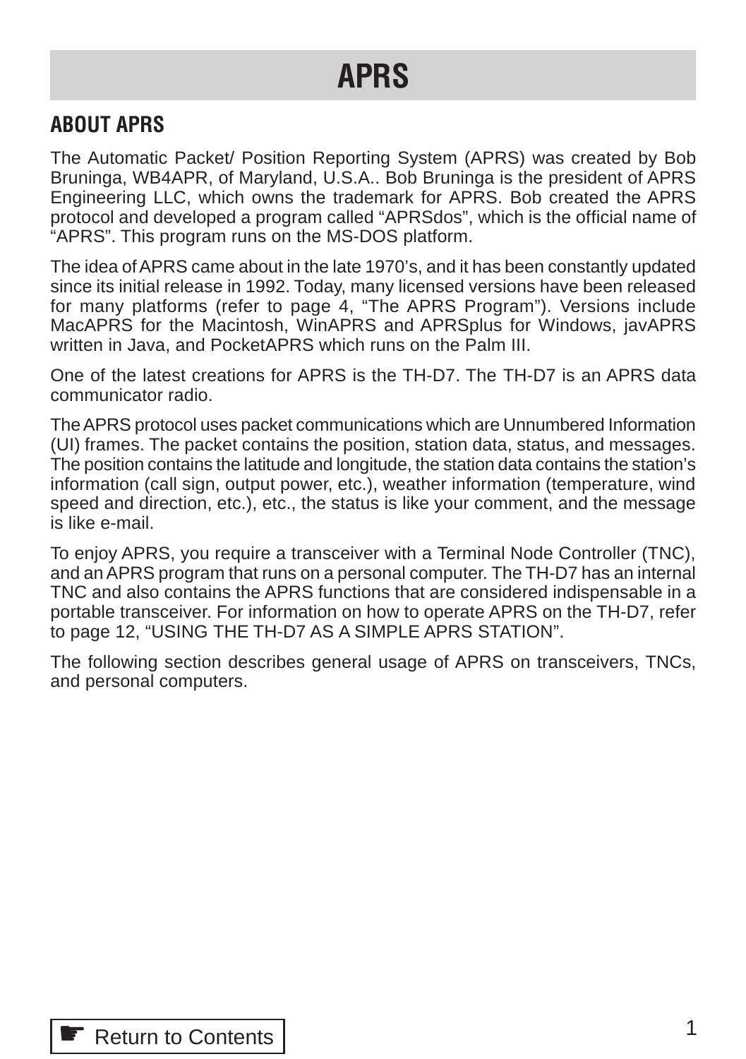# APRS

## ABOUT APRS

The Automatic Packet/ Position Reporting System (APRS) was created by Bob Bruninga, WB4APR, of Maryland, U.S.A.. Bob Bruninga is the president of APRS Engineering LLC, which owns the trademark for APRS. Bob created the APRS protocol and developed a program called "APRSdos", which is the official name of "APRS". This program runs on the MS-DOS platform.

The idea of APRS came about in the late 1970's, and it has been constantly updated since its initial release in 1992. Today, many licensed versions have been released for many platforms (refer to page 4, "The APRS Program"). Versions include MacAPRS for the Macintosh, WinAPRS and APRSplus for Windows, javAPRS written in Java, and PocketAPRS which runs on the Palm III.

One of the latest creations for APRS is the TH-D7. The TH-D7 is an APRS data communicator radio.

The APRS protocol uses packet communications which are Unnumbered Information (UI) frames. The packet contains the position, station data, status, and messages. The position contains the latitude and longitude, the station data contains the station's information (call sign, output power, etc.), weather information (temperature, wind speed and direction, etc.), etc., the status is like your comment, and the message is like e-mail.

To enjoy APRS, you require a transceiver with a Terminal Node Controller (TNC), and an APRS program that runs on a personal computer. The TH-D7 has an internal TNC and also contains the APRS functions that are considered indispensable in a portable transceiver. For information on how to operate APRS on the TH-D7, refer to page 12, "USING THE TH-D7 AS A SIMPLE APRS STATION".

The following section describes general usage of APRS on transceivers, TNCs, and personal computers.

☛ Return to Contents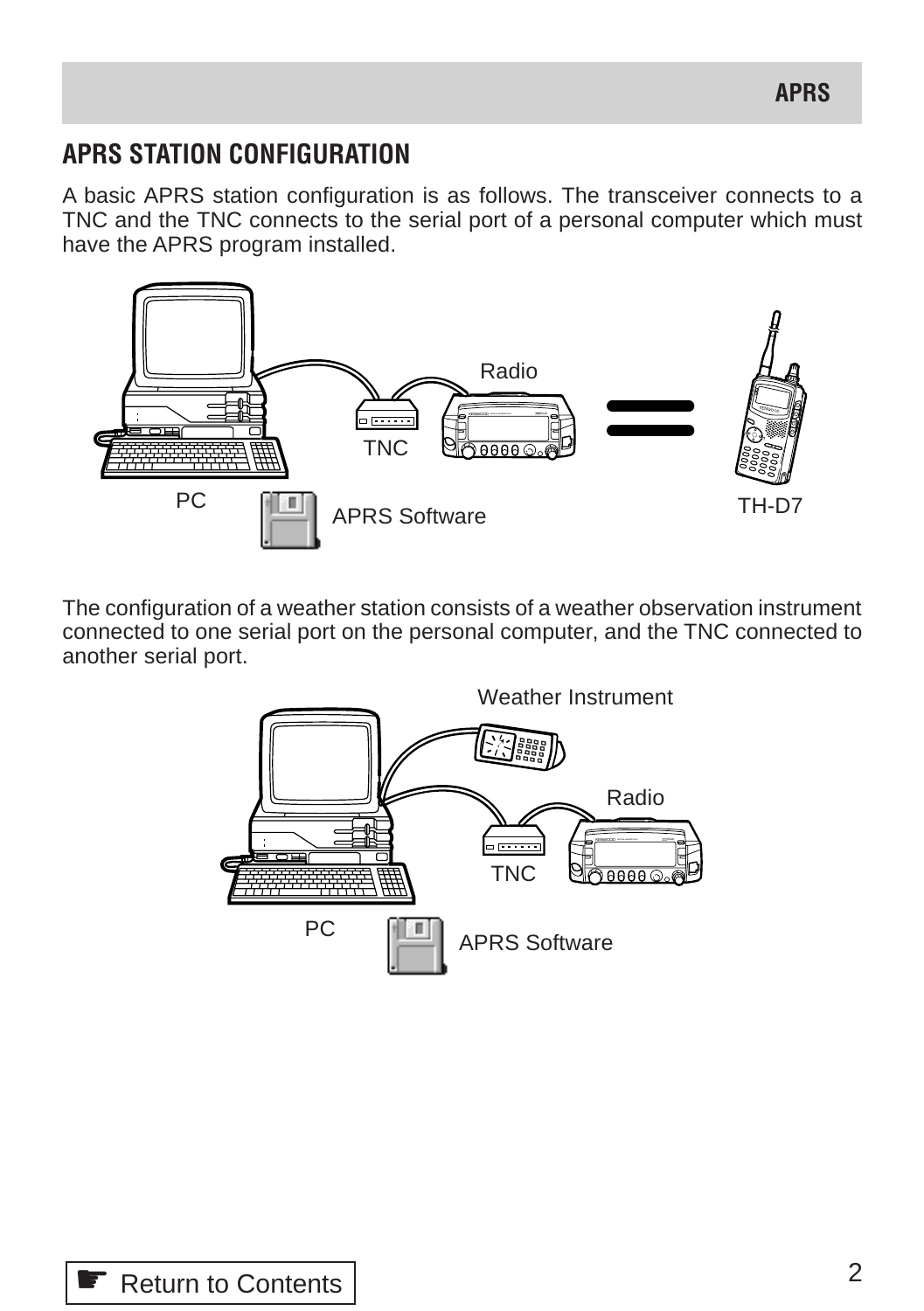## APRS STATION CONFIGURATION

A basic APRS station configuration is as follows. The transceiver connects to a TNC and the TNC connects to the serial port of a personal computer which must have the APRS program installed.

PC

TNC

Radio

TH-D7

APRS Software

The configuration of a weather station consists of a weather observation instrument connected to one serial port on the personal computer, and the TNC connected to another serial port.

Weather Instrument

Radio

TNC

PC

APRS Software

Return to Contents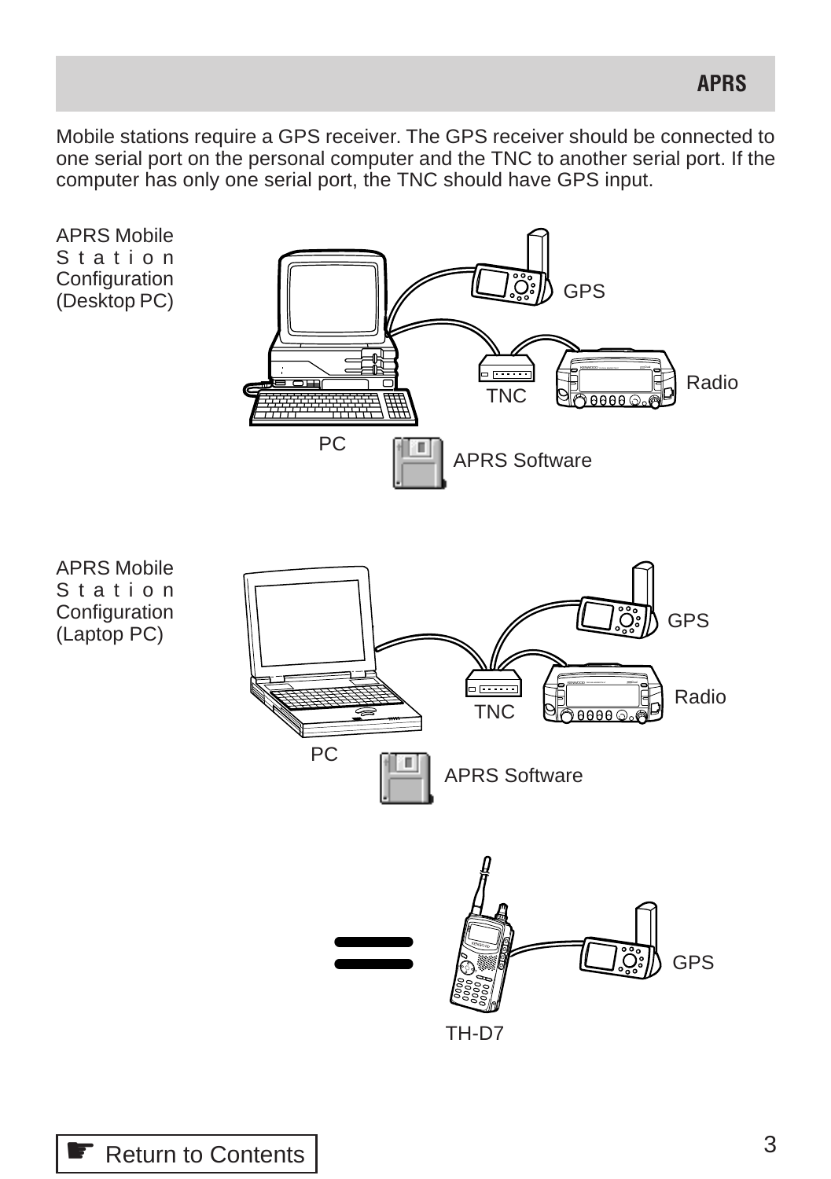Mobile stations require a GPS receiver. The GPS receiver should be connected to one serial port on the personal computer and the TNC to another serial port. If the computer has only one serial port, the TNC should have GPS input.

APRS Mobile Station Configuration (Desktop PC)

GPS

Radio

TNC

PC

APRS Software

APRS Mobile Station Configuration (Laptop PC)

GPS

Radio

TNC

PC

APRS Software

GPS

TH-D7

Return to Contents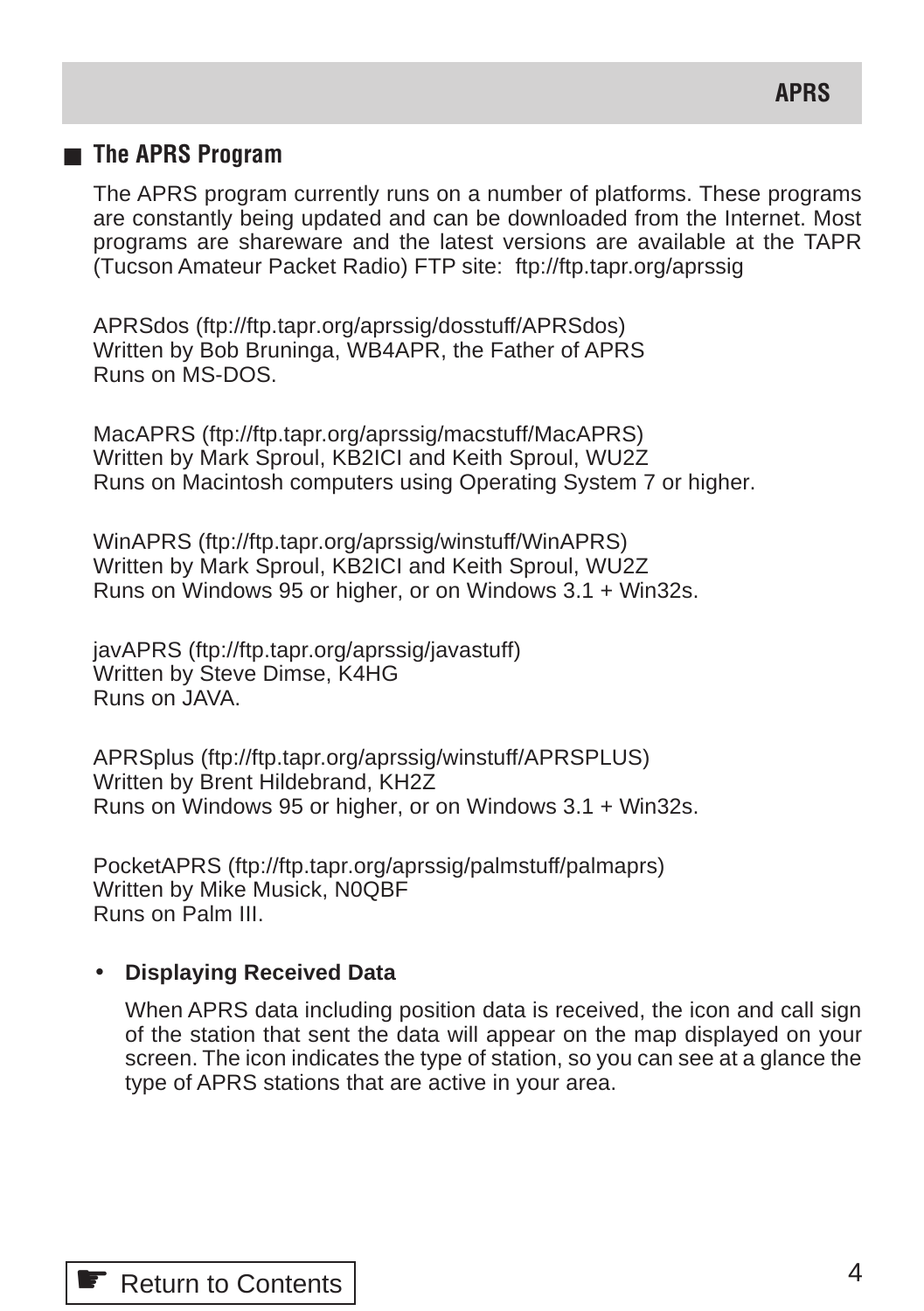## The APRS Program

The APRS program currently runs on a number of platforms. These programs are constantly being updated and can be downloaded from the Internet. Most programs are shareware and the latest versions are available at the TAPR (Tucson Amateur Packet Radio) FTP site: ftp://ftp.tapr.org/aprssig

APRSdos (ftp://ftp.tapr.org/aprssig/dosstuff/APRSdos)
Written by Bob Bruninga, WB4APR, the Father of APRS
Runs on MS-DOS.

MacAPRS (ftp://ftp.tapr.org/aprssig/macstuff/MacAPRS)
Written by Mark Sproul, KB2ICI and Keith Sproul, WU2Z
Runs on Macintosh computers using Operating System 7 or higher.

WinAPRS (ftp://ftp.tapr.org/aprssig/winstuff/WinAPRS)
Written by Mark Sproul, KB2ICI and Keith Sproul, WU2Z
Runs on Windows 95 or higher, or on Windows 3.1 + Win32s.

javAPRS (ftp://ftp.tapr.org/aprssig/javastuff)
Written by Steve Dimse, K4HG
Runs on JAVA.

APRSplus (ftp://ftp.tapr.org/aprssig/winstuff/APRSPLUS)
Written by Brent Hildebrand, KH2Z
Runs on Windows 95 or higher, or on Windows 3.1 + Win32s.

PocketAPRS (ftp://ftp.tapr.org/aprssig/palmstuff/palmaprs)
Written by Mike Musick, N0QBF
Runs on Palm III.

- **Displaying Received Data**

  When APRS data including position data is received, the icon and call sign of the station that sent the data will appear on the map displayed on your screen. The icon indicates the type of station, so you can see at a glance the type of APRS stations that are active in your area.

☛ Return to Contents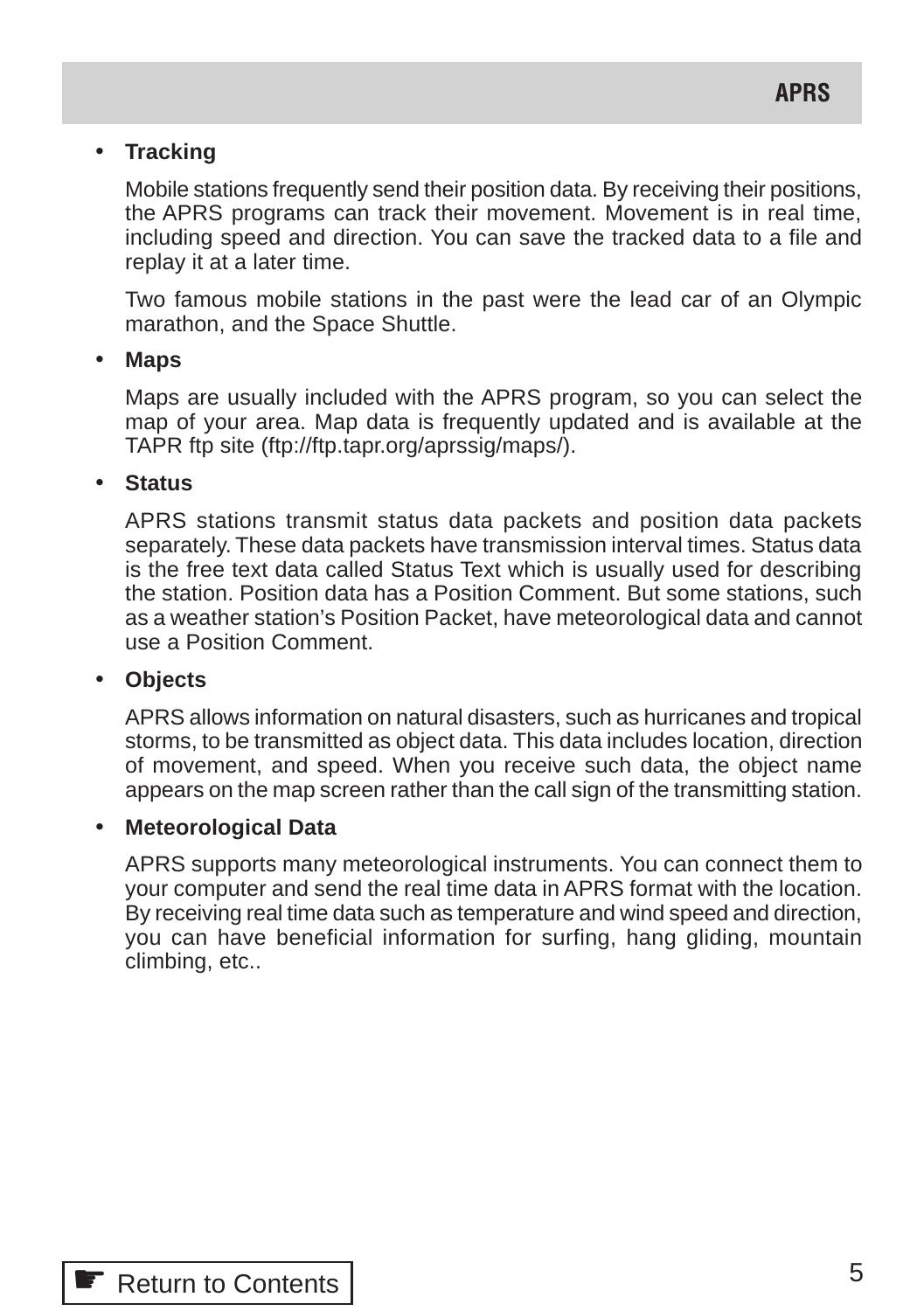- **Tracking**

  Mobile stations frequently send their position data. By receiving their positions, the APRS programs can track their movement. Movement is in real time, including speed and direction. You can save the tracked data to a file and replay it at a later time.

  Two famous mobile stations in the past were the lead car of an Olympic marathon, and the Space Shuttle.

- **Maps**

  Maps are usually included with the APRS program, so you can select the map of your area. Map data is frequently updated and is available at the TAPR ftp site (ftp://ftp.tapr.org/aprssig/maps/).

- **Status**

  APRS stations transmit status data packets and position data packets separately. These data packets have transmission interval times. Status data is the free text data called Status Text which is usually used for describing the station. Position data has a Position Comment. But some stations, such as a weather station's Position Packet, have meteorological data and cannot use a Position Comment.

- **Objects**

  APRS allows information on natural disasters, such as hurricanes and tropical storms, to be transmitted as object data. This data includes location, direction of movement, and speed. When you receive such data, the object name appears on the map screen rather than the call sign of the transmitting station.

- **Meteorological Data**

  APRS supports many meteorological instruments. You can connect them to your computer and send the real time data in APRS format with the location. By receiving real time data such as temperature and wind speed and direction, you can have beneficial information for surfing, hang gliding, mountain climbing, etc..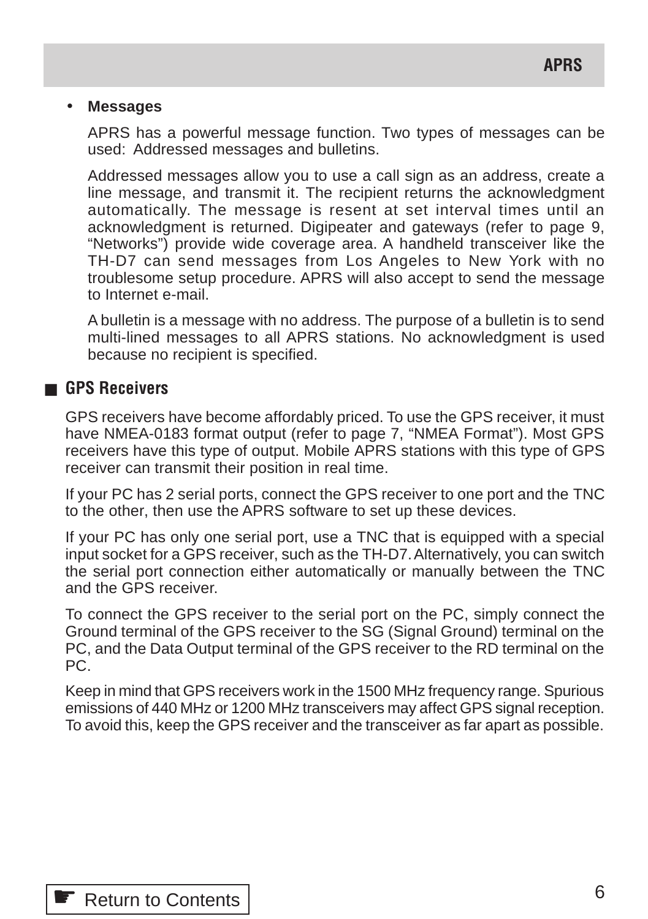- **Messages**

  APRS has a powerful message function. Two types of messages can be used: Addressed messages and bulletins.

  Addressed messages allow you to use a call sign as an address, create a line message, and transmit it. The recipient returns the acknowledgment automatically. The message is resent at set interval times until an acknowledgment is returned. Digipeater and gateways (refer to page 9, “Networks”) provide wide coverage area. A handheld transceiver like the TH-D7 can send messages from Los Angeles to New York with no troublesome setup procedure. APRS will also accept to send the message to Internet e-mail.

  A bulletin is a message with no address. The purpose of a bulletin is to send multi-lined messages to all APRS stations. No acknowledgment is used because no recipient is specified.

## ■ GPS Receivers

GPS receivers have become affordably priced. To use the GPS receiver, it must have NMEA-0183 format output (refer to page 7, “NMEA Format”). Most GPS receivers have this type of output. Mobile APRS stations with this type of GPS receiver can transmit their position in real time.

If your PC has 2 serial ports, connect the GPS receiver to one port and the TNC to the other, then use the APRS software to set up these devices.

If your PC has only one serial port, use a TNC that is equipped with a special input socket for a GPS receiver, such as the TH-D7. Alternatively, you can switch the serial port connection either automatically or manually between the TNC and the GPS receiver.

To connect the GPS receiver to the serial port on the PC, simply connect the Ground terminal of the GPS receiver to the SG (Signal Ground) terminal on the PC, and the Data Output terminal of the GPS receiver to the RD terminal on the PC.

Keep in mind that GPS receivers work in the 1500 MHz frequency range. Spurious emissions of 440 MHz or 1200 MHz transceivers may affect GPS signal reception. To avoid this, keep the GPS receiver and the transceiver as far apart as possible.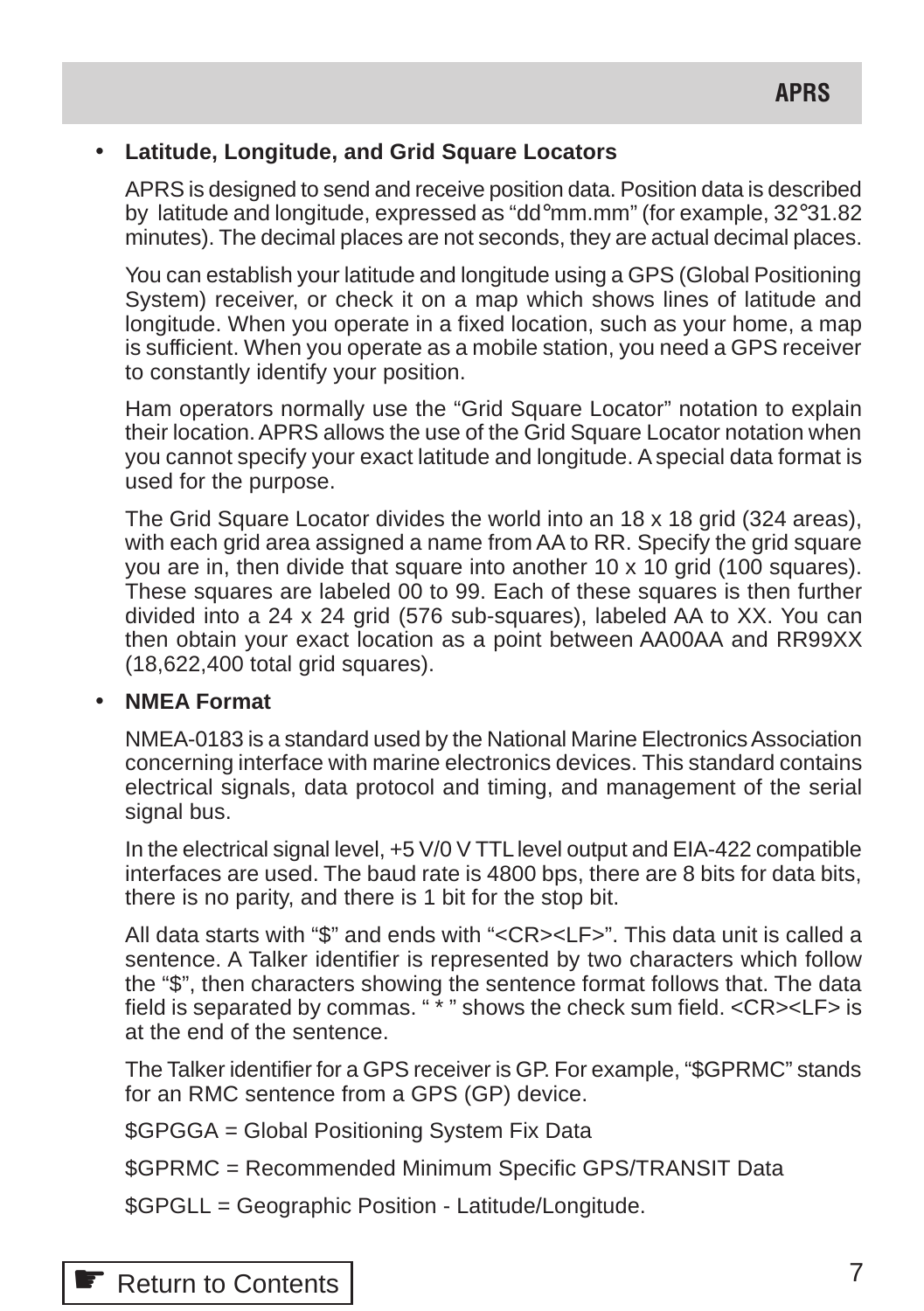- **Latitude, Longitude, and Grid Square Locators**

  APRS is designed to send and receive position data. Position data is described by latitude and longitude, expressed as "dd°mm.mm" (for example, 32°31.82 minutes). The decimal places are not seconds, they are actual decimal places.

  You can establish your latitude and longitude using a GPS (Global Positioning System) receiver, or check it on a map which shows lines of latitude and longitude. When you operate in a fixed location, such as your home, a map is sufficient. When you operate as a mobile station, you need a GPS receiver to constantly identify your position.

  Ham operators normally use the "Grid Square Locator" notation to explain their location. APRS allows the use of the Grid Square Locator notation when you cannot specify your exact latitude and longitude. A special data format is used for the purpose.

  The Grid Square Locator divides the world into an 18 x 18 grid (324 areas), with each grid area assigned a name from AA to RR. Specify the grid square you are in, then divide that square into another 10 x 10 grid (100 squares). These squares are labeled 00 to 99. Each of these squares is then further divided into a 24 x 24 grid (576 sub-squares), labeled AA to XX. You can then obtain your exact location as a point between AA00AA and RR99XX (18,622,400 total grid squares).

- **NMEA Format**

  NMEA-0183 is a standard used by the National Marine Electronics Association concerning interface with marine electronics devices. This standard contains electrical signals, data protocol and timing, and management of the serial signal bus.

  In the electrical signal level, +5 V/0 V TTL level output and EIA-422 compatible interfaces are used. The baud rate is 4800 bps, there are 8 bits for data bits, there is no parity, and there is 1 bit for the stop bit.

  All data starts with "$" and ends with "<CR><LF>". This data unit is called a sentence. A Talker identifier is represented by two characters which follow the "$", then characters showing the sentence format follows that. The data field is separated by commas. " * " shows the check sum field. <CR><LF> is at the end of the sentence.

  The Talker identifier for a GPS receiver is GP. For example, "$GPRMC" stands for an RMC sentence from a GPS (GP) device.

  $GPGGA = Global Positioning System Fix Data

  $GPRMC = Recommended Minimum Specific GPS/TRANSIT Data

  $GPGLL = Geographic Position - Latitude/Longitude.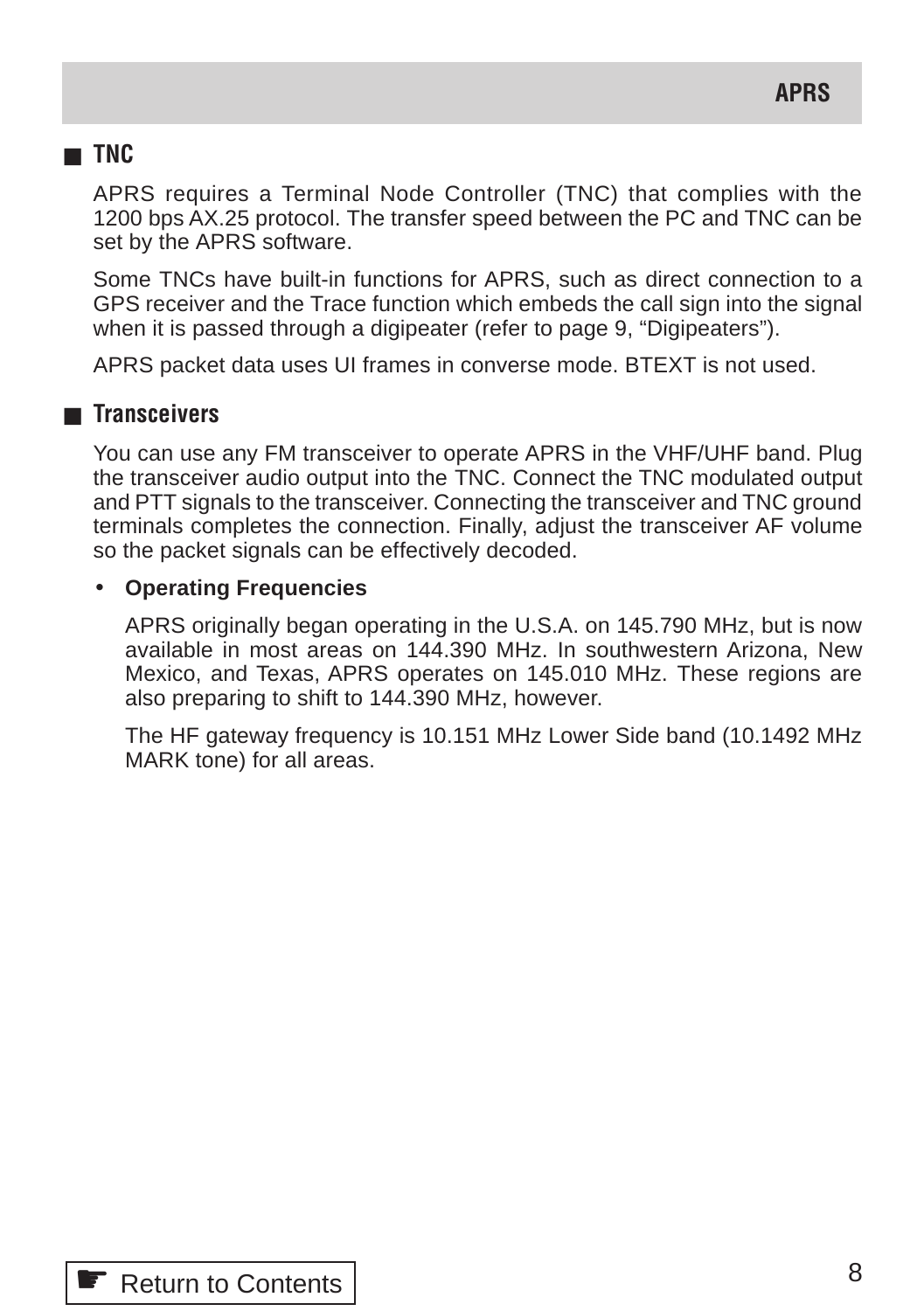## TNC

APRS requires a Terminal Node Controller (TNC) that complies with the 1200 bps AX.25 protocol. The transfer speed between the PC and TNC can be set by the APRS software.

Some TNCs have built-in functions for APRS, such as direct connection to a GPS receiver and the Trace function which embeds the call sign into the signal when it is passed through a digipeater (refer to page 9, “Digipeaters”).

APRS packet data uses UI frames in converse mode. BTEXT is not used.

## Transceivers

You can use any FM transceiver to operate APRS in the VHF/UHF band. Plug the transceiver audio output into the TNC. Connect the TNC modulated output and PTT signals to the transceiver. Connecting the transceiver and TNC ground terminals completes the connection. Finally, adjust the transceiver AF volume so the packet signals can be effectively decoded.

- **Operating Frequencies**

  APRS originally began operating in the U.S.A. on 145.790 MHz, but is now available in most areas on 144.390 MHz. In southwestern Arizona, New Mexico, and Texas, APRS operates on 145.010 MHz. These regions are also preparing to shift to 144.390 MHz, however.

  The HF gateway frequency is 10.151 MHz Lower Side band (10.1492 MHz MARK tone) for all areas.

☛ Return to Contents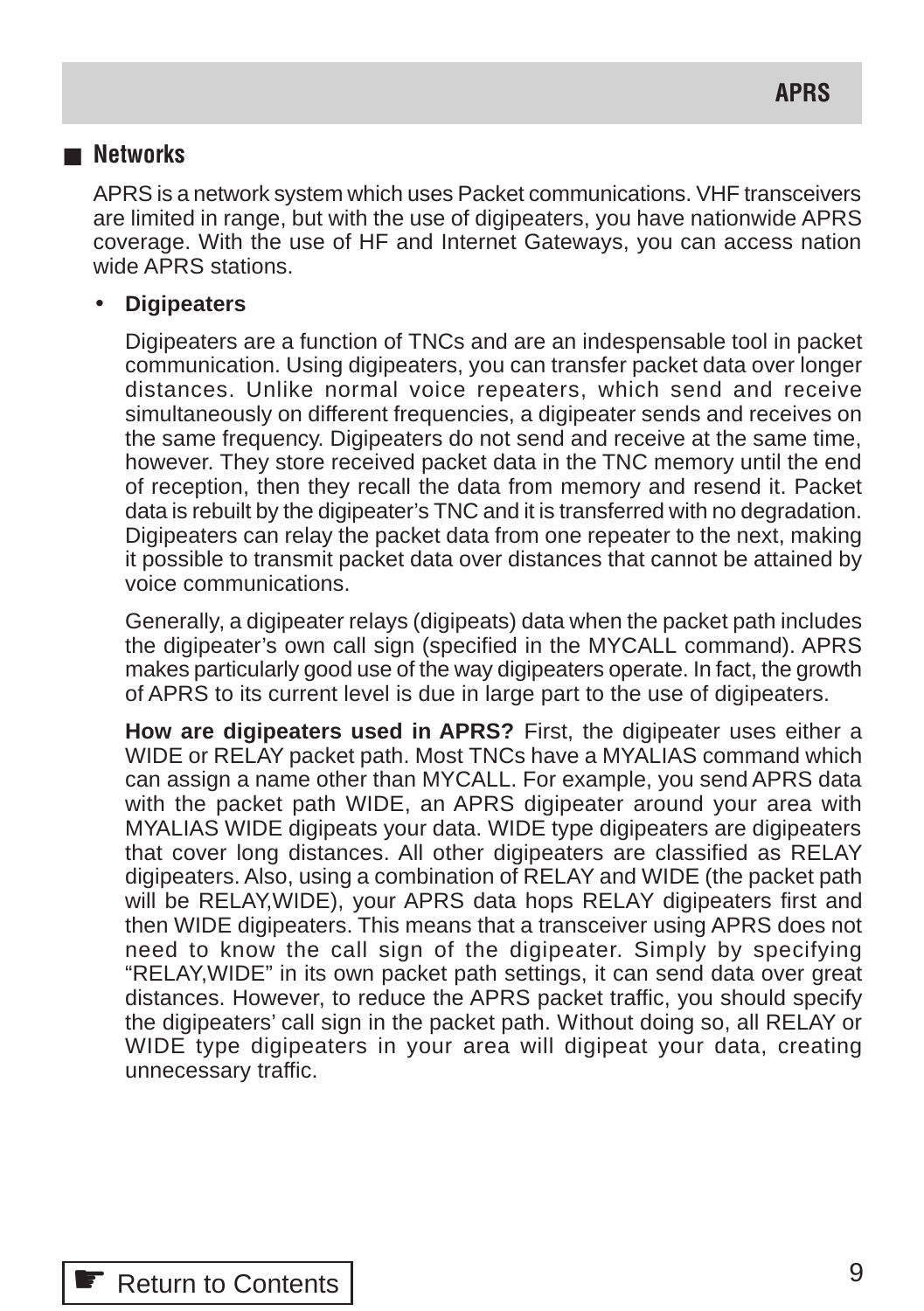## Networks

APRS is a network system which uses Packet communications. VHF transceivers are limited in range, but with the use of digipeaters, you have nationwide APRS coverage. With the use of HF and Internet Gateways, you can access nation wide APRS stations.

- **Digipeaters**

  Digipeaters are a function of TNCs and are an indespensable tool in packet communication. Using digipeaters, you can transfer packet data over longer distances. Unlike normal voice repeaters, which send and receive simultaneously on different frequencies, a digipeater sends and receives on the same frequency. Digipeaters do not send and receive at the same time, however. They store received packet data in the TNC memory until the end of reception, then they recall the data from memory and resend it. Packet data is rebuilt by the digipeater's TNC and it is transferred with no degradation. Digipeaters can relay the packet data from one repeater to the next, making it possible to transmit packet data over distances that cannot be attained by voice communications.

  Generally, a digipeater relays (digipeats) data when the packet path includes the digipeater's own call sign (specified in the MYCALL command). APRS makes particularly good use of the way digipeaters operate. In fact, the growth of APRS to its current level is due in large part to the use of digipeaters.

  **How are digipeaters used in APRS?** First, the digipeater uses either a WIDE or RELAY packet path. Most TNCs have a MYALIAS command which can assign a name other than MYCALL. For example, you send APRS data with the packet path WIDE, an APRS digipeater around your area with MYALIAS WIDE digipeats your data. WIDE type digipeaters are digipeaters that cover long distances. All other digipeaters are classified as RELAY digipeaters. Also, using a combination of RELAY and WIDE (the packet path will be RELAY,WIDE), your APRS data hops RELAY digipeaters first and then WIDE digipeaters. This means that a transceiver using APRS does not need to know the call sign of the digipeater. Simply by specifying "RELAY,WIDE" in its own packet path settings, it can send data over great distances. However, to reduce the APRS packet traffic, you should specify the digipeaters' call sign in the packet path. Without doing so, all RELAY or WIDE type digipeaters in your area will digipeat your data, creating unnecessary traffic.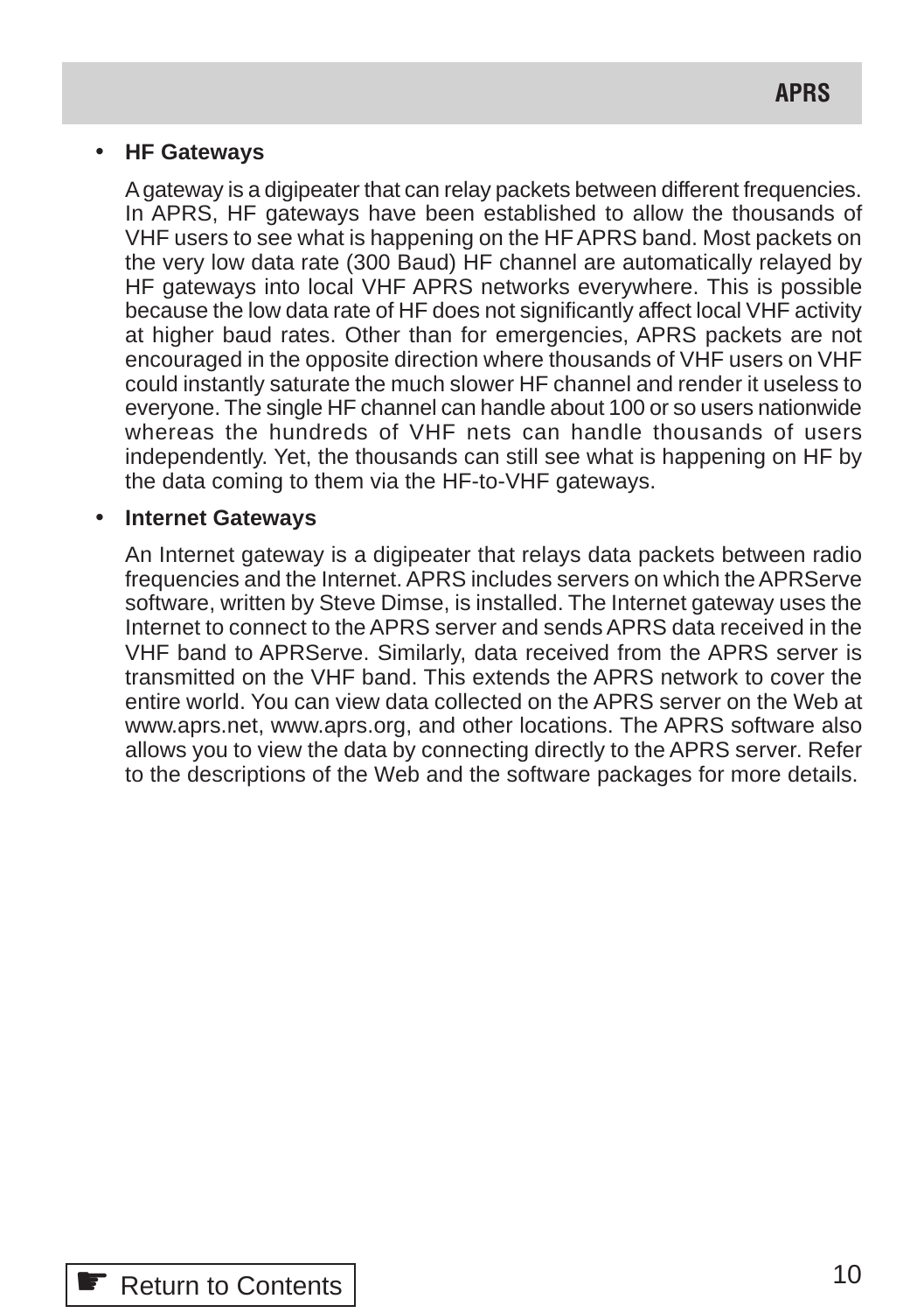- **HF Gateways**

  A gateway is a digipeater that can relay packets between different frequencies. In APRS, HF gateways have been established to allow the thousands of VHF users to see what is happening on the HF APRS band. Most packets on the very low data rate (300 Baud) HF channel are automatically relayed by HF gateways into local VHF APRS networks everywhere. This is possible because the low data rate of HF does not significantly affect local VHF activity at higher baud rates. Other than for emergencies, APRS packets are not encouraged in the opposite direction where thousands of VHF users on VHF could instantly saturate the much slower HF channel and render it useless to everyone. The single HF channel can handle about 100 or so users nationwide whereas the hundreds of VHF nets can handle thousands of users independently. Yet, the thousands can still see what is happening on HF by the data coming to them via the HF-to-VHF gateways.

- **Internet Gateways**

  An Internet gateway is a digipeater that relays data packets between radio frequencies and the Internet. APRS includes servers on which the APRServe software, written by Steve Dimse, is installed. The Internet gateway uses the Internet to connect to the APRS server and sends APRS data received in the VHF band to APRServe. Similarly, data received from the APRS server is transmitted on the VHF band. This extends the APRS network to cover the entire world. You can view data collected on the APRS server on the Web at www.aprs.net, www.aprs.org, and other locations. The APRS software also allows you to view the data by connecting directly to the APRS server. Refer to the descriptions of the Web and the software packages for more details.

☛ Return to Contents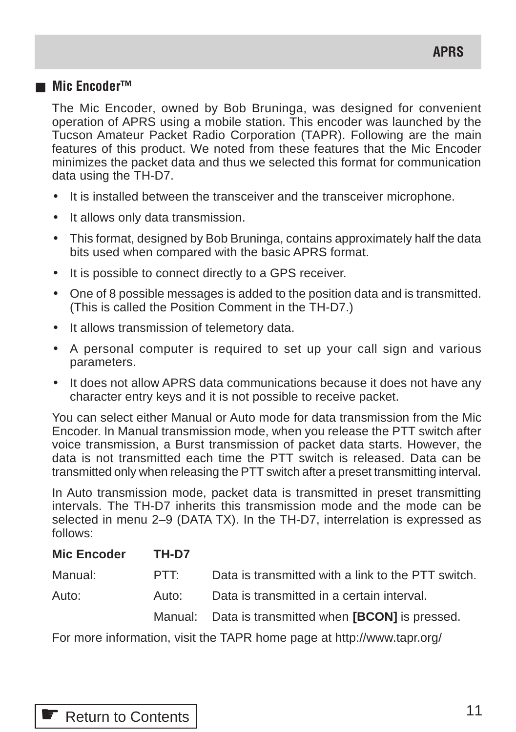## Mic Encoder™

The Mic Encoder, owned by Bob Bruninga, was designed for convenient operation of APRS using a mobile station. This encoder was launched by the Tucson Amateur Packet Radio Corporation (TAPR). Following are the main features of this product. We noted from these features that the Mic Encoder minimizes the packet data and thus we selected this format for communication data using the TH-D7.

- It is installed between the transceiver and the transceiver microphone.
- It allows only data transmission.
- This format, designed by Bob Bruninga, contains approximately half the data bits used when compared with the basic APRS format.
- It is possible to connect directly to a GPS receiver.
- One of 8 possible messages is added to the position data and is transmitted. (This is called the Position Comment in the TH-D7.)
- It allows transmission of telemetory data.
- A personal computer is required to set up your call sign and various parameters.
- It does not allow APRS data communications because it does not have any character entry keys and it is not possible to receive packet.

You can select either Manual or Auto mode for data transmission from the Mic Encoder. In Manual transmission mode, when you release the PTT switch after voice transmission, a Burst transmission of packet data starts. However, the data is not transmitted each time the PTT switch is released. Data can be transmitted only when releasing the PTT switch after a preset transmitting interval.

In Auto transmission mode, packet data is transmitted in preset transmitting intervals. The TH-D7 inherits this transmission mode and the mode can be selected in menu 2–9 (DATA TX). In the TH-D7, interrelation is expressed as follows:

| Mic Encoder | TH-D7 | |
|---|---|---|
| Manual: | PTT: | Data is transmitted with a link to the PTT switch. |
| Auto: | Auto: | Data is transmitted in a certain interval. |
| | Manual: | Data is transmitted when **[BCON]** is pressed. |

For more information, visit the TAPR home page at http://www.tapr.org/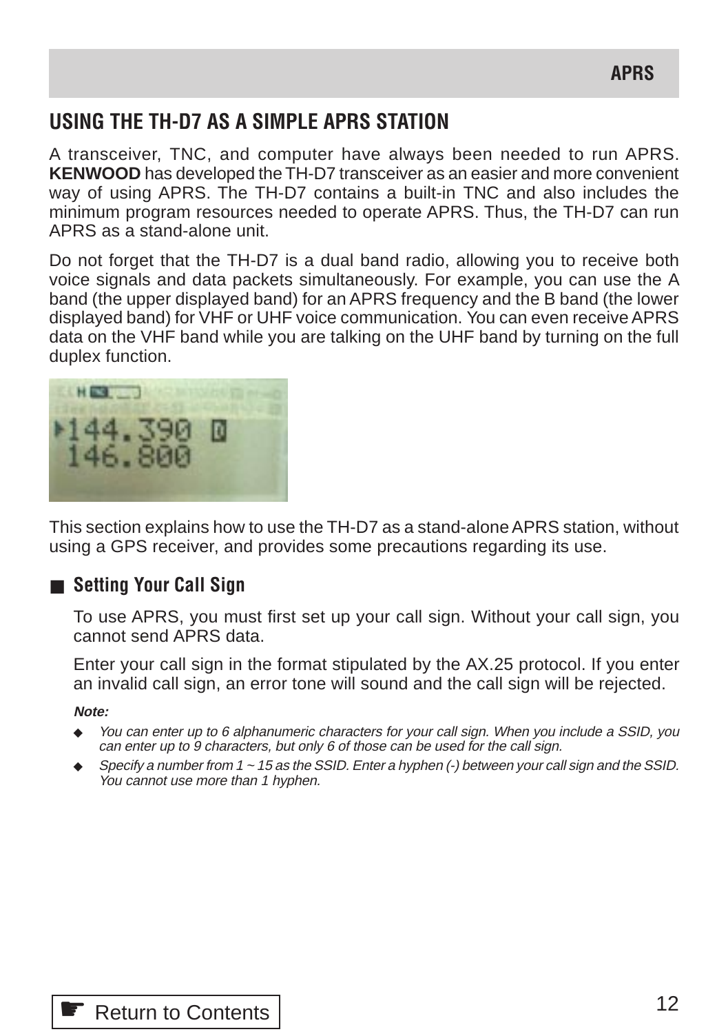## USING THE TH-D7 AS A SIMPLE APRS STATION

A transceiver, TNC, and computer have always been needed to run APRS. **KENWOOD** has developed the TH-D7 transceiver as an easier and more convenient way of using APRS. The TH-D7 contains a built-in TNC and also includes the minimum program resources needed to operate APRS. Thus, the TH-D7 can run APRS as a stand-alone unit.

Do not forget that the TH-D7 is a dual band radio, allowing you to receive both voice signals and data packets simultaneously. For example, you can use the A band (the upper displayed band) for an APRS frequency and the B band (the lower displayed band) for VHF or UHF voice communication. You can even receive APRS data on the VHF band while you are talking on the UHF band by turning on the full duplex function.

This section explains how to use the TH-D7 as a stand-alone APRS station, without using a GPS receiver, and provides some precautions regarding its use.

### ■ Setting Your Call Sign

To use APRS, you must first set up your call sign. Without your call sign, you cannot send APRS data.

Enter your call sign in the format stipulated by the AX.25 protocol. If you enter an invalid call sign, an error tone will sound and the call sign will be rejected.

***Note:***

- *You can enter up to 6 alphanumeric characters for your call sign. When you include a SSID, you can enter up to 9 characters, but only 6 of those can be used for the call sign.*
- *Specify a number from 1 ~ 15 as the SSID. Enter a hyphen (-) between your call sign and the SSID. You cannot use more than 1 hyphen.*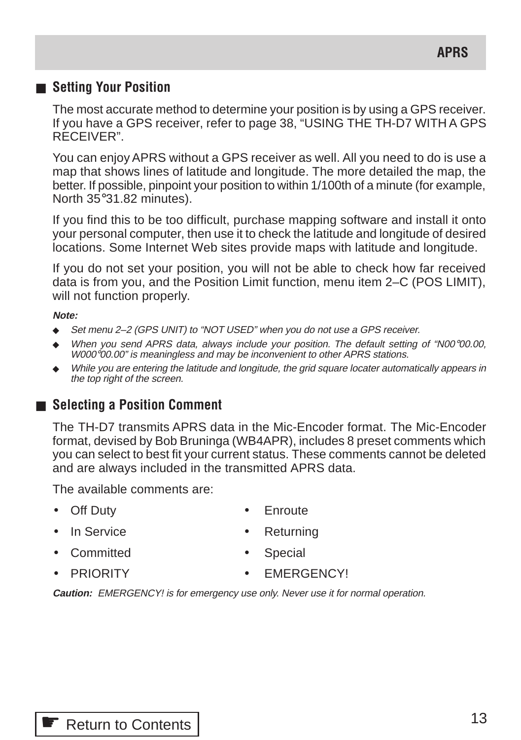## Setting Your Position

The most accurate method to determine your position is by using a GPS receiver. If you have a GPS receiver, refer to page 38, "USING THE TH-D7 WITH A GPS RECEIVER".

You can enjoy APRS without a GPS receiver as well. All you need to do is use a map that shows lines of latitude and longitude. The more detailed the map, the better. If possible, pinpoint your position to within 1/100th of a minute (for example, North 35°31.82 minutes).

If you find this to be too difficult, purchase mapping software and install it onto your personal computer, then use it to check the latitude and longitude of desired locations. Some Internet Web sites provide maps with latitude and longitude.

If you do not set your position, you will not be able to check how far received data is from you, and the Position Limit function, menu item 2–C (POS LIMIT), will not function properly.

***Note:***

- *Set menu 2–2 (GPS UNIT) to "NOT USED" when you do not use a GPS receiver.*
- *When you send APRS data, always include your position. The default setting of "N00°00.00, W000°00.00" is meaningless and may be inconvenient to other APRS stations.*
- *While you are entering the latitude and longitude, the grid square locater automatically appears in the top right of the screen.*

## Selecting a Position Comment

The TH-D7 transmits APRS data in the Mic-Encoder format. The Mic-Encoder format, devised by Bob Bruninga (WB4APR), includes 8 preset comments which you can select to best fit your current status. These comments cannot be deleted and are always included in the transmitted APRS data.

The available comments are:

- Off Duty
- In Service
- Committed
- PRIORITY
- Enroute
- Returning
- Special
- EMERGENCY!

***Caution:*** *EMERGENCY! is for emergency use only. Never use it for normal operation.*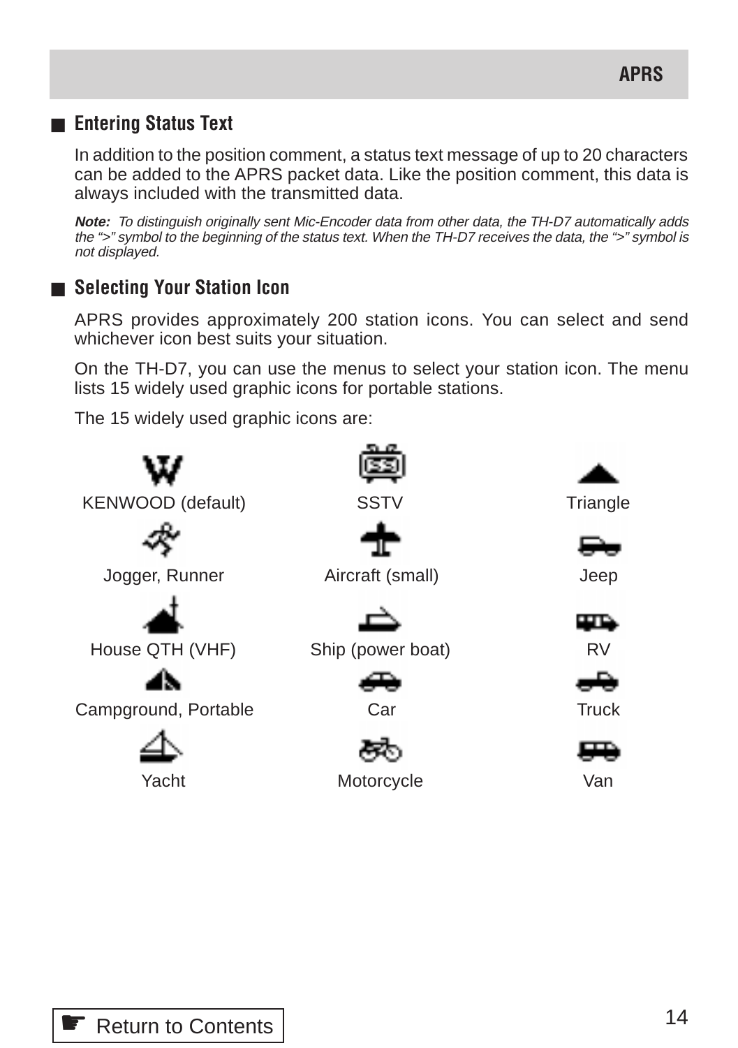## Entering Status Text

In addition to the position comment, a status text message of up to 20 characters can be added to the APRS packet data. Like the position comment, this data is always included with the transmitted data.

***Note:*** *To distinguish originally sent Mic-Encoder data from other data, the TH-D7 automatically adds the ">" symbol to the beginning of the status text. When the TH-D7 receives the data, the ">" symbol is not displayed.*

## Selecting Your Station Icon

APRS provides approximately 200 station icons. You can select and send whichever icon best suits your situation.

On the TH-D7, you can use the menus to select your station icon. The menu lists 15 widely used graphic icons for portable stations.

The 15 widely used graphic icons are:

| | | |
|---|---|---|
| KENWOOD (default) | SSTV | Triangle |
| Jogger, Runner | Aircraft (small) | Jeep |
| House QTH (VHF) | Ship (power boat) | RV |
| Campground, Portable | Car | Truck |
| Yacht | Motorcycle | Van |

☛ Return to Contents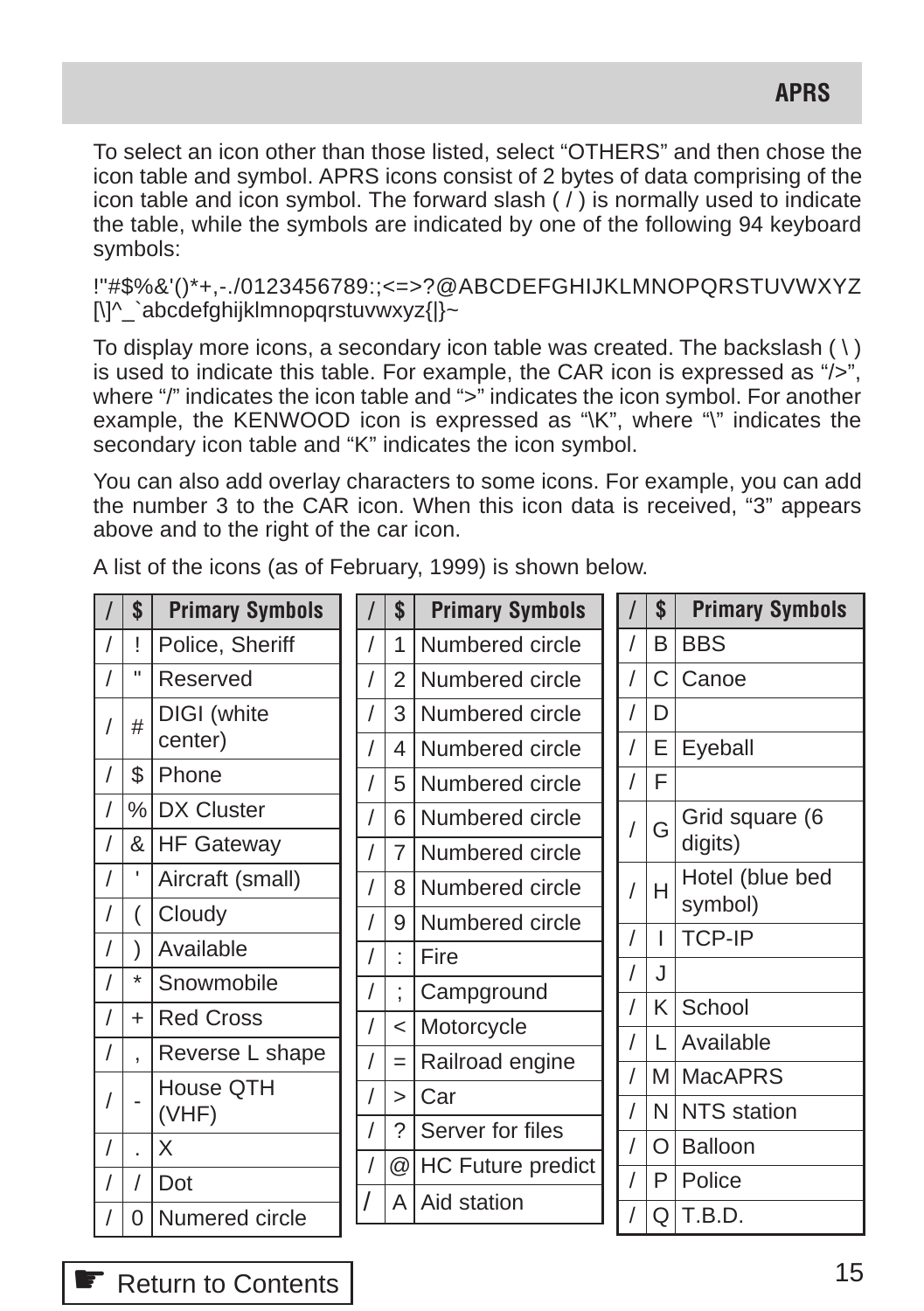To select an icon other than those listed, select “OTHERS” and then chose the icon table and symbol. APRS icons consist of 2 bytes of data comprising of the icon table and icon symbol. The forward slash ( / ) is normally used to indicate the table, while the symbols are indicated by one of the following 94 keyboard symbols:

!"#$%&'()*+,-./0123456789:;<=>?@ABCDEFGHIJKLMNOPQRSTUVWXYZ [\]^_`abcdefghijklmnopqrstuvwxyz{|}~

To display more icons, a secondary icon table was created. The backslash ( \ ) is used to indicate this table. For example, the CAR icon is expressed as “/>”, where “/” indicates the icon table and “>” indicates the icon symbol. For another example, the KENWOOD icon is expressed as “\K”, where “\” indicates the secondary icon table and “K” indicates the icon symbol.

You can also add overlay characters to some icons. For example, you can add the number 3 to the CAR icon. When this icon data is received, “3” appears above and to the right of the car icon.

A list of the icons (as of February, 1999) is shown below.

| / | $ | Primary Symbols |
|---|---|---|
| / | ! | Police, Sheriff |
| / | " | Reserved |
| / | # | DIGI (white center) |
| / | $ | Phone |
| / | % | DX Cluster |
| / | & | HF Gateway |
| / | ' | Aircraft (small) |
| / | ( | Cloudy |
| / | ) | Available |
| / | * | Snowmobile |
| / | + | Red Cross |
| / | , | Reverse L shape |
| / | - | House QTH (VHF) |
| / | . | X |
| / | / | Dot |
| / | 0 | Numered circle |
| / | 1 | Numbered circle |
| / | 2 | Numbered circle |
| / | 3 | Numbered circle |
| / | 4 | Numbered circle |
| / | 5 | Numbered circle |
| / | 6 | Numbered circle |
| / | 7 | Numbered circle |
| / | 8 | Numbered circle |
| / | 9 | Numbered circle |
| / | : | Fire |
| / | ; | Campground |
| / | < | Motorcycle |
| / | = | Railroad engine |
| / | > | Car |
| / | ? | Server for files |
| / | @ | HC Future predict |
| / | A | Aid station |
| / | B | BBS |
| / | C | Canoe |
| / | D | |
| / | E | Eyeball |
| / | F | |
| / | G | Grid square (6 digits) |
| / | H | Hotel (blue bed symbol) |
| / | I | TCP-IP |
| / | J | |
| / | K | School |
| / | L | Available |
| / | M | MacAPRS |
| / | N | NTS station |
| / | O | Balloon |
| / | P | Police |
| / | Q | T.B.D. |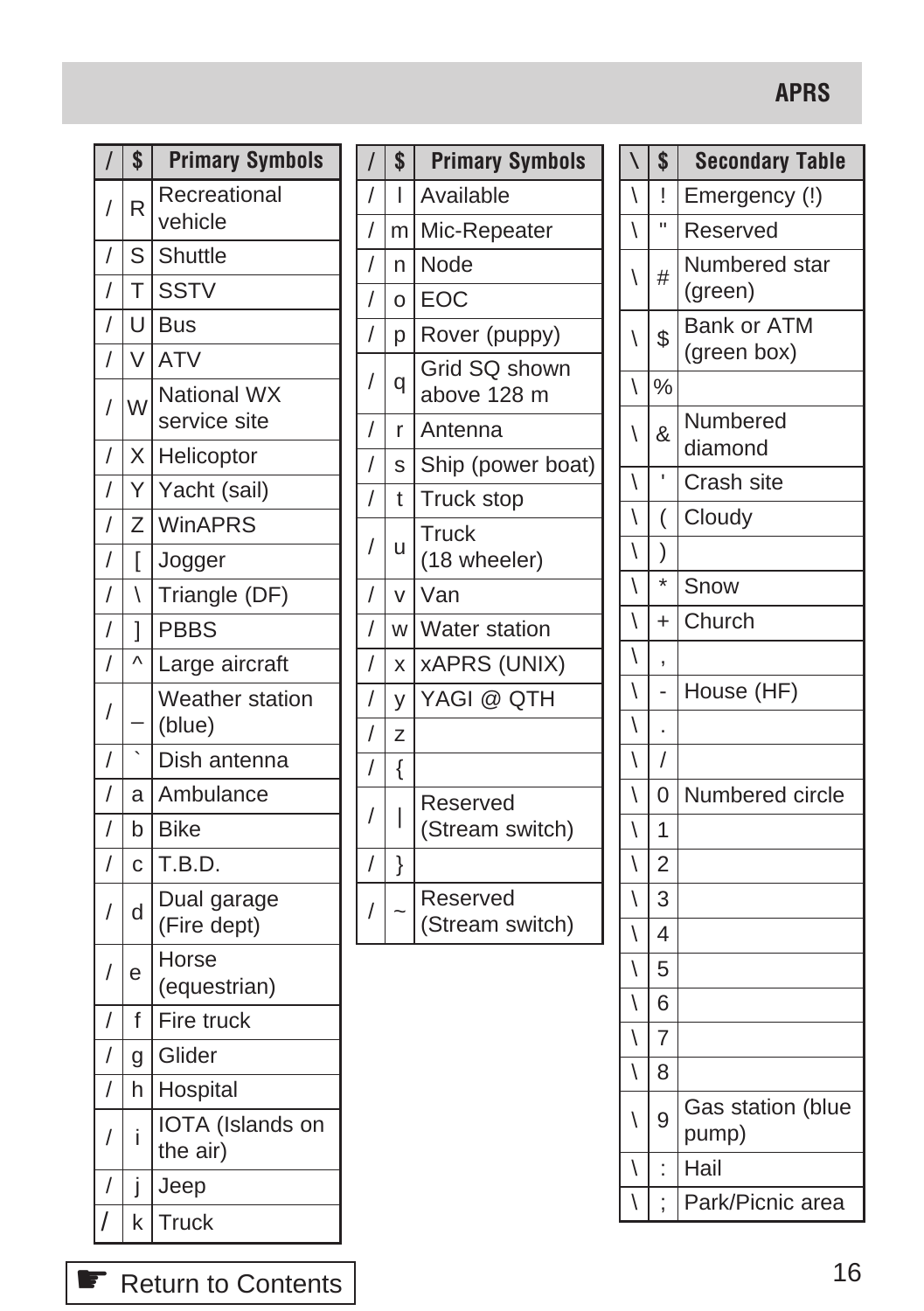| / | $ | Primary Symbols |
|---|---|---|
| / | R | Recreational vehicle |
| / | S | Shuttle |
| / | T | SSTV |
| / | U | Bus |
| / | V | ATV |
| / | W | National WX service site |
| / | X | Helicoptor |
| / | Y | Yacht (sail) |
| / | Z | WinAPRS |
| / | [ | Jogger |
| / | \ | Triangle (DF) |
| / | ] | PBBS |
| / | ^ | Large aircraft |
| / | _ | Weather station (blue) |
| / | ` | Dish antenna |
| / | a | Ambulance |
| / | b | Bike |
| / | c | T.B.D. |
| / | d | Dual garage (Fire dept) |
| / | e | Horse (equestrian) |
| / | f | Fire truck |
| / | g | Glider |
| / | h | Hospital |
| / | i | IOTA (Islands on the air) |
| / | j | Jeep |
| / | k | Truck |
| / | l | Available |
| / | m | Mic-Repeater |
| / | n | Node |
| / | o | EOC |
| / | p | Rover (puppy) |
| / | q | Grid SQ shown above 128 m |
| / | r | Antenna |
| / | s | Ship (power boat) |
| / | t | Truck stop |
| / | u | Truck (18 wheeler) |
| / | v | Van |
| / | w | Water station |
| / | x | xAPRS (UNIX) |
| / | y | YAGI @ QTH |
| / | z | |
| / | { | |
| / | \| | Reserved (Stream switch) |
| / | } | |
| / | ~ | Reserved (Stream switch) |

| \ | $ | Secondary Table |
|---|---|---|
| \ | ! | Emergency (!) |
| \ | " | Reserved |
| \ | # | Numbered star (green) |
| \ | $ | Bank or ATM (green box) |
| \ | % | |
| \ | & | Numbered diamond |
| \ | ' | Crash site |
| \ | ( | Cloudy |
| \ | ) | |
| \ | * | Snow |
| \ | + | Church |
| \ | , | |
| \ | - | House (HF) |
| \ | . | |
| \ | / | |
| \ | 0 | Numbered circle |
| \ | 1 | |
| \ | 2 | |
| \ | 3 | |
| \ | 4 | |
| \ | 5 | |
| \ | 6 | |
| \ | 7 | |
| \ | 8 | |
| \ | 9 | Gas station (blue pump) |
| \ | : | Hail |
| \ | ; | Park/Picnic area |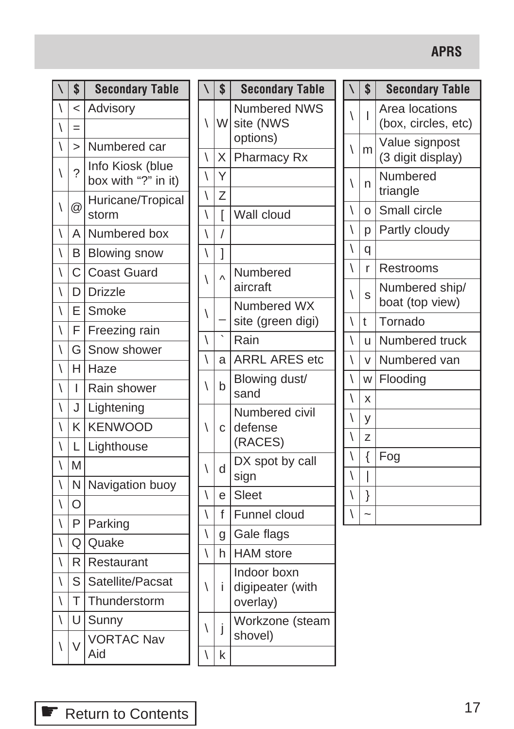| \ | $ | Secondary Table |
|---|---|---|
| \ | < | Advisory |
| \ | = | |
| \ | > | Numbered car |
| \ | ? | Info Kiosk (blue box with "?" in it) |
| \ | @ | Huricane/Tropical storm |
| \ | A | Numbered box |
| \ | B | Blowing snow |
| \ | C | Coast Guard |
| \ | D | Drizzle |
| \ | E | Smoke |
| \ | F | Freezing rain |
| \ | G | Snow shower |
| \ | H | Haze |
| \ | I | Rain shower |
| \ | J | Lightening |
| \ | K | KENWOOD |
| \ | L | Lighthouse |
| \ | M | |
| \ | N | Navigation buoy |
| \ | O | |
| \ | P | Parking |
| \ | Q | Quake |
| \ | R | Restaurant |
| \ | S | Satellite/Pacsat |
| \ | T | Thunderstorm |
| \ | U | Sunny |
| \ | V | VORTAC Nav Aid |
| \ | W | Numbered NWS site (NWS options) |
| \ | X | Pharmacy Rx |
| \ | Y | |
| \ | Z | |
| \ | [ | Wall cloud |
| \ | / | |
| \ | ] | |
| \ | ^ | Numbered aircraft |
| \ | _ | Numbered WX site (green digi) |
| \ | ` | Rain |
| \ | a | ARRL ARES etc |
| \ | b | Blowing dust/ sand |
| \ | c | Numbered civil defense (RACES) |
| \ | d | DX spot by call sign |
| \ | e | Sleet |
| \ | f | Funnel cloud |
| \ | g | Gale flags |
| \ | h | HAM store |
| \ | i | Indoor boxn digipeater (with overlay) |
| \ | j | Workzone (steam shovel) |
| \ | k | |
| \ | l | Area locations (box, circles, etc) |
| \ | m | Value signpost (3 digit display) |
| \ | n | Numbered triangle |
| \ | o | Small circle |
| \ | p | Partly cloudy |
| \ | q | |
| \ | r | Restrooms |
| \ | s | Numbered ship/ boat (top view) |
| \ | t | Tornado |
| \ | u | Numbered truck |
| \ | v | Numbered van |
| \ | w | Flooding |
| \ | x | |
| \ | y | |
| \ | z | |
| \ | { | Fog |
| \ | \| | |
| \ | } | |
| \ | ~ | |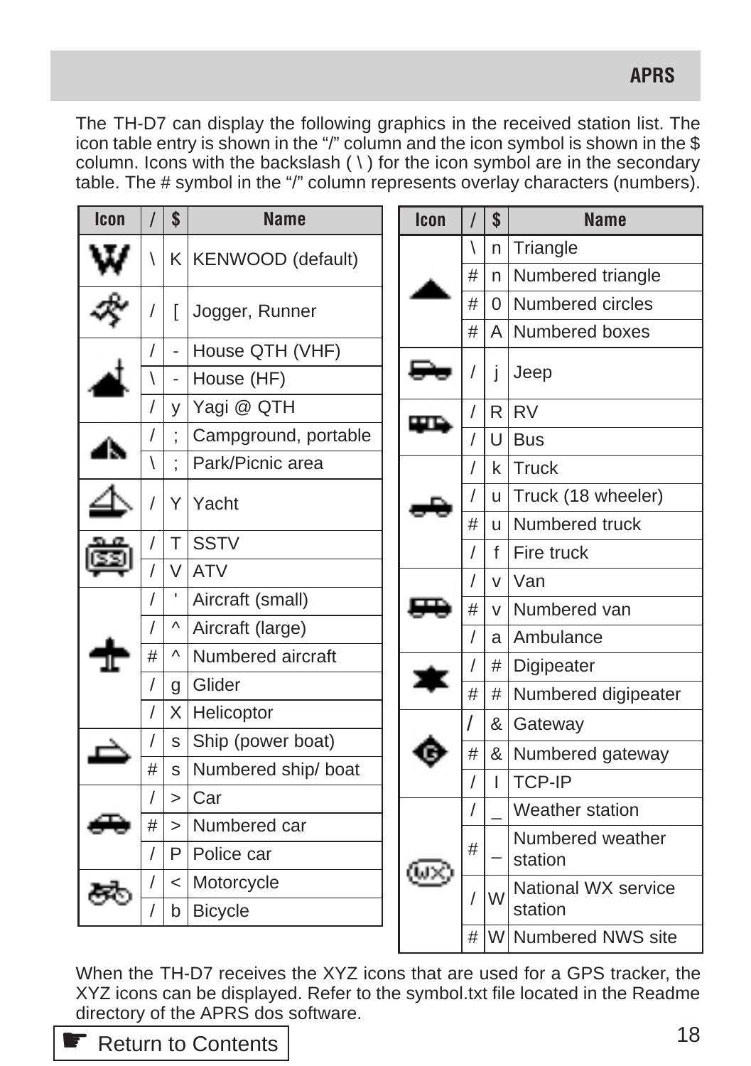The TH-D7 can display the following graphics in the received station list. The icon table entry is shown in the "/" column and the icon symbol is shown in the $ column. Icons with the backslash ( \ ) for the icon symbol are in the secondary table. The # symbol in the "/" column represents overlay characters (numbers).

| Icon | / | $ | Name |
|---|---|---|---|
| | \ | K | KENWOOD (default) |
| | / | [ | Jogger, Runner |
| | / | - | House QTH (VHF) |
| | \ | - | House (HF) |
| | / | y | Yagi @ QTH |
| | / | ; | Campground, portable |
| | \ | ; | Park/Picnic area |
| | / | Y | Yacht |
| | / | T | SSTV |
| | / | V | ATV |
| | / | ' | Aircraft (small) |
| | / | ^ | Aircraft (large) |
| | # | ^ | Numbered aircraft |
| | / | g | Glider |
| | / | X | Helicoptor |
| | / | s | Ship (power boat) |
| | # | s | Numbered ship/ boat |
| | / | > | Car |
| | # | > | Numbered car |
| | / | P | Police car |
| | / | < | Motorcycle |
| | / | b | Bicycle |

| Icon | / | $ | Name |
|---|---|---|---|
| | \ | n | Triangle |
| | # | n | Numbered triangle |
| | # | 0 | Numbered circles |
| | # | A | Numbered boxes |
| | / | j | Jeep |
| | / | R | RV |
| | / | U | Bus |
| | / | k | Truck |
| | / | u | Truck (18 wheeler) |
| | # | u | Numbered truck |
| | / | f | Fire truck |
| | / | v | Van |
| | # | v | Numbered van |
| | / | a | Ambulance |
| | / | # | Digipeater |
| | # | # | Numbered digipeater |
| | / | & | Gateway |
| | # | & | Numbered gateway |
| | / | I | TCP-IP |
| | / | _ | Weather station |
| | # | _ | Numbered weather station |
| | / | W | National WX service station |
| | # | W | Numbered NWS site |

When the TH-D7 receives the XYZ icons that are used for a GPS tracker, the XYZ icons can be displayed. Refer to the symbol.txt file located in the Readme directory of the APRS dos software.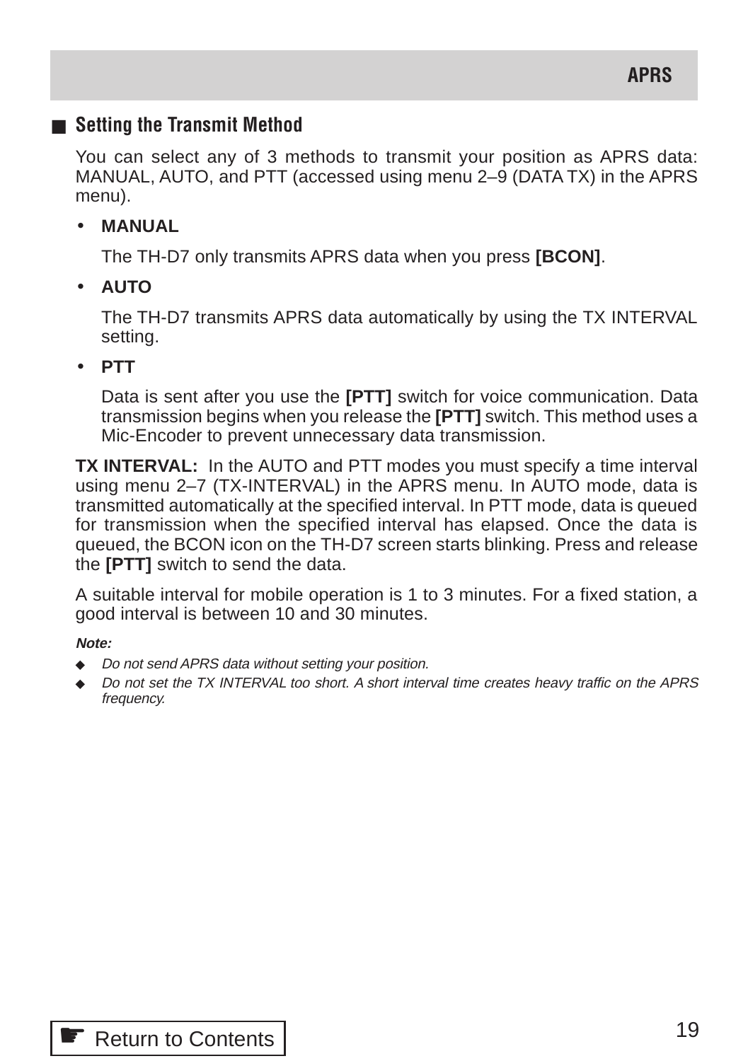## Setting the Transmit Method

You can select any of 3 methods to transmit your position as APRS data: MANUAL, AUTO, and PTT (accessed using menu 2–9 (DATA TX) in the APRS menu).

- **MANUAL**

  The TH-D7 only transmits APRS data when you press **[BCON]**.

- **AUTO**

  The TH-D7 transmits APRS data automatically by using the TX INTERVAL setting.

- **PTT**

  Data is sent after you use the **[PTT]** switch for voice communication. Data transmission begins when you release the **[PTT]** switch. This method uses a Mic-Encoder to prevent unnecessary data transmission.

**TX INTERVAL:** In the AUTO and PTT modes you must specify a time interval using menu 2–7 (TX-INTERVAL) in the APRS menu. In AUTO mode, data is transmitted automatically at the specified interval. In PTT mode, data is queued for transmission when the specified interval has elapsed. Once the data is queued, the BCON icon on the TH-D7 screen starts blinking. Press and release the **[PTT]** switch to send the data.

A suitable interval for mobile operation is 1 to 3 minutes. For a fixed station, a good interval is between 10 and 30 minutes.

***Note:***

- *Do not send APRS data without setting your position.*
- *Do not set the TX INTERVAL too short. A short interval time creates heavy traffic on the APRS frequency.*

Return to Contents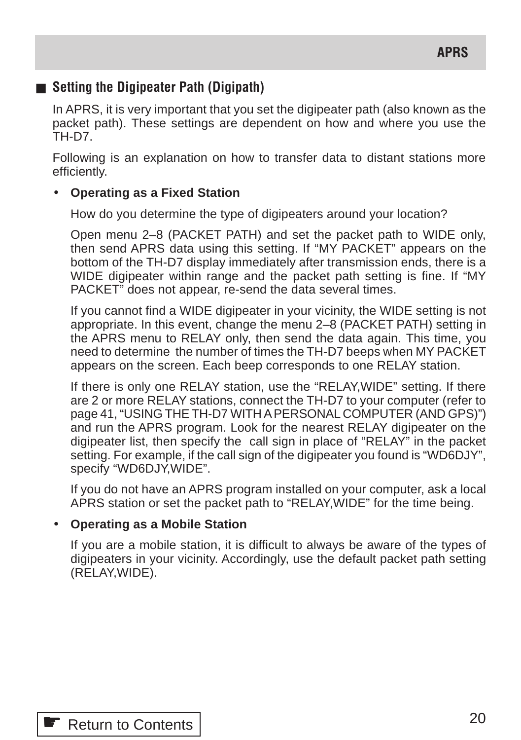## Setting the Digipeater Path (Digipath)

In APRS, it is very important that you set the digipeater path (also known as the packet path). These settings are dependent on how and where you use the TH-D7.

Following is an explanation on how to transfer data to distant stations more efficiently.

- **Operating as a Fixed Station**

  How do you determine the type of digipeaters around your location?

  Open menu 2–8 (PACKET PATH) and set the packet path to WIDE only, then send APRS data using this setting. If “MY PACKET” appears on the bottom of the TH-D7 display immediately after transmission ends, there is a WIDE digipeater within range and the packet path setting is fine. If “MY PACKET” does not appear, re-send the data several times.

  If you cannot find a WIDE digipeater in your vicinity, the WIDE setting is not appropriate. In this event, change the menu 2–8 (PACKET PATH) setting in the APRS menu to RELAY only, then send the data again. This time, you need to determine the number of times the TH-D7 beeps when MY PACKET appears on the screen. Each beep corresponds to one RELAY station.

  If there is only one RELAY station, use the “RELAY,WIDE” setting. If there are 2 or more RELAY stations, connect the TH-D7 to your computer (refer to page 41, “USING THE TH-D7 WITH A PERSONAL COMPUTER (AND GPS)”) and run the APRS program. Look for the nearest RELAY digipeater on the digipeater list, then specify the call sign in place of “RELAY” in the packet setting. For example, if the call sign of the digipeater you found is “WD6DJY”, specify “WD6DJY,WIDE”.

  If you do not have an APRS program installed on your computer, ask a local APRS station or set the packet path to “RELAY,WIDE” for the time being.

- **Operating as a Mobile Station**

  If you are a mobile station, it is difficult to always be aware of the types of digipeaters in your vicinity. Accordingly, use the default packet path setting (RELAY,WIDE).

Return to Contents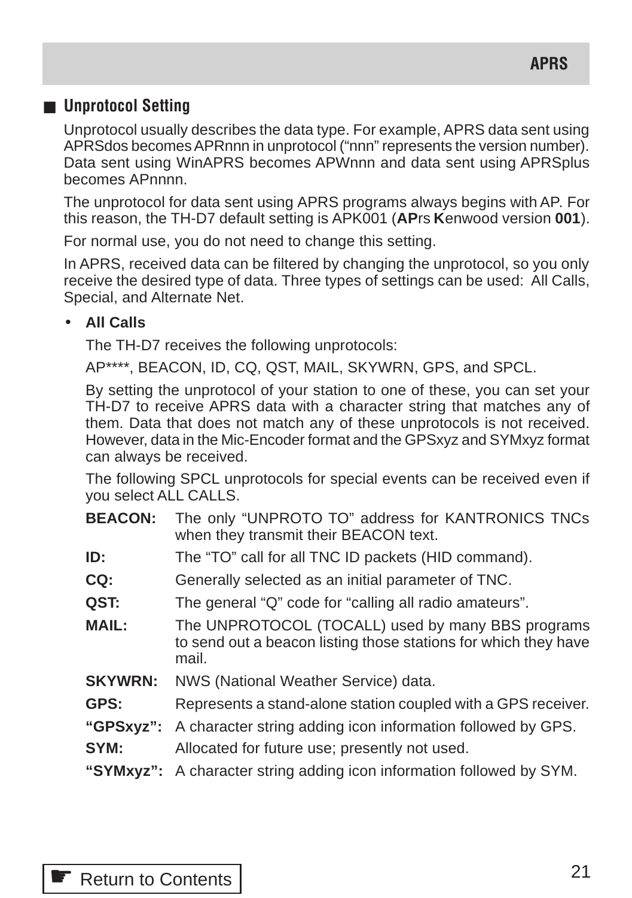## ■ Unprotocol Setting

Unprotocol usually describes the data type. For example, APRS data sent using APRSdos becomes APRnnn in unprotocol (“nnn” represents the version number). Data sent using WinAPRS becomes APWnnn and data sent using APRSplus becomes APnnnn.

The unprotocol for data sent using APRS programs always begins with AP. For this reason, the TH-D7 default setting is APK001 (**AP**rs **K**enwood version **001**).

For normal use, you do not need to change this setting.

In APRS, received data can be filtered by changing the unprotocol, so you only receive the desired type of data. Three types of settings can be used: All Calls, Special, and Alternate Net.

- **All Calls**

  The TH-D7 receives the following unprotocols:

  AP****, BEACON, ID, CQ, QST, MAIL, SKYWRN, GPS, and SPCL.

  By setting the unprotocol of your station to one of these, you can set your TH-D7 to receive APRS data with a character string that matches any of them. Data that does not match any of these unprotocols is not received. However, data in the Mic-Encoder format and the GPSxyz and SYMxyz format can always be received.

  The following SPCL unprotocols for special events can be received even if you select ALL CALLS.

  **BEACON:** The only “UNPROTO TO” address for KANTRONICS TNCs when they transmit their BEACON text.

  **ID:** The “TO” call for all TNC ID packets (HID command).

  **CQ:** Generally selected as an initial parameter of TNC.

  **QST:** The general “Q” code for “calling all radio amateurs”.

  **MAIL:** The UNPROTOCOL (TOCALL) used by many BBS programs to send out a beacon listing those stations for which they have mail.

  **SKYWRN:** NWS (National Weather Service) data.

  **GPS:** Represents a stand-alone station coupled with a GPS receiver.

  **“GPSxyz”:** A character string adding icon information followed by GPS.

  **SYM:** Allocated for future use; presently not used.

  **“SYMxyz”:** A character string adding icon information followed by SYM.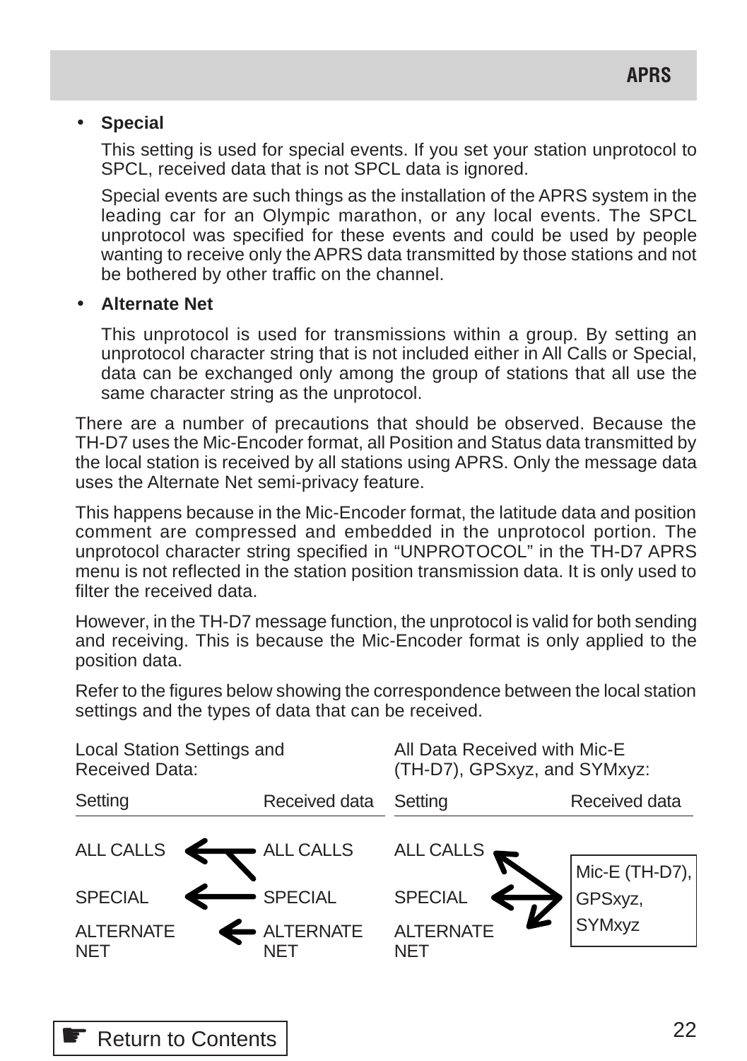- **Special**

  This setting is used for special events. If you set your station unprotocol to SPCL, received data that is not SPCL data is ignored.

  Special events are such things as the installation of the APRS system in the leading car for an Olympic marathon, or any local events. The SPCL unprotocol was specified for these events and could be used by people wanting to receive only the APRS data transmitted by those stations and not be bothered by other traffic on the channel.

- **Alternate Net**

  This unprotocol is used for transmissions within a group. By setting an unprotocol character string that is not included either in All Calls or Special, data can be exchanged only among the group of stations that all use the same character string as the unprotocol.

There are a number of precautions that should be observed. Because the TH-D7 uses the Mic-Encoder format, all Position and Status data transmitted by the local station is received by all stations using APRS. Only the message data uses the Alternate Net semi-privacy feature.

This happens because in the Mic-Encoder format, the latitude data and position comment are compressed and embedded in the unprotocol portion. The unprotocol character string specified in "UNPROTOCOL" in the TH-D7 APRS menu is not reflected in the station position transmission data. It is only used to filter the received data.

However, in the TH-D7 message function, the unprotocol is valid for both sending and receiving. This is because the Mic-Encoder format is only applied to the position data.

Refer to the figures below showing the correspondence between the local station settings and the types of data that can be received.

Local Station Settings and Received Data:

| Setting | | Received data |
|---|---|---|
| ALL CALLS | ← | ALL CALLS |
| SPECIAL | ← | SPECIAL |
| ALTERNATE NET | ← | ALTERNATE NET |

(ALL CALLS setting also receives SPECIAL data.)

All Data Received with Mic-E (TH-D7), GPSxyz, and SYMxyz:

| Setting | | Received data |
|---|---|---|
| ALL CALLS | ← | Mic-E (TH-D7), GPSxyz, SYMxyz |
| SPECIAL | ← | Mic-E (TH-D7), GPSxyz, SYMxyz |
| ALTERNATE NET | ← | Mic-E (TH-D7), GPSxyz, SYMxyz |

Return to Contents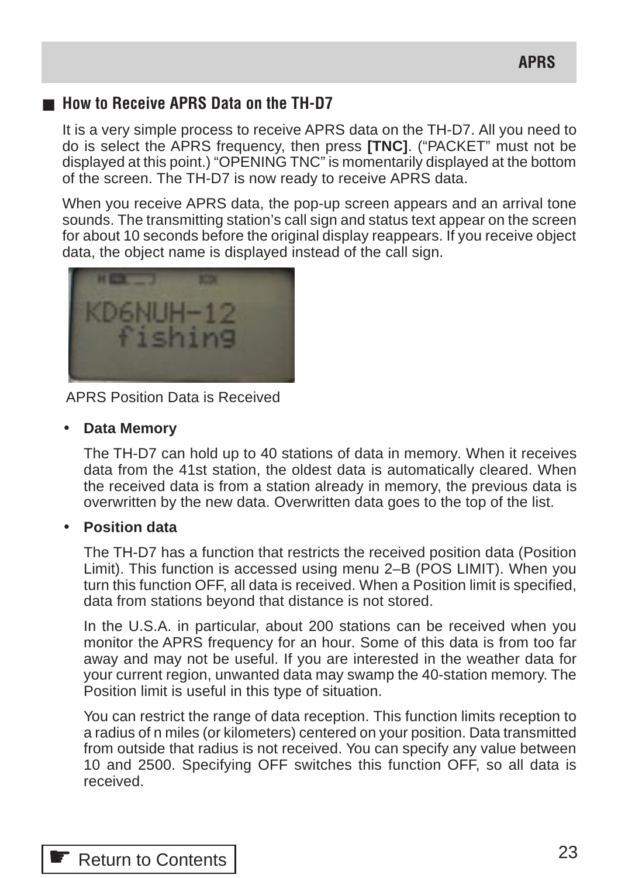## How to Receive APRS Data on the TH-D7

It is a very simple process to receive APRS data on the TH-D7. All you need to do is select the APRS frequency, then press **[TNC]**. (“PACKET” must not be displayed at this point.) “OPENING TNC” is momentarily displayed at the bottom of the screen. The TH-D7 is now ready to receive APRS data.

When you receive APRS data, the pop-up screen appears and an arrival tone sounds. The transmitting station’s call sign and status text appear on the screen for about 10 seconds before the original display reappears. If you receive object data, the object name is displayed instead of the call sign.

APRS Position Data is Received

- **Data Memory**

  The TH-D7 can hold up to 40 stations of data in memory. When it receives data from the 41st station, the oldest data is automatically cleared. When the received data is from a station already in memory, the previous data is overwritten by the new data. Overwritten data goes to the top of the list.

- **Position data**

  The TH-D7 has a function that restricts the received position data (Position Limit). This function is accessed using menu 2–B (POS LIMIT). When you turn this function OFF, all data is received. When a Position limit is specified, data from stations beyond that distance is not stored.

  In the U.S.A. in particular, about 200 stations can be received when you monitor the APRS frequency for an hour. Some of this data is from too far away and may not be useful. If you are interested in the weather data for your current region, unwanted data may swamp the 40-station memory. The Position limit is useful in this type of situation.

  You can restrict the range of data reception. This function limits reception to a radius of n miles (or kilometers) centered on your position. Data transmitted from outside that radius is not received. You can specify any value between 10 and 2500. Specifying OFF switches this function OFF, so all data is received.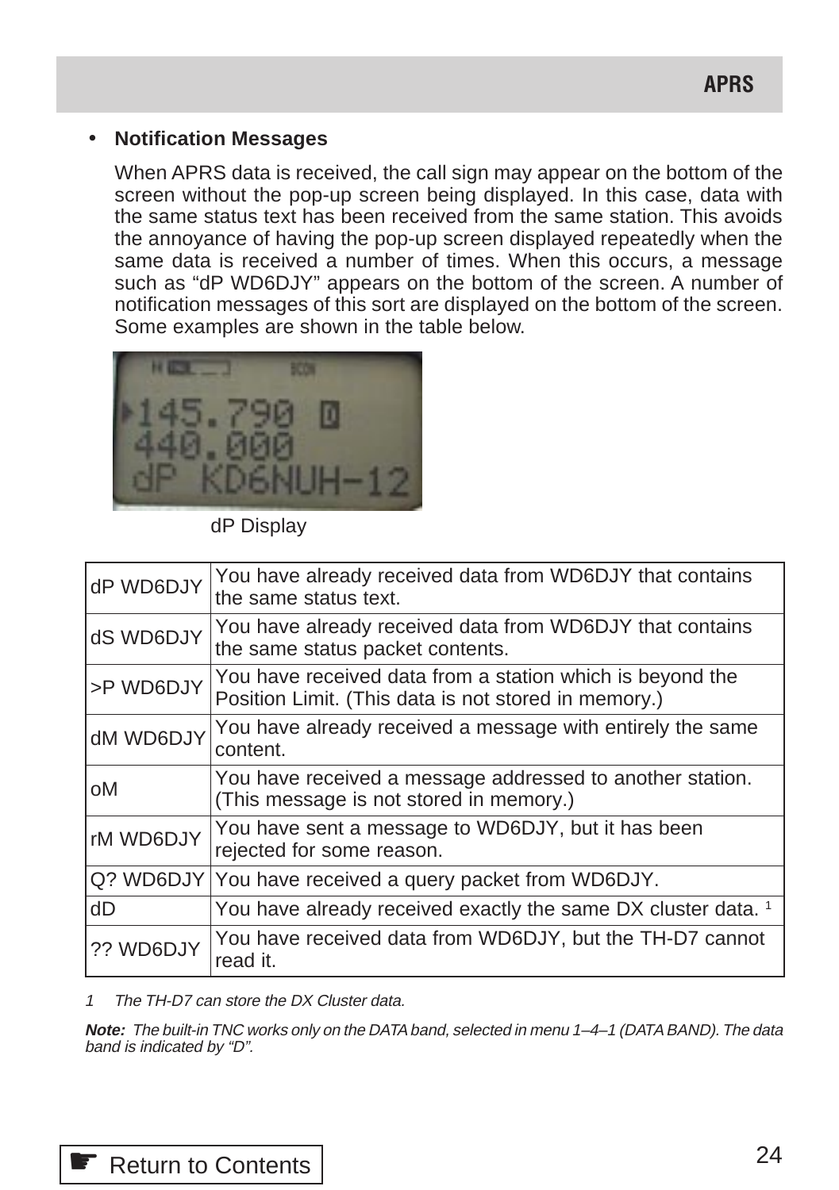- **Notification Messages**

  When APRS data is received, the call sign may appear on the bottom of the screen without the pop-up screen being displayed. In this case, data with the same status text has been received from the same station. This avoids the annoyance of having the pop-up screen displayed repeatedly when the same data is received a number of times. When this occurs, a message such as “dP WD6DJY” appears on the bottom of the screen. A number of notification messages of this sort are displayed on the bottom of the screen. Some examples are shown in the table below.

dP Display

| | |
|---|---|
| dP WD6DJY | You have already received data from WD6DJY that contains the same status text. |
| dS WD6DJY | You have already received data from WD6DJY that contains the same status packet contents. |
| >P WD6DJY | You have received data from a station which is beyond the Position Limit. (This data is not stored in memory.) |
| dM WD6DJY | You have already received a message with entirely the same content. |
| oM | You have received a message addressed to another station. (This message is not stored in memory.) |
| rM WD6DJY | You have sent a message to WD6DJY, but it has been rejected for some reason. |
| Q? WD6DJY | You have received a query packet from WD6DJY. |
| dD | You have already received exactly the same DX cluster data. [1] |
| ?? WD6DJY | You have received data from WD6DJY, but the TH-D7 cannot read it. |

*1 The TH-D7 can store the DX Cluster data.*

***Note:*** *The built-in TNC works only on the DATA band, selected in menu 1–4–1 (DATA BAND). The data band is indicated by “D”.*

☛ Return to Contents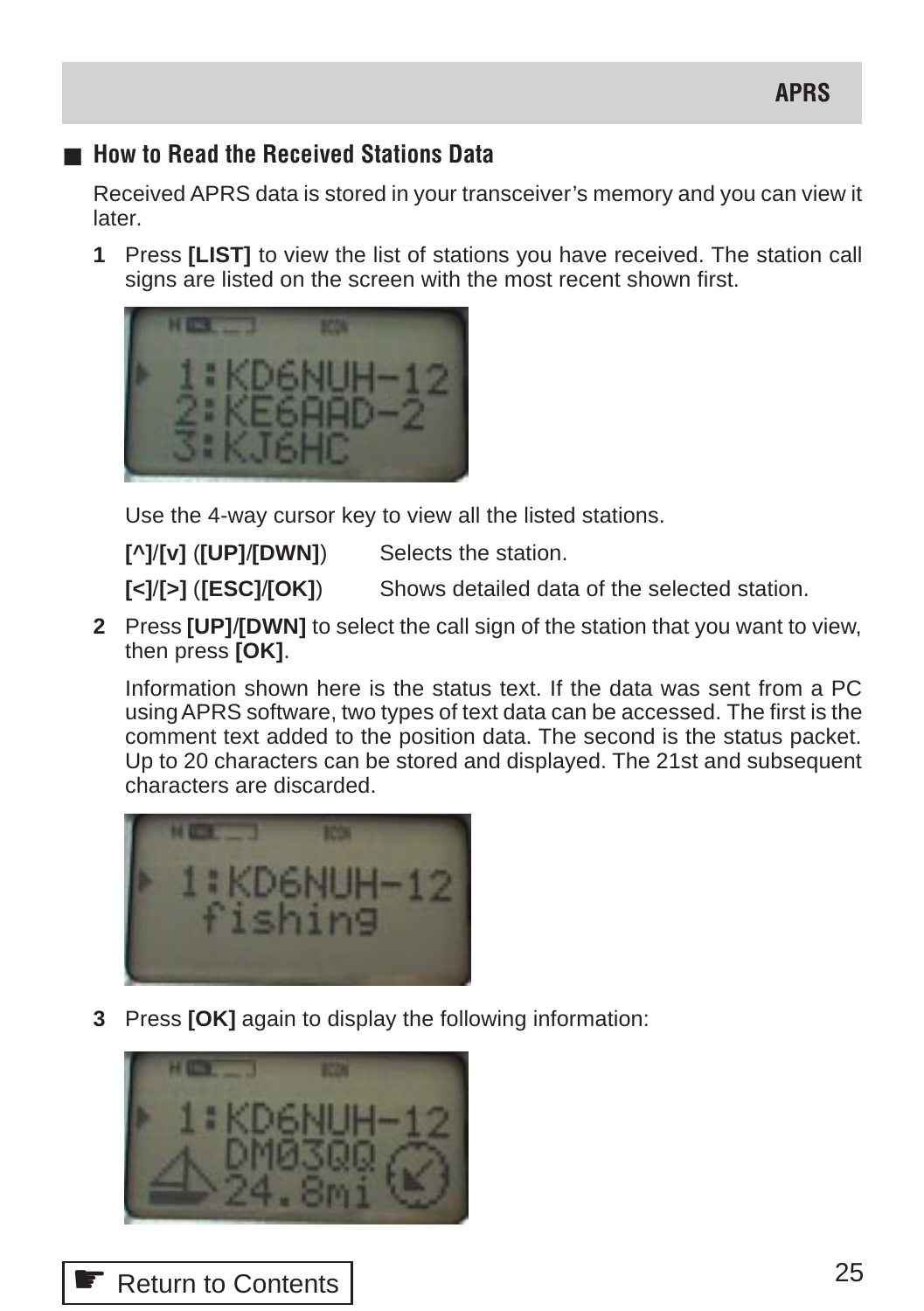## ■ How to Read the Received Stations Data

Received APRS data is stored in your transceiver's memory and you can view it later.

**1** Press **[LIST]** to view the list of stations you have received. The station call signs are listed on the screen with the most recent shown first.

Use the 4-way cursor key to view all the listed stations.

| | |
|---|---|
| **[^]**/**[v]** (**[UP]**/**[DWN]**) | Selects the station. |
| **[<]**/**[>]** (**[ESC]**/**[OK]**) | Shows detailed data of the selected station. |

**2** Press **[UP]**/**[DWN]** to select the call sign of the station that you want to view, then press **[OK]**.

Information shown here is the status text. If the data was sent from a PC using APRS software, two types of text data can be accessed. The first is the comment text added to the position data. The second is the status packet. Up to 20 characters can be stored and displayed. The 21st and subsequent characters are discarded.

**3** Press **[OK]** again to display the following information:

☛ Return to Contents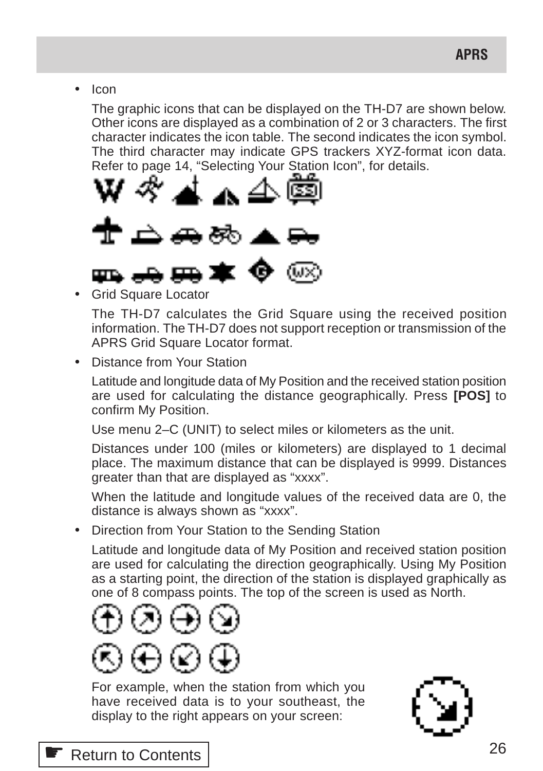- Icon

  The graphic icons that can be displayed on the TH-D7 are shown below. Other icons are displayed as a combination of 2 or 3 characters. The first character indicates the icon table. The second indicates the icon symbol. The third character may indicate GPS trackers XYZ-format icon data. Refer to page 14, "Selecting Your Station Icon", for details.

- Grid Square Locator

  The TH-D7 calculates the Grid Square using the received position information. The TH-D7 does not support reception or transmission of the APRS Grid Square Locator format.

- Distance from Your Station

  Latitude and longitude data of My Position and the received station position are used for calculating the distance geographically. Press **[POS]** to confirm My Position.

  Use menu 2–C (UNIT) to select miles or kilometers as the unit.

  Distances under 100 (miles or kilometers) are displayed to 1 decimal place. The maximum distance that can be displayed is 9999. Distances greater than that are displayed as "xxxx".

  When the latitude and longitude values of the received data are 0, the distance is always shown as "xxxx".

- Direction from Your Station to the Sending Station

  Latitude and longitude data of My Position and received station position are used for calculating the direction geographically. Using My Position as a starting point, the direction of the station is displayed graphically as one of 8 compass points. The top of the screen is used as North.

  For example, when the station from which you have received data is to your southeast, the display to the right appears on your screen:

☛ Return to Contents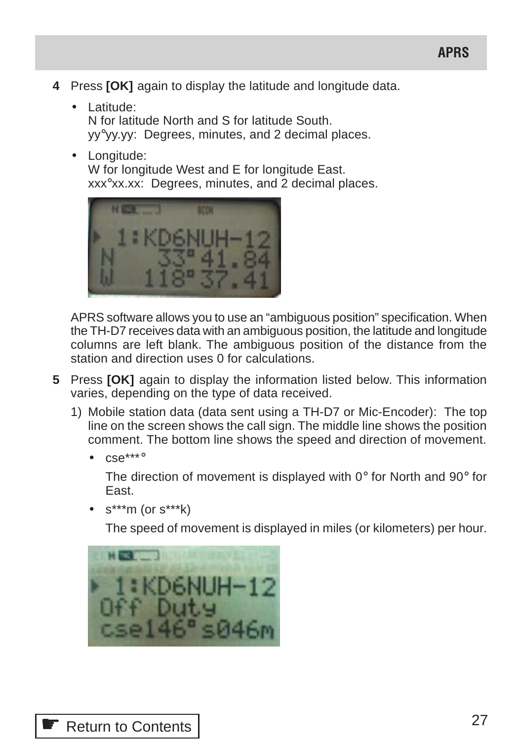**4** Press **[OK]** again to display the latitude and longitude data.

- Latitude:
  N for latitude North and S for latitude South.
  yy°yy.yy: Degrees, minutes, and 2 decimal places.
- Longitude:
  W for longitude West and E for longitude East.
  xxx°xx.xx: Degrees, minutes, and 2 decimal places.

APRS software allows you to use an “ambiguous position” specification. When the TH-D7 receives data with an ambiguous position, the latitude and longitude columns are left blank. The ambiguous position of the distance from the station and direction uses 0 for calculations.

**5** Press **[OK]** again to display the information listed below. This information varies, depending on the type of data received.

1) Mobile station data (data sent using a TH-D7 or Mic-Encoder): The top line on the screen shows the call sign. The middle line shows the position comment. The bottom line shows the speed and direction of movement.

   - cse***°

     The direction of movement is displayed with 0° for North and 90° for East.

   - s***m (or s***k)

     The speed of movement is displayed in miles (or kilometers) per hour.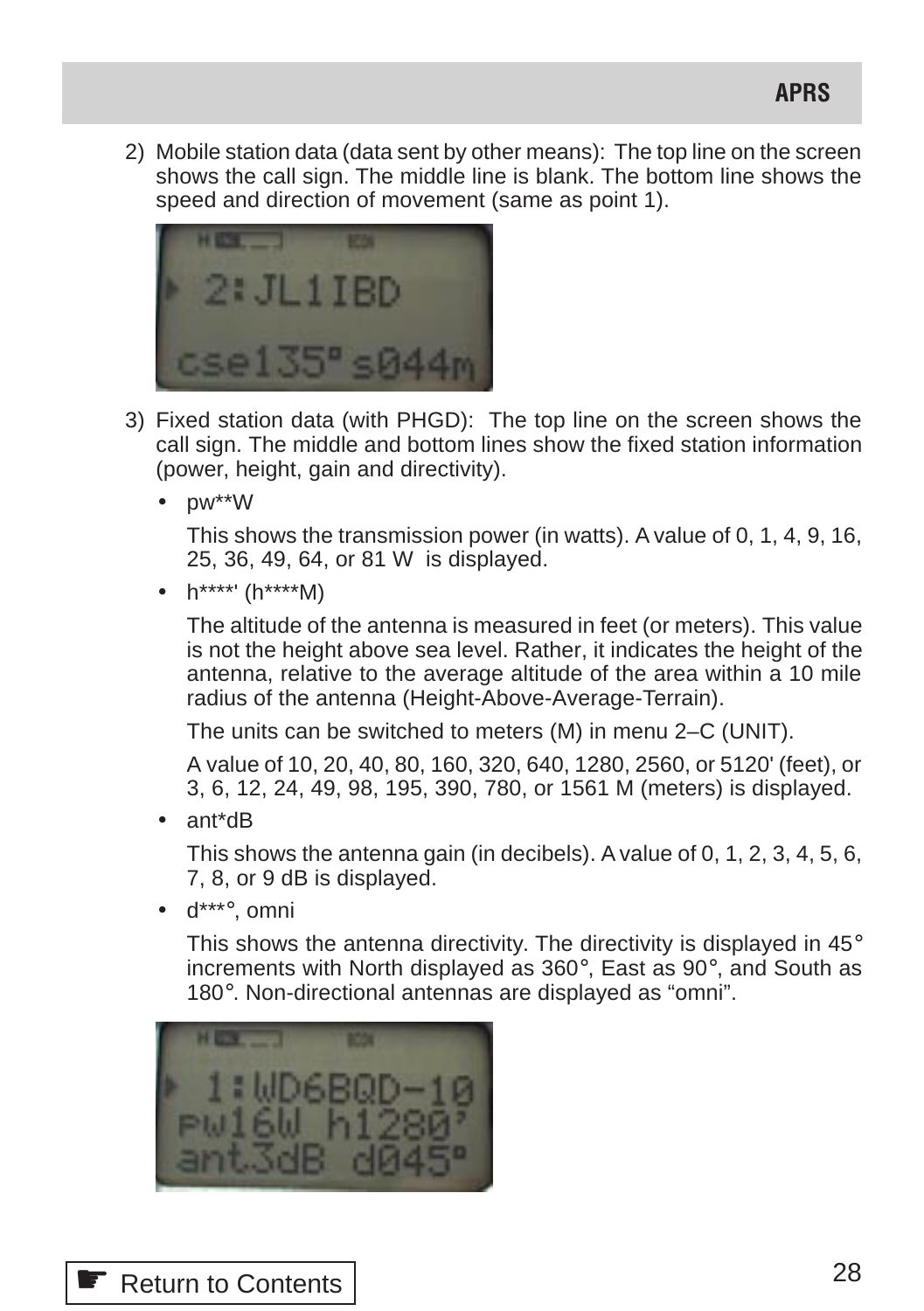2) Mobile station data (data sent by other means): The top line on the screen shows the call sign. The middle line is blank. The bottom line shows the speed and direction of movement (same as point 1).

3) Fixed station data (with PHGD): The top line on the screen shows the call sign. The middle and bottom lines show the fixed station information (power, height, gain and directivity).

   - pw**W

     This shows the transmission power (in watts). A value of 0, 1, 4, 9, 16, 25, 36, 49, 64, or 81 W is displayed.

   - h****' (h****M)

     The altitude of the antenna is measured in feet (or meters). This value is not the height above sea level. Rather, it indicates the height of the antenna, relative to the average altitude of the area within a 10 mile radius of the antenna (Height-Above-Average-Terrain).

     The units can be switched to meters (M) in menu 2–C (UNIT).

     A value of 10, 20, 40, 80, 160, 320, 640, 1280, 2560, or 5120' (feet), or 3, 6, 12, 24, 49, 98, 195, 390, 780, or 1561 M (meters) is displayed.

   - ant*dB

     This shows the antenna gain (in decibels). A value of 0, 1, 2, 3, 4, 5, 6, 7, 8, or 9 dB is displayed.

   - d***°, omni

     This shows the antenna directivity. The directivity is displayed in 45° increments with North displayed as 360°, East as 90°, and South as 180°. Non-directional antennas are displayed as “omni”.

☛ Return to Contents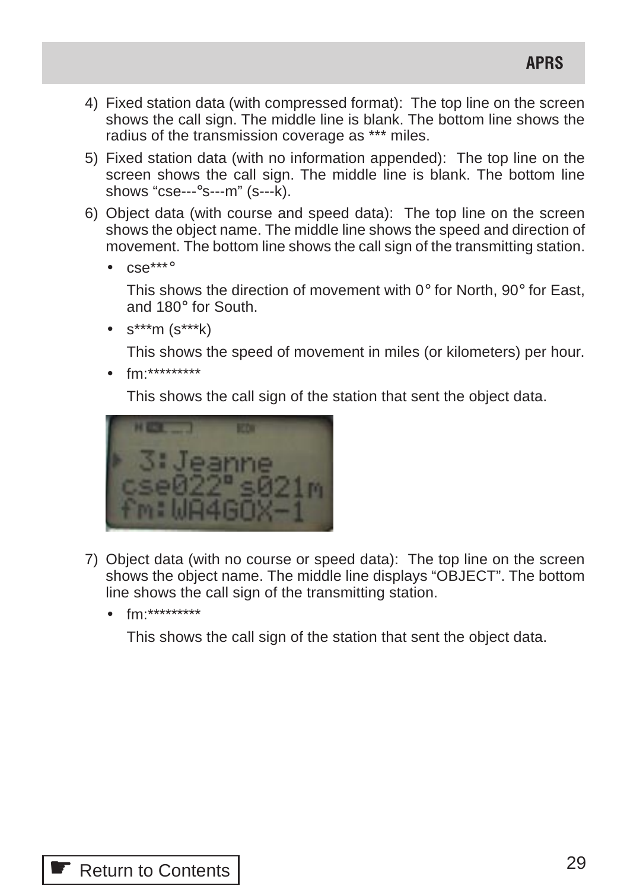4) Fixed station data (with compressed format): The top line on the screen shows the call sign. The middle line is blank. The bottom line shows the radius of the transmission coverage as *** miles.

5) Fixed station data (with no information appended): The top line on the screen shows the call sign. The middle line is blank. The bottom line shows “cse---°s---m” (s---k).

6) Object data (with course and speed data): The top line on the screen shows the object name. The middle line shows the speed and direction of movement. The bottom line shows the call sign of the transmitting station.

   - cse***°

     This shows the direction of movement with 0° for North, 90° for East, and 180° for South.

   - s***m (s***k)

     This shows the speed of movement in miles (or kilometers) per hour.

   - fm:*********

     This shows the call sign of the station that sent the object data.

7) Object data (with no course or speed data): The top line on the screen shows the object name. The middle line displays “OBJECT”. The bottom line shows the call sign of the transmitting station.

   - fm:*********

     This shows the call sign of the station that sent the object data.

☛ Return to Contents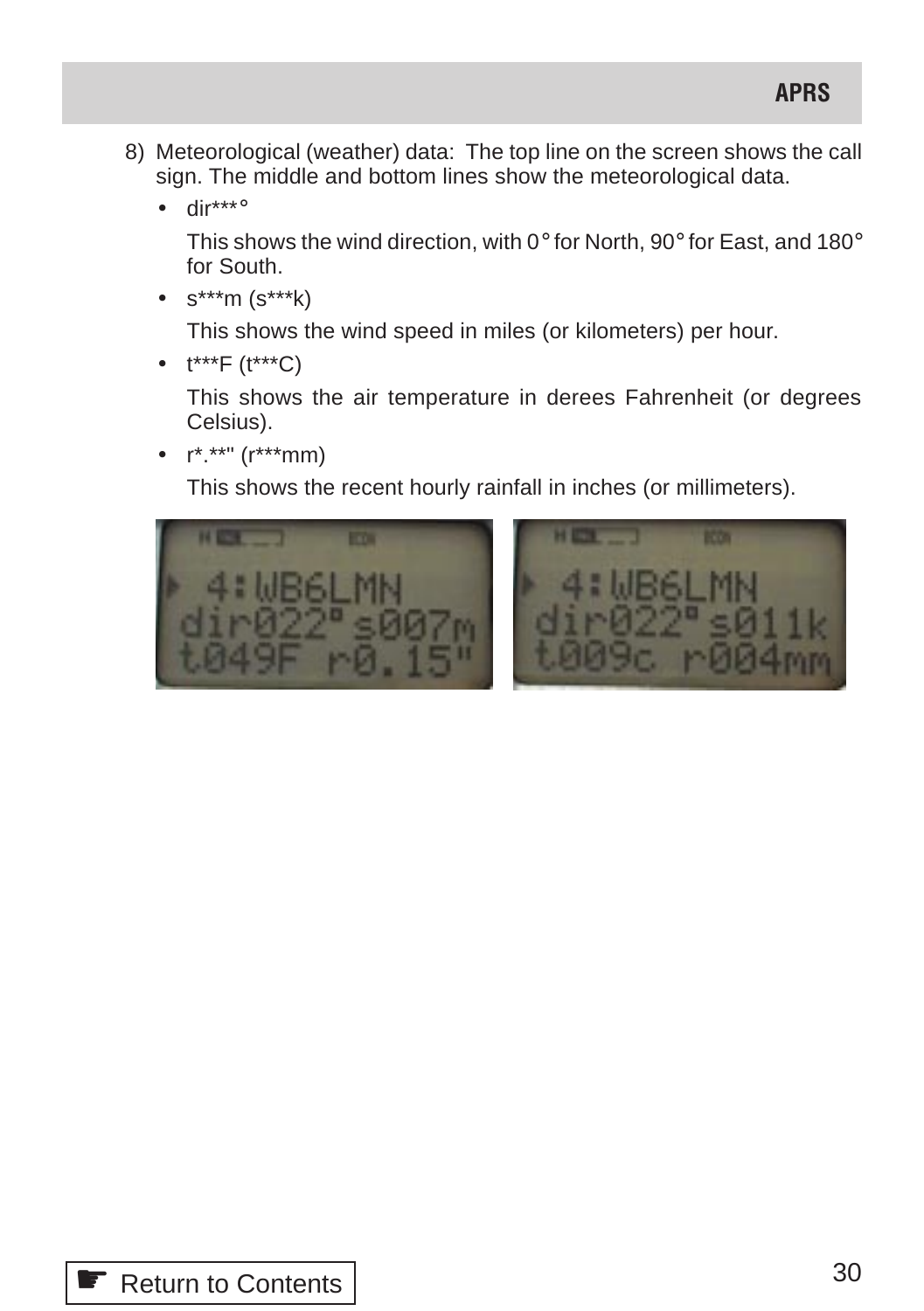8) Meteorological (weather) data: The top line on the screen shows the call sign. The middle and bottom lines show the meteorological data.

   - dir***°

     This shows the wind direction, with 0° for North, 90° for East, and 180° for South.

   - s***m (s***k)

     This shows the wind speed in miles (or kilometers) per hour.

   - t***F (t***C)

     This shows the air temperature in derees Fahrenheit (or degrees Celsius).

   - r*.**" (r***mm)

     This shows the recent hourly rainfall in inches (or millimeters).

Return to Contents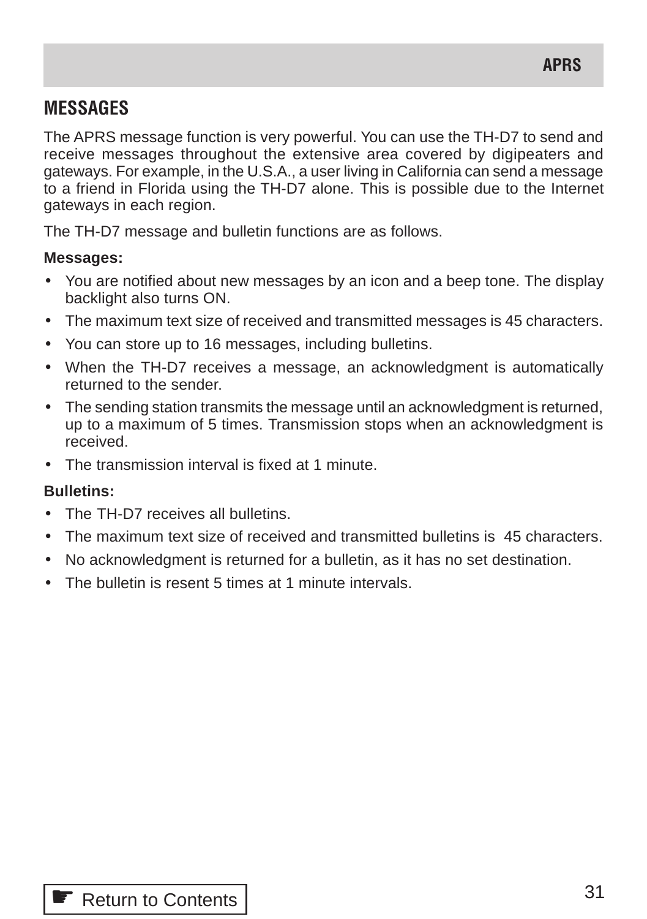## MESSAGES

The APRS message function is very powerful. You can use the TH-D7 to send and receive messages throughout the extensive area covered by digipeaters and gateways. For example, in the U.S.A., a user living in California can send a message to a friend in Florida using the TH-D7 alone. This is possible due to the Internet gateways in each region.

The TH-D7 message and bulletin functions are as follows.

**Messages:**

- You are notified about new messages by an icon and a beep tone. The display backlight also turns ON.
- The maximum text size of received and transmitted messages is 45 characters.
- You can store up to 16 messages, including bulletins.
- When the TH-D7 receives a message, an acknowledgment is automatically returned to the sender.
- The sending station transmits the message until an acknowledgment is returned, up to a maximum of 5 times. Transmission stops when an acknowledgment is received.
- The transmission interval is fixed at 1 minute.

**Bulletins:**

- The TH-D7 receives all bulletins.
- The maximum text size of received and transmitted bulletins is 45 characters.
- No acknowledgment is returned for a bulletin, as it has no set destination.
- The bulletin is resent 5 times at 1 minute intervals.

☛ Return to Contents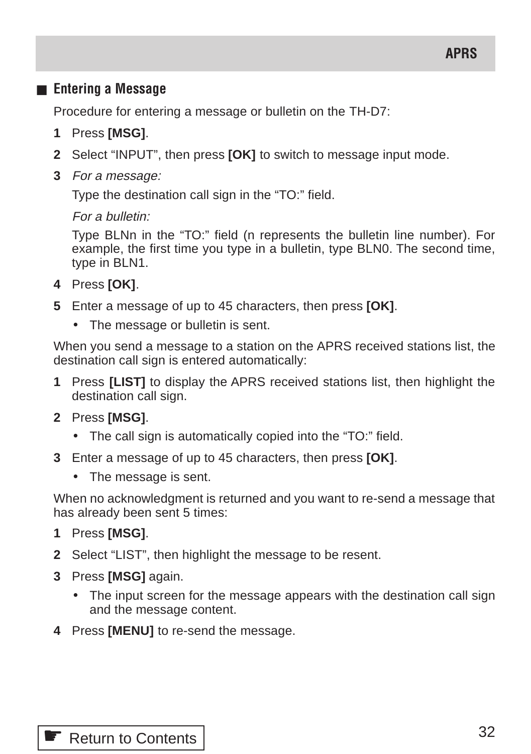## Entering a Message

Procedure for entering a message or bulletin on the TH-D7:

1. Press **[MSG]**.
2. Select “INPUT”, then press **[OK]** to switch to message input mode.
3. *For a message:*

   Type the destination call sign in the “TO:” field.

   *For a bulletin:*

   Type BLNn in the “TO:” field (n represents the bulletin line number). For example, the first time you type in a bulletin, type BLN0. The second time, type in BLN1.
4. Press **[OK]**.
5. Enter a message of up to 45 characters, then press **[OK]**.
   - The message or bulletin is sent.

When you send a message to a station on the APRS received stations list, the destination call sign is entered automatically:

1. Press **[LIST]** to display the APRS received stations list, then highlight the destination call sign.
2. Press **[MSG]**.
   - The call sign is automatically copied into the “TO:” field.
3. Enter a message of up to 45 characters, then press **[OK]**.
   - The message is sent.

When no acknowledgment is returned and you want to re-send a message that has already been sent 5 times:

1. Press **[MSG]**.
2. Select “LIST”, then highlight the message to be resent.
3. Press **[MSG]** again.
   - The input screen for the message appears with the destination call sign and the message content.
4. Press **[MENU]** to re-send the message.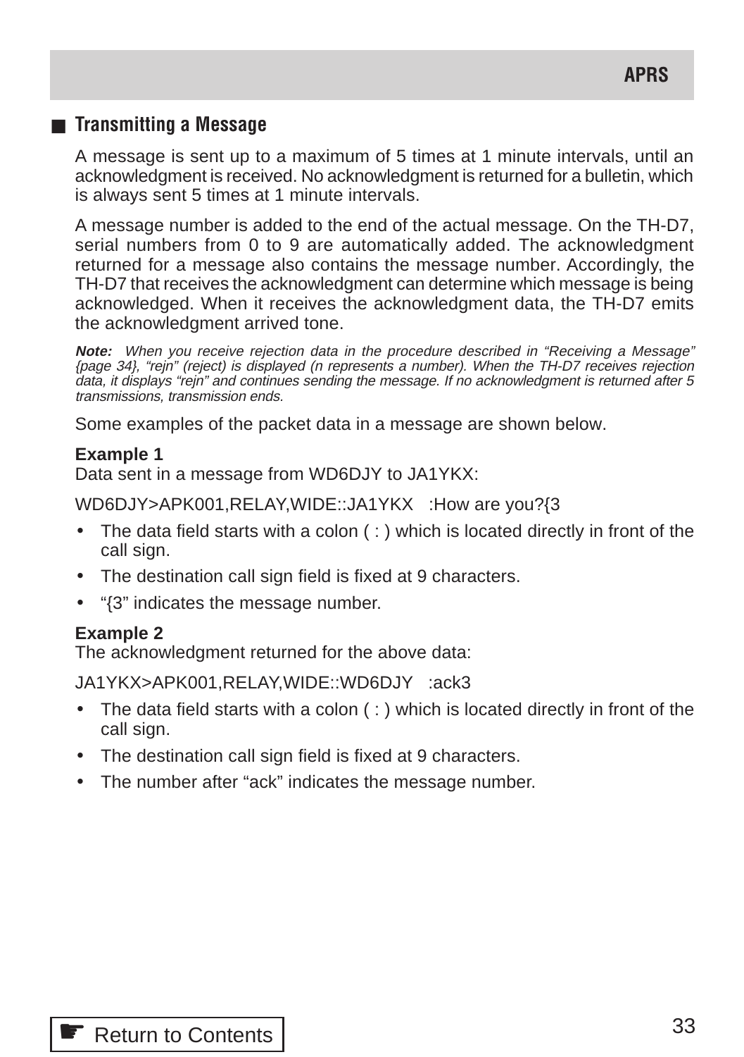## Transmitting a Message

A message is sent up to a maximum of 5 times at 1 minute intervals, until an acknowledgment is received. No acknowledgment is returned for a bulletin, which is always sent 5 times at 1 minute intervals.

A message number is added to the end of the actual message. On the TH-D7, serial numbers from 0 to 9 are automatically added. The acknowledgment returned for a message also contains the message number. Accordingly, the TH-D7 that receives the acknowledgment can determine which message is being acknowledged. When it receives the acknowledgment data, the TH-D7 emits the acknowledgment arrived tone.

***Note:*** *When you receive rejection data in the procedure described in "Receiving a Message" {page 34}, "rejn" (reject) is displayed (n represents a number). When the TH-D7 receives rejection data, it displays "rejn" and continues sending the message. If no acknowledgment is returned after 5 transmissions, transmission ends.*

Some examples of the packet data in a message are shown below.

**Example 1**
Data sent in a message from WD6DJY to JA1YKX:

```
WD6DJY>APK001,RELAY,WIDE::JA1YKX   :How are you?{3
```

- The data field starts with a colon ( : ) which is located directly in front of the call sign.
- The destination call sign field is fixed at 9 characters.
- "{3" indicates the message number.

**Example 2**
The acknowledgment returned for the above data:

```
JA1YKX>APK001,RELAY,WIDE::WD6DJY   :ack3
```

- The data field starts with a colon ( : ) which is located directly in front of the call sign.
- The destination call sign field is fixed at 9 characters.
- The number after "ack" indicates the message number.

Return to Contents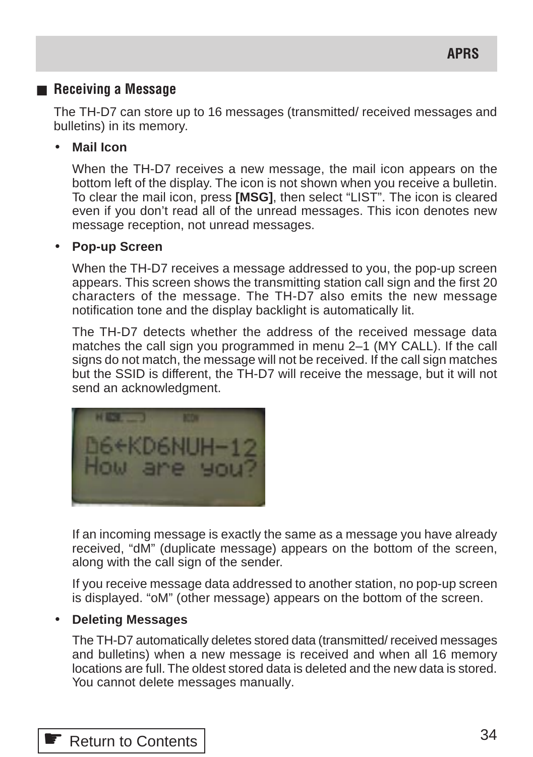## Receiving a Message

The TH-D7 can store up to 16 messages (transmitted/ received messages and bulletins) in its memory.

- **Mail Icon**

  When the TH-D7 receives a new message, the mail icon appears on the bottom left of the display. The icon is not shown when you receive a bulletin. To clear the mail icon, press **[MSG]**, then select "LIST". The icon is cleared even if you don't read all of the unread messages. This icon denotes new message reception, not unread messages.

- **Pop-up Screen**

  When the TH-D7 receives a message addressed to you, the pop-up screen appears. This screen shows the transmitting station call sign and the first 20 characters of the message. The TH-D7 also emits the new message notification tone and the display backlight is automatically lit.

  The TH-D7 detects whether the address of the received message data matches the call sign you programmed in menu 2–1 (MY CALL). If the call signs do not match, the message will not be received. If the call sign matches but the SSID is different, the TH-D7 will receive the message, but it will not send an acknowledgment.

  If an incoming message is exactly the same as a message you have already received, "dM" (duplicate message) appears on the bottom of the screen, along with the call sign of the sender.

  If you receive message data addressed to another station, no pop-up screen is displayed. "oM" (other message) appears on the bottom of the screen.

- **Deleting Messages**

  The TH-D7 automatically deletes stored data (transmitted/ received messages and bulletins) when a new message is received and when all 16 memory locations are full. The oldest stored data is deleted and the new data is stored. You cannot delete messages manually.

☛ Return to Contents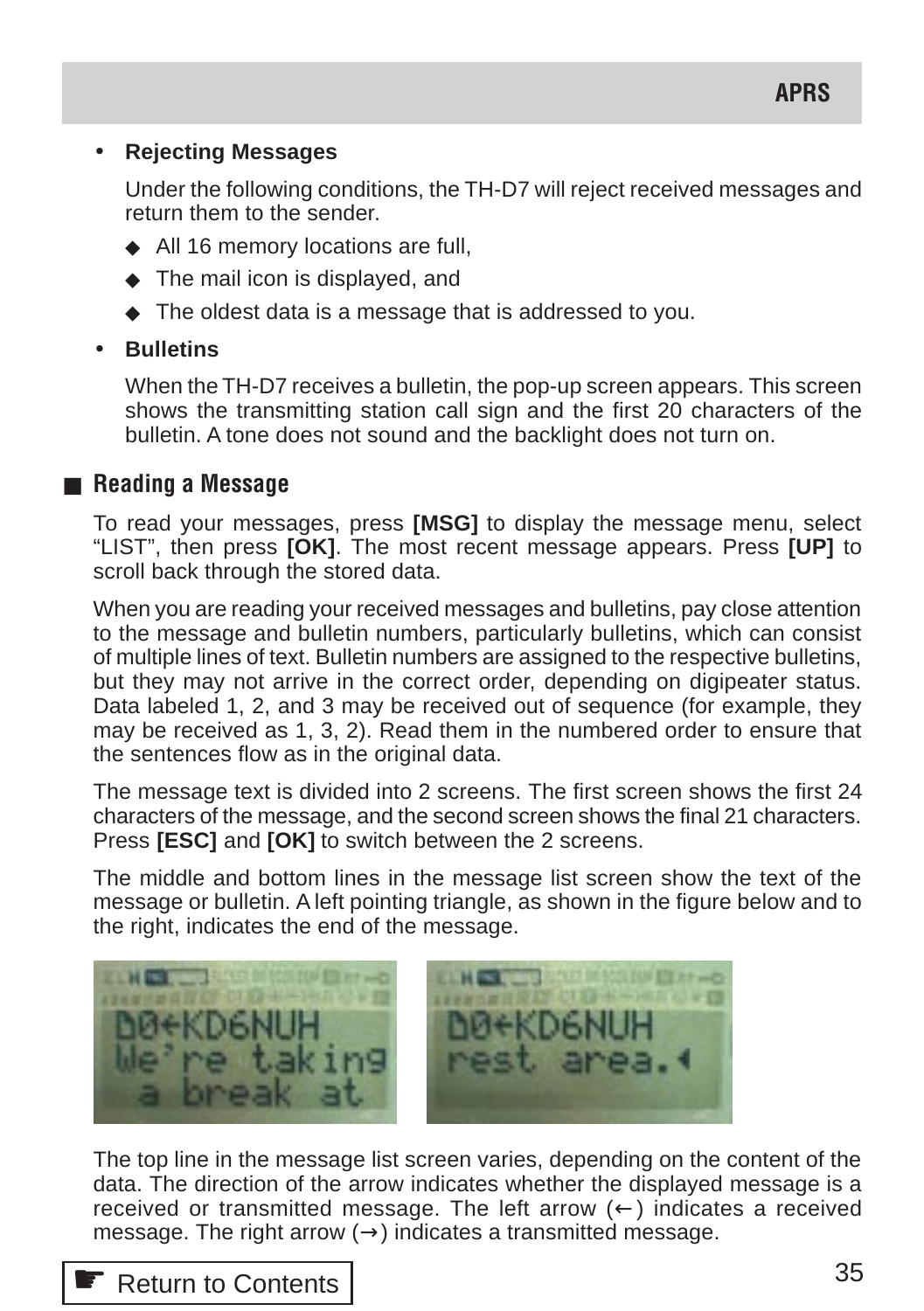- **Rejecting Messages**

  Under the following conditions, the TH-D7 will reject received messages and return them to the sender.

  - ◆ All 16 memory locations are full,
  - ◆ The mail icon is displayed, and
  - ◆ The oldest data is a message that is addressed to you.

- **Bulletins**

  When the TH-D7 receives a bulletin, the pop-up screen appears. This screen shows the transmitting station call sign and the first 20 characters of the bulletin. A tone does not sound and the backlight does not turn on.

## ■ Reading a Message

To read your messages, press **[MSG]** to display the message menu, select "LIST", then press **[OK]**. The most recent message appears. Press **[UP]** to scroll back through the stored data.

When you are reading your received messages and bulletins, pay close attention to the message and bulletin numbers, particularly bulletins, which can consist of multiple lines of text. Bulletin numbers are assigned to the respective bulletins, but they may not arrive in the correct order, depending on digipeater status. Data labeled 1, 2, and 3 may be received out of sequence (for example, they may be received as 1, 3, 2). Read them in the numbered order to ensure that the sentences flow as in the original data.

The message text is divided into 2 screens. The first screen shows the first 24 characters of the message, and the second screen shows the final 21 characters. Press **[ESC]** and **[OK]** to switch between the 2 screens.

The middle and bottom lines in the message list screen show the text of the message or bulletin. A left pointing triangle, as shown in the figure below and to the right, indicates the end of the message.

The top line in the message list screen varies, depending on the content of the data. The direction of the arrow indicates whether the displayed message is a received or transmitted message. The left arrow (←) indicates a received message. The right arrow (→) indicates a transmitted message.

☛ Return to Contents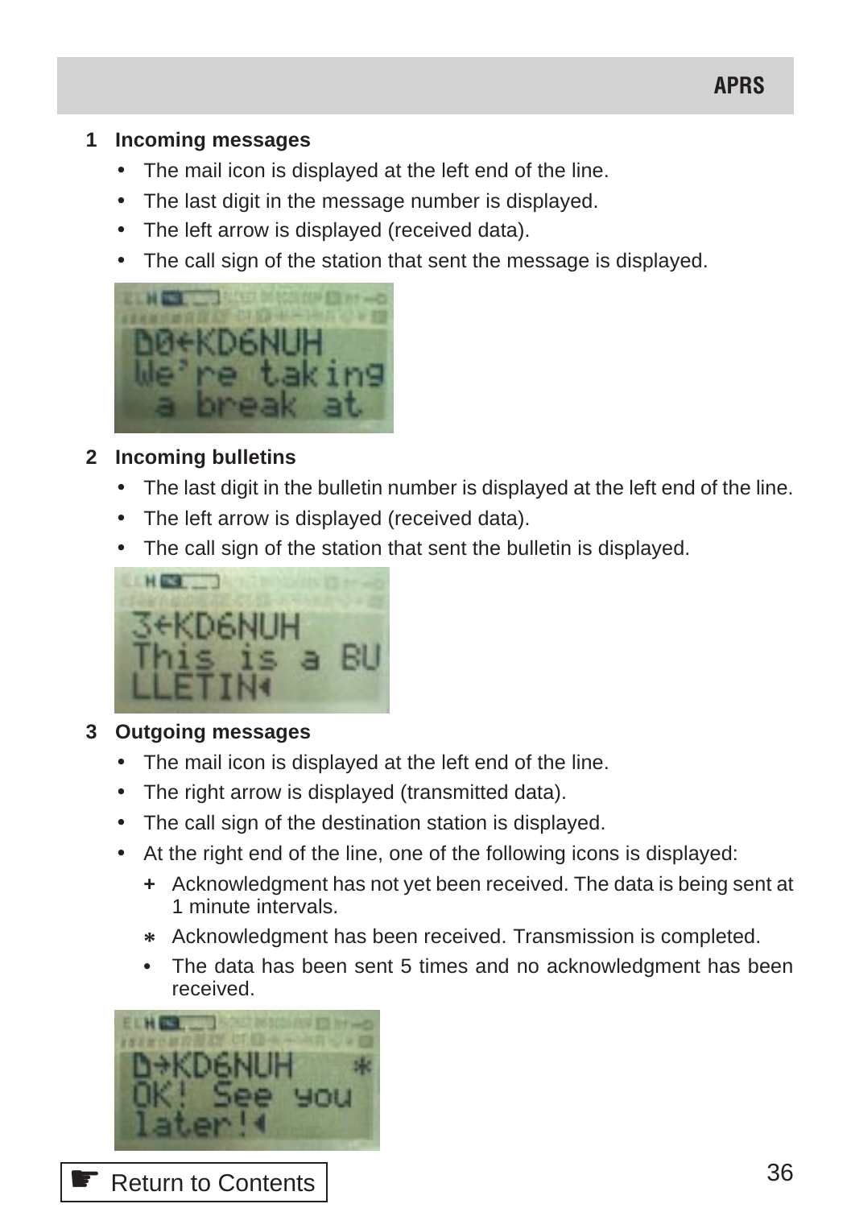## 1 Incoming messages

- The mail icon is displayed at the left end of the line.
- The last digit in the message number is displayed.
- The left arrow is displayed (received data).
- The call sign of the station that sent the message is displayed.

## 2 Incoming bulletins

- The last digit in the bulletin number is displayed at the left end of the line.
- The left arrow is displayed (received data).
- The call sign of the station that sent the bulletin is displayed.

## 3 Outgoing messages

- The mail icon is displayed at the left end of the line.
- The right arrow is displayed (transmitted data).
- The call sign of the destination station is displayed.
- At the right end of the line, one of the following icons is displayed:
  - + Acknowledgment has not yet been received. The data is being sent at 1 minute intervals.
  - * Acknowledgment has been received. Transmission is completed.
  - • The data has been sent 5 times and no acknowledgment has been received.

☛ Return to Contents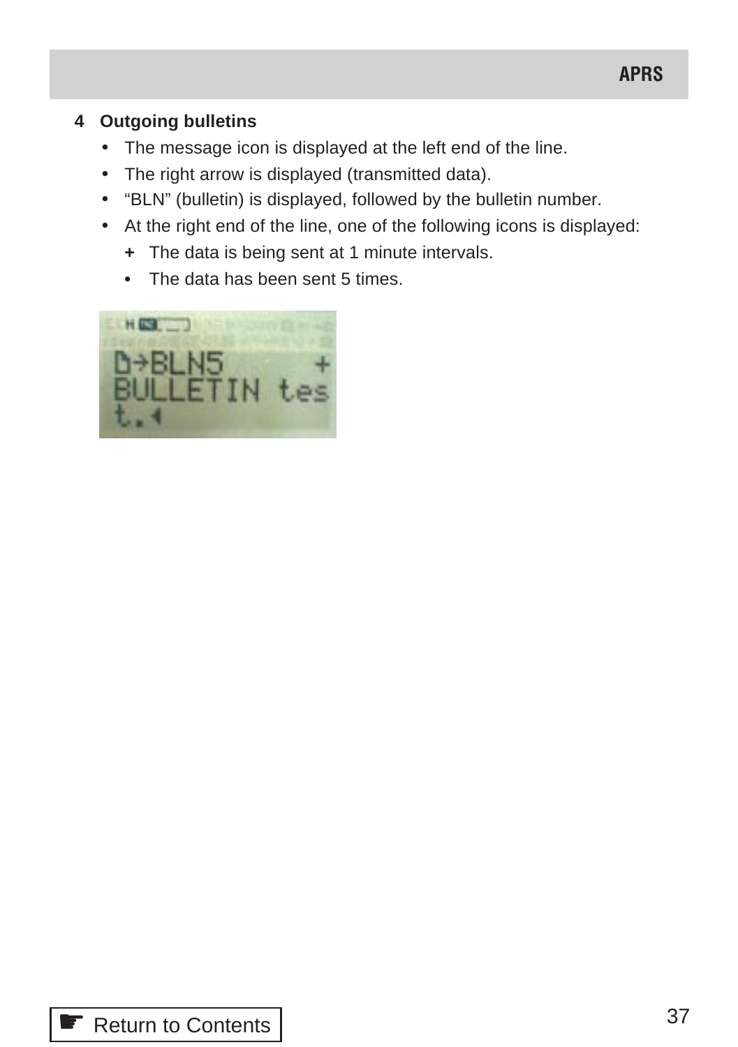**4 Outgoing bulletins**

- The message icon is displayed at the left end of the line.
- The right arrow is displayed (transmitted data).
- “BLN” (bulletin) is displayed, followed by the bulletin number.
- At the right end of the line, one of the following icons is displayed:
  - + The data is being sent at 1 minute intervals.
  - • The data has been sent 5 times.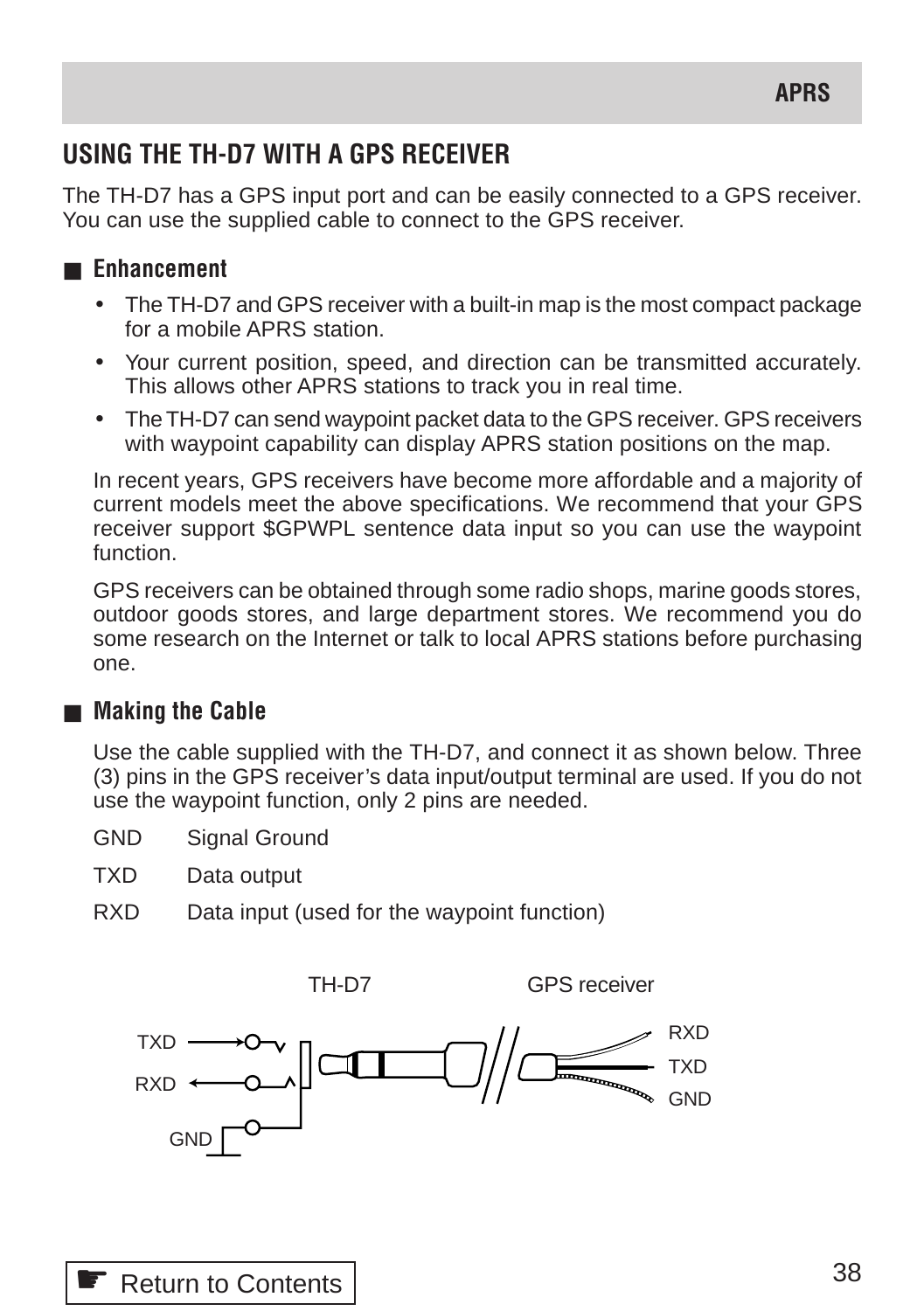## USING THE TH-D7 WITH A GPS RECEIVER

The TH-D7 has a GPS input port and can be easily connected to a GPS receiver. You can use the supplied cable to connect to the GPS receiver.

### ■ Enhancement

- The TH-D7 and GPS receiver with a built-in map is the most compact package for a mobile APRS station.
- Your current position, speed, and direction can be transmitted accurately. This allows other APRS stations to track you in real time.
- The TH-D7 can send waypoint packet data to the GPS receiver. GPS receivers with waypoint capability can display APRS station positions on the map.

In recent years, GPS receivers have become more affordable and a majority of current models meet the above specifications. We recommend that your GPS receiver support $GPWPL sentence data input so you can use the waypoint function.

GPS receivers can be obtained through some radio shops, marine goods stores, outdoor goods stores, and large department stores. We recommend you do some research on the Internet or talk to local APRS stations before purchasing one.

### ■ Making the Cable

Use the cable supplied with the TH-D7, and connect it as shown below. Three (3) pins in the GPS receiver's data input/output terminal are used. If you do not use the waypoint function, only 2 pins are needed.

| | |
|---|---|
| GND | Signal Ground |
| TXD | Data output |
| RXD | Data input (used for the waypoint function) |

TH-D7 GPS receiver

TXD RXD GND RXD TXD GND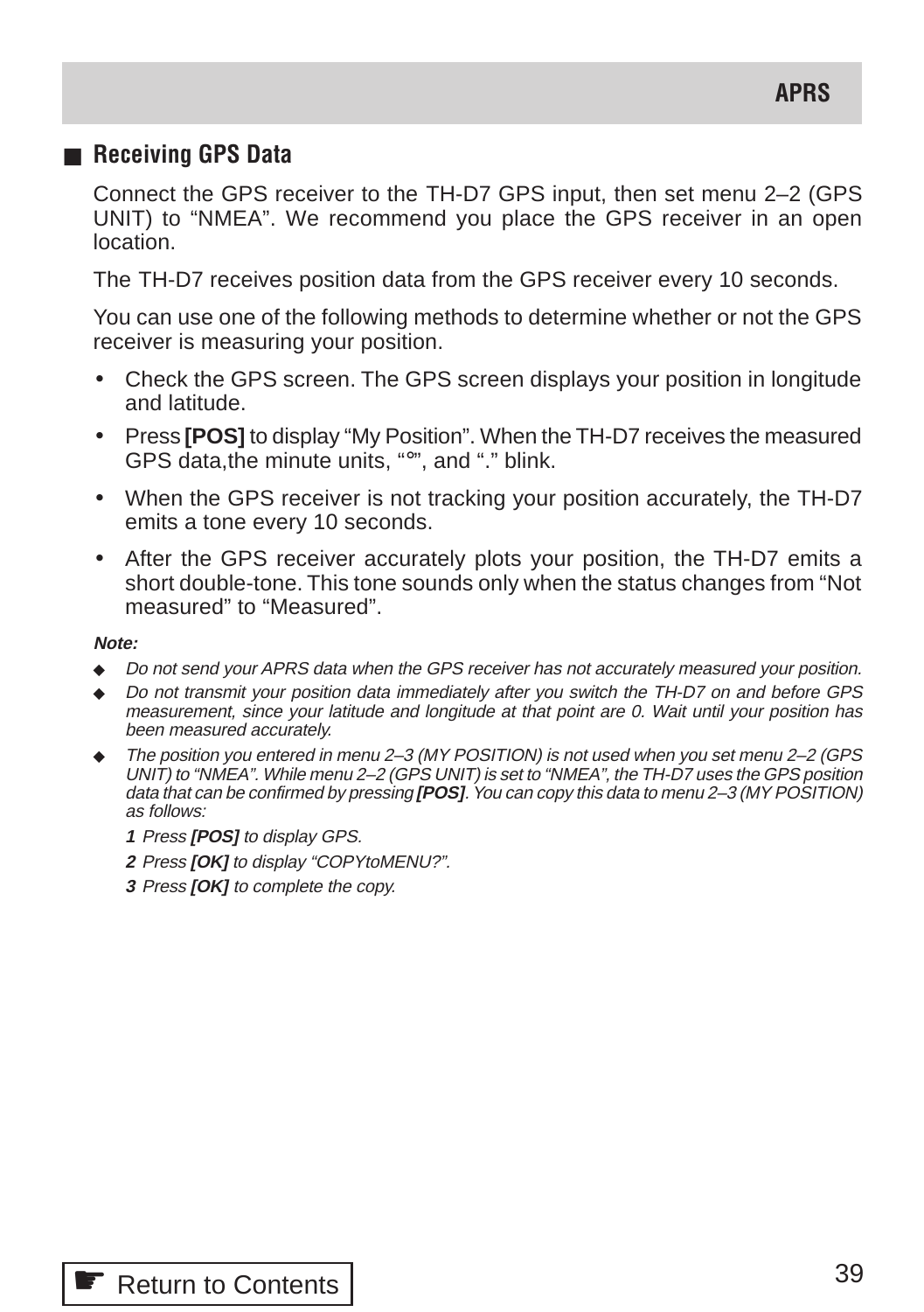## Receiving GPS Data

Connect the GPS receiver to the TH-D7 GPS input, then set menu 2–2 (GPS UNIT) to “NMEA”. We recommend you place the GPS receiver in an open location.

The TH-D7 receives position data from the GPS receiver every 10 seconds.

You can use one of the following methods to determine whether or not the GPS receiver is measuring your position.

- Check the GPS screen. The GPS screen displays your position in longitude and latitude.
- Press **[POS]** to display “My Position”. When the TH-D7 receives the measured GPS data,the minute units, “°”, and “.” blink.
- When the GPS receiver is not tracking your position accurately, the TH-D7 emits a tone every 10 seconds.
- After the GPS receiver accurately plots your position, the TH-D7 emits a short double-tone. This tone sounds only when the status changes from “Not measured” to “Measured”.

***Note:***

- *Do not send your APRS data when the GPS receiver has not accurately measured your position.*
- *Do not transmit your position data immediately after you switch the TH-D7 on and before GPS measurement, since your latitude and longitude at that point are 0. Wait until your position has been measured accurately.*
- *The position you entered in menu 2–3 (MY POSITION) is not used when you set menu 2–2 (GPS UNIT) to “NMEA”. While menu 2–2 (GPS UNIT) is set to “NMEA”, the TH-D7 uses the GPS position data that can be confirmed by pressing **[POS]**. You can copy this data to menu 2–3 (MY POSITION) as follows:*

  ***1*** *Press **[POS]** to display GPS.*

  ***2*** *Press **[OK]** to display “COPYtoMENU?”.*

  ***3*** *Press **[OK]** to complete the copy.*

Return to Contents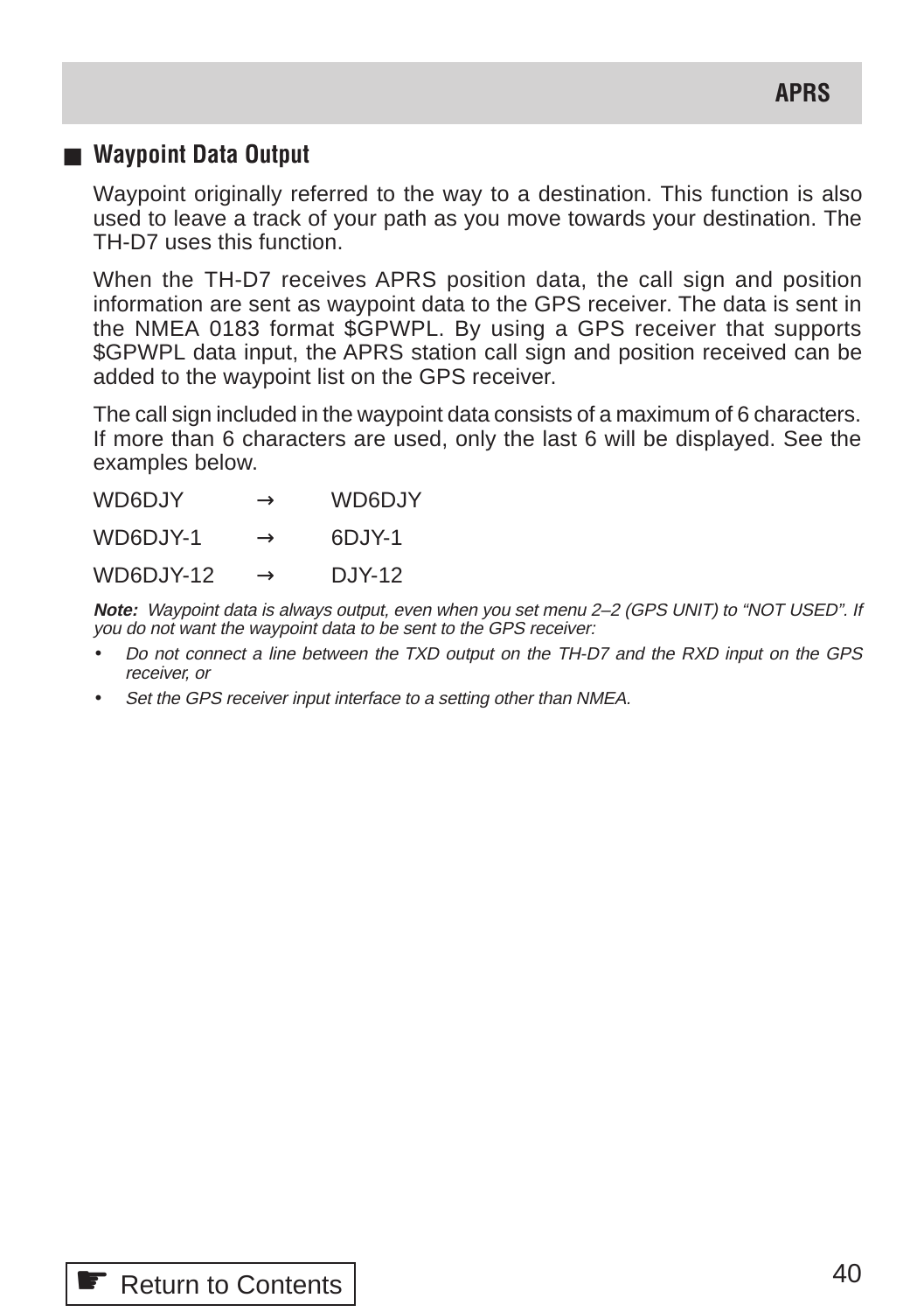## ■ Waypoint Data Output

Waypoint originally referred to the way to a destination. This function is also used to leave a track of your path as you move towards your destination. The TH-D7 uses this function.

When the TH-D7 receives APRS position data, the call sign and position information are sent as waypoint data to the GPS receiver. The data is sent in the NMEA 0183 format $GPWPL. By using a GPS receiver that supports $GPWPL data input, the APRS station call sign and position received can be added to the waypoint list on the GPS receiver.

The call sign included in the waypoint data consists of a maximum of 6 characters. If more than 6 characters are used, only the last 6 will be displayed. See the examples below.

WD6DJY → WD6DJY

WD6DJY-1 → 6DJY-1

WD6DJY-12 → DJY-12

***Note:*** *Waypoint data is always output, even when you set menu 2–2 (GPS UNIT) to “NOT USED”. If you do not want the waypoint data to be sent to the GPS receiver:*

- *Do not connect a line between the TXD output on the TH-D7 and the RXD input on the GPS receiver, or*
- *Set the GPS receiver input interface to a setting other than NMEA.*

☛ Return to Contents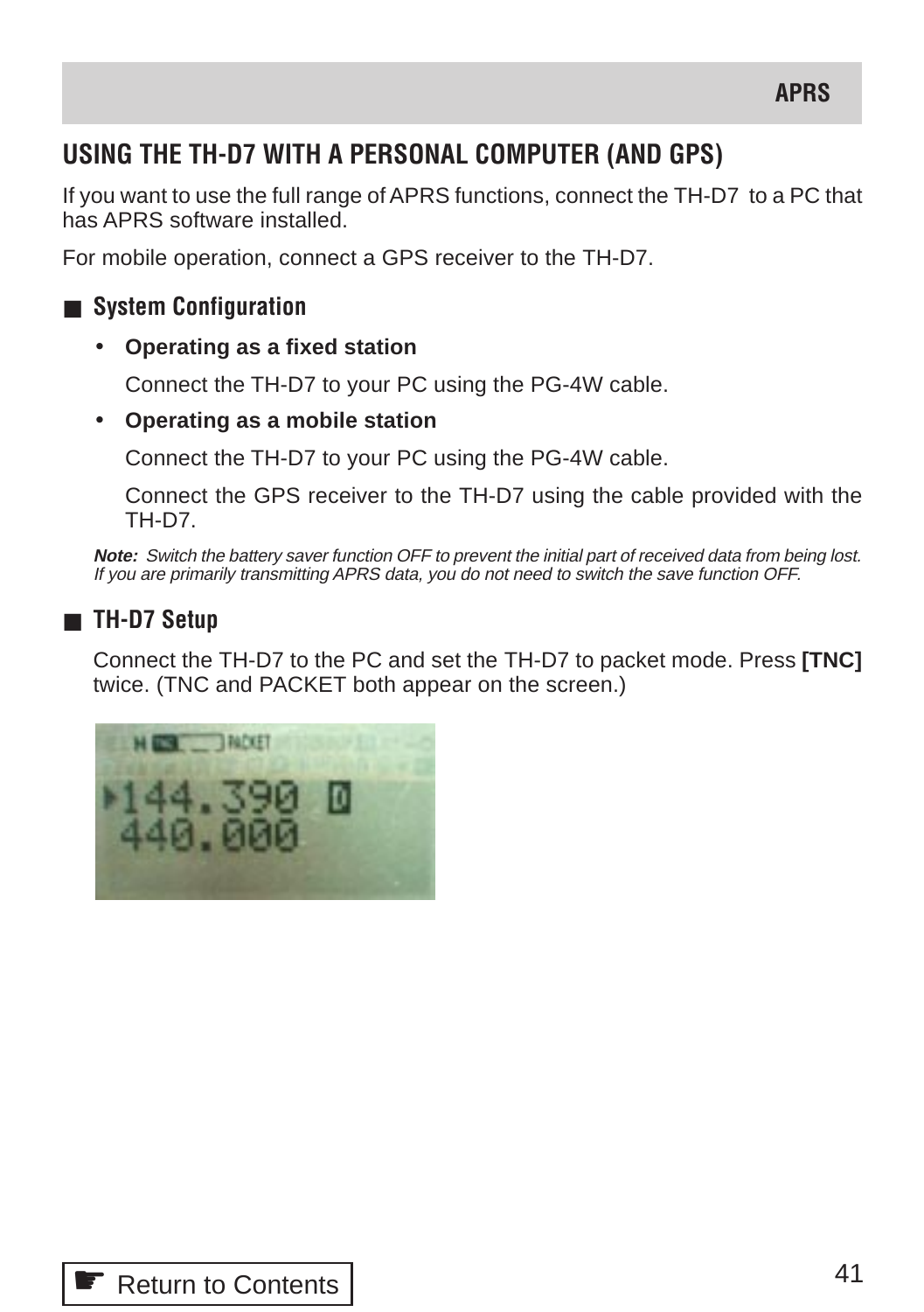## USING THE TH-D7 WITH A PERSONAL COMPUTER (AND GPS)

If you want to use the full range of APRS functions, connect the TH-D7 to a PC that has APRS software installed.

For mobile operation, connect a GPS receiver to the TH-D7.

### ■ System Configuration

- **Operating as a fixed station**

  Connect the TH-D7 to your PC using the PG-4W cable.

- **Operating as a mobile station**

  Connect the TH-D7 to your PC using the PG-4W cable.

  Connect the GPS receiver to the TH-D7 using the cable provided with the TH-D7.

***Note:*** *Switch the battery saver function OFF to prevent the initial part of received data from being lost. If you are primarily transmitting APRS data, you do not need to switch the save function OFF.*

### ■ TH-D7 Setup

Connect the TH-D7 to the PC and set the TH-D7 to packet mode. Press **[TNC]** twice. (TNC and PACKET both appear on the screen.)

Return to Contents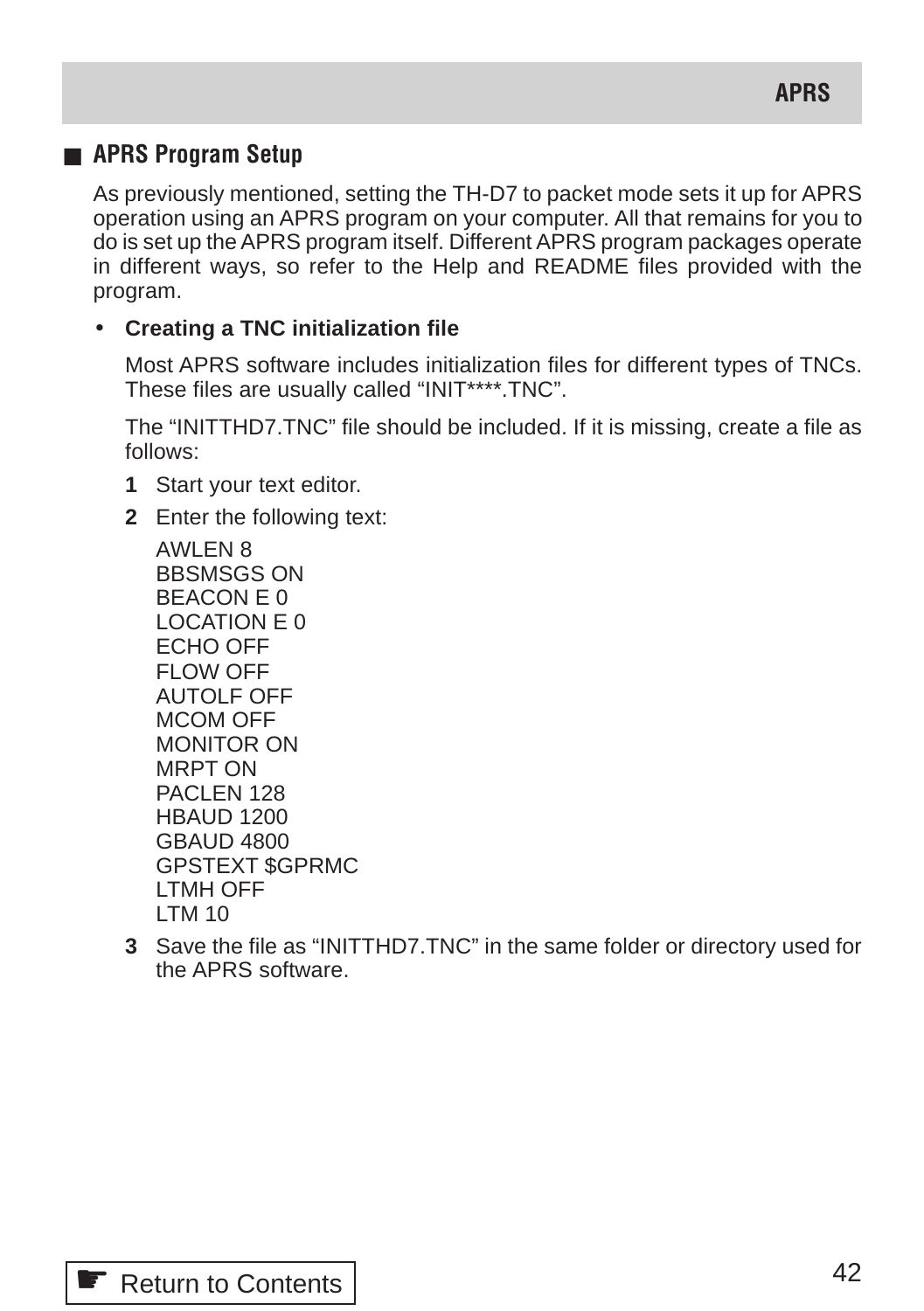## APRS Program Setup

As previously mentioned, setting the TH-D7 to packet mode sets it up for APRS operation using an APRS program on your computer. All that remains for you to do is set up the APRS program itself. Different APRS program packages operate in different ways, so refer to the Help and README files provided with the program.

- **Creating a TNC initialization file**

  Most APRS software includes initialization files for different types of TNCs. These files are usually called “INIT****.TNC”.

  The “INITTHD7.TNC” file should be included. If it is missing, create a file as follows:

  **1** Start your text editor.

  **2** Enter the following text:

  ```
  AWLEN 8
  BBSMSGS ON
  BEACON E 0
  LOCATION E 0
  ECHO OFF
  FLOW OFF
  AUTOLF OFF
  MCOM OFF
  MONITOR ON
  MRPT ON
  PACLEN 128
  HBAUD 1200
  GBAUD 4800
  GPSTEXT $GPRMC
  LTMH OFF
  LTM 10
  ```

  **3** Save the file as “INITTHD7.TNC” in the same folder or directory used for the APRS software.

☛ Return to Contents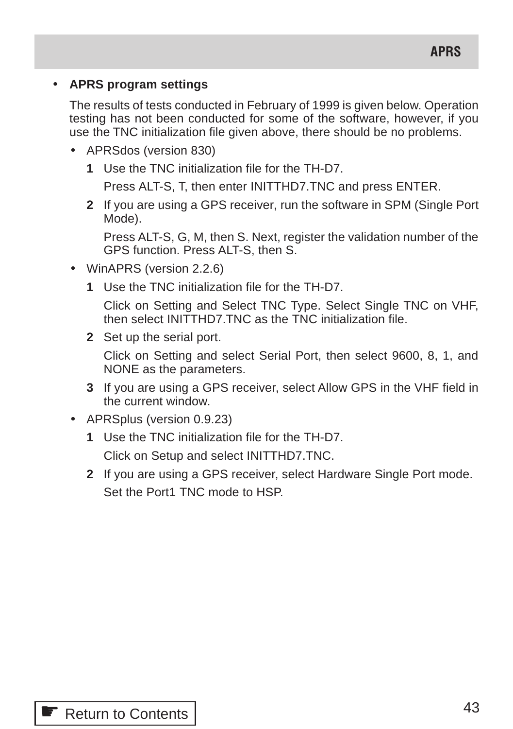- **APRS program settings**

  The results of tests conducted in February of 1999 is given below. Operation testing has not been conducted for some of the software, however, if you use the TNC initialization file given above, there should be no problems.

  - APRSdos (version 830)

    **1** Use the TNC initialization file for the TH-D7.

    Press ALT-S, T, then enter INITTHD7.TNC and press ENTER.

    **2** If you are using a GPS receiver, run the software in SPM (Single Port Mode).

    Press ALT-S, G, M, then S. Next, register the validation number of the GPS function. Press ALT-S, then S.

  - WinAPRS (version 2.2.6)

    **1** Use the TNC initialization file for the TH-D7.

    Click on Setting and Select TNC Type. Select Single TNC on VHF, then select INITTHD7.TNC as the TNC initialization file.

    **2** Set up the serial port.

    Click on Setting and select Serial Port, then select 9600, 8, 1, and NONE as the parameters.

    **3** If you are using a GPS receiver, select Allow GPS in the VHF field in the current window.

  - APRSplus (version 0.9.23)

    **1** Use the TNC initialization file for the TH-D7.

    Click on Setup and select INITTHD7.TNC.

    **2** If you are using a GPS receiver, select Hardware Single Port mode.

    Set the Port1 TNC mode to HSP.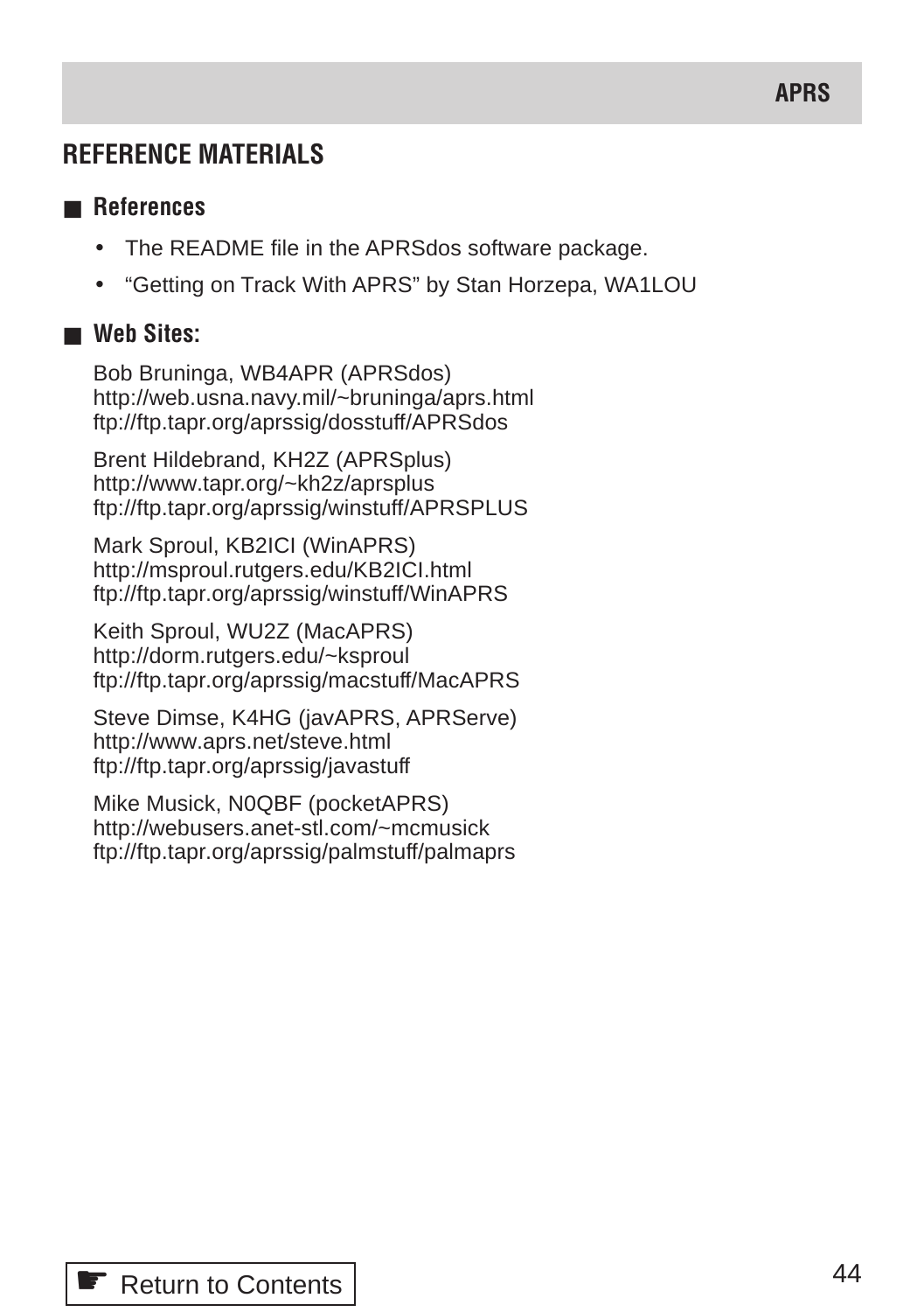## REFERENCE MATERIALS

### ■ References

- The README file in the APRSdos software package.
- “Getting on Track With APRS” by Stan Horzepa, WA1LOU

### ■ Web Sites:

Bob Bruninga, WB4APR (APRSdos)
http://web.usna.navy.mil/~bruninga/aprs.html
ftp://ftp.tapr.org/aprssig/dosstuff/APRSdos

Brent Hildebrand, KH2Z (APRSplus)
http://www.tapr.org/~kh2z/aprsplus
ftp://ftp.tapr.org/aprssig/winstuff/APRSPLUS

Mark Sproul, KB2ICI (WinAPRS)
http://msproul.rutgers.edu/KB2ICI.html
ftp://ftp.tapr.org/aprssig/winstuff/WinAPRS

Keith Sproul, WU2Z (MacAPRS)
http://dorm.rutgers.edu/~ksproul
ftp://ftp.tapr.org/aprssig/macstuff/MacAPRS

Steve Dimse, K4HG (javAPRS, APRServe)
http://www.aprs.net/steve.html
ftp://ftp.tapr.org/aprssig/javastuff

Mike Musick, N0QBF (pocketAPRS)
http://webusers.anet-stl.com/~mcmusick
ftp://ftp.tapr.org/aprssig/palmstuff/palmaprs

☛ Return to Contents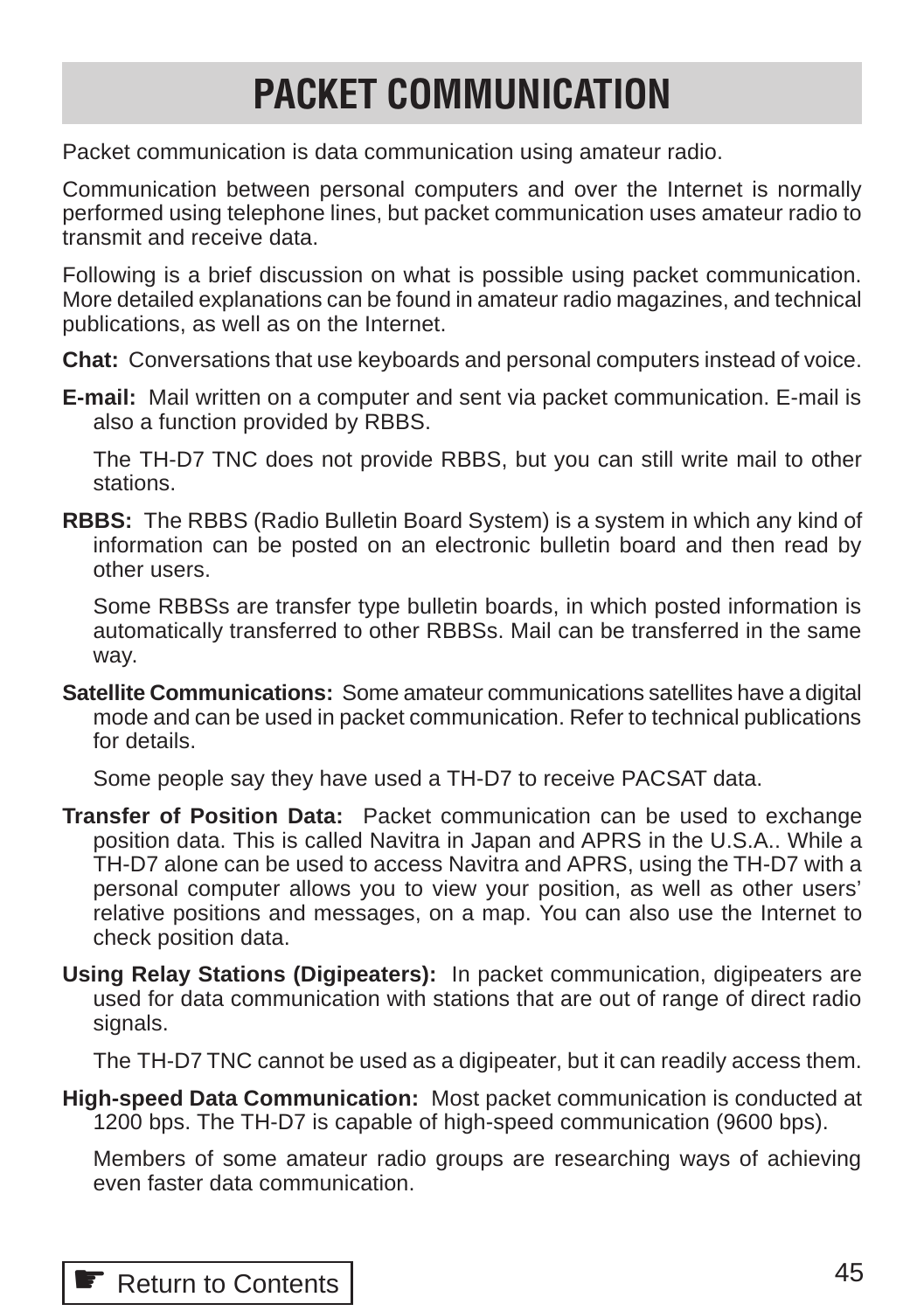# PACKET COMMUNICATION

Packet communication is data communication using amateur radio.

Communication between personal computers and over the Internet is normally performed using telephone lines, but packet communication uses amateur radio to transmit and receive data.

Following is a brief discussion on what is possible using packet communication. More detailed explanations can be found in amateur radio magazines, and technical publications, as well as on the Internet.

**Chat:** Conversations that use keyboards and personal computers instead of voice.

**E-mail:** Mail written on a computer and sent via packet communication. E-mail is also a function provided by RBBS.

The TH-D7 TNC does not provide RBBS, but you can still write mail to other stations.

**RBBS:** The RBBS (Radio Bulletin Board System) is a system in which any kind of information can be posted on an electronic bulletin board and then read by other users.

Some RBBSs are transfer type bulletin boards, in which posted information is automatically transferred to other RBBSs. Mail can be transferred in the same way.

**Satellite Communications:** Some amateur communications satellites have a digital mode and can be used in packet communication. Refer to technical publications for details.

Some people say they have used a TH-D7 to receive PACSAT data.

**Transfer of Position Data:** Packet communication can be used to exchange position data. This is called Navitra in Japan and APRS in the U.S.A.. While a TH-D7 alone can be used to access Navitra and APRS, using the TH-D7 with a personal computer allows you to view your position, as well as other users' relative positions and messages, on a map. You can also use the Internet to check position data.

**Using Relay Stations (Digipeaters):** In packet communication, digipeaters are used for data communication with stations that are out of range of direct radio signals.

The TH-D7 TNC cannot be used as a digipeater, but it can readily access them.

**High-speed Data Communication:** Most packet communication is conducted at 1200 bps. The TH-D7 is capable of high-speed communication (9600 bps).

Members of some amateur radio groups are researching ways of achieving even faster data communication.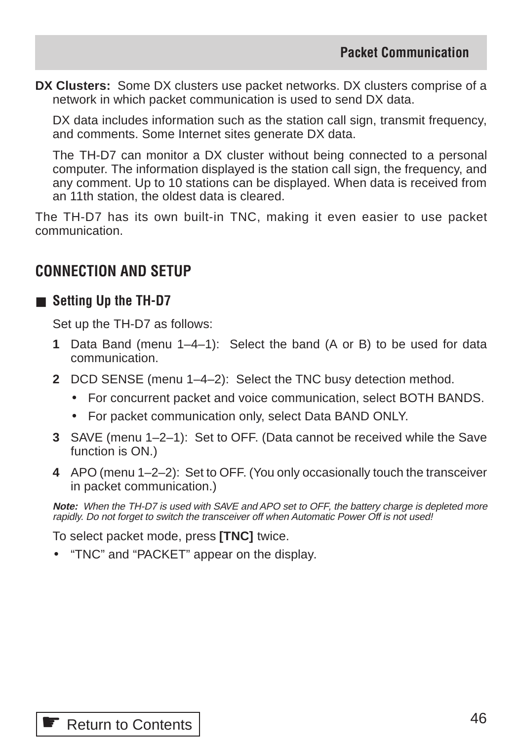**DX Clusters:** Some DX clusters use packet networks. DX clusters comprise of a network in which packet communication is used to send DX data.

DX data includes information such as the station call sign, transmit frequency, and comments. Some Internet sites generate DX data.

The TH-D7 can monitor a DX cluster without being connected to a personal computer. The information displayed is the station call sign, the frequency, and any comment. Up to 10 stations can be displayed. When data is received from an 11th station, the oldest data is cleared.

The TH-D7 has its own built-in TNC, making it even easier to use packet communication.

## CONNECTION AND SETUP

### ■ Setting Up the TH-D7

Set up the TH-D7 as follows:

1. Data Band (menu 1–4–1): Select the band (A or B) to be used for data communication.
2. DCD SENSE (menu 1–4–2): Select the TNC busy detection method.
   - For concurrent packet and voice communication, select BOTH BANDS.
   - For packet communication only, select Data BAND ONLY.
3. SAVE (menu 1–2–1): Set to OFF. (Data cannot be received while the Save function is ON.)
4. APO (menu 1–2–2): Set to OFF. (You only occasionally touch the transceiver in packet communication.)

***Note:*** *When the TH-D7 is used with SAVE and APO set to OFF, the battery charge is depleted more rapidly. Do not forget to switch the transceiver off when Automatic Power Off is not used!*

To select packet mode, press **[TNC]** twice.

- "TNC" and "PACKET" appear on the display.

☛ Return to Contents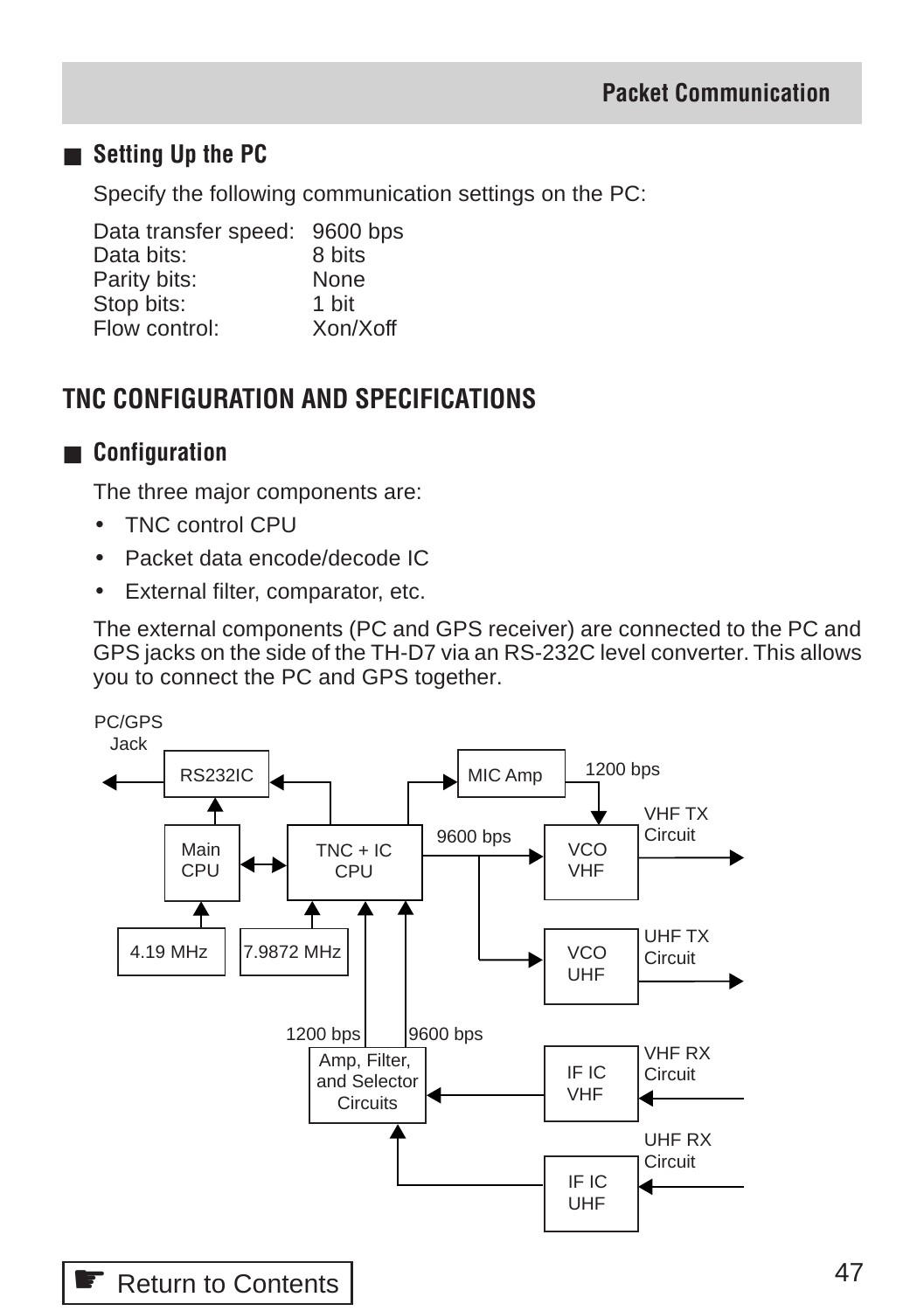## Setting Up the PC

Specify the following communication settings on the PC:

| | |
|---|---|
| Data transfer speed: | 9600 bps |
| Data bits: | 8 bits |
| Parity bits: | None |
| Stop bits: | 1 bit |
| Flow control: | Xon/Xoff |

# TNC CONFIGURATION AND SPECIFICATIONS

## Configuration

The three major components are:

- TNC control CPU
- Packet data encode/decode IC
- External filter, comparator, etc.

The external components (PC and GPS receiver) are connected to the PC and GPS jacks on the side of the TH-D7 via an RS-232C level converter. This allows you to connect the PC and GPS together.

PC/GPS Jack
RS232IC
MIC Amp
1200 bps
VHF TX Circuit
Main CPU
TNC + IC CPU
9600 bps
VCO VHF
4.19 MHz
7.9872 MHz
VCO UHF
UHF TX Circuit
1200 bps
9600 bps
Amp, Filter, and Selector Circuits
IF IC VHF
VHF RX Circuit
UHF RX Circuit
IF IC UHF

Return to Contents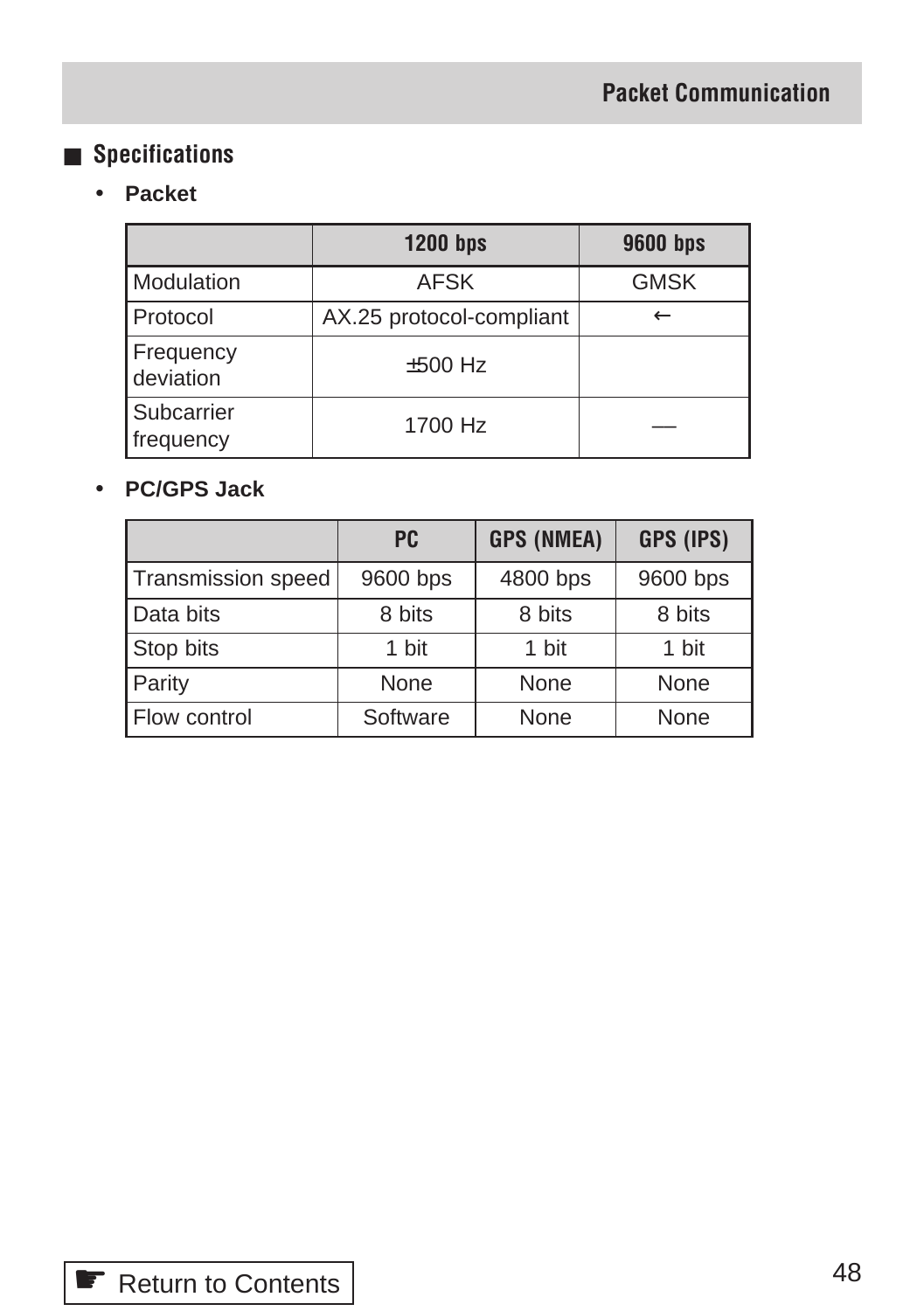## Specifications

- **Packet**

| | 1200 bps | 9600 bps |
|---|---|---|
| Modulation | AFSK | GMSK |
| Protocol | AX.25 protocol-compliant | ← |
| Frequency deviation | ±500 Hz | |
| Subcarrier frequency | 1700 Hz | — |

- **PC/GPS Jack**

| | PC | GPS (NMEA) | GPS (IPS) |
|---|---|---|---|
| Transmission speed | 9600 bps | 4800 bps | 9600 bps |
| Data bits | 8 bits | 8 bits | 8 bits |
| Stop bits | 1 bit | 1 bit | 1 bit |
| Parity | None | None | None |
| Flow control | Software | None | None |

Return to Contents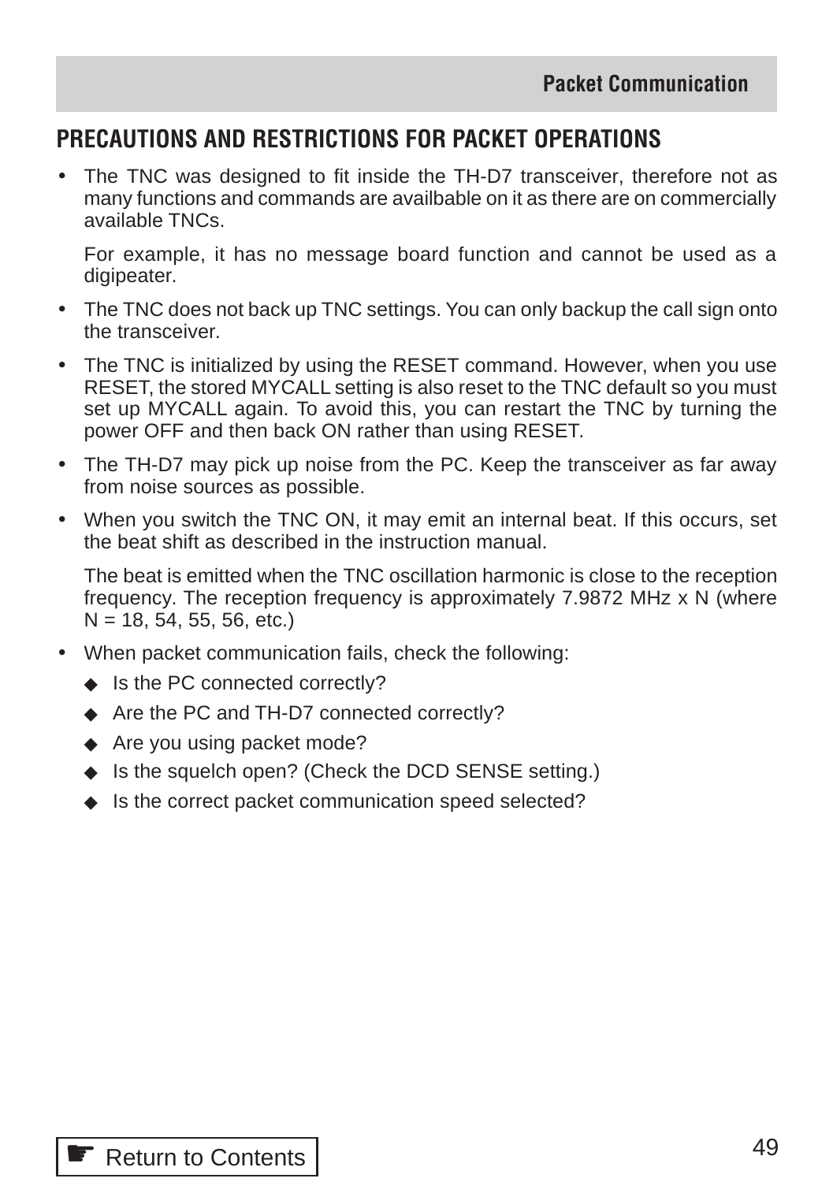## PRECAUTIONS AND RESTRICTIONS FOR PACKET OPERATIONS

- The TNC was designed to fit inside the TH-D7 transceiver, therefore not as many functions and commands are availbable on it as there are on commercially available TNCs.

  For example, it has no message board function and cannot be used as a digipeater.

- The TNC does not back up TNC settings. You can only backup the call sign onto the transceiver.
- The TNC is initialized by using the RESET command. However, when you use RESET, the stored MYCALL setting is also reset to the TNC default so you must set up MYCALL again. To avoid this, you can restart the TNC by turning the power OFF and then back ON rather than using RESET.
- The TH-D7 may pick up noise from the PC. Keep the transceiver as far away from noise sources as possible.
- When you switch the TNC ON, it may emit an internal beat. If this occurs, set the beat shift as described in the instruction manual.

  The beat is emitted when the TNC oscillation harmonic is close to the reception frequency. The reception frequency is approximately 7.9872 MHz x N (where N = 18, 54, 55, 56, etc.)

- When packet communication fails, check the following:
  - ◆ Is the PC connected correctly?
  - ◆ Are the PC and TH-D7 connected correctly?
  - ◆ Are you using packet mode?
  - ◆ Is the squelch open? (Check the DCD SENSE setting.)
  - ◆ Is the correct packet communication speed selected?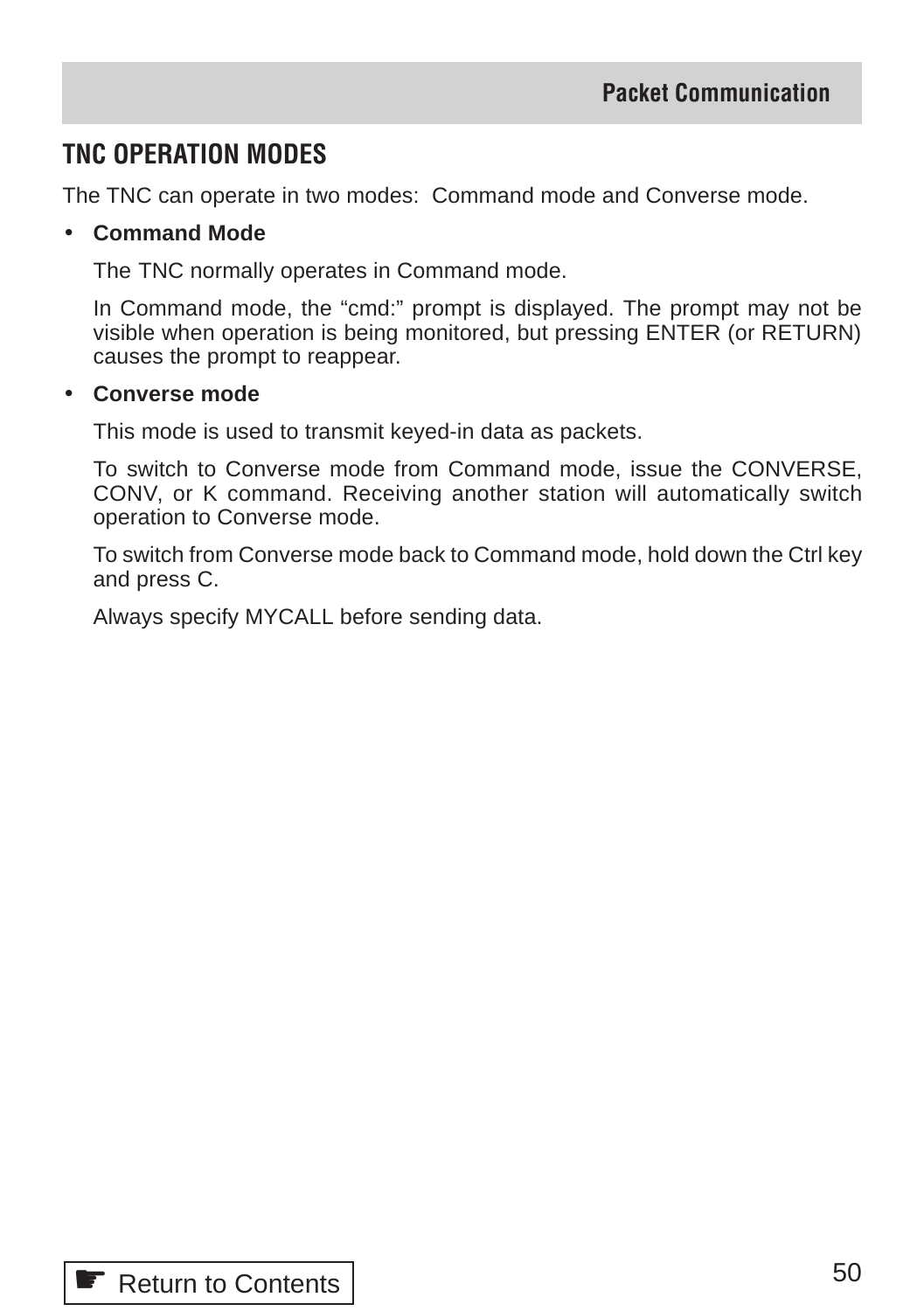## TNC OPERATION MODES

The TNC can operate in two modes: Command mode and Converse mode.

- **Command Mode**

  The TNC normally operates in Command mode.

  In Command mode, the “cmd:” prompt is displayed. The prompt may not be visible when operation is being monitored, but pressing ENTER (or RETURN) causes the prompt to reappear.

- **Converse mode**

  This mode is used to transmit keyed-in data as packets.

  To switch to Converse mode from Command mode, issue the CONVERSE, CONV, or K command. Receiving another station will automatically switch operation to Converse mode.

  To switch from Converse mode back to Command mode, hold down the Ctrl key and press C.

  Always specify MYCALL before sending data.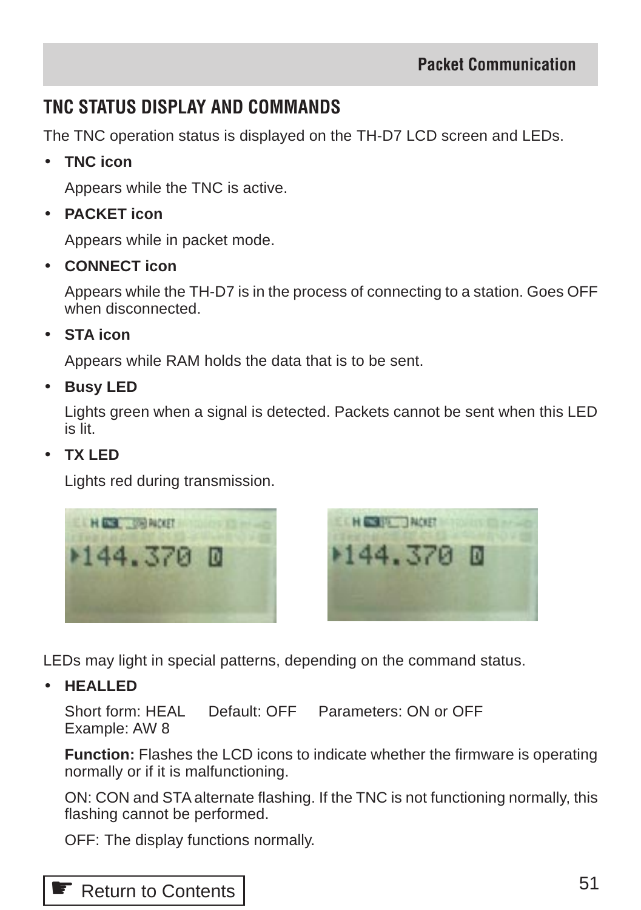## TNC STATUS DISPLAY AND COMMANDS

The TNC operation status is displayed on the TH-D7 LCD screen and LEDs.

- **TNC icon**

  Appears while the TNC is active.

- **PACKET icon**

  Appears while in packet mode.

- **CONNECT icon**

  Appears while the TH-D7 is in the process of connecting to a station. Goes OFF when disconnected.

- **STA icon**

  Appears while RAM holds the data that is to be sent.

- **Busy LED**

  Lights green when a signal is detected. Packets cannot be sent when this LED is lit.

- **TX LED**

  Lights red during transmission.

LEDs may light in special patterns, depending on the command status.

- **HEALLED**

  Short form: HEAL  Default: OFF  Parameters: ON or OFF
  Example: AW 8

  **Function:** Flashes the LCD icons to indicate whether the firmware is operating normally or if it is malfunctioning.

  ON: CON and STA alternate flashing. If the TNC is not functioning normally, this flashing cannot be performed.

  OFF: The display functions normally.

☛ Return to Contents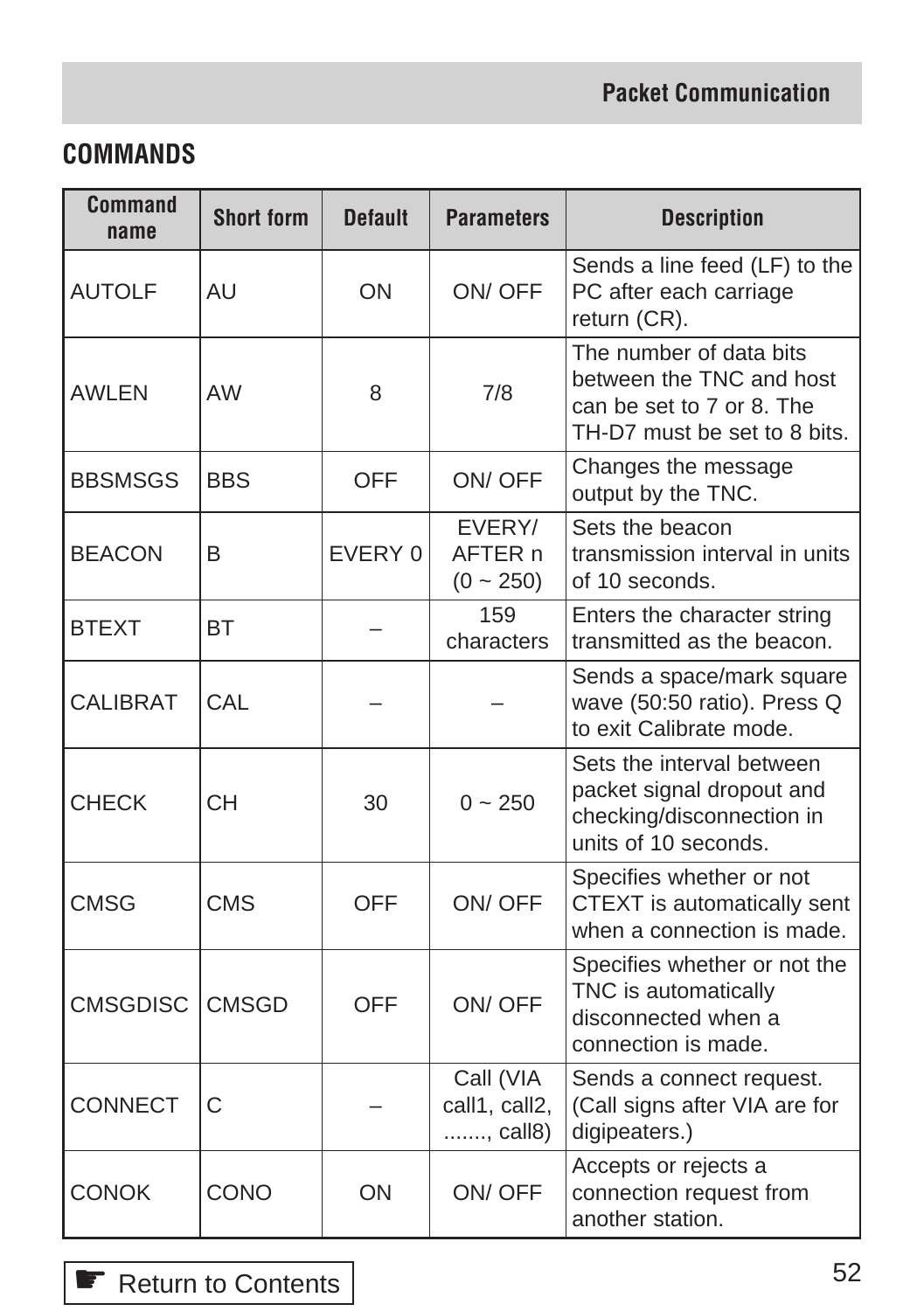## COMMANDS

| Command name | Short form | Default | Parameters | Description |
|---|---|---|---|---|
| AUTOLF | AU | ON | ON/ OFF | Sends a line feed (LF) to the PC after each carriage return (CR). |
| AWLEN | AW | 8 | 7/8 | The number of data bits between the TNC and host can be set to 7 or 8. The TH-D7 must be set to 8 bits. |
| BBSMSGS | BBS | OFF | ON/ OFF | Changes the message output by the TNC. |
| BEACON | B | EVERY 0 | EVERY/ AFTER n (0 ~ 250) | Sets the beacon transmission interval in units of 10 seconds. |
| BTEXT | BT | – | 159 characters | Enters the character string transmitted as the beacon. |
| CALIBRAT | CAL | – | – | Sends a space/mark square wave (50:50 ratio). Press Q to exit Calibrate mode. |
| CHECK | CH | 30 | 0 ~ 250 | Sets the interval between packet signal dropout and checking/disconnection in units of 10 seconds. |
| CMSG | CMS | OFF | ON/ OFF | Specifies whether or not CTEXT is automatically sent when a connection is made. |
| CMSGDISC | CMSGD | OFF | ON/ OFF | Specifies whether or not the TNC is automatically disconnected when a connection is made. |
| CONNECT | C | – | Call (VIA call1, call2, ......., call8) | Sends a connect request. (Call signs after VIA are for digipeaters.) |
| CONOK | CONO | ON | ON/ OFF | Accepts or rejects a connection request from another station. |

☛ Return to Contents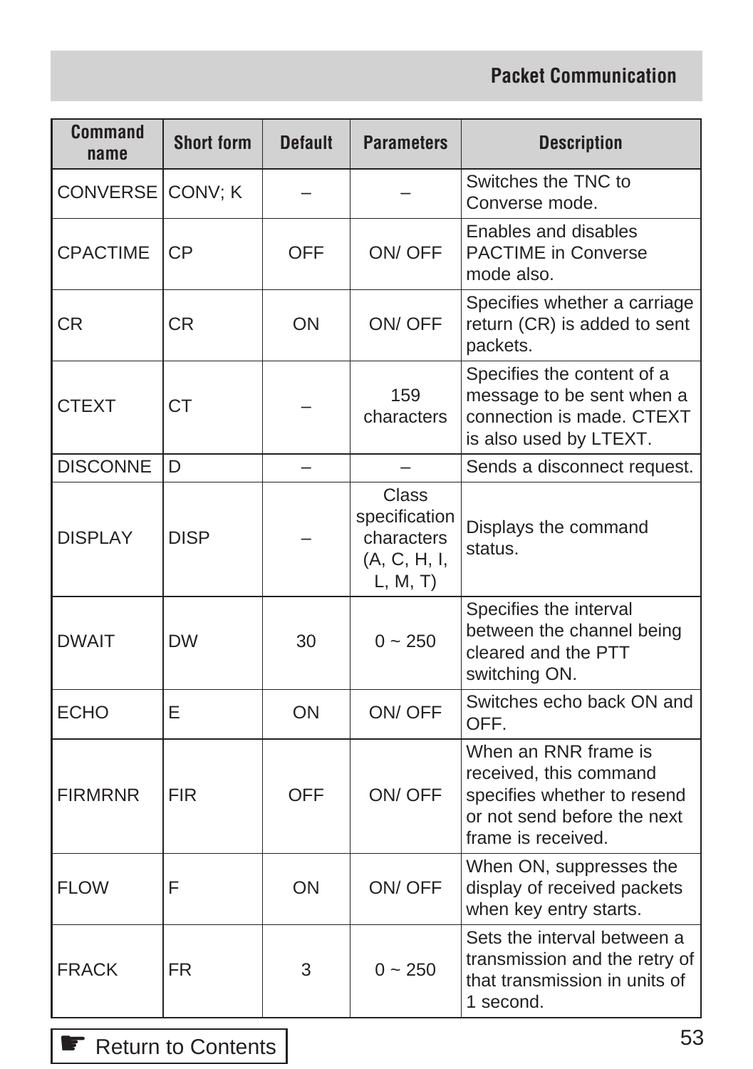| Command name | Short form | Default | Parameters | Description |
| --- | --- | --- | --- | --- |
| CONVERSE | CONV; K | – | – | Switches the TNC to Converse mode. |
| CPACTIME | CP | OFF | ON/ OFF | Enables and disables PACTIME in Converse mode also. |
| CR | CR | ON | ON/ OFF | Specifies whether a carriage return (CR) is added to sent packets. |
| CTEXT | CT | – | 159 characters | Specifies the content of a message to be sent when a connection is made. CTEXT is also used by LTEXT. |
| DISCONNE | D | – | – | Sends a disconnect request. |
| DISPLAY | DISP | – | Class specification characters (A, C, H, I, L, M, T) | Displays the command status. |
| DWAIT | DW | 30 | 0 ~ 250 | Specifies the interval between the channel being cleared and the PTT switching ON. |
| ECHO | E | ON | ON/ OFF | Switches echo back ON and OFF. |
| FIRMRNR | FIR | OFF | ON/ OFF | When an RNR frame is received, this command specifies whether to resend or not send before the next frame is received. |
| FLOW | F | ON | ON/ OFF | When ON, suppresses the display of received packets when key entry starts. |
| FRACK | FR | 3 | 0 ~ 250 | Sets the interval between a transmission and the retry of that transmission in units of 1 second. |

☛ Return to Contents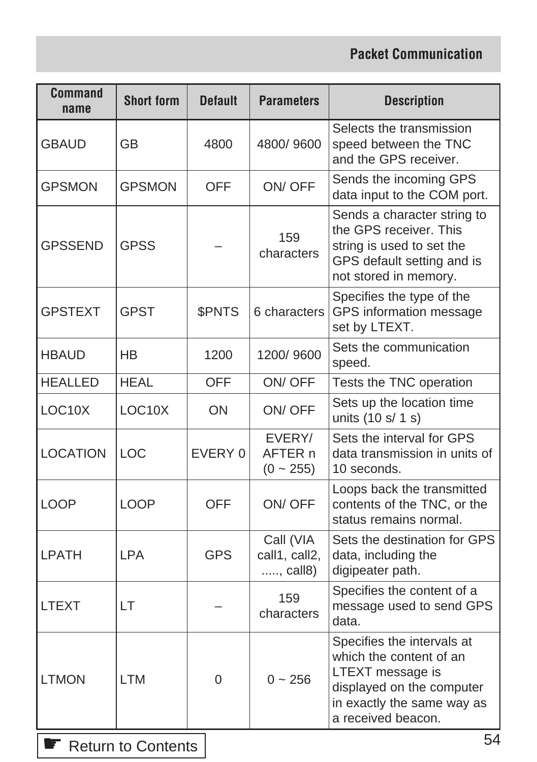| Command name | Short form | Default | Parameters | Description |
| --- | --- | --- | --- | --- |
| GBAUD | GB | 4800 | 4800/ 9600 | Selects the transmission speed between the TNC and the GPS receiver. |
| GPSMON | GPSMON | OFF | ON/ OFF | Sends the incoming GPS data input to the COM port. |
| GPSSEND | GPSS | – | 159 characters | Sends a character string to the GPS receiver. This string is used to set the GPS default setting and is not stored in memory. |
| GPSTEXT | GPST | $PNTS | 6 characters | Specifies the type of the GPS information message set by LTEXT. |
| HBAUD | HB | 1200 | 1200/ 9600 | Sets the communication speed. |
| HEALLED | HEAL | OFF | ON/ OFF | Tests the TNC operation |
| LOC10X | LOC10X | ON | ON/ OFF | Sets up the location time units (10 s/ 1 s) |
| LOCATION | LOC | EVERY 0 | EVERY/ AFTER n (0 ~ 255) | Sets the interval for GPS data transmission in units of 10 seconds. |
| LOOP | LOOP | OFF | ON/ OFF | Loops back the transmitted contents of the TNC, or the status remains normal. |
| LPATH | LPA | GPS | Call (VIA call1, call2, ....., call8) | Sets the destination for GPS data, including the digipeater path. |
| LTEXT | LT | – | 159 characters | Specifies the content of a message used to send GPS data. |
| LTMON | LTM | 0 | 0 ~ 256 | Specifies the intervals at which the content of an LTEXT message is displayed on the computer in exactly the same way as a received beacon. |

☛ Return to Contents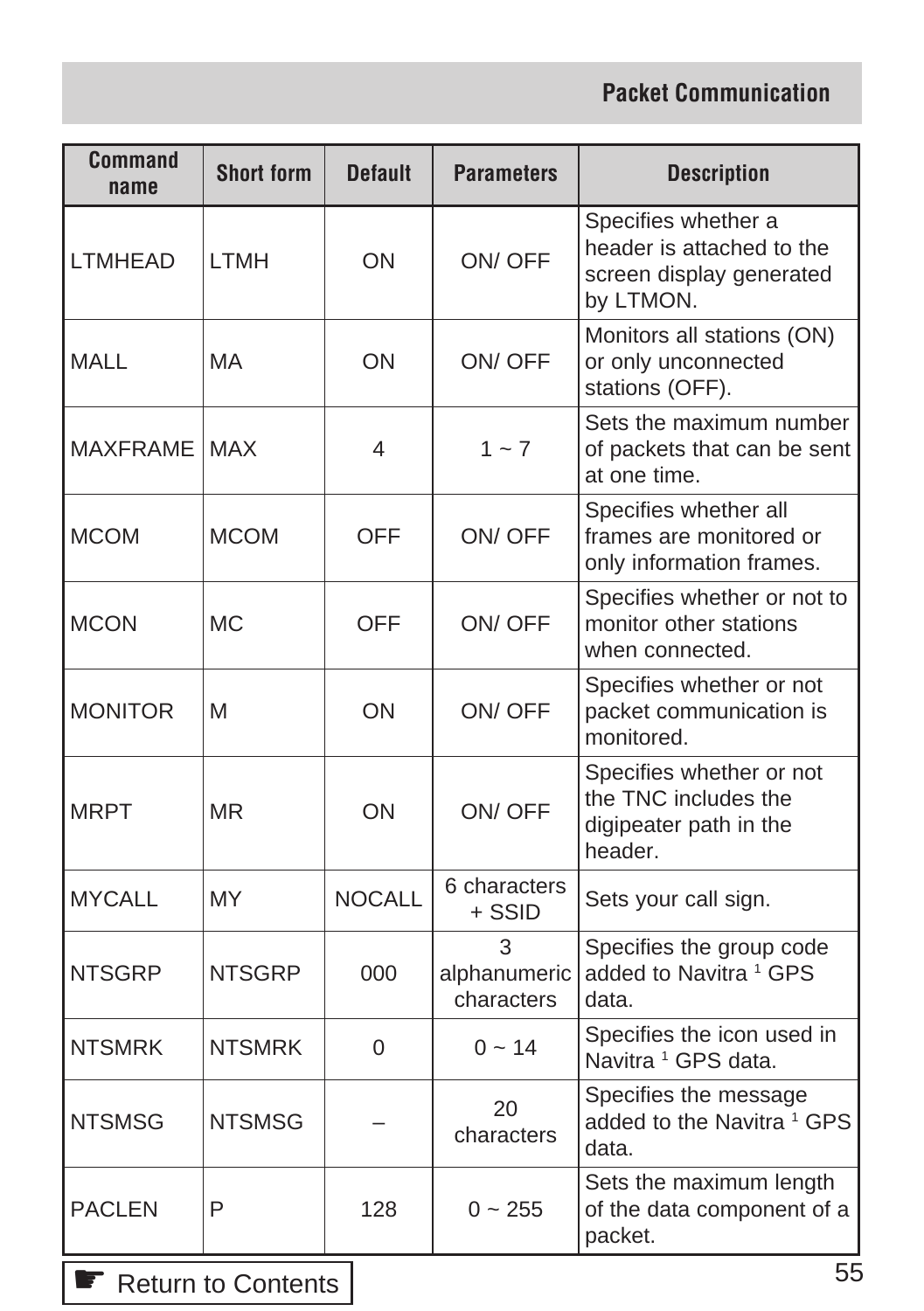| Command name | Short form | Default | Parameters | Description |
|---|---|---|---|---|
| LTMHEAD | LTMH | ON | ON/ OFF | Specifies whether a header is attached to the screen display generated by LTMON. |
| MALL | MA | ON | ON/ OFF | Monitors all stations (ON) or only unconnected stations (OFF). |
| MAXFRAME | MAX | 4 | 1 ~ 7 | Sets the maximum number of packets that can be sent at one time. |
| MCOM | MCOM | OFF | ON/ OFF | Specifies whether all frames are monitored or only information frames. |
| MCON | MC | OFF | ON/ OFF | Specifies whether or not to monitor other stations when connected. |
| MONITOR | M | ON | ON/ OFF | Specifies whether or not packet communication is monitored. |
| MRPT | MR | ON | ON/ OFF | Specifies whether or not the TNC includes the digipeater path in the header. |
| MYCALL | MY | NOCALL | 6 characters + SSID | Sets your call sign. |
| NTSGRP | NTSGRP | 000 | 3 alphanumeric characters | Specifies the group code added to Navitra [1] GPS data. |
| NTSMRK | NTSMRK | 0 | 0 ~ 14 | Specifies the icon used in Navitra [1] GPS data. |
| NTSMSG | NTSMSG | – | 20 characters | Specifies the message added to the Navitra [1] GPS data. |
| PACLEN | P | 128 | 0 ~ 255 | Sets the maximum length of the data component of a packet. |

☛ Return to Contents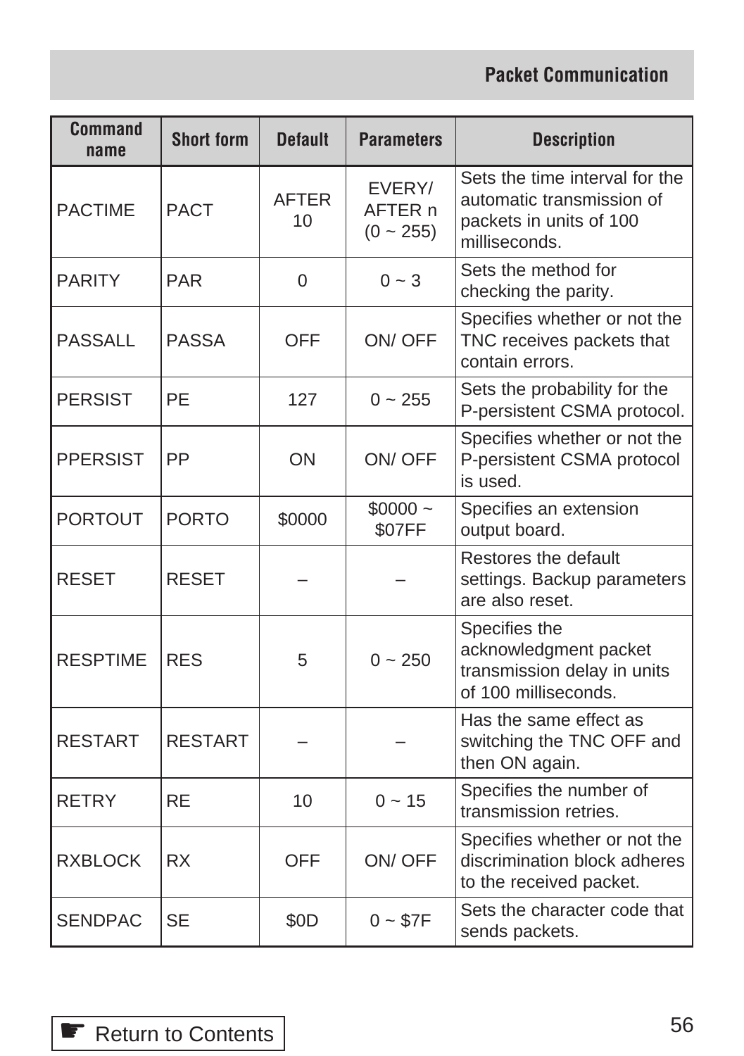| Command name | Short form | Default | Parameters | Description |
|---|---|---|---|---|
| PACTIME | PACT | AFTER 10 | EVERY/ AFTER n (0 ~ 255) | Sets the time interval for the automatic transmission of packets in units of 100 milliseconds. |
| PARITY | PAR | 0 | 0 ~ 3 | Sets the method for checking the parity. |
| PASSALL | PASSA | OFF | ON/ OFF | Specifies whether or not the TNC receives packets that contain errors. |
| PERSIST | PE | 127 | 0 ~ 255 | Sets the probability for the P-persistent CSMA protocol. |
| PPERSIST | PP | ON | ON/ OFF | Specifies whether or not the P-persistent CSMA protocol is used. |
| PORTOUT | PORTO | $0000 | $0000 ~ $07FF | Specifies an extension output board. |
| RESET | RESET | – | – | Restores the default settings. Backup parameters are also reset. |
| RESPTIME | RES | 5 | 0 ~ 250 | Specifies the acknowledgment packet transmission delay in units of 100 milliseconds. |
| RESTART | RESTART | – | – | Has the same effect as switching the TNC OFF and then ON again. |
| RETRY | RE | 10 | 0 ~ 15 | Specifies the number of transmission retries. |
| RXBLOCK | RX | OFF | ON/ OFF | Specifies whether or not the discrimination block adheres to the received packet. |
| SENDPAC | SE | $0D | 0 ~ $7F | Sets the character code that sends packets. |

Return to Contents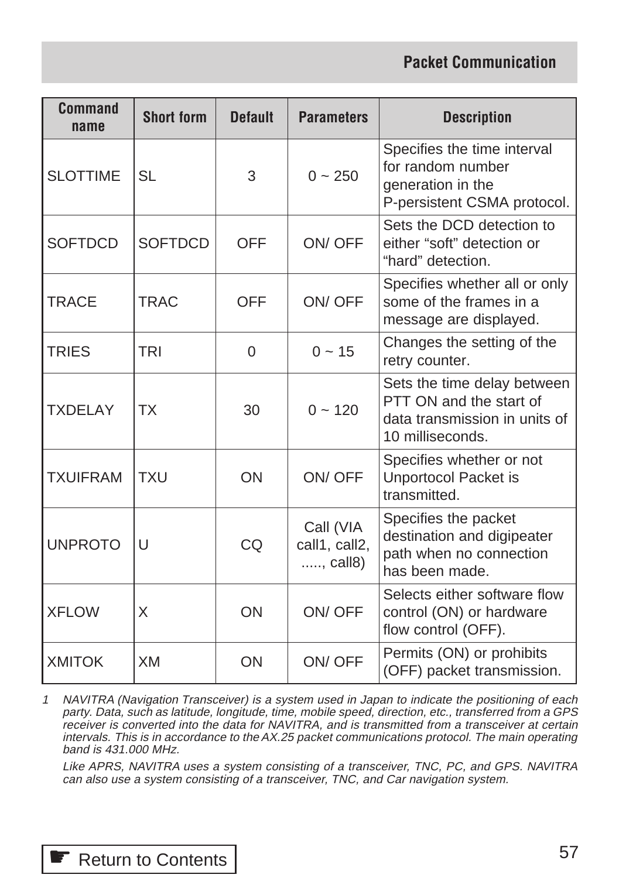| Command name | Short form | Default | Parameters | Description |
|---|---|---|---|---|
| SLOTTIME | SL | 3 | 0 ~ 250 | Specifies the time interval for random number generation in the P-persistent CSMA protocol. |
| SOFTDCD | SOFTDCD | OFF | ON/ OFF | Sets the DCD detection to either “soft” detection or “hard” detection. |
| TRACE | TRAC | OFF | ON/ OFF | Specifies whether all or only some of the frames in a message are displayed. |
| TRIES | TRI | 0 | 0 ~ 15 | Changes the setting of the retry counter. |
| TXDELAY | TX | 30 | 0 ~ 120 | Sets the time delay between PTT ON and the start of data transmission in units of 10 milliseconds. |
| TXUIFRAM | TXU | ON | ON/ OFF | Specifies whether or not Unportocol Packet is transmitted. |
| UNPROTO | U | CQ | Call (VIA call1, call2, ....., call8) | Specifies the packet destination and digipeater path when no connection has been made. |
| XFLOW | X | ON | ON/ OFF | Selects either software flow control (ON) or hardware flow control (OFF). |
| XMITOK | XM | ON | ON/ OFF | Permits (ON) or prohibits (OFF) packet transmission. |

1 *NAVITRA (Navigation Transceiver) is a system used in Japan to indicate the positioning of each party. Data, such as latitude, longitude, time, mobile speed, direction, etc., transferred from a GPS receiver is converted into the data for NAVITRA, and is transmitted from a transceiver at certain intervals. This is in accordance to the AX.25 packet communications protocol. The main operating band is 431.000 MHz.*

*Like APRS, NAVITRA uses a system consisting of a transceiver, TNC, PC, and GPS. NAVITRA can also use a system consisting of a transceiver, TNC, and Car navigation system.*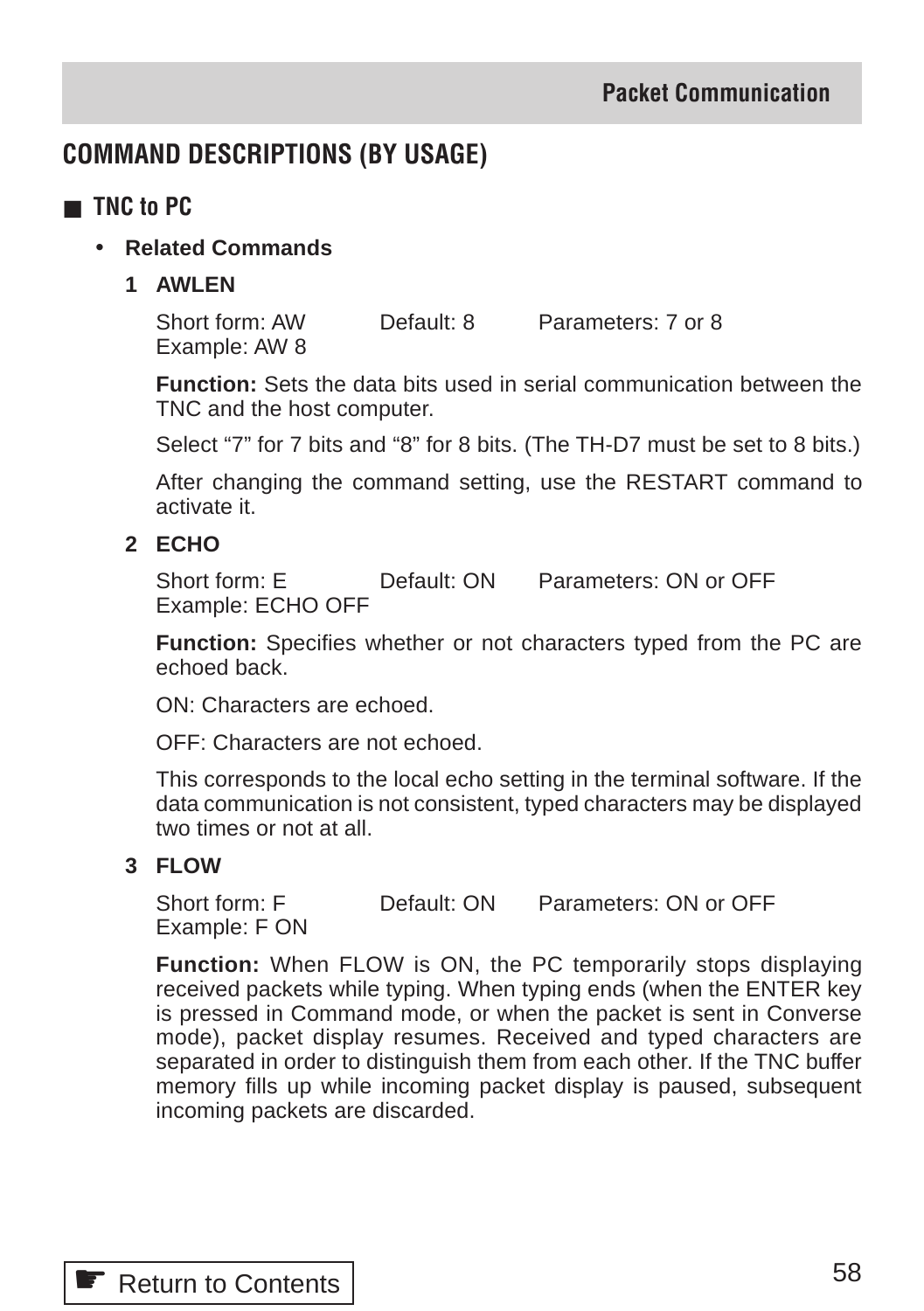## COMMAND DESCRIPTIONS (BY USAGE)

### ■ TNC to PC

- **Related Commands**

**1 AWLEN**

Short form: AW Default: 8 Parameters: 7 or 8
Example: AW 8

**Function:** Sets the data bits used in serial communication between the TNC and the host computer.

Select “7” for 7 bits and “8” for 8 bits. (The TH-D7 must be set to 8 bits.)

After changing the command setting, use the RESTART command to activate it.

**2 ECHO**

Short form: E Default: ON Parameters: ON or OFF
Example: ECHO OFF

**Function:** Specifies whether or not characters typed from the PC are echoed back.

ON: Characters are echoed.

OFF: Characters are not echoed.

This corresponds to the local echo setting in the terminal software. If the data communication is not consistent, typed characters may be displayed two times or not at all.

**3 FLOW**

Short form: F Default: ON Parameters: ON or OFF
Example: F ON

**Function:** When FLOW is ON, the PC temporarily stops displaying received packets while typing. When typing ends (when the ENTER key is pressed in Command mode, or when the packet is sent in Converse mode), packet display resumes. Received and typed characters are separated in order to distinguish them from each other. If the TNC buffer memory fills up while incoming packet display is paused, subsequent incoming packets are discarded.

☛ Return to Contents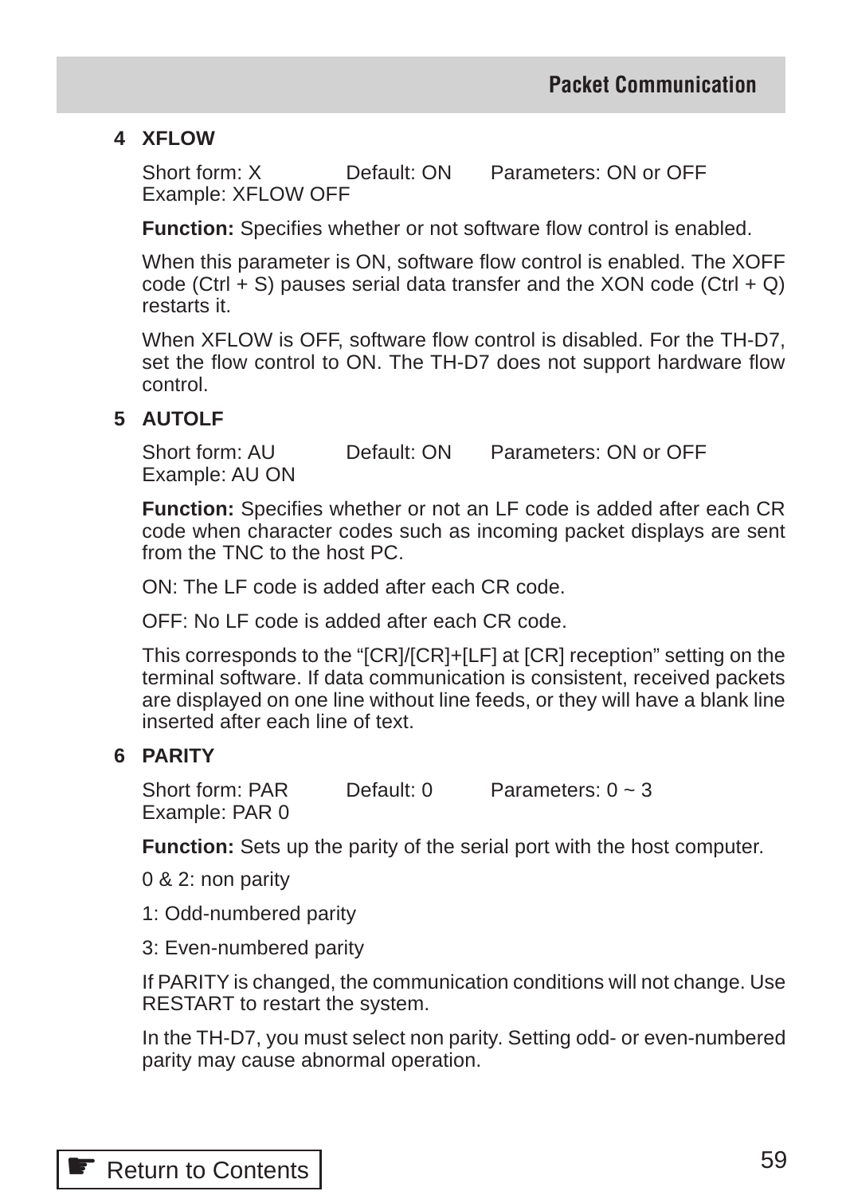### 4 XFLOW

Short form: X Default: ON Parameters: ON or OFF
Example: XFLOW OFF

**Function:** Specifies whether or not software flow control is enabled.

When this parameter is ON, software flow control is enabled. The XOFF code (Ctrl + S) pauses serial data transfer and the XON code (Ctrl + Q) restarts it.

When XFLOW is OFF, software flow control is disabled. For the TH-D7, set the flow control to ON. The TH-D7 does not support hardware flow control.

### 5 AUTOLF

Short form: AU Default: ON Parameters: ON or OFF
Example: AU ON

**Function:** Specifies whether or not an LF code is added after each CR code when character codes such as incoming packet displays are sent from the TNC to the host PC.

ON: The LF code is added after each CR code.

OFF: No LF code is added after each CR code.

This corresponds to the "[CR]/[CR]+[LF] at [CR] reception" setting on the terminal software. If data communication is consistent, received packets are displayed on one line without line feeds, or they will have a blank line inserted after each line of text.

### 6 PARITY

Short form: PAR Default: 0 Parameters: 0 ~ 3
Example: PAR 0

**Function:** Sets up the parity of the serial port with the host computer.

0 & 2: non parity

1: Odd-numbered parity

3: Even-numbered parity

If PARITY is changed, the communication conditions will not change. Use RESTART to restart the system.

In the TH-D7, you must select non parity. Setting odd- or even-numbered parity may cause abnormal operation.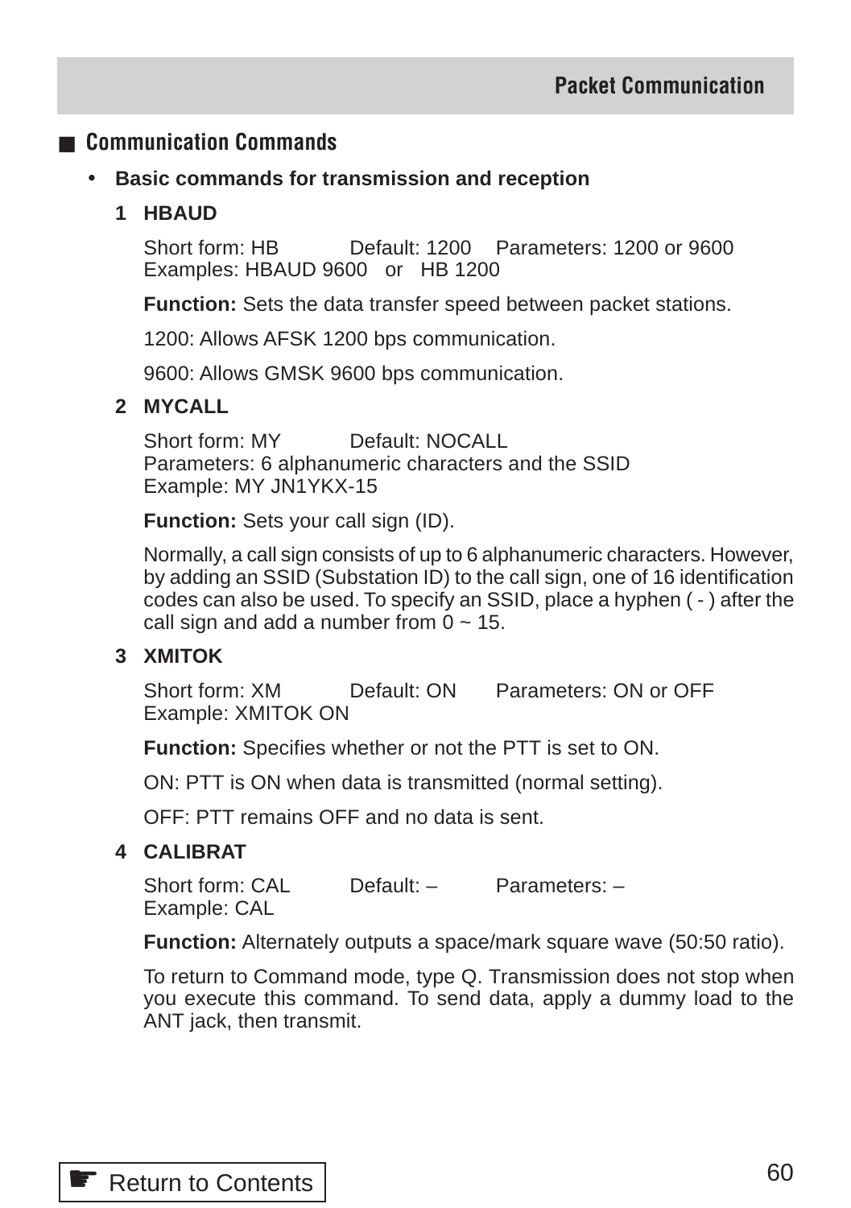## Communication Commands

- **Basic commands for transmission and reception**

**1 HBAUD**

Short form: HB Default: 1200 Parameters: 1200 or 9600
Examples: HBAUD 9600 or HB 1200

**Function:** Sets the data transfer speed between packet stations.

1200: Allows AFSK 1200 bps communication.

9600: Allows GMSK 9600 bps communication.

**2 MYCALL**

Short form: MY Default: NOCALL
Parameters: 6 alphanumeric characters and the SSID
Example: MY JN1YKX-15

**Function:** Sets your call sign (ID).

Normally, a call sign consists of up to 6 alphanumeric characters. However, by adding an SSID (Substation ID) to the call sign, one of 16 identification codes can also be used. To specify an SSID, place a hyphen ( - ) after the call sign and add a number from 0 ~ 15.

**3 XMITOK**

Short form: XM Default: ON Parameters: ON or OFF
Example: XMITOK ON

**Function:** Specifies whether or not the PTT is set to ON.

ON: PTT is ON when data is transmitted (normal setting).

OFF: PTT remains OFF and no data is sent.

**4 CALIBRAT**

Short form: CAL Default: – Parameters: –
Example: CAL

**Function:** Alternately outputs a space/mark square wave (50:50 ratio).

To return to Command mode, type Q. Transmission does not stop when you execute this command. To send data, apply a dummy load to the ANT jack, then transmit.

☛ Return to Contents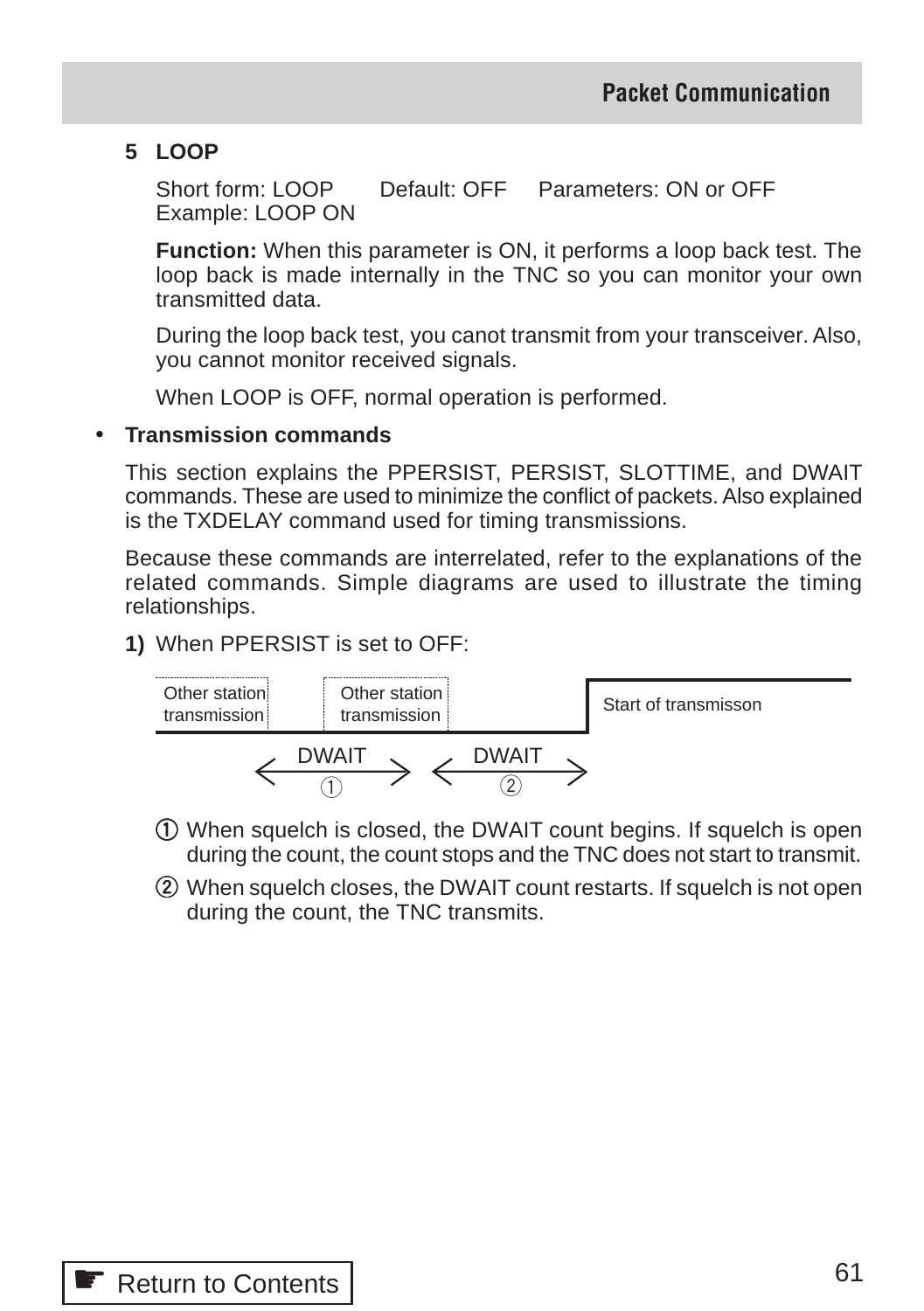**5 LOOP**

Short form: LOOP    Default: OFF    Parameters: ON or OFF
Example: LOOP ON

**Function:** When this parameter is ON, it performs a loop back test. The loop back is made internally in the TNC so you can monitor your own transmitted data.

During the loop back test, you canot transmit from your transceiver. Also, you cannot monitor received signals.

When LOOP is OFF, normal operation is performed.

- **Transmission commands**

This section explains the PPERSIST, PERSIST, SLOTTIME, and DWAIT commands. These are used to minimize the conflict of packets. Also explained is the TXDELAY command used for timing transmissions.

Because these commands are interrelated, refer to the explanations of the related commands. Simple diagrams are used to illustrate the timing relationships.

**1)** When PPERSIST is set to OFF:

Other station transmission | Other station transmission | Start of transmisson

DWAIT ① | DWAIT ②

① When squelch is closed, the DWAIT count begins. If squelch is open during the count, the count stops and the TNC does not start to transmit.

② When squelch closes, the DWAIT count restarts. If squelch is not open during the count, the TNC transmits.

Return to Contents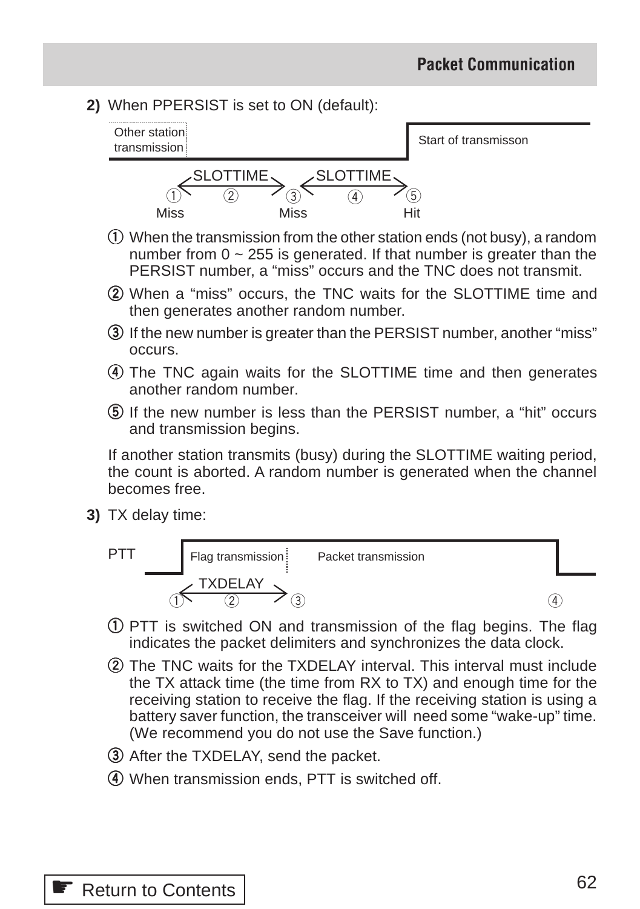**2)** When PPERSIST is set to ON (default):

Other station transmission | Start of transmisson

SLOTTIME SLOTTIME
① ② ③ ④ ⑤
Miss Miss Hit

① When the transmission from the other station ends (not busy), a random number from 0 ~ 255 is generated. If that number is greater than the PERSIST number, a "miss" occurs and the TNC does not transmit.

② When a "miss" occurs, the TNC waits for the SLOTTIME time and then generates another random number.

③ If the new number is greater than the PERSIST number, another "miss" occurs.

④ The TNC again waits for the SLOTTIME time and then generates another random number.

⑤ If the new number is less than the PERSIST number, a "hit" occurs and transmission begins.

If another station transmits (busy) during the SLOTTIME waiting period, the count is aborted. A random number is generated when the channel becomes free.

**3)** TX delay time:

PTT | Flag transmission | Packet transmission

TXDELAY
① ② ③ ④

① PTT is switched ON and transmission of the flag begins. The flag indicates the packet delimiters and synchronizes the data clock.

② The TNC waits for the TXDELAY interval. This interval must include the TX attack time (the time from RX to TX) and enough time for the receiving station to receive the flag. If the receiving station is using a battery saver function, the transceiver will need some "wake-up" time. (We recommend you do not use the Save function.)

③ After the TXDELAY, send the packet.

④ When transmission ends, PTT is switched off.

☛ Return to Contents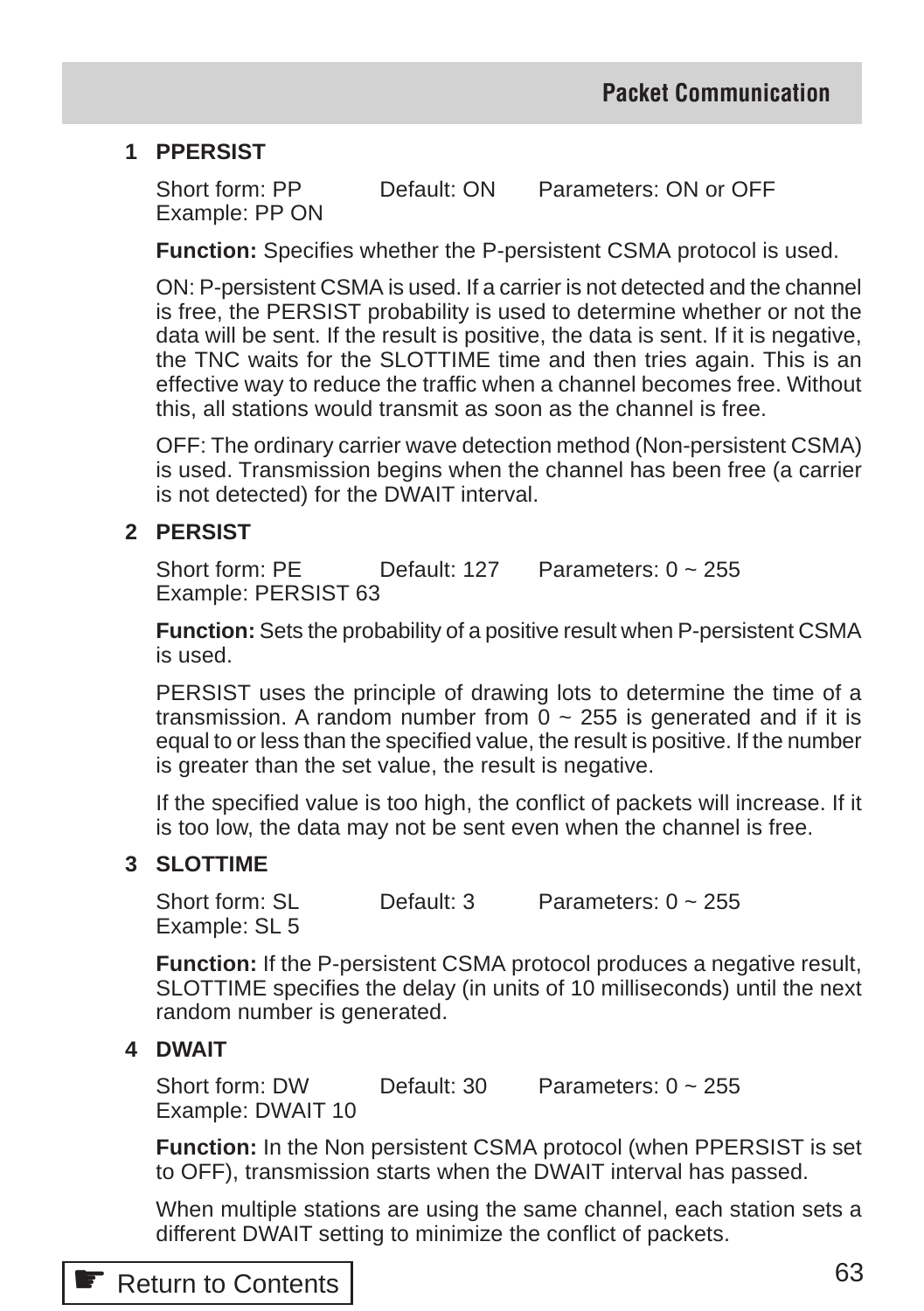## 1 PPERSIST

Short form: PP  Default: ON  Parameters: ON or OFF
Example: PP ON

**Function:** Specifies whether the P-persistent CSMA protocol is used.

ON: P-persistent CSMA is used. If a carrier is not detected and the channel is free, the PERSIST probability is used to determine whether or not the data will be sent. If the result is positive, the data is sent. If it is negative, the TNC waits for the SLOTTIME time and then tries again. This is an effective way to reduce the traffic when a channel becomes free. Without this, all stations would transmit as soon as the channel is free.

OFF: The ordinary carrier wave detection method (Non-persistent CSMA) is used. Transmission begins when the channel has been free (a carrier is not detected) for the DWAIT interval.

## 2 PERSIST

Short form: PE  Default: 127  Parameters: 0 ~ 255
Example: PERSIST 63

**Function:** Sets the probability of a positive result when P-persistent CSMA is used.

PERSIST uses the principle of drawing lots to determine the time of a transmission. A random number from 0 ~ 255 is generated and if it is equal to or less than the specified value, the result is positive. If the number is greater than the set value, the result is negative.

If the specified value is too high, the conflict of packets will increase. If it is too low, the data may not be sent even when the channel is free.

## 3 SLOTTIME

Short form: SL  Default: 3  Parameters: 0 ~ 255
Example: SL 5

**Function:** If the P-persistent CSMA protocol produces a negative result, SLOTTIME specifies the delay (in units of 10 milliseconds) until the next random number is generated.

## 4 DWAIT

Short form: DW  Default: 30  Parameters: 0 ~ 255
Example: DWAIT 10

**Function:** In the Non persistent CSMA protocol (when PPERSIST is set to OFF), transmission starts when the DWAIT interval has passed.

When multiple stations are using the same channel, each station sets a different DWAIT setting to minimize the conflict of packets.

☛ Return to Contents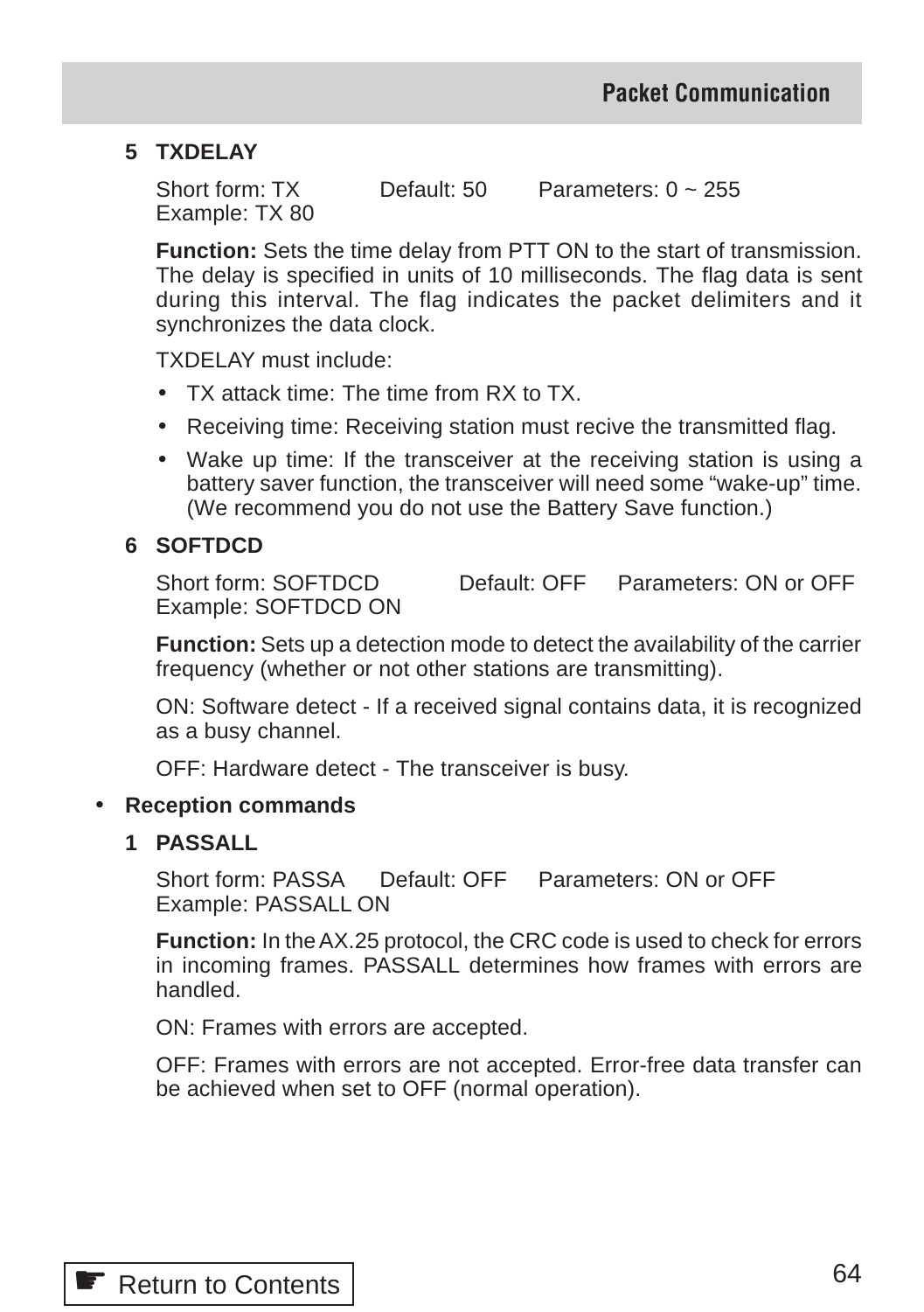**5 TXDELAY**

Short form: TX Default: 50 Parameters: 0 ~ 255
Example: TX 80

**Function:** Sets the time delay from PTT ON to the start of transmission. The delay is specified in units of 10 milliseconds. The flag data is sent during this interval. The flag indicates the packet delimiters and it synchronizes the data clock.

TXDELAY must include:

- TX attack time: The time from RX to TX.
- Receiving time: Receiving station must recive the transmitted flag.
- Wake up time: If the transceiver at the receiving station is using a battery saver function, the transceiver will need some "wake-up" time. (We recommend you do not use the Battery Save function.)

**6 SOFTDCD**

Short form: SOFTDCD Default: OFF Parameters: ON or OFF
Example: SOFTDCD ON

**Function:** Sets up a detection mode to detect the availability of the carrier frequency (whether or not other stations are transmitting).

ON: Software detect - If a received signal contains data, it is recognized as a busy channel.

OFF: Hardware detect - The transceiver is busy.

- **Reception commands**

**1 PASSALL**

Short form: PASSA Default: OFF Parameters: ON or OFF
Example: PASSALL ON

**Function:** In the AX.25 protocol, the CRC code is used to check for errors in incoming frames. PASSALL determines how frames with errors are handled.

ON: Frames with errors are accepted.

OFF: Frames with errors are not accepted. Error-free data transfer can be achieved when set to OFF (normal operation).

☛ Return to Contents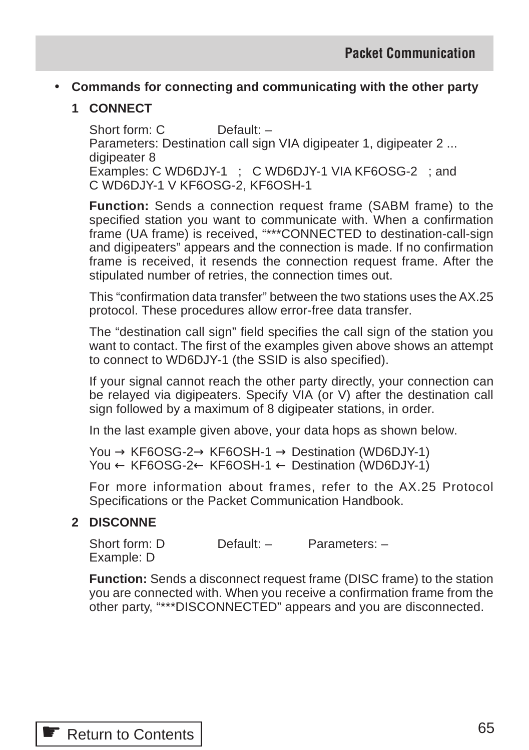- **Commands for connecting and communicating with the other party**

**1 CONNECT**

Short form: C Default: –
Parameters: Destination call sign VIA digipeater 1, digipeater 2 ... digipeater 8
Examples: C WD6DJY-1 ; C WD6DJY-1 VIA KF6OSG-2 ; and C WD6DJY-1 V KF6OSG-2, KF6OSH-1

**Function:** Sends a connection request frame (SABM frame) to the specified station you want to communicate with. When a confirmation frame (UA frame) is received, "***CONNECTED to destination-call-sign and digipeaters" appears and the connection is made. If no confirmation frame is received, it resends the connection request frame. After the stipulated number of retries, the connection times out.

This "confirmation data transfer" between the two stations uses the AX.25 protocol. These procedures allow error-free data transfer.

The "destination call sign" field specifies the call sign of the station you want to contact. The first of the examples given above shows an attempt to connect to WD6DJY-1 (the SSID is also specified).

If your signal cannot reach the other party directly, your connection can be relayed via digipeaters. Specify VIA (or V) after the destination call sign followed by a maximum of 8 digipeater stations, in order.

In the last example given above, your data hops as shown below.

You → KF6OSG-2→ KF6OSH-1 → Destination (WD6DJY-1)
You ← KF6OSG-2← KF6OSH-1 ← Destination (WD6DJY-1)

For more information about frames, refer to the AX.25 Protocol Specifications or the Packet Communication Handbook.

**2 DISCONNE**

Short form: D Default: – Parameters: –
Example: D

**Function:** Sends a disconnect request frame (DISC frame) to the station you are connected with. When you receive a confirmation frame from the other party, "***DISCONNECTED" appears and you are disconnected.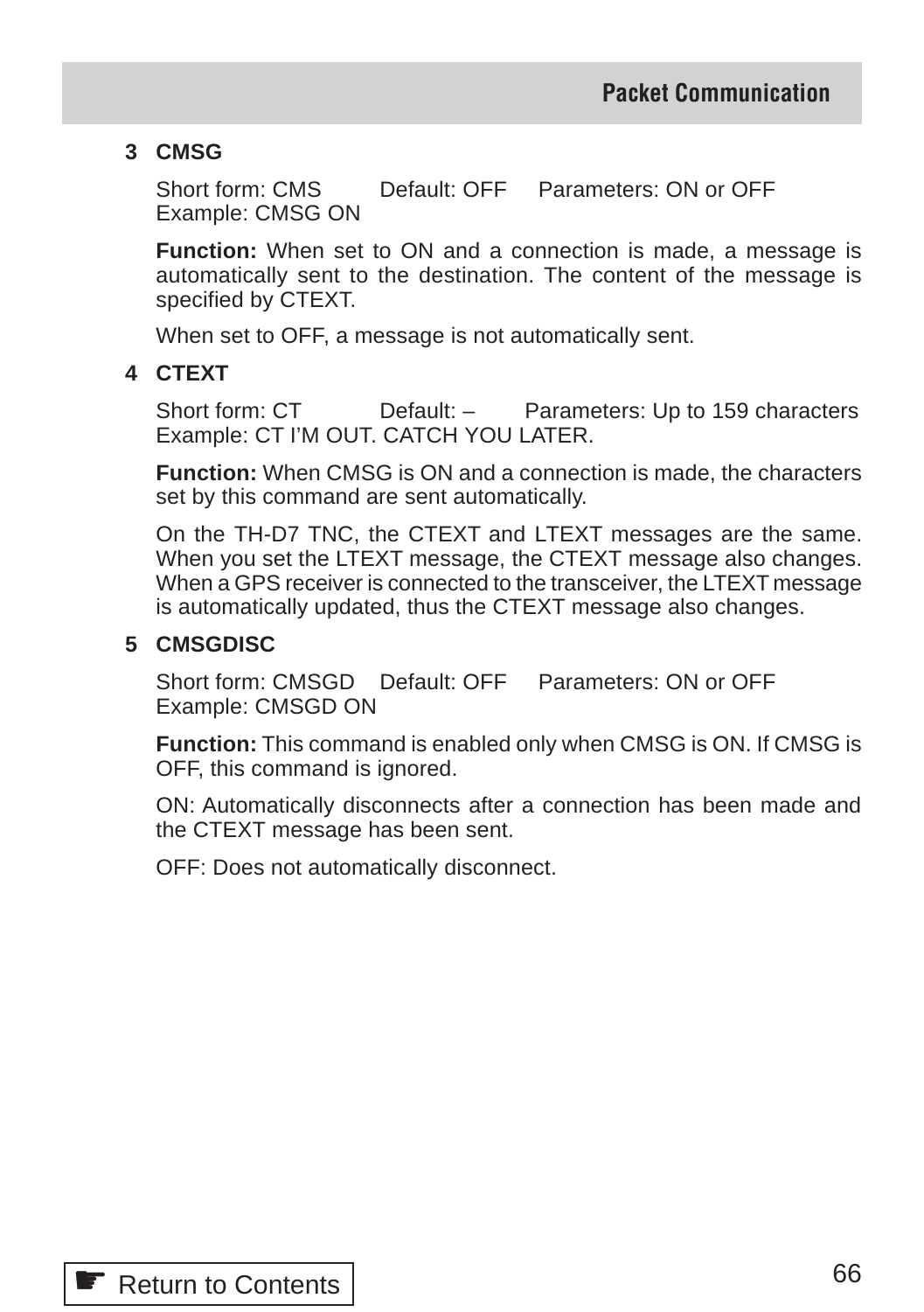**3 CMSG**

Short form: CMS Default: OFF Parameters: ON or OFF
Example: CMSG ON

**Function:** When set to ON and a connection is made, a message is automatically sent to the destination. The content of the message is specified by CTEXT.

When set to OFF, a message is not automatically sent.

**4 CTEXT**

Short form: CT Default: – Parameters: Up to 159 characters
Example: CT I'M OUT. CATCH YOU LATER.

**Function:** When CMSG is ON and a connection is made, the characters set by this command are sent automatically.

On the TH-D7 TNC, the CTEXT and LTEXT messages are the same. When you set the LTEXT message, the CTEXT message also changes. When a GPS receiver is connected to the transceiver, the LTEXT message is automatically updated, thus the CTEXT message also changes.

**5 CMSGDISC**

Short form: CMSGD Default: OFF Parameters: ON or OFF
Example: CMSGD ON

**Function:** This command is enabled only when CMSG is ON. If CMSG is OFF, this command is ignored.

ON: Automatically disconnects after a connection has been made and the CTEXT message has been sent.

OFF: Does not automatically disconnect.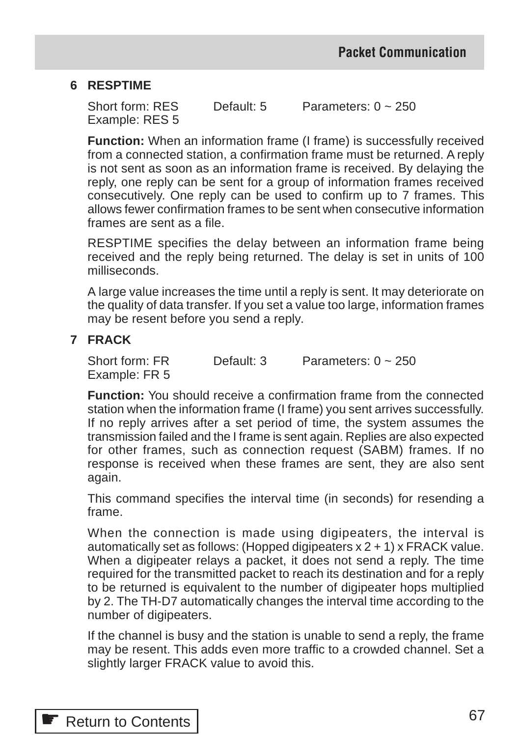### 6 RESPTIME

Short form: RES Default: 5 Parameters: 0 ~ 250
Example: RES 5

**Function:** When an information frame (I frame) is successfully received from a connected station, a confirmation frame must be returned. A reply is not sent as soon as an information frame is received. By delaying the reply, one reply can be sent for a group of information frames received consecutively. One reply can be used to confirm up to 7 frames. This allows fewer confirmation frames to be sent when consecutive information frames are sent as a file.

RESPTIME specifies the delay between an information frame being received and the reply being returned. The delay is set in units of 100 milliseconds.

A large value increases the time until a reply is sent. It may deteriorate on the quality of data transfer. If you set a value too large, information frames may be resent before you send a reply.

### 7 FRACK

Short form: FR Default: 3 Parameters: 0 ~ 250
Example: FR 5

**Function:** You should receive a confirmation frame from the connected station when the information frame (I frame) you sent arrives successfully. If no reply arrives after a set period of time, the system assumes the transmission failed and the I frame is sent again. Replies are also expected for other frames, such as connection request (SABM) frames. If no response is received when these frames are sent, they are also sent again.

This command specifies the interval time (in seconds) for resending a frame.

When the connection is made using digipeaters, the interval is automatically set as follows: (Hopped digipeaters x 2 + 1) x FRACK value. When a digipeater relays a packet, it does not send a reply. The time required for the transmitted packet to reach its destination and for a reply to be returned is equivalent to the number of digipeater hops multiplied by 2. The TH-D7 automatically changes the interval time according to the number of digipeaters.

If the channel is busy and the station is unable to send a reply, the frame may be resent. This adds even more traffic to a crowded channel. Set a slightly larger FRACK value to avoid this.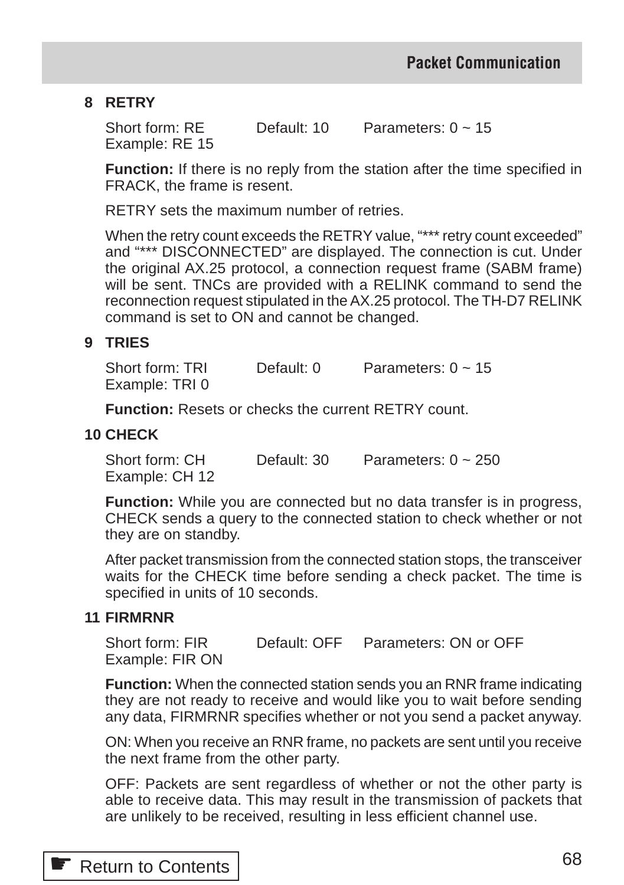### 8 RETRY

Short form: RE Default: 10 Parameters: 0 ~ 15
Example: RE 15

**Function:** If there is no reply from the station after the time specified in FRACK, the frame is resent.

RETRY sets the maximum number of retries.

When the retry count exceeds the RETRY value, "*** retry count exceeded" and "*** DISCONNECTED" are displayed. The connection is cut. Under the original AX.25 protocol, a connection request frame (SABM frame) will be sent. TNCs are provided with a RELINK command to send the reconnection request stipulated in the AX.25 protocol. The TH-D7 RELINK command is set to ON and cannot be changed.

### 9 TRIES

Short form: TRI Default: 0 Parameters: 0 ~ 15
Example: TRI 0

**Function:** Resets or checks the current RETRY count.

### 10 CHECK

Short form: CH Default: 30 Parameters: 0 ~ 250
Example: CH 12

**Function:** While you are connected but no data transfer is in progress, CHECK sends a query to the connected station to check whether or not they are on standby.

After packet transmission from the connected station stops, the transceiver waits for the CHECK time before sending a check packet. The time is specified in units of 10 seconds.

### 11 FIRMRNR

Short form: FIR Default: OFF Parameters: ON or OFF
Example: FIR ON

**Function:** When the connected station sends you an RNR frame indicating they are not ready to receive and would like you to wait before sending any data, FIRMRNR specifies whether or not you send a packet anyway.

ON: When you receive an RNR frame, no packets are sent until you receive the next frame from the other party.

OFF: Packets are sent regardless of whether or not the other party is able to receive data. This may result in the transmission of packets that are unlikely to be received, resulting in less efficient channel use.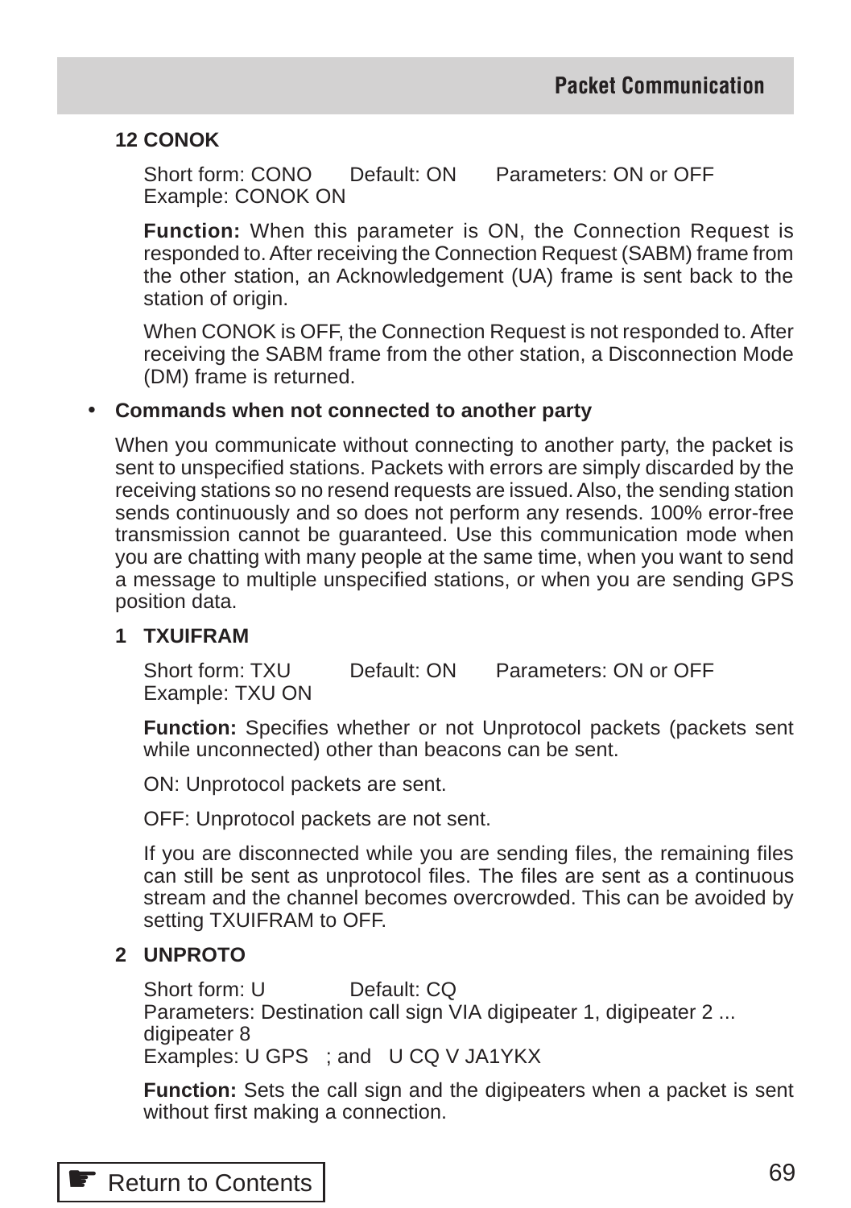**12 CONOK**

Short form: CONO Default: ON Parameters: ON or OFF
Example: CONOK ON

**Function:** When this parameter is ON, the Connection Request is responded to. After receiving the Connection Request (SABM) frame from the other station, an Acknowledgement (UA) frame is sent back to the station of origin.

When CONOK is OFF, the Connection Request is not responded to. After receiving the SABM frame from the other station, a Disconnection Mode (DM) frame is returned.

- **Commands when not connected to another party**

When you communicate without connecting to another party, the packet is sent to unspecified stations. Packets with errors are simply discarded by the receiving stations so no resend requests are issued. Also, the sending station sends continuously and so does not perform any resends. 100% error-free transmission cannot be guaranteed. Use this communication mode when you are chatting with many people at the same time, when you want to send a message to multiple unspecified stations, or when you are sending GPS position data.

**1 TXUIFRAM**

Short form: TXU Default: ON Parameters: ON or OFF
Example: TXU ON

**Function:** Specifies whether or not Unprotocol packets (packets sent while unconnected) other than beacons can be sent.

ON: Unprotocol packets are sent.

OFF: Unprotocol packets are not sent.

If you are disconnected while you are sending files, the remaining files can still be sent as unprotocol files. The files are sent as a continuous stream and the channel becomes overcrowded. This can be avoided by setting TXUIFRAM to OFF.

**2 UNPROTO**

Short form: U Default: CQ
Parameters: Destination call sign VIA digipeater 1, digipeater 2 ... digipeater 8
Examples: U GPS ; and U CQ V JA1YKX

**Function:** Sets the call sign and the digipeaters when a packet is sent without first making a connection.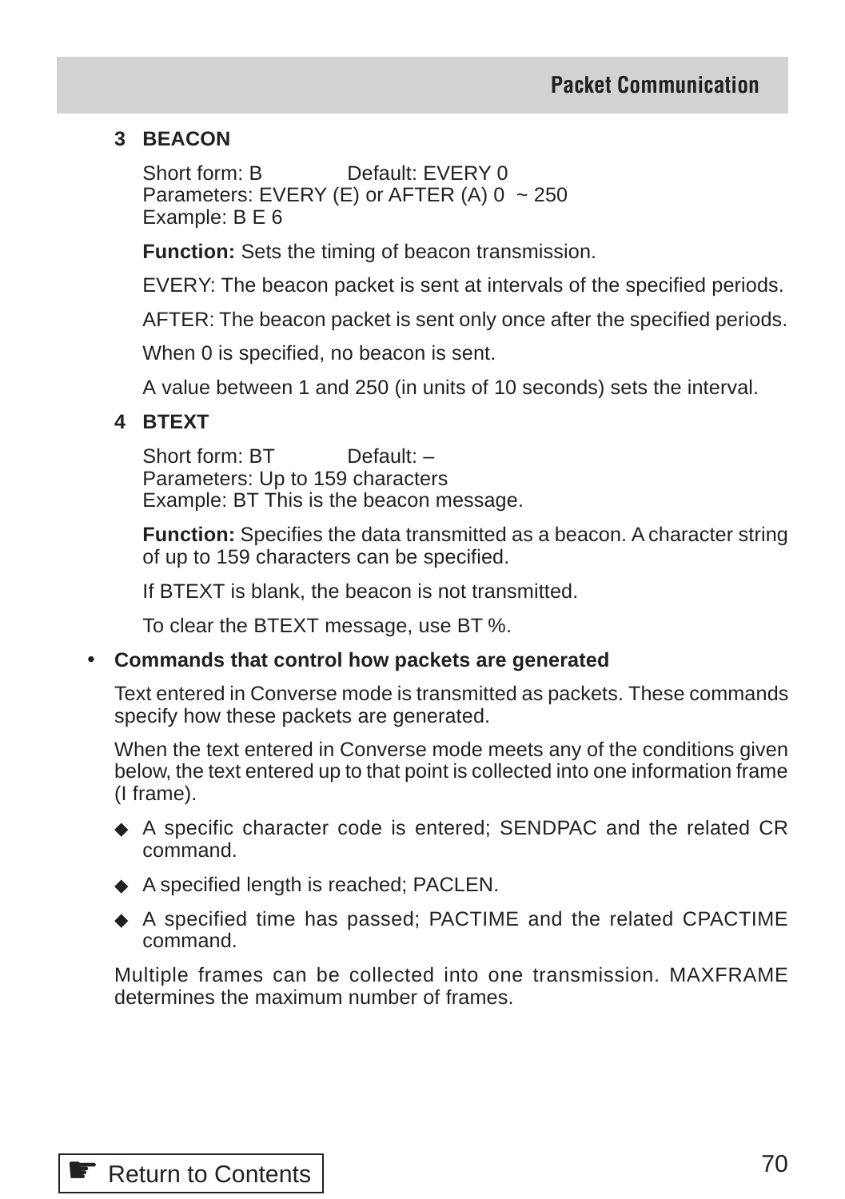### 3 BEACON

Short form: B Default: EVERY 0
Parameters: EVERY (E) or AFTER (A) 0 ~ 250
Example: B E 6

**Function:** Sets the timing of beacon transmission.

EVERY: The beacon packet is sent at intervals of the specified periods.

AFTER: The beacon packet is sent only once after the specified periods.

When 0 is specified, no beacon is sent.

A value between 1 and 250 (in units of 10 seconds) sets the interval.

### 4 BTEXT

Short form: BT Default: –
Parameters: Up to 159 characters
Example: BT This is the beacon message.

**Function:** Specifies the data transmitted as a beacon. A character string of up to 159 characters can be specified.

If BTEXT is blank, the beacon is not transmitted.

To clear the BTEXT message, use BT %.

- **Commands that control how packets are generated**

Text entered in Converse mode is transmitted as packets. These commands specify how these packets are generated.

When the text entered in Converse mode meets any of the conditions given below, the text entered up to that point is collected into one information frame (I frame).

- A specific character code is entered; SENDPAC and the related CR command.
- A specified length is reached; PACLEN.
- A specified time has passed; PACTIME and the related CPACTIME command.

Multiple frames can be collected into one transmission. MAXFRAME determines the maximum number of frames.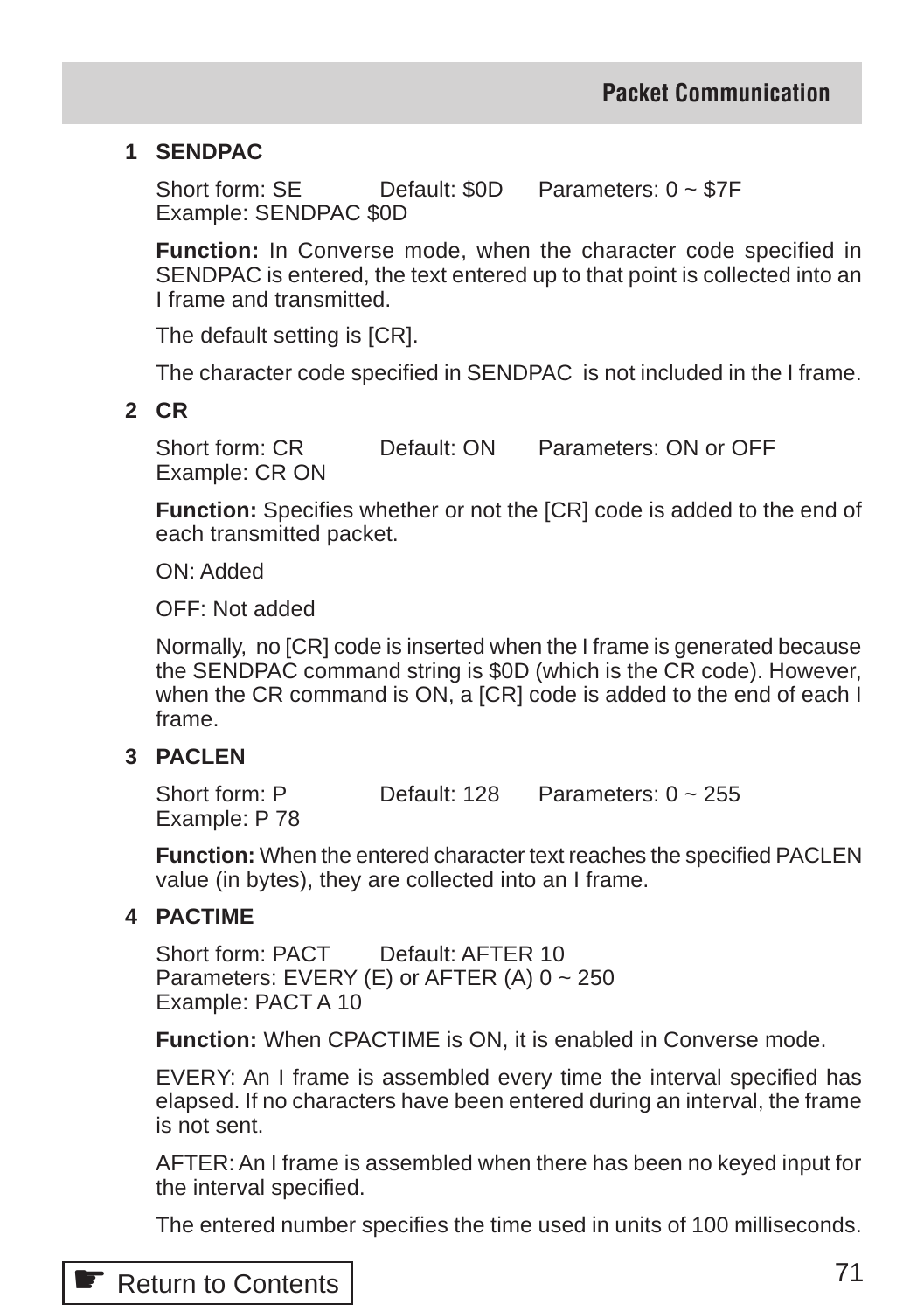## 1 SENDPAC

Short form: SE Default: $0D Parameters: 0 ~ $7F
Example: SENDPAC $0D

**Function:** In Converse mode, when the character code specified in SENDPAC is entered, the text entered up to that point is collected into an I frame and transmitted.

The default setting is [CR].

The character code specified in SENDPAC is not included in the I frame.

## 2 CR

Short form: CR Default: ON Parameters: ON or OFF
Example: CR ON

**Function:** Specifies whether or not the [CR] code is added to the end of each transmitted packet.

ON: Added

OFF: Not added

Normally, no [CR] code is inserted when the I frame is generated because the SENDPAC command string is $0D (which is the CR code). However, when the CR command is ON, a [CR] code is added to the end of each I frame.

## 3 PACLEN

Short form: P Default: 128 Parameters: 0 ~ 255
Example: P 78

**Function:** When the entered character text reaches the specified PACLEN value (in bytes), they are collected into an I frame.

## 4 PACTIME

Short form: PACT Default: AFTER 10
Parameters: EVERY (E) or AFTER (A) 0 ~ 250
Example: PACT A 10

**Function:** When CPACTIME is ON, it is enabled in Converse mode.

EVERY: An I frame is assembled every time the interval specified has elapsed. If no characters have been entered during an interval, the frame is not sent.

AFTER: An I frame is assembled when there has been no keyed input for the interval specified.

The entered number specifies the time used in units of 100 milliseconds.

☛ Return to Contents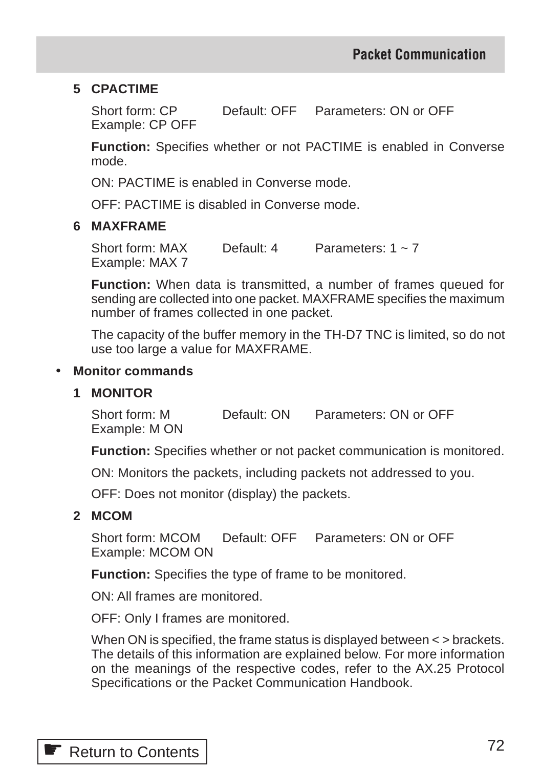### 5 CPACTIME

Short form: CP  Default: OFF  Parameters: ON or OFF
Example: CP OFF

**Function:** Specifies whether or not PACTIME is enabled in Converse mode.

ON: PACTIME is enabled in Converse mode.

OFF: PACTIME is disabled in Converse mode.

### 6 MAXFRAME

Short form: MAX  Default: 4  Parameters: 1 ~ 7
Example: MAX 7

**Function:** When data is transmitted, a number of frames queued for sending are collected into one packet. MAXFRAME specifies the maximum number of frames collected in one packet.

The capacity of the buffer memory in the TH-D7 TNC is limited, so do not use too large a value for MAXFRAME.

- **Monitor commands**

### 1 MONITOR

Short form: M  Default: ON  Parameters: ON or OFF
Example: M ON

**Function:** Specifies whether or not packet communication is monitored.

ON: Monitors the packets, including packets not addressed to you.

OFF: Does not monitor (display) the packets.

### 2 MCOM

Short form: MCOM  Default: OFF  Parameters: ON or OFF
Example: MCOM ON

**Function:** Specifies the type of frame to be monitored.

ON: All frames are monitored.

OFF: Only I frames are monitored.

When ON is specified, the frame status is displayed between < > brackets. The details of this information are explained below. For more information on the meanings of the respective codes, refer to the AX.25 Protocol Specifications or the Packet Communication Handbook.

☛ Return to Contents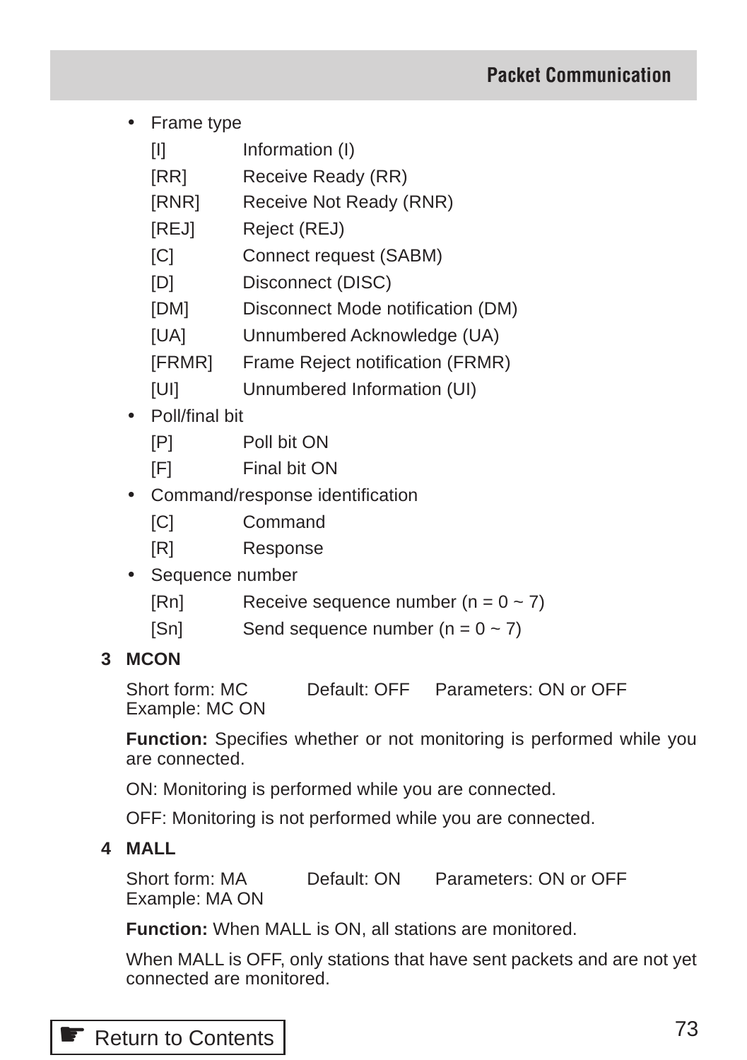- Frame type

  [I] Information (I)
  
  [RR] Receive Ready (RR)
  
  [RNR] Receive Not Ready (RNR)
  
  [REJ] Reject (REJ)
  
  [C] Connect request (SABM)
  
  [D] Disconnect (DISC)
  
  [DM] Disconnect Mode notification (DM)
  
  [UA] Unnumbered Acknowledge (UA)
  
  [FRMR] Frame Reject notification (FRMR)
  
  [UI] Unnumbered Information (UI)

- Poll/final bit

  [P] Poll bit ON
  
  [F] Final bit ON

- Command/response identification

  [C] Command
  
  [R] Response

- Sequence number

  [Rn] Receive sequence number (n = 0 ~ 7)
  
  [Sn] Send sequence number (n = 0 ~ 7)

**3 MCON**

Short form: MC Default: OFF Parameters: ON or OFF
Example: MC ON

**Function:** Specifies whether or not monitoring is performed while you are connected.

ON: Monitoring is performed while you are connected.

OFF: Monitoring is not performed while you are connected.

**4 MALL**

Short form: MA Default: ON Parameters: ON or OFF
Example: MA ON

**Function:** When MALL is ON, all stations are monitored.

When MALL is OFF, only stations that have sent packets and are not yet connected are monitored.

☛ Return to Contents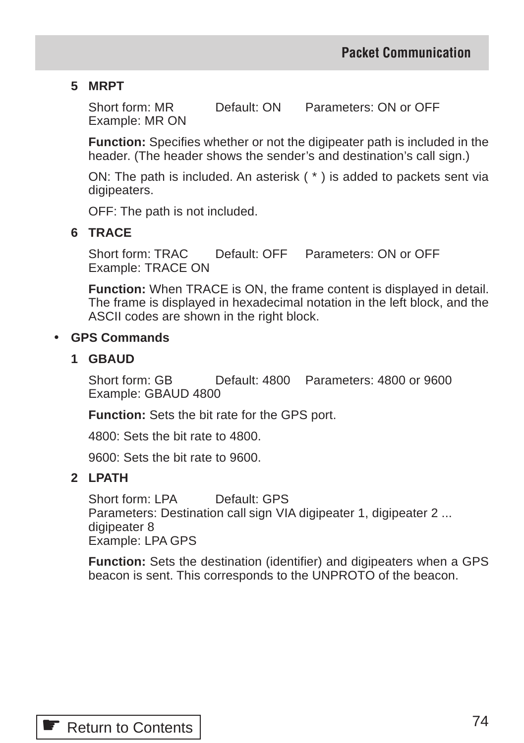**5 MRPT**

Short form: MR Default: ON Parameters: ON or OFF
Example: MR ON

**Function:** Specifies whether or not the digipeater path is included in the header. (The header shows the sender's and destination's call sign.)

ON: The path is included. An asterisk ( * ) is added to packets sent via digipeaters.

OFF: The path is not included.

**6 TRACE**

Short form: TRAC Default: OFF Parameters: ON or OFF
Example: TRACE ON

**Function:** When TRACE is ON, the frame content is displayed in detail. The frame is displayed in hexadecimal notation in the left block, and the ASCII codes are shown in the right block.

- **GPS Commands**

**1 GBAUD**

Short form: GB Default: 4800 Parameters: 4800 or 9600
Example: GBAUD 4800

**Function:** Sets the bit rate for the GPS port.

4800: Sets the bit rate to 4800.

9600: Sets the bit rate to 9600.

**2 LPATH**

Short form: LPA Default: GPS
Parameters: Destination call sign VIA digipeater 1, digipeater 2 ... digipeater 8
Example: LPA GPS

**Function:** Sets the destination (identifier) and digipeaters when a GPS beacon is sent. This corresponds to the UNPROTO of the beacon.

☛ Return to Contents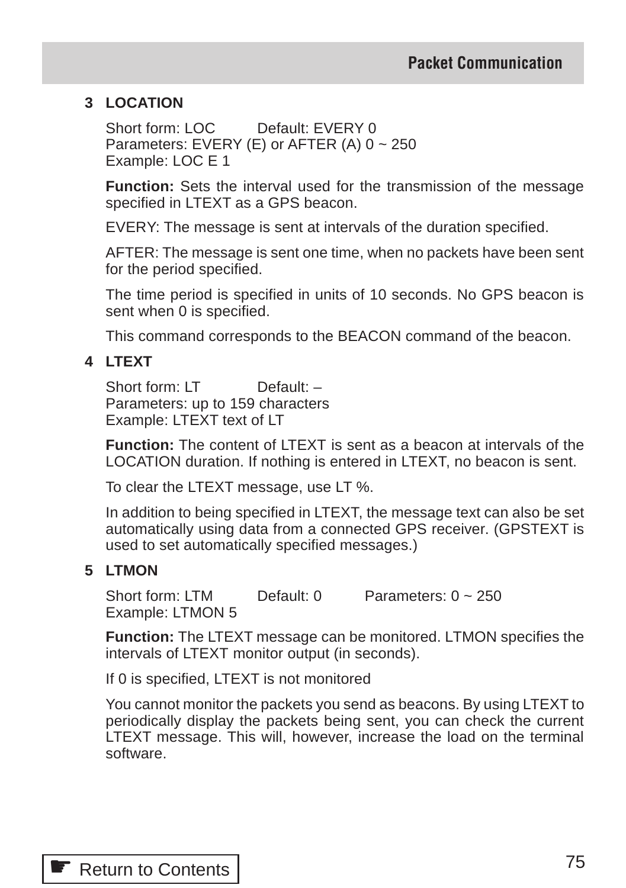### 3 LOCATION

Short form: LOC  Default: EVERY 0
Parameters: EVERY (E) or AFTER (A) 0 ~ 250
Example: LOC E 1

**Function:** Sets the interval used for the transmission of the message specified in LTEXT as a GPS beacon.

EVERY: The message is sent at intervals of the duration specified.

AFTER: The message is sent one time, when no packets have been sent for the period specified.

The time period is specified in units of 10 seconds. No GPS beacon is sent when 0 is specified.

This command corresponds to the BEACON command of the beacon.

### 4 LTEXT

Short form: LT  Default: –
Parameters: up to 159 characters
Example: LTEXT text of LT

**Function:** The content of LTEXT is sent as a beacon at intervals of the LOCATION duration. If nothing is entered in LTEXT, no beacon is sent.

To clear the LTEXT message, use LT %.

In addition to being specified in LTEXT, the message text can also be set automatically using data from a connected GPS receiver. (GPSTEXT is used to set automatically specified messages.)

### 5 LTMON

Short form: LTM  Default: 0  Parameters: 0 ~ 250
Example: LTMON 5

**Function:** The LTEXT message can be monitored. LTMON specifies the intervals of LTEXT monitor output (in seconds).

If 0 is specified, LTEXT is not monitored

You cannot monitor the packets you send as beacons. By using LTEXT to periodically display the packets being sent, you can check the current LTEXT message. This will, however, increase the load on the terminal software.

Return to Contents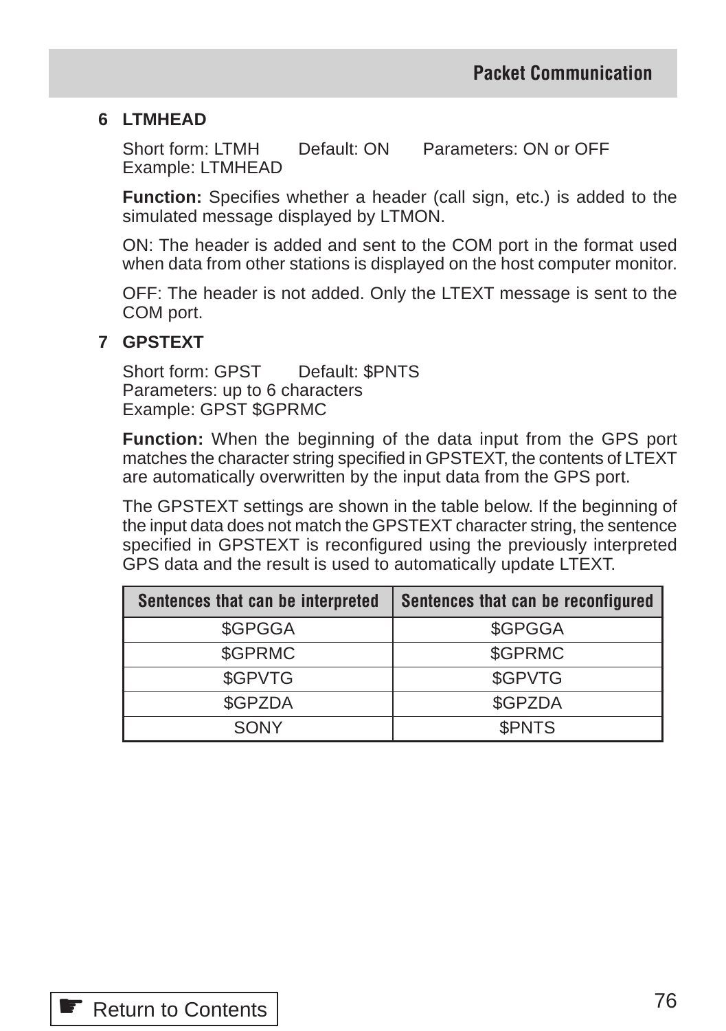### 6 LTMHEAD

Short form: LTMH  Default: ON  Parameters: ON or OFF
Example: LTMHEAD

**Function:** Specifies whether a header (call sign, etc.) is added to the simulated message displayed by LTMON.

ON: The header is added and sent to the COM port in the format used when data from other stations is displayed on the host computer monitor.

OFF: The header is not added. Only the LTEXT message is sent to the COM port.

### 7 GPSTEXT

Short form: GPST  Default: $PNTS
Parameters: up to 6 characters
Example: GPST $GPRMC

**Function:** When the beginning of the data input from the GPS port matches the character string specified in GPSTEXT, the contents of LTEXT are automatically overwritten by the input data from the GPS port.

The GPSTEXT settings are shown in the table below. If the beginning of the input data does not match the GPSTEXT character string, the sentence specified in GPSTEXT is reconfigured using the previously interpreted GPS data and the result is used to automatically update LTEXT.

| Sentences that can be interpreted | Sentences that can be reconfigured |
|---|---|
| $GPGGA | $GPGGA |
| $GPRMC | $GPRMC |
| $GPVTG | $GPVTG |
| $GPZDA | $GPZDA |
| SONY | $PNTS |

☛ Return to Contents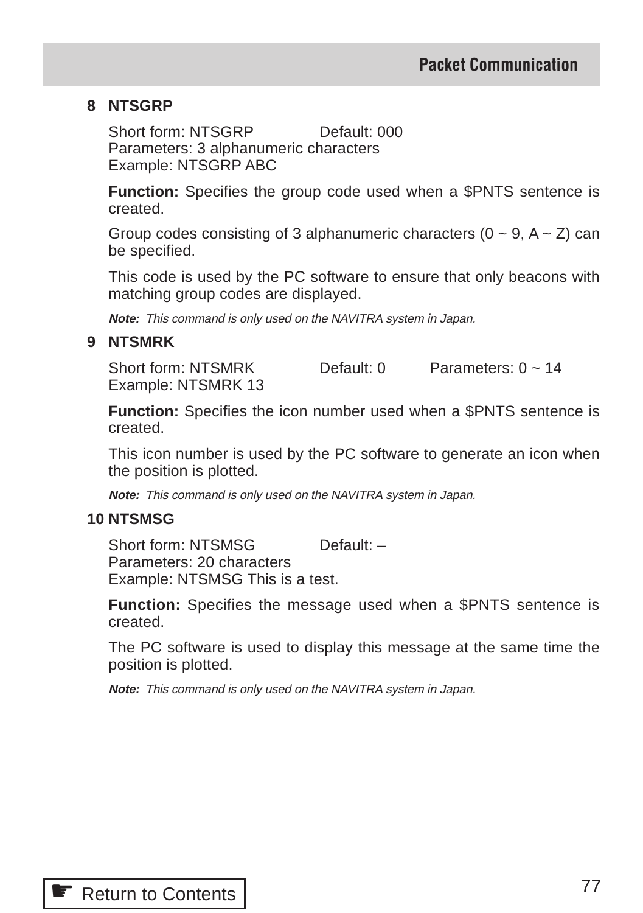### 8 NTSGRP

Short form: NTSGRP    Default: 000
Parameters: 3 alphanumeric characters
Example: NTSGRP ABC

**Function:** Specifies the group code used when a $PNTS sentence is created.

Group codes consisting of 3 alphanumeric characters (0 ~ 9, A ~ Z) can be specified.

This code is used by the PC software to ensure that only beacons with matching group codes are displayed.

***Note:*** *This command is only used on the NAVITRA system in Japan.*

### 9 NTSMRK

Short form: NTSMRK    Default: 0    Parameters: 0 ~ 14
Example: NTSMRK 13

**Function:** Specifies the icon number used when a $PNTS sentence is created.

This icon number is used by the PC software to generate an icon when the position is plotted.

***Note:*** *This command is only used on the NAVITRA system in Japan.*

### 10 NTSMSG

Short form: NTSMSG    Default: –
Parameters: 20 characters
Example: NTSMSG This is a test.

**Function:** Specifies the message used when a $PNTS sentence is created.

The PC software is used to display this message at the same time the position is plotted.

***Note:*** *This command is only used on the NAVITRA system in Japan.*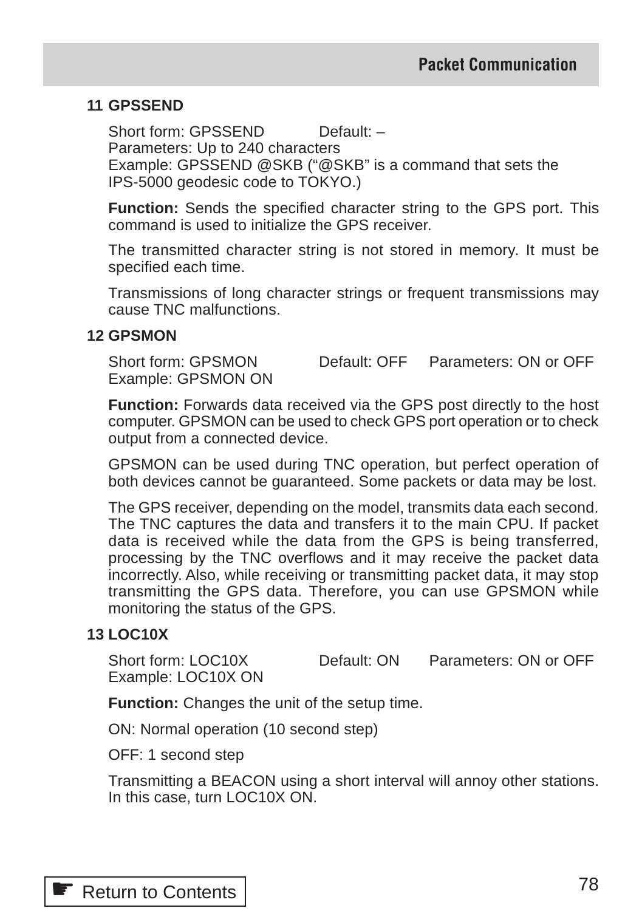## 11 GPSSEND

Short form: GPSSEND Default: –
Parameters: Up to 240 characters
Example: GPSSEND @SKB (“@SKB” is a command that sets the IPS-5000 geodesic code to TOKYO.)

**Function:** Sends the specified character string to the GPS port. This command is used to initialize the GPS receiver.

The transmitted character string is not stored in memory. It must be specified each time.

Transmissions of long character strings or frequent transmissions may cause TNC malfunctions.

## 12 GPSMON

Short form: GPSMON Default: OFF Parameters: ON or OFF
Example: GPSMON ON

**Function:** Forwards data received via the GPS post directly to the host computer. GPSMON can be used to check GPS port operation or to check output from a connected device.

GPSMON can be used during TNC operation, but perfect operation of both devices cannot be guaranteed. Some packets or data may be lost.

The GPS receiver, depending on the model, transmits data each second. The TNC captures the data and transfers it to the main CPU. If packet data is received while the data from the GPS is being transferred, processing by the TNC overflows and it may receive the packet data incorrectly. Also, while receiving or transmitting packet data, it may stop transmitting the GPS data. Therefore, you can use GPSMON while monitoring the status of the GPS.

## 13 LOC10X

Short form: LOC10X Default: ON Parameters: ON or OFF
Example: LOC10X ON

**Function:** Changes the unit of the setup time.

ON: Normal operation (10 second step)

OFF: 1 second step

Transmitting a BEACON using a short interval will annoy other stations. In this case, turn LOC10X ON.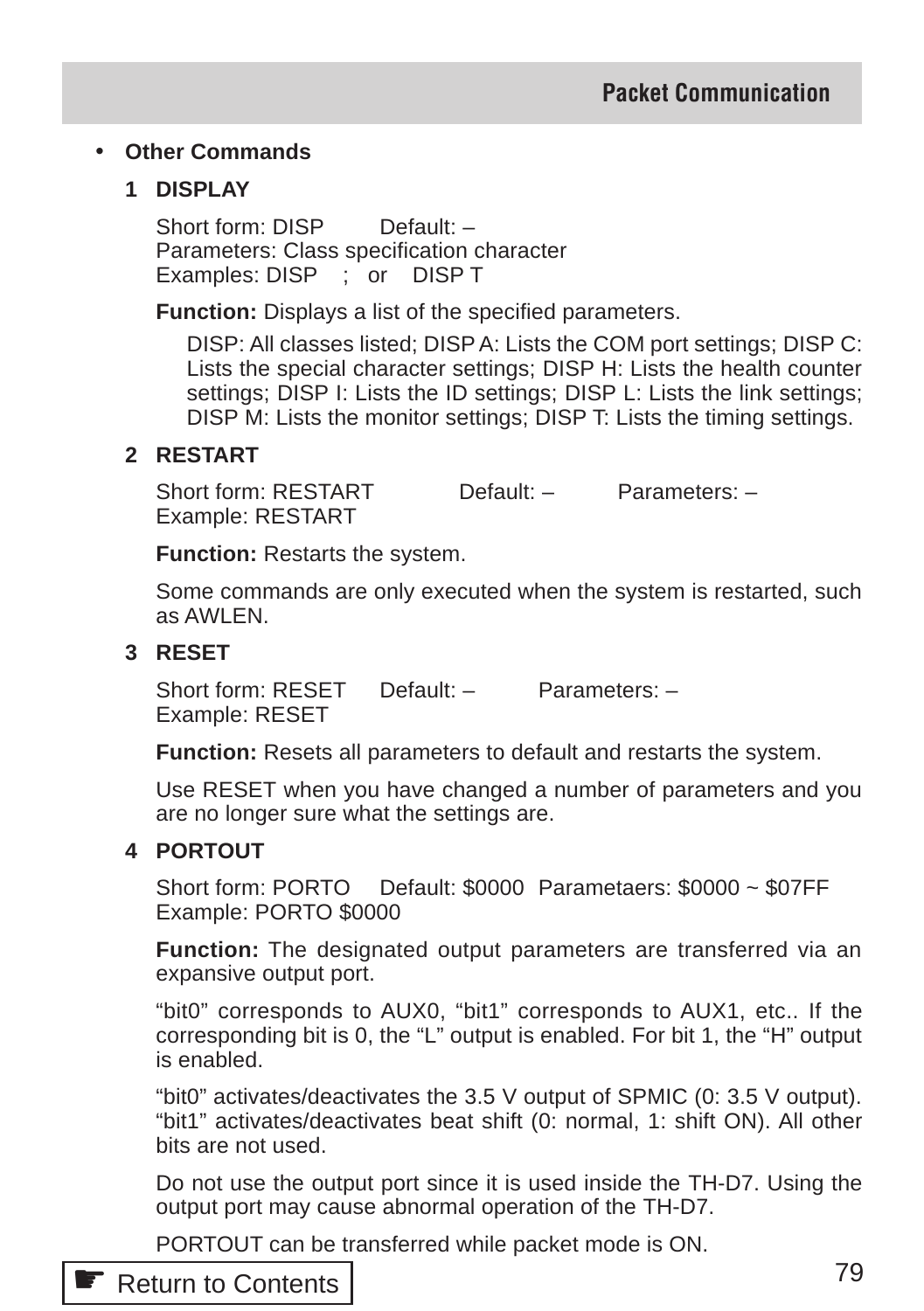- **Other Commands**

**1 DISPLAY**

Short form: DISP Default: –
Parameters: Class specification character
Examples: DISP ; or DISP T

**Function:** Displays a list of the specified parameters.

DISP: All classes listed; DISP A: Lists the COM port settings; DISP C: Lists the special character settings; DISP H: Lists the health counter settings; DISP I: Lists the ID settings; DISP L: Lists the link settings; DISP M: Lists the monitor settings; DISP T: Lists the timing settings.

**2 RESTART**

Short form: RESTART Default: – Parameters: –
Example: RESTART

**Function:** Restarts the system.

Some commands are only executed when the system is restarted, such as AWLEN.

**3 RESET**

Short form: RESET Default: – Parameters: –
Example: RESET

**Function:** Resets all parameters to default and restarts the system.

Use RESET when you have changed a number of parameters and you are no longer sure what the settings are.

**4 PORTOUT**

Short form: PORTO Default: $0000 Parametaers: $0000 ~ $07FF
Example: PORTO $0000

**Function:** The designated output parameters are transferred via an expansive output port.

“bit0” corresponds to AUX0, “bit1” corresponds to AUX1, etc.. If the corresponding bit is 0, the “L” output is enabled. For bit 1, the “H” output is enabled.

“bit0” activates/deactivates the 3.5 V output of SPMIC (0: 3.5 V output). “bit1” activates/deactivates beat shift (0: normal, 1: shift ON). All other bits are not used.

Do not use the output port since it is used inside the TH-D7. Using the output port may cause abnormal operation of the TH-D7.

PORTOUT can be transferred while packet mode is ON.

☛ Return to Contents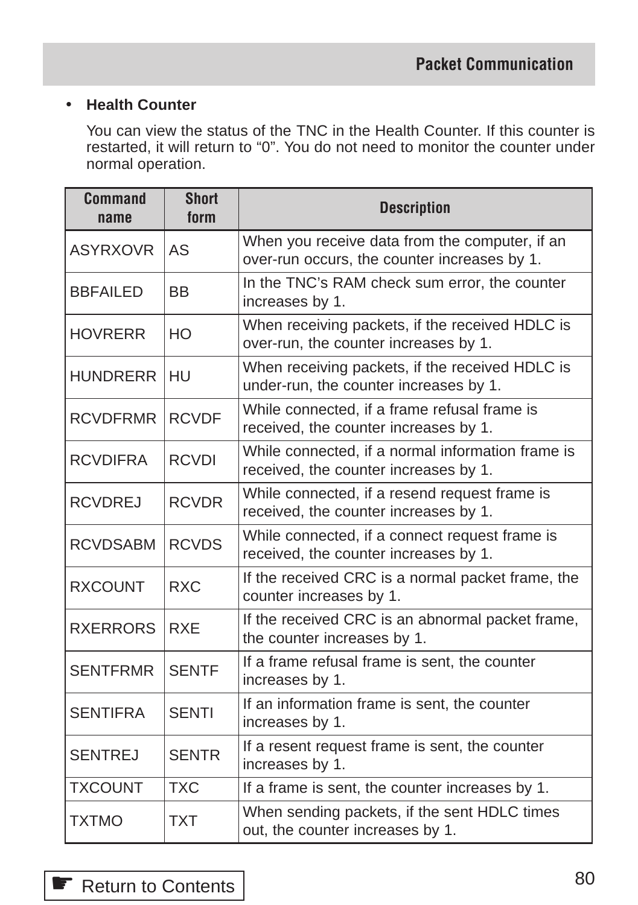- **Health Counter**

  You can view the status of the TNC in the Health Counter. If this counter is restarted, it will return to “0”. You do not need to monitor the counter under normal operation.

| Command name | Short form | Description |
|---|---|---|
| ASYRXOVR | AS | When you receive data from the computer, if an over-run occurs, the counter increases by 1. |
| BBFAILED | BB | In the TNC’s RAM check sum error, the counter increases by 1. |
| HOVRERR | HO | When receiving packets, if the received HDLC is over-run, the counter increases by 1. |
| HUNDRERR | HU | When receiving packets, if the received HDLC is under-run, the counter increases by 1. |
| RCVDFRMR | RCVDF | While connected, if a frame refusal frame is received, the counter increases by 1. |
| RCVDIFRA | RCVDI | While connected, if a normal information frame is received, the counter increases by 1. |
| RCVDREJ | RCVDR | While connected, if a resend request frame is received, the counter increases by 1. |
| RCVDSABM | RCVDS | While connected, if a connect request frame is received, the counter increases by 1. |
| RXCOUNT | RXC | If the received CRC is a normal packet frame, the counter increases by 1. |
| RXERRORS | RXE | If the received CRC is an abnormal packet frame, the counter increases by 1. |
| SENTFRMR | SENTF | If a frame refusal frame is sent, the counter increases by 1. |
| SENTIFRA | SENTI | If an information frame is sent, the counter increases by 1. |
| SENTREJ | SENTR | If a resent request frame is sent, the counter increases by 1. |
| TXCOUNT | TXC | If a frame is sent, the counter increases by 1. |
| TXTMO | TXT | When sending packets, if the sent HDLC times out, the counter increases by 1. |

☛ Return to Contents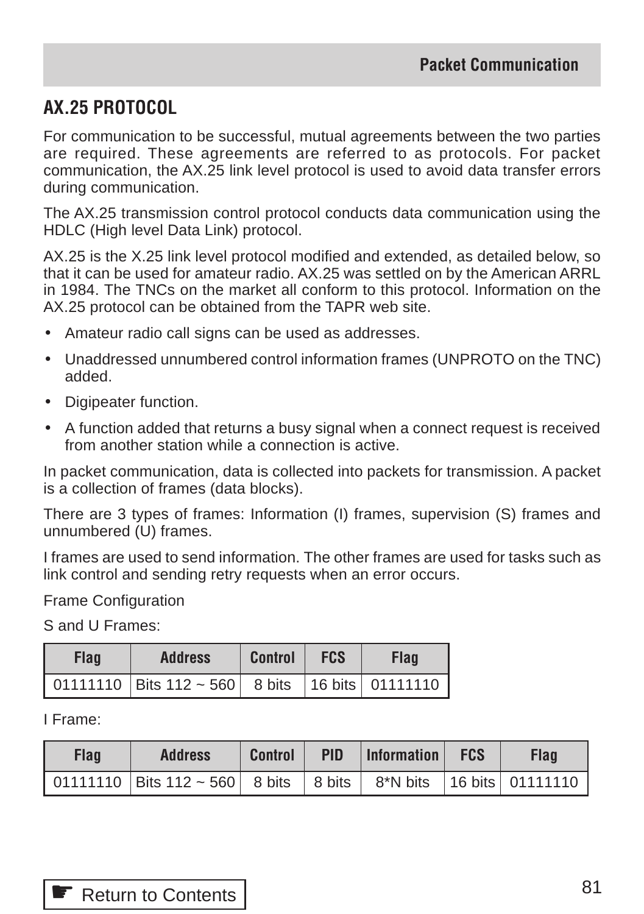## AX.25 PROTOCOL

For communication to be successful, mutual agreements between the two parties are required. These agreements are referred to as protocols. For packet communication, the AX.25 link level protocol is used to avoid data transfer errors during communication.

The AX.25 transmission control protocol conducts data communication using the HDLC (High level Data Link) protocol.

AX.25 is the X.25 link level protocol modified and extended, as detailed below, so that it can be used for amateur radio. AX.25 was settled on by the American ARRL in 1984. The TNCs on the market all conform to this protocol. Information on the AX.25 protocol can be obtained from the TAPR web site.

- Amateur radio call signs can be used as addresses.
- Unaddressed unnumbered control information frames (UNPROTO on the TNC) added.
- Digipeater function.
- A function added that returns a busy signal when a connect request is received from another station while a connection is active.

In packet communication, data is collected into packets for transmission. A packet is a collection of frames (data blocks).

There are 3 types of frames: Information (I) frames, supervision (S) frames and unnumbered (U) frames.

I frames are used to send information. The other frames are used for tasks such as link control and sending retry requests when an error occurs.

Frame Configuration

S and U Frames:

| Flag | Address | Control | FCS | Flag |
|---|---|---|---|---|
| 01111110 | Bits 112 ~ 560 | 8 bits | 16 bits | 01111110 |

I Frame:

| Flag | Address | Control | PID | Information | FCS | Flag |
|---|---|---|---|---|---|---|
| 01111110 | Bits 112 ~ 560 | 8 bits | 8 bits | 8*N bits | 16 bits | 01111110 |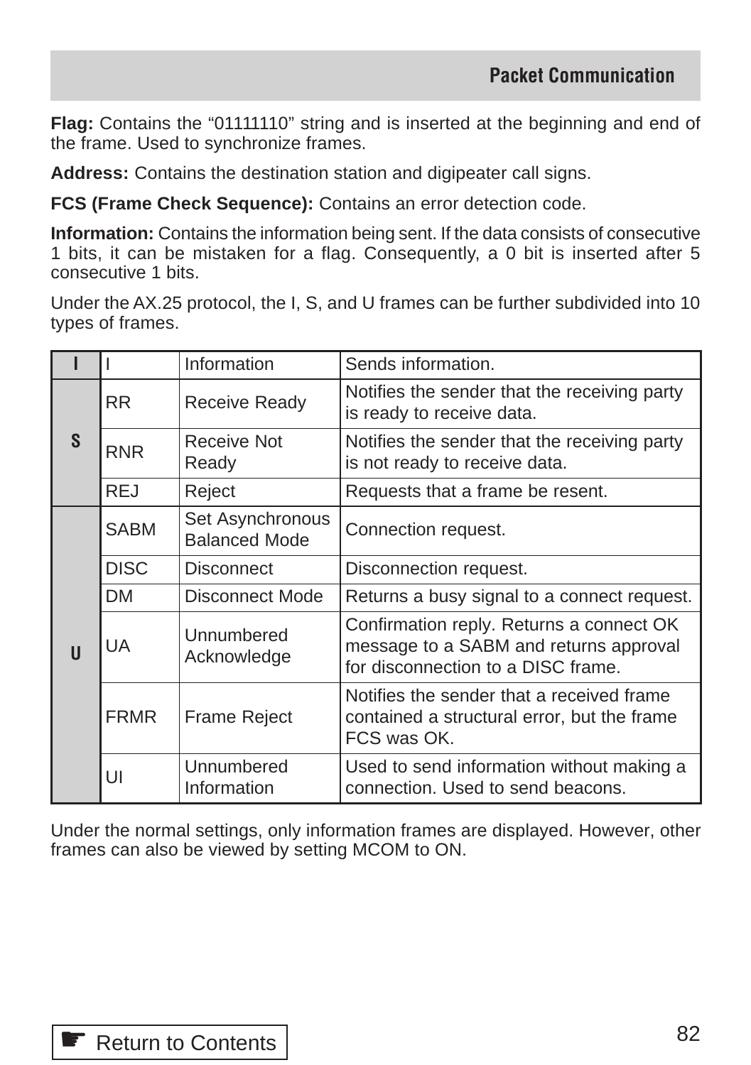**Flag:** Contains the “01111110” string and is inserted at the beginning and end of the frame. Used to synchronize frames.

**Address:** Contains the destination station and digipeater call signs.

**FCS (Frame Check Sequence):** Contains an error detection code.

**Information:** Contains the information being sent. If the data consists of consecutive 1 bits, it can be mistaken for a flag. Consequently, a 0 bit is inserted after 5 consecutive 1 bits.

Under the AX.25 protocol, the I, S, and U frames can be further subdivided into 10 types of frames.

| | | | |
|---|---|---|---|
| **I** | I | Information | Sends information. |
| **S** | RR | Receive Ready | Notifies the sender that the receiving party is ready to receive data. |
| | RNR | Receive Not Ready | Notifies the sender that the receiving party is not ready to receive data. |
| | REJ | Reject | Requests that a frame be resent. |
| **U** | SABM | Set Asynchronous Balanced Mode | Connection request. |
| | DISC | Disconnect | Disconnection request. |
| | DM | Disconnect Mode | Returns a busy signal to a connect request. |
| | UA | Unnumbered Acknowledge | Confirmation reply. Returns a connect OK message to a SABM and returns approval for disconnection to a DISC frame. |
| | FRMR | Frame Reject | Notifies the sender that a received frame contained a structural error, but the frame FCS was OK. |
| | UI | Unnumbered Information | Used to send information without making a connection. Used to send beacons. |

Under the normal settings, only information frames are displayed. However, other frames can also be viewed by setting MCOM to ON.

☛ Return to Contents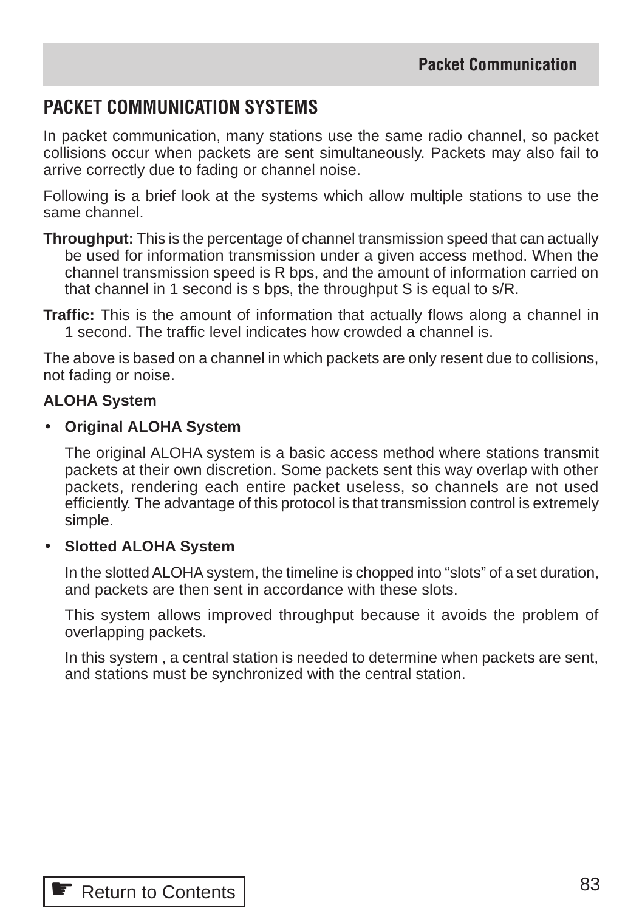## PACKET COMMUNICATION SYSTEMS

In packet communication, many stations use the same radio channel, so packet collisions occur when packets are sent simultaneously. Packets may also fail to arrive correctly due to fading or channel noise.

Following is a brief look at the systems which allow multiple stations to use the same channel.

**Throughput:** This is the percentage of channel transmission speed that can actually be used for information transmission under a given access method. When the channel transmission speed is R bps, and the amount of information carried on that channel in 1 second is s bps, the throughput S is equal to s/R.

**Traffic:** This is the amount of information that actually flows along a channel in 1 second. The traffic level indicates how crowded a channel is.

The above is based on a channel in which packets are only resent due to collisions, not fading or noise.

### ALOHA System

- **Original ALOHA System**

  The original ALOHA system is a basic access method where stations transmit packets at their own discretion. Some packets sent this way overlap with other packets, rendering each entire packet useless, so channels are not used efficiently. The advantage of this protocol is that transmission control is extremely simple.

- **Slotted ALOHA System**

  In the slotted ALOHA system, the timeline is chopped into "slots" of a set duration, and packets are then sent in accordance with these slots.

  This system allows improved throughput because it avoids the problem of overlapping packets.

  In this system , a central station is needed to determine when packets are sent, and stations must be synchronized with the central station.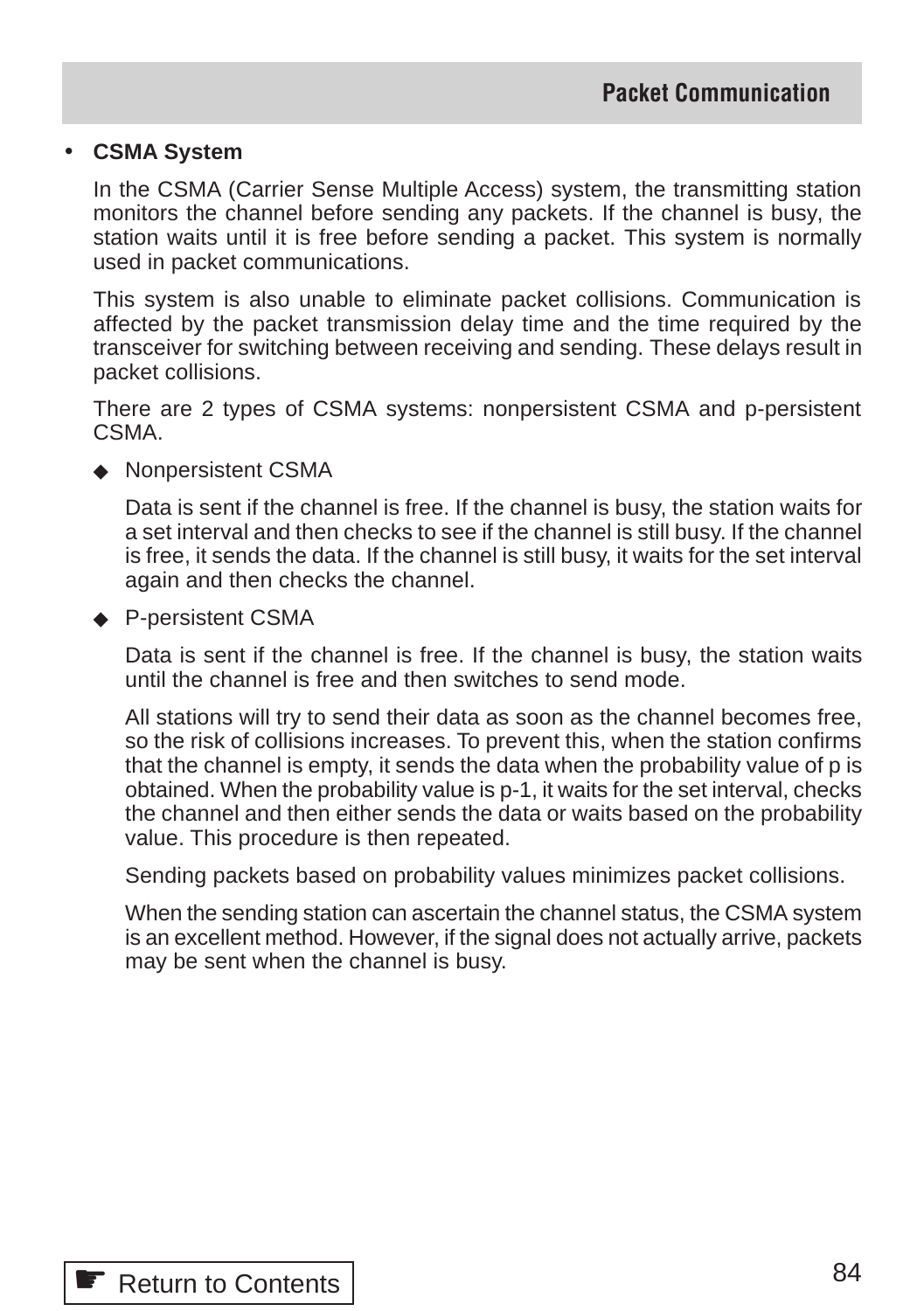- **CSMA System**

  In the CSMA (Carrier Sense Multiple Access) system, the transmitting station monitors the channel before sending any packets. If the channel is busy, the station waits until it is free before sending a packet. This system is normally used in packet communications.

  This system is also unable to eliminate packet collisions. Communication is affected by the packet transmission delay time and the time required by the transceiver for switching between receiving and sending. These delays result in packet collisions.

  There are 2 types of CSMA systems: nonpersistent CSMA and p-persistent CSMA.

  ◆ Nonpersistent CSMA

  Data is sent if the channel is free. If the channel is busy, the station waits for a set interval and then checks to see if the channel is still busy. If the channel is free, it sends the data. If the channel is still busy, it waits for the set interval again and then checks the channel.

  ◆ P-persistent CSMA

  Data is sent if the channel is free. If the channel is busy, the station waits until the channel is free and then switches to send mode.

  All stations will try to send their data as soon as the channel becomes free, so the risk of collisions increases. To prevent this, when the station confirms that the channel is empty, it sends the data when the probability value of p is obtained. When the probability value is p-1, it waits for the set interval, checks the channel and then either sends the data or waits based on the probability value. This procedure is then repeated.

  Sending packets based on probability values minimizes packet collisions.

  When the sending station can ascertain the channel status, the CSMA system is an excellent method. However, if the signal does not actually arrive, packets may be sent when the channel is busy.

☛ Return to Contents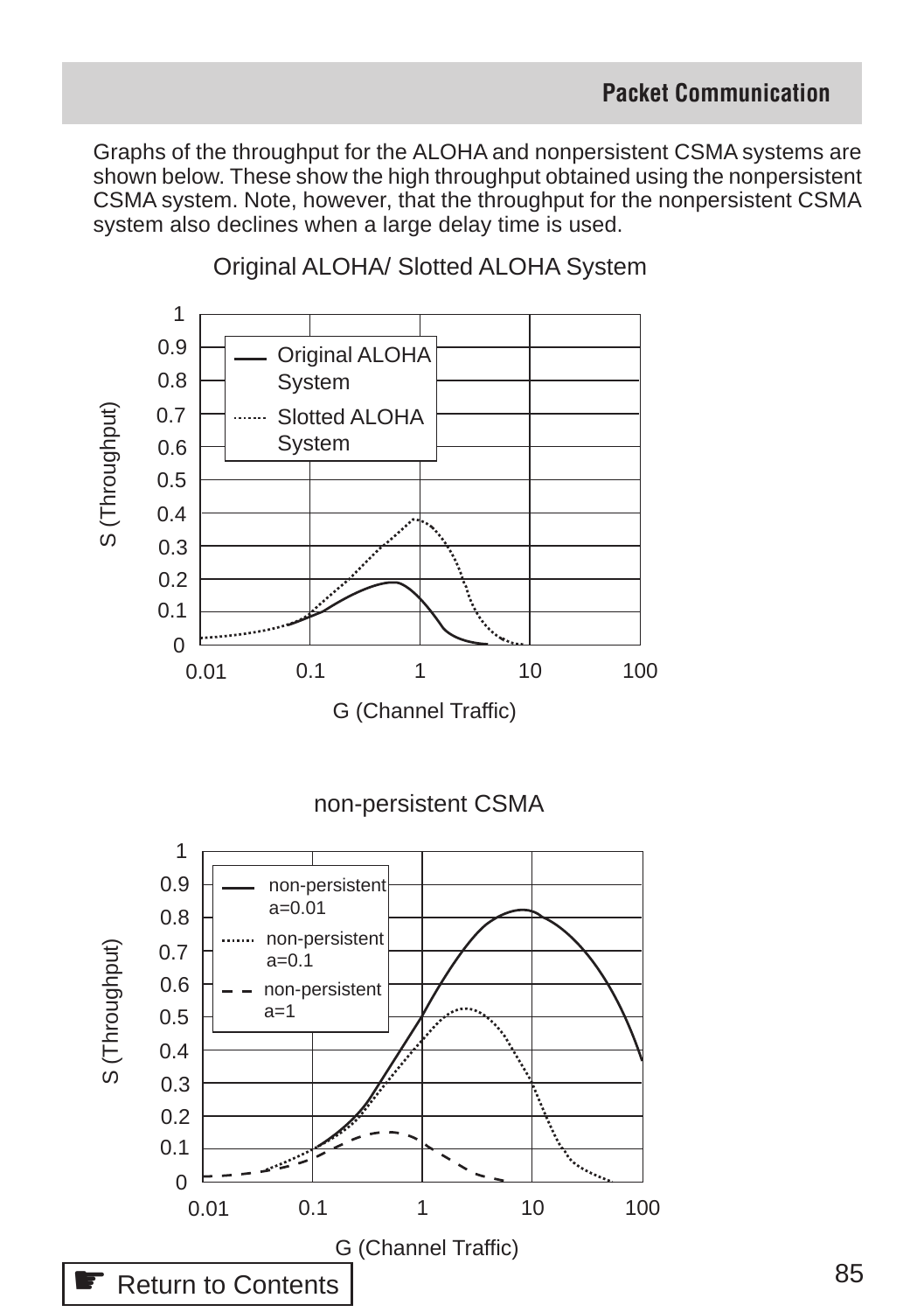Graphs of the throughput for the ALOHA and nonpersistent CSMA systems are shown below. These show the high throughput obtained using the nonpersistent CSMA system. Note, however, that the throughput for the nonpersistent CSMA system also declines when a large delay time is used.

Original ALOHA/ Slotted ALOHA System

non-persistent CSMA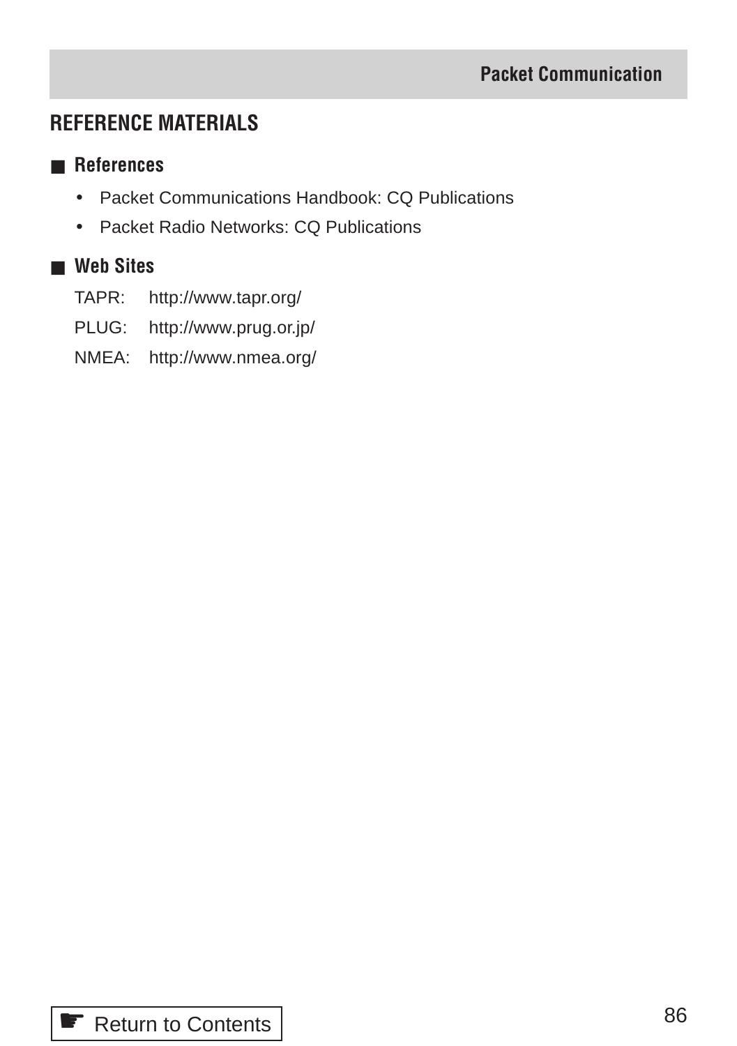## REFERENCE MATERIALS

### ■ References

- Packet Communications Handbook: CQ Publications
- Packet Radio Networks: CQ Publications

### ■ Web Sites

TAPR: http://www.tapr.org/

PLUG: http://www.prug.or.jp/

NMEA: http://www.nmea.org/

☛ Return to Contents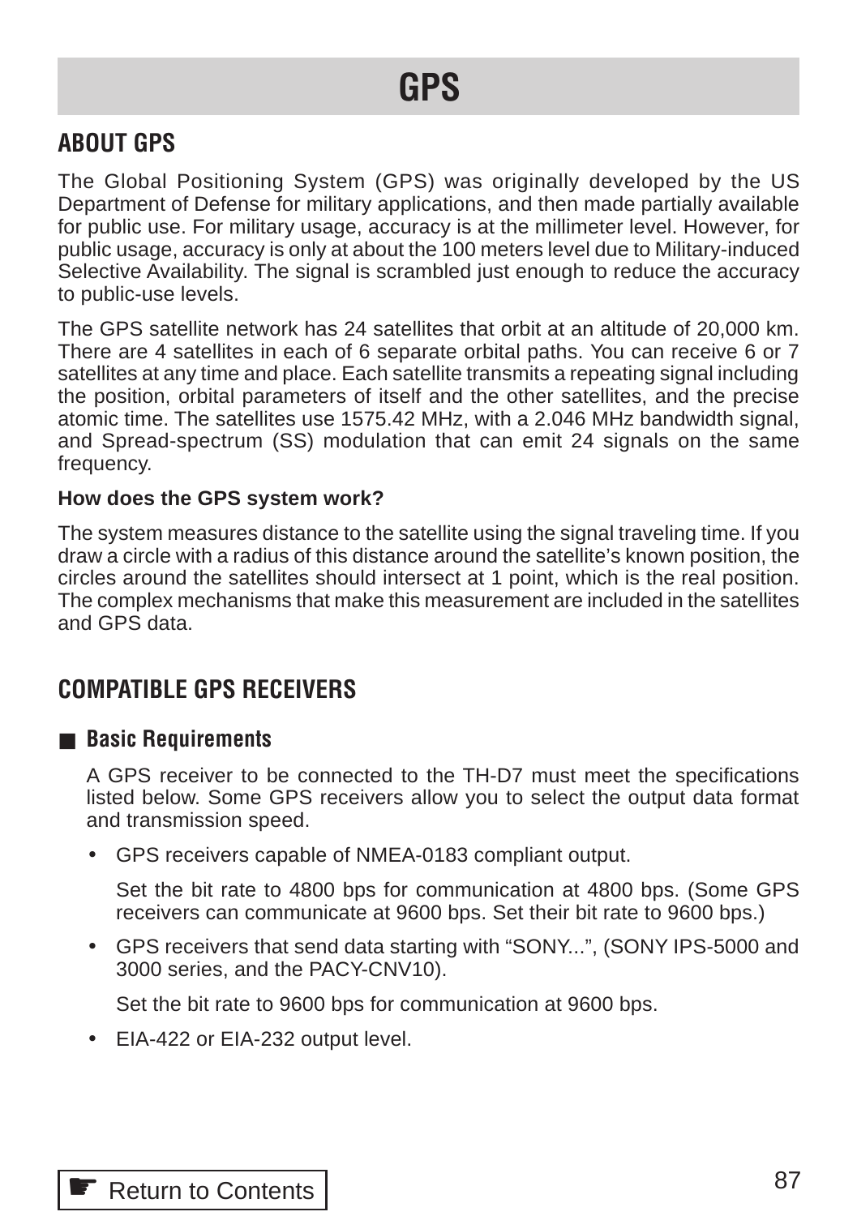# GPS

## ABOUT GPS

The Global Positioning System (GPS) was originally developed by the US Department of Defense for military applications, and then made partially available for public use. For military usage, accuracy is at the millimeter level. However, for public usage, accuracy is only at about the 100 meters level due to Military-induced Selective Availability. The signal is scrambled just enough to reduce the accuracy to public-use levels.

The GPS satellite network has 24 satellites that orbit at an altitude of 20,000 km. There are 4 satellites in each of 6 separate orbital paths. You can receive 6 or 7 satellites at any time and place. Each satellite transmits a repeating signal including the position, orbital parameters of itself and the other satellites, and the precise atomic time. The satellites use 1575.42 MHz, with a 2.046 MHz bandwidth signal, and Spread-spectrum (SS) modulation that can emit 24 signals on the same frequency.

**How does the GPS system work?**

The system measures distance to the satellite using the signal traveling time. If you draw a circle with a radius of this distance around the satellite's known position, the circles around the satellites should intersect at 1 point, which is the real position. The complex mechanisms that make this measurement are included in the satellites and GPS data.

## COMPATIBLE GPS RECEIVERS

### ■ Basic Requirements

A GPS receiver to be connected to the TH-D7 must meet the specifications listed below. Some GPS receivers allow you to select the output data format and transmission speed.

- GPS receivers capable of NMEA-0183 compliant output.

  Set the bit rate to 4800 bps for communication at 4800 bps. (Some GPS receivers can communicate at 9600 bps. Set their bit rate to 9600 bps.)

- GPS receivers that send data starting with "SONY...", (SONY IPS-5000 and 3000 series, and the PACY-CNV10).

  Set the bit rate to 9600 bps for communication at 9600 bps.

- EIA-422 or EIA-232 output level.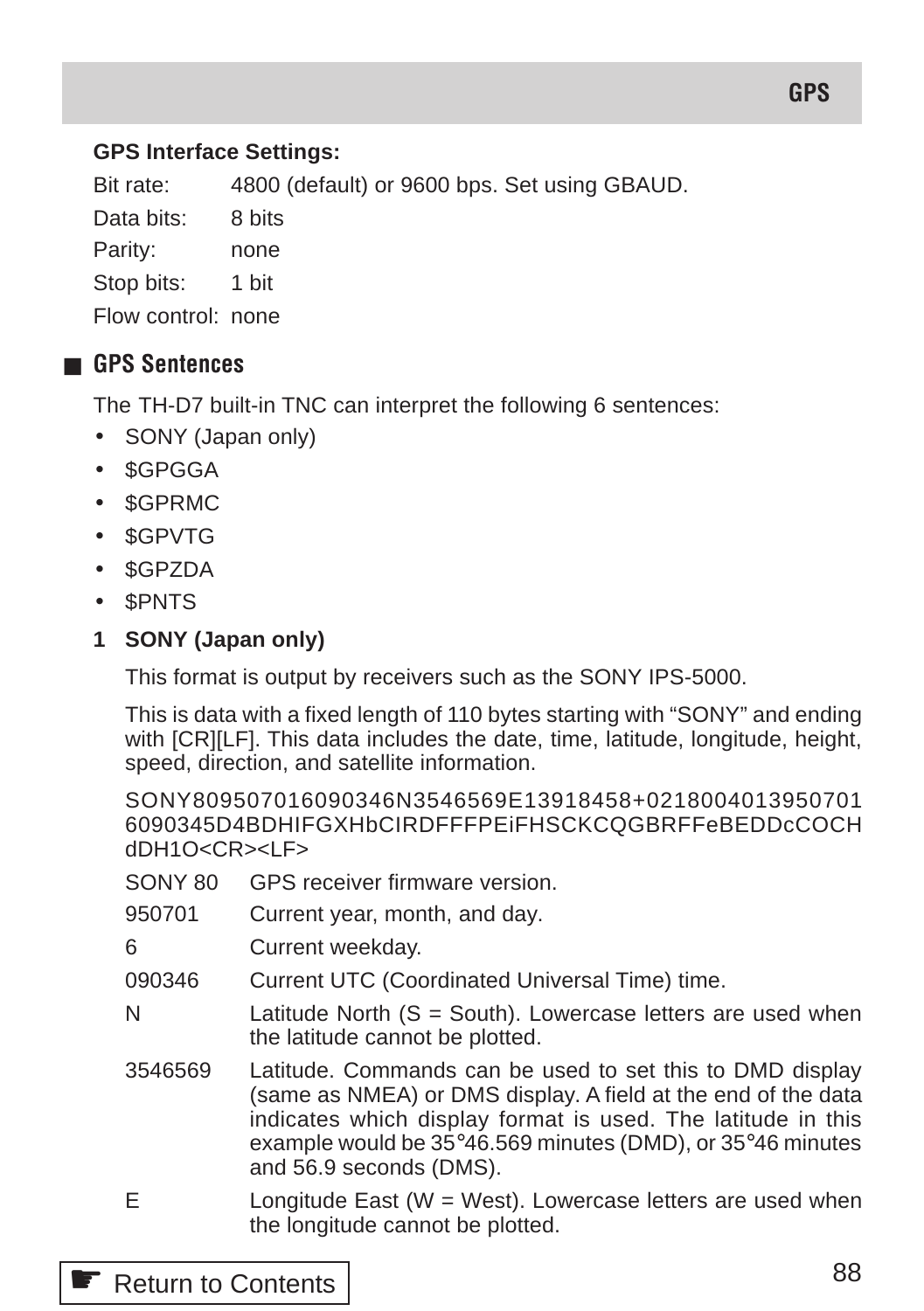**GPS Interface Settings:**

| | |
|---|---|
| Bit rate: | 4800 (default) or 9600 bps. Set using GBAUD. |
| Data bits: | 8 bits |
| Parity: | none |
| Stop bits: | 1 bit |
| Flow control: | none |

## GPS Sentences

The TH-D7 built-in TNC can interpret the following 6 sentences:

- SONY (Japan only)
- $GPGGA
- $GPRMC
- $GPVTG
- $GPZDA
- $PNTS

**1 SONY (Japan only)**

This format is output by receivers such as the SONY IPS-5000.

This is data with a fixed length of 110 bytes starting with "SONY" and ending with [CR][LF]. This data includes the date, time, latitude, longitude, height, speed, direction, and satellite information.

SONY809507016090346N3546569E13918458+0218004013950701 6090345D4BDHIFGXHbCIRDFFFPEiFHSCKCQGBRFFeBEDDcCOCH dDH1O<CR><LF>

| | |
|---|---|
| SONY 80 | GPS receiver firmware version. |
| 950701 | Current year, month, and day. |
| 6 | Current weekday. |
| 090346 | Current UTC (Coordinated Universal Time) time. |
| N | Latitude North (S = South). Lowercase letters are used when the latitude cannot be plotted. |
| 3546569 | Latitude. Commands can be used to set this to DMD display (same as NMEA) or DMS display. A field at the end of the data indicates which display format is used. The latitude in this example would be 35°46.569 minutes (DMD), or 35°46 minutes and 56.9 seconds (DMS). |
| E | Longitude East (W = West). Lowercase letters are used when the longitude cannot be plotted. |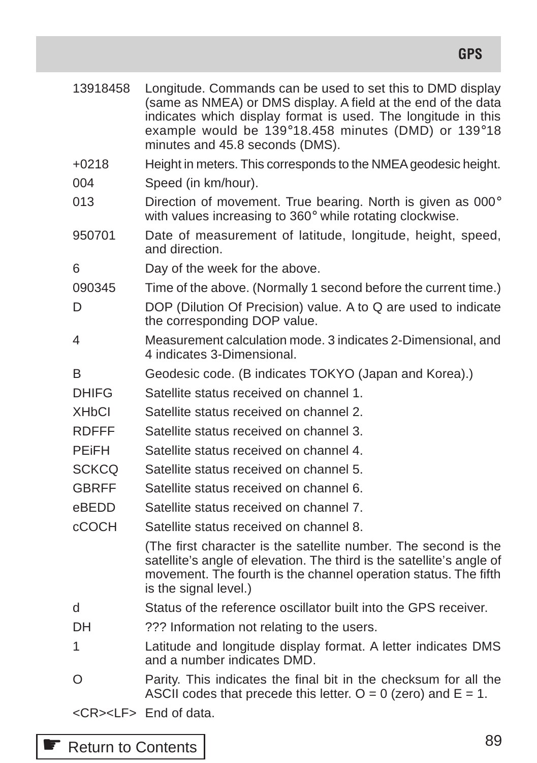| | |
|---|---|
| 13918458 | Longitude. Commands can be used to set this to DMD display (same as NMEA) or DMS display. A field at the end of the data indicates which display format is used. The longitude in this example would be 139°18.458 minutes (DMD) or 139°18 minutes and 45.8 seconds (DMS). |
| +0218 | Height in meters. This corresponds to the NMEA geodesic height. |
| 004 | Speed (in km/hour). |
| 013 | Direction of movement. True bearing. North is given as 000° with values increasing to 360° while rotating clockwise. |
| 950701 | Date of measurement of latitude, longitude, height, speed, and direction. |
| 6 | Day of the week for the above. |
| 090345 | Time of the above. (Normally 1 second before the current time.) |
| D | DOP (Dilution Of Precision) value. A to Q are used to indicate the corresponding DOP value. |
| 4 | Measurement calculation mode. 3 indicates 2-Dimensional, and 4 indicates 3-Dimensional. |
| B | Geodesic code. (B indicates TOKYO (Japan and Korea).) |
| DHIFG | Satellite status received on channel 1. |
| XHbCI | Satellite status received on channel 2. |
| RDFFF | Satellite status received on channel 3. |
| PEiFH | Satellite status received on channel 4. |
| SCKCQ | Satellite status received on channel 5. |
| GBRFF | Satellite status received on channel 6. |
| eBEDD | Satellite status received on channel 7. |
| cCOCH | Satellite status received on channel 8. |
| | (The first character is the satellite number. The second is the satellite's angle of elevation. The third is the satellite's angle of movement. The fourth is the channel operation status. The fifth is the signal level.) |
| d | Status of the reference oscillator built into the GPS receiver. |
| DH | ??? Information not relating to the users. |
| 1 | Latitude and longitude display format. A letter indicates DMS and a number indicates DMD. |
| O | Parity. This indicates the final bit in the checksum for all the ASCII codes that precede this letter. O = 0 (zero) and E = 1. |
| <CR><LF> | End of data. |

☛ Return to Contents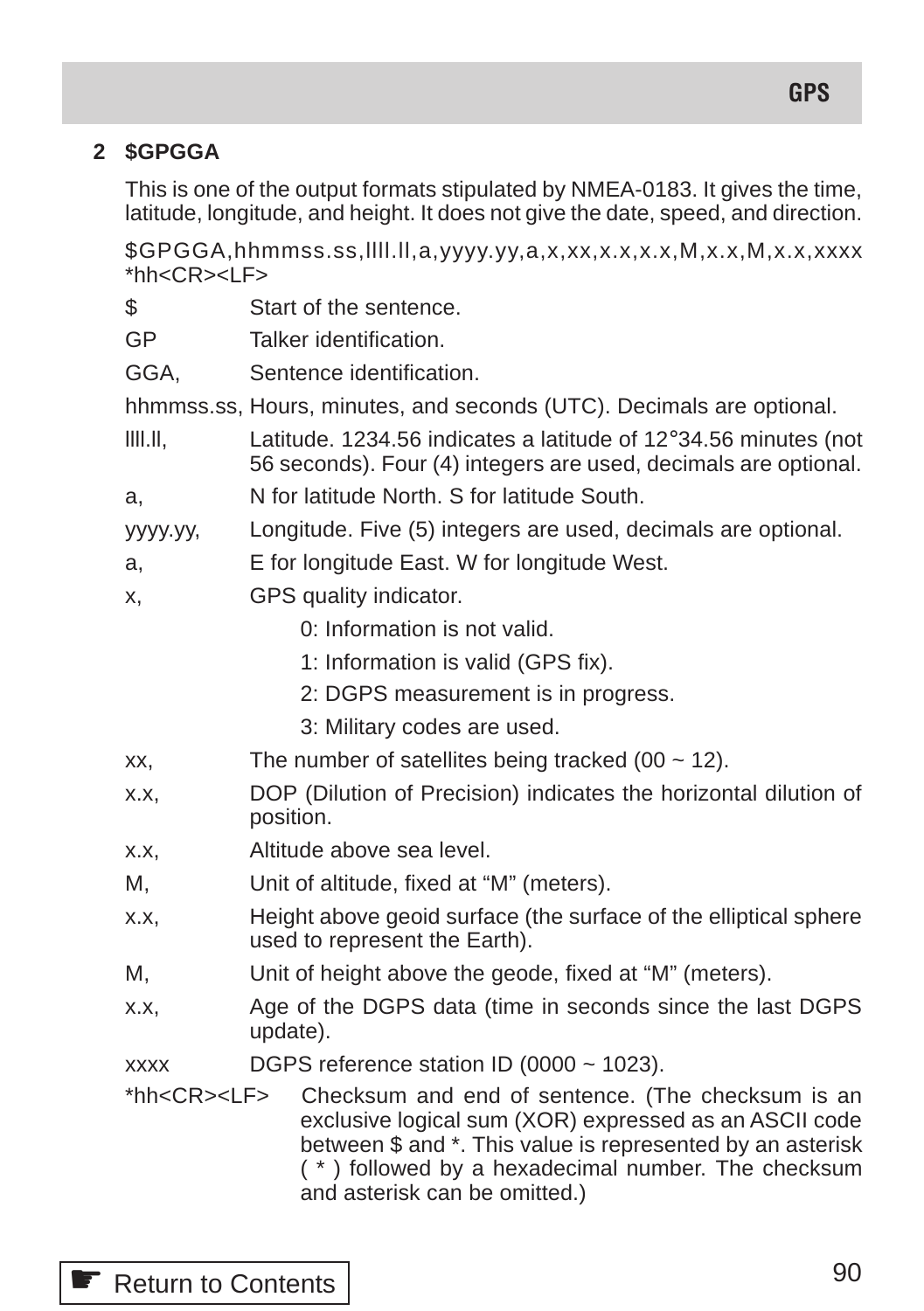## 2 $GPGGA

This is one of the output formats stipulated by NMEA-0183. It gives the time, latitude, longitude, and height. It does not give the date, speed, and direction.

$GPGGA,hhmmss.ss,llll.ll,a,yyyy.yy,a,x,xx,x.x,x.x,M,x.x,M,x.x,xxxx*hh<CR><LF>

| | |
|---|---|
| $ | Start of the sentence. |
| GP | Talker identification. |
| GGA, | Sentence identification. |
| hhmmss.ss, | Hours, minutes, and seconds (UTC). Decimals are optional. |
| llll.ll, | Latitude. 1234.56 indicates a latitude of 12°34.56 minutes (not 56 seconds). Four (4) integers are used, decimals are optional. |
| a, | N for latitude North. S for latitude South. |
| yyyy.yy, | Longitude. Five (5) integers are used, decimals are optional. |
| a, | E for longitude East. W for longitude West. |
| x, | GPS quality indicator.<br>0: Information is not valid.<br>1: Information is valid (GPS fix).<br>2: DGPS measurement is in progress.<br>3: Military codes are used. |
| xx, | The number of satellites being tracked (00 ~ 12). |
| x.x, | DOP (Dilution of Precision) indicates the horizontal dilution of position. |
| x.x, | Altitude above sea level. |
| M, | Unit of altitude, fixed at “M” (meters). |
| x.x, | Height above geoid surface (the surface of the elliptical sphere used to represent the Earth). |
| M, | Unit of height above the geode, fixed at “M” (meters). |
| x.x, | Age of the DGPS data (time in seconds since the last DGPS update). |
| xxxx | DGPS reference station ID (0000 ~ 1023). |
| *hh<CR><LF> | Checksum and end of sentence. (The checksum is an exclusive logical sum (XOR) expressed as an ASCII code between $ and *. This value is represented by an asterisk ( * ) followed by a hexadecimal number. The checksum and asterisk can be omitted.) |

☛ Return to Contents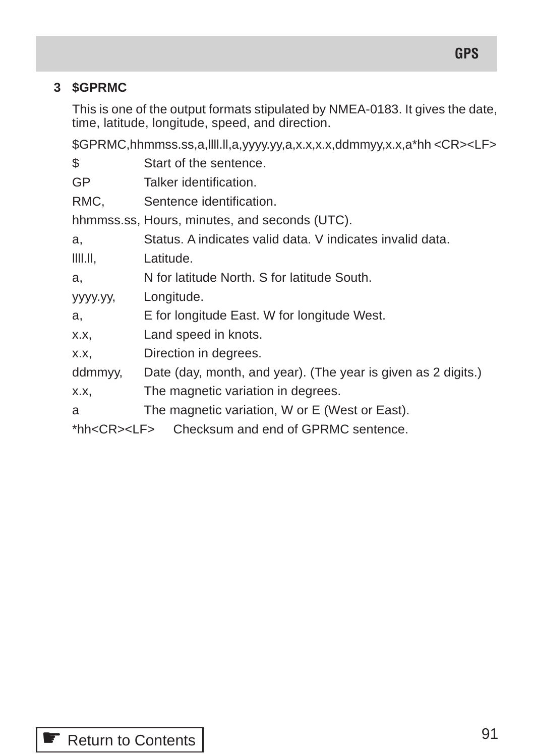### 3 $GPRMC

This is one of the output formats stipulated by NMEA-0183. It gives the date, time, latitude, longitude, speed, and direction.

$GPRMC,hhmmss.ss,a,llll.ll,a,yyyy.yy,a,x.x,x.x,ddmmyy,x.x,a*hh <CR><LF>

| | |
|---|---|
| $ | Start of the sentence. |
| GP | Talker identification. |
| RMC, | Sentence identification. |
| hhmmss.ss, | Hours, minutes, and seconds (UTC). |
| a, | Status. A indicates valid data. V indicates invalid data. |
| llll.ll, | Latitude. |
| a, | N for latitude North. S for latitude South. |
| yyyy.yy, | Longitude. |
| a, | E for longitude East. W for longitude West. |
| x.x, | Land speed in knots. |
| x.x, | Direction in degrees. |
| ddmmyy, | Date (day, month, and year). (The year is given as 2 digits.) |
| x.x, | The magnetic variation in degrees. |
| a | The magnetic variation, W or E (West or East). |
| *hh<CR><LF> | Checksum and end of GPRMC sentence. |

Return to Contents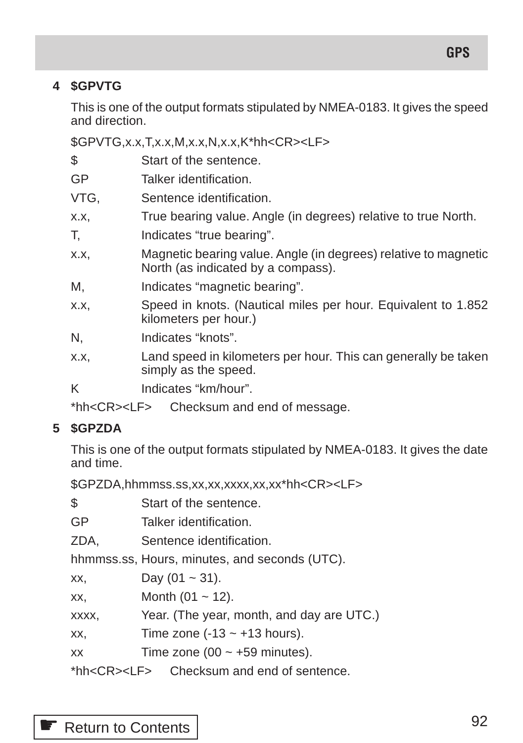## 4 $GPVTG

This is one of the output formats stipulated by NMEA-0183. It gives the speed and direction.

$GPVTG,x.x,T,x.x,M,x.x,N,x.x,K*hh<CR><LF>

| | |
|---|---|
| $ | Start of the sentence. |
| GP | Talker identification. |
| VTG, | Sentence identification. |
| x.x, | True bearing value. Angle (in degrees) relative to true North. |
| T, | Indicates “true bearing”. |
| x.x, | Magnetic bearing value. Angle (in degrees) relative to magnetic North (as indicated by a compass). |
| M, | Indicates “magnetic bearing”. |
| x.x, | Speed in knots. (Nautical miles per hour. Equivalent to 1.852 kilometers per hour.) |
| N, | Indicates “knots”. |
| x.x, | Land speed in kilometers per hour. This can generally be taken simply as the speed. |
| K | Indicates “km/hour”. |
| *hh<CR><LF> | Checksum and end of message. |

## 5 $GPZDA

This is one of the output formats stipulated by NMEA-0183. It gives the date and time.

$GPZDA,hhmmss.ss,xx,xx,xxxx,xx,xx*hh<CR><LF>

| | |
|---|---|
| $ | Start of the sentence. |
| GP | Talker identification. |
| ZDA, | Sentence identification. |
| hhmmss.ss, | Hours, minutes, and seconds (UTC). |
| xx, | Day (01 ~ 31). |
| xx, | Month (01 ~ 12). |
| xxxx, | Year. (The year, month, and day are UTC.) |
| xx, | Time zone (-13 ~ +13 hours). |
| xx | Time zone (00 ~ +59 minutes). |
| *hh<CR><LF> | Checksum and end of sentence. |

Return to Contents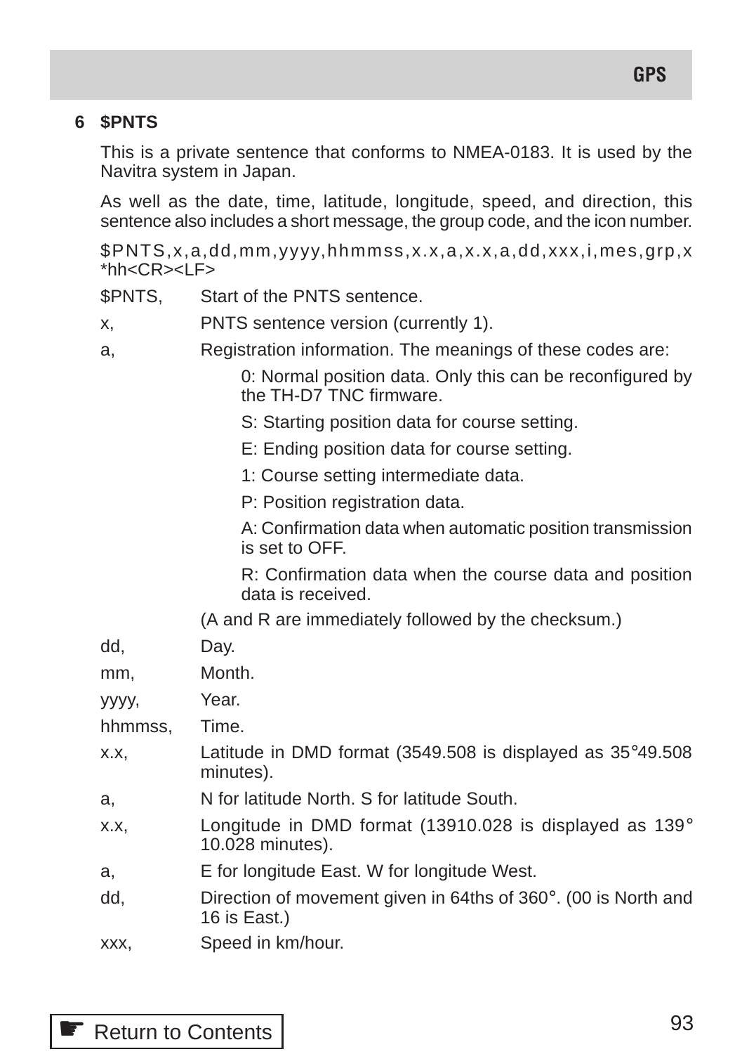## 6 $PNTS

This is a private sentence that conforms to NMEA-0183. It is used by the Navitra system in Japan.

As well as the date, time, latitude, longitude, speed, and direction, this sentence also includes a short message, the group code, and the icon number.

$PNTS,x,a,dd,mm,yyyy,hhmmss,x.x,a,x.x,a,dd,xxx,i,mes,grp,x*hh<CR><LF>

$PNTS, Start of the PNTS sentence.

x, PNTS sentence version (currently 1).

a, Registration information. The meanings of these codes are:

- 0: Normal position data. Only this can be reconfigured by the TH-D7 TNC firmware.
- S: Starting position data for course setting.
- E: Ending position data for course setting.
- 1: Course setting intermediate data.
- P: Position registration data.
- A: Confirmation data when automatic position transmission is set to OFF.
- R: Confirmation data when the course data and position data is received.

(A and R are immediately followed by the checksum.)

dd, Day.

mm, Month.

yyyy, Year.

hhmmss, Time.

x.x, Latitude in DMD format (3549.508 is displayed as 35°49.508 minutes).

a, N for latitude North. S for latitude South.

x.x, Longitude in DMD format (13910.028 is displayed as 139° 10.028 minutes).

a, E for longitude East. W for longitude West.

dd, Direction of movement given in 64ths of 360°. (00 is North and 16 is East.)

xxx, Speed in km/hour.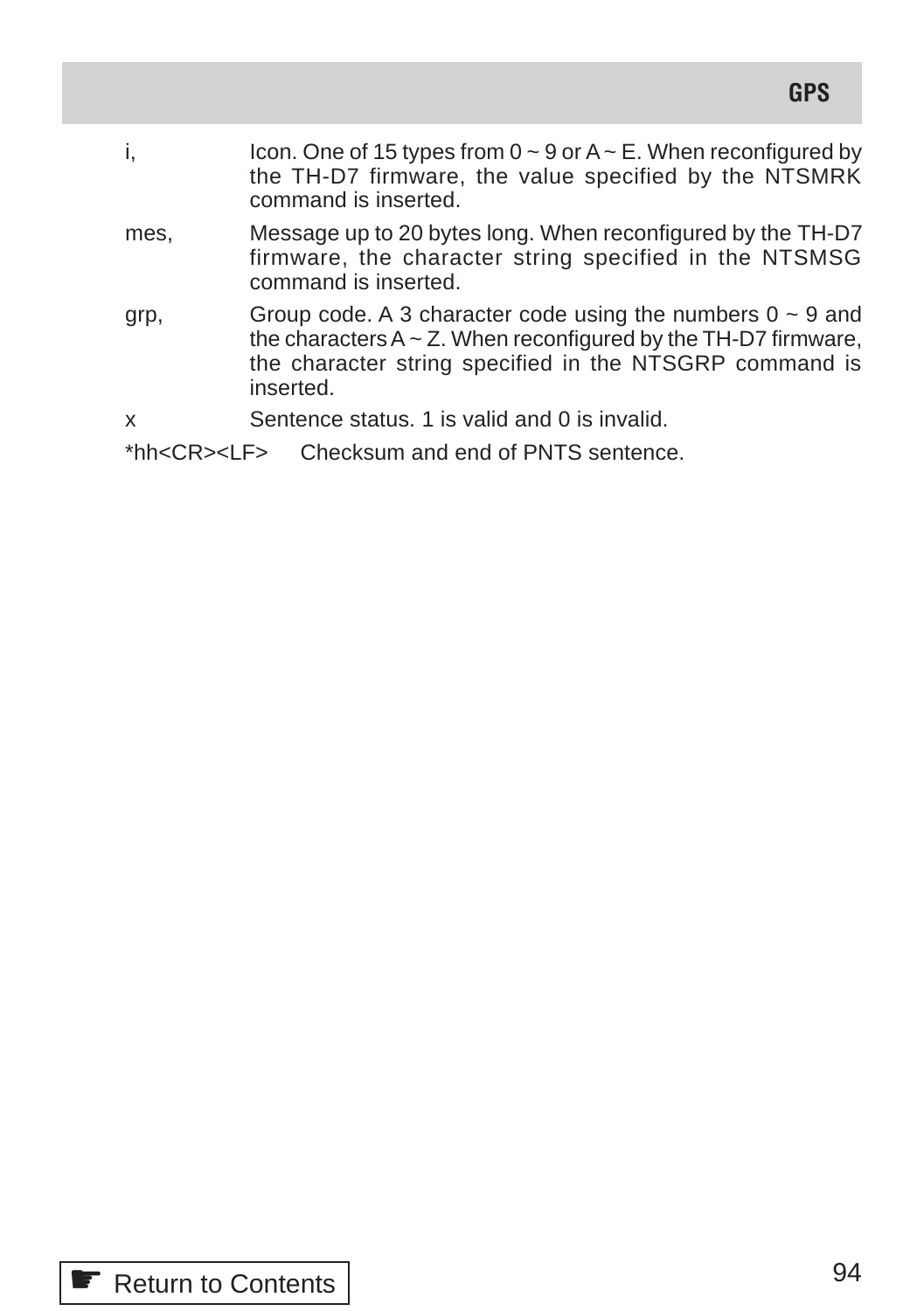| | |
|---|---|
| i, | Icon. One of 15 types from 0 ~ 9 or A ~ E. When reconfigured by the TH-D7 firmware, the value specified by the NTSMRK command is inserted. |
| mes, | Message up to 20 bytes long. When reconfigured by the TH-D7 firmware, the character string specified in the NTSMSG command is inserted. |
| grp, | Group code. A 3 character code using the numbers 0 ~ 9 and the characters A ~ Z. When reconfigured by the TH-D7 firmware, the character string specified in the NTSGRP command is inserted. |
| x | Sentence status. 1 is valid and 0 is invalid. |
| *hh<CR><LF> | Checksum and end of PNTS sentence. |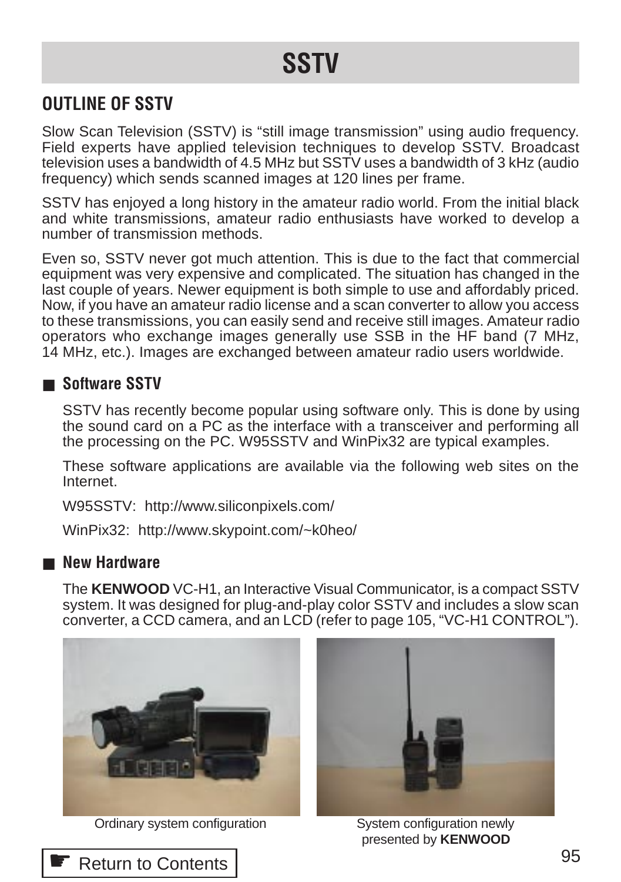# SSTV

## OUTLINE OF SSTV

Slow Scan Television (SSTV) is “still image transmission” using audio frequency. Field experts have applied television techniques to develop SSTV. Broadcast television uses a bandwidth of 4.5 MHz but SSTV uses a bandwidth of 3 kHz (audio frequency) which sends scanned images at 120 lines per frame.

SSTV has enjoyed a long history in the amateur radio world. From the initial black and white transmissions, amateur radio enthusiasts have worked to develop a number of transmission methods.

Even so, SSTV never got much attention. This is due to the fact that commercial equipment was very expensive and complicated. The situation has changed in the last couple of years. Newer equipment is both simple to use and affordably priced. Now, if you have an amateur radio license and a scan converter to allow you access to these transmissions, you can easily send and receive still images. Amateur radio operators who exchange images generally use SSB in the HF band (7 MHz, 14 MHz, etc.). Images are exchanged between amateur radio users worldwide.

### ■ Software SSTV

SSTV has recently become popular using software only. This is done by using the sound card on a PC as the interface with a transceiver and performing all the processing on the PC. W95SSTV and WinPix32 are typical examples.

These software applications are available via the following web sites on the Internet.

W95SSTV: http://www.siliconpixels.com/

WinPix32: http://www.skypoint.com/~k0heo/

### ■ New Hardware

The **KENWOOD** VC-H1, an Interactive Visual Communicator, is a compact SSTV system. It was designed for plug-and-play color SSTV and includes a slow scan converter, a CCD camera, and an LCD (refer to page 105, “VC-H1 CONTROL”).

Ordinary system configuration

System configuration newly presented by **KENWOOD**

☛ Return to Contents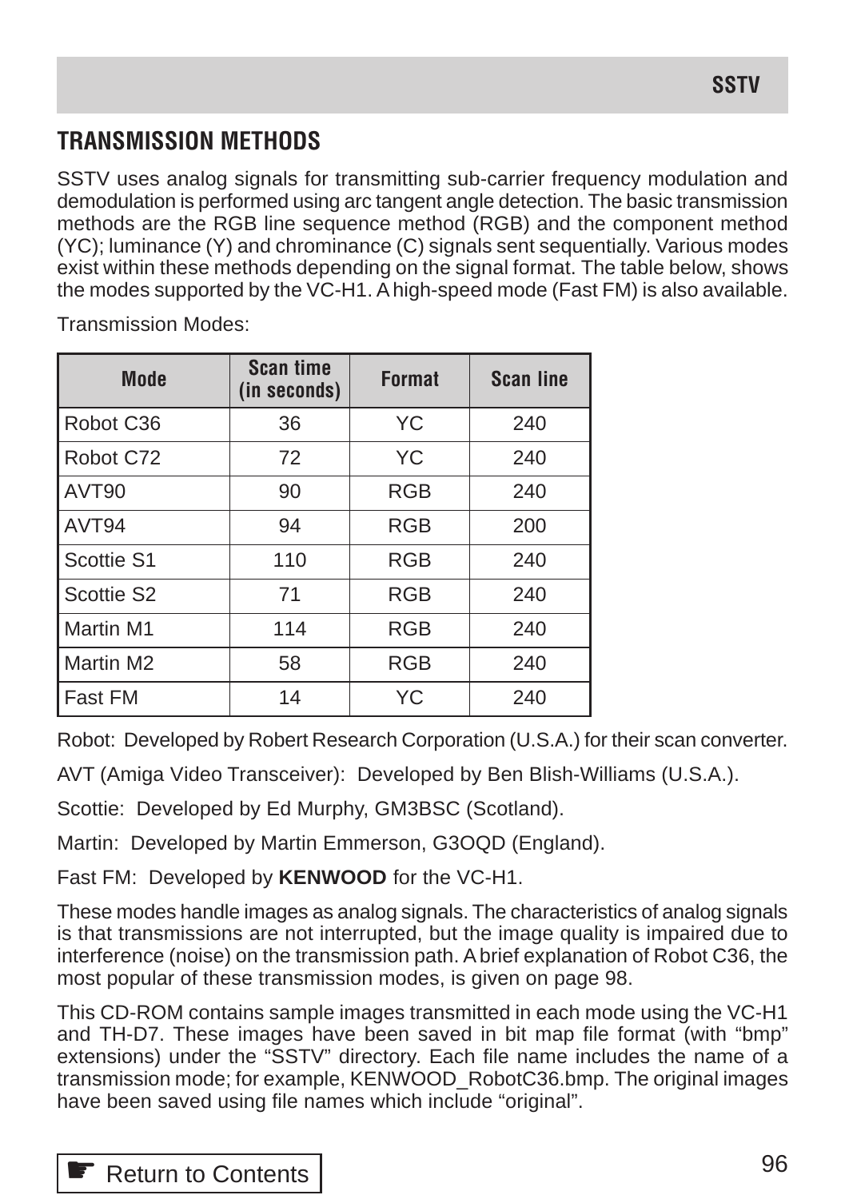## TRANSMISSION METHODS

SSTV uses analog signals for transmitting sub-carrier frequency modulation and demodulation is performed using arc tangent angle detection. The basic transmission methods are the RGB line sequence method (RGB) and the component method (YC); luminance (Y) and chrominance (C) signals sent sequentially. Various modes exist within these methods depending on the signal format. The table below, shows the modes supported by the VC-H1. A high-speed mode (Fast FM) is also available.

Transmission Modes:

| Mode | Scan time (in seconds) | Format | Scan line |
|---|---|---|---|
| Robot C36 | 36 | YC | 240 |
| Robot C72 | 72 | YC | 240 |
| AVT90 | 90 | RGB | 240 |
| AVT94 | 94 | RGB | 200 |
| Scottie S1 | 110 | RGB | 240 |
| Scottie S2 | 71 | RGB | 240 |
| Martin M1 | 114 | RGB | 240 |
| Martin M2 | 58 | RGB | 240 |
| Fast FM | 14 | YC | 240 |

Robot: Developed by Robert Research Corporation (U.S.A.) for their scan converter.

AVT (Amiga Video Transceiver): Developed by Ben Blish-Williams (U.S.A.).

Scottie: Developed by Ed Murphy, GM3BSC (Scotland).

Martin: Developed by Martin Emmerson, G3OQD (England).

Fast FM: Developed by **KENWOOD** for the VC-H1.

These modes handle images as analog signals. The characteristics of analog signals is that transmissions are not interrupted, but the image quality is impaired due to interference (noise) on the transmission path. A brief explanation of Robot C36, the most popular of these transmission modes, is given on page 98.

This CD-ROM contains sample images transmitted in each mode using the VC-H1 and TH-D7. These images have been saved in bit map file format (with "bmp" extensions) under the "SSTV" directory. Each file name includes the name of a transmission mode; for example, KENWOOD_RobotC36.bmp. The original images have been saved using file names which include "original".

☛ Return to Contents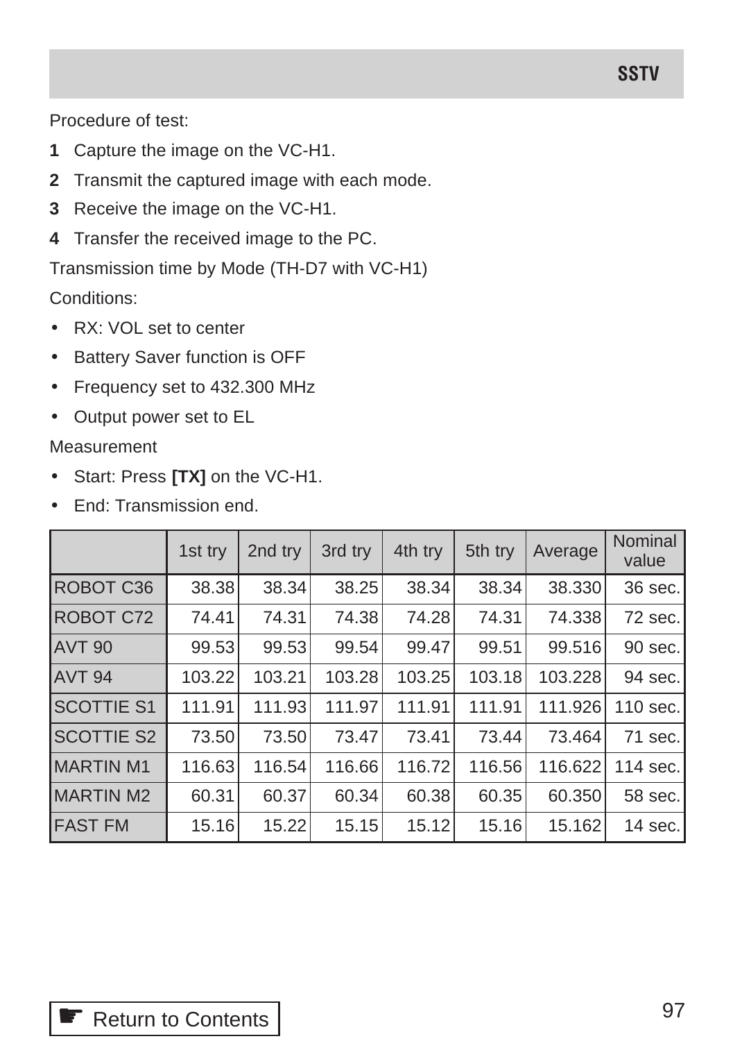Procedure of test:

**1** Capture the image on the VC-H1.

**2** Transmit the captured image with each mode.

**3** Receive the image on the VC-H1.

**4** Transfer the received image to the PC.

Transmission time by Mode (TH-D7 with VC-H1)

Conditions:

- RX: VOL set to center
- Battery Saver function is OFF
- Frequency set to 432.300 MHz
- Output power set to EL

Measurement

- Start: Press **[TX]** on the VC-H1.
- End: Transmission end.

| | 1st try | 2nd try | 3rd try | 4th try | 5th try | Average | Nominal value |
|---|---|---|---|---|---|---|---|
| ROBOT C36 | 38.38 | 38.34 | 38.25 | 38.34 | 38.34 | 38.330 | 36 sec. |
| ROBOT C72 | 74.41 | 74.31 | 74.38 | 74.28 | 74.31 | 74.338 | 72 sec. |
| AVT 90 | 99.53 | 99.53 | 99.54 | 99.47 | 99.51 | 99.516 | 90 sec. |
| AVT 94 | 103.22 | 103.21 | 103.28 | 103.25 | 103.18 | 103.228 | 94 sec. |
| SCOTTIE S1 | 111.91 | 111.93 | 111.97 | 111.91 | 111.91 | 111.926 | 110 sec. |
| SCOTTIE S2 | 73.50 | 73.50 | 73.47 | 73.41 | 73.44 | 73.464 | 71 sec. |
| MARTIN M1 | 116.63 | 116.54 | 116.66 | 116.72 | 116.56 | 116.622 | 114 sec. |
| MARTIN M2 | 60.31 | 60.37 | 60.34 | 60.38 | 60.35 | 60.350 | 58 sec. |
| FAST FM | 15.16 | 15.22 | 15.15 | 15.12 | 15.16 | 15.162 | 14 sec. |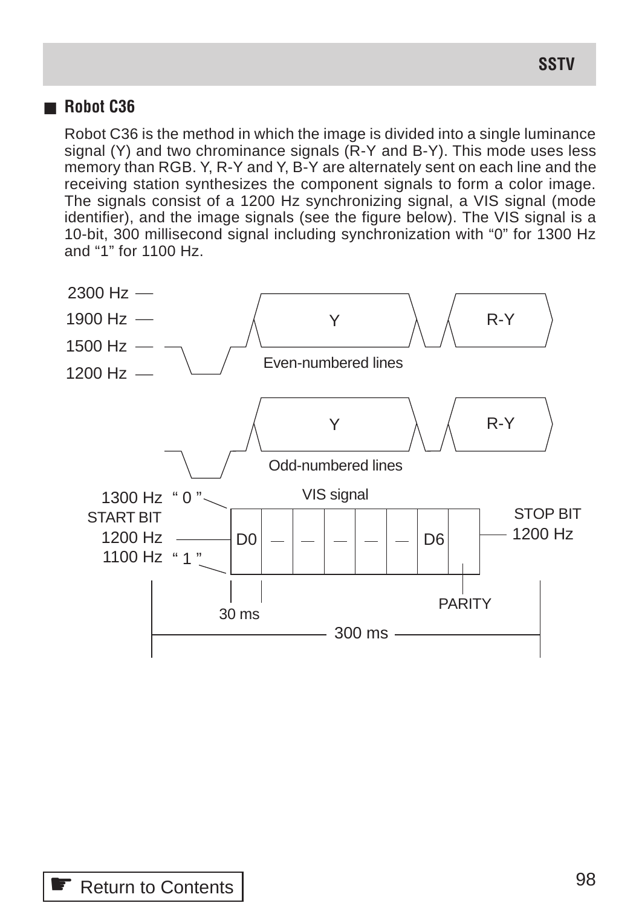## ■ Robot C36

Robot C36 is the method in which the image is divided into a single luminance signal (Y) and two chrominance signals (R-Y and B-Y). This mode uses less memory than RGB. Y, R-Y and Y, B-Y are alternately sent on each line and the receiving station synthesizes the component signals to form a color image. The signals consist of a 1200 Hz synchronizing signal, a VIS signal (mode identifier), and the image signals (see the figure below). The VIS signal is a 10-bit, 300 millisecond signal including synchronization with “0” for 1300 Hz and “1” for 1100 Hz.

2300 Hz
1900 Hz
1500 Hz
1200 Hz

Y R-Y
Even-numbered lines

Y R-Y
Odd-numbered lines

VIS signal

1300 Hz “ 0 ”
START BIT
1200 Hz
1100 Hz “ 1 ”

D0 — — — — — D6

STOP BIT
1200 Hz

PARITY

30 ms

300 ms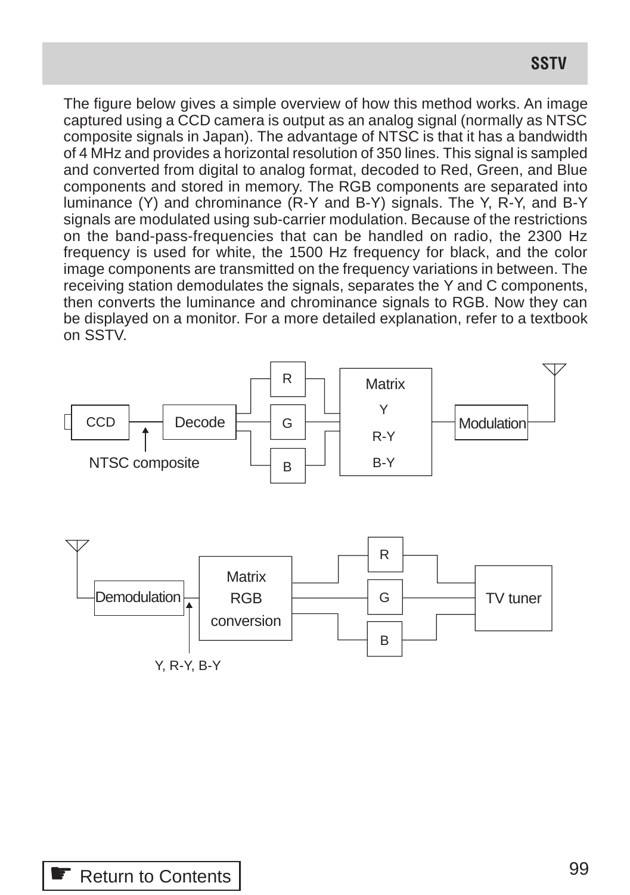The figure below gives a simple overview of how this method works. An image captured using a CCD camera is output as an analog signal (normally as NTSC composite signals in Japan). The advantage of NTSC is that it has a bandwidth of 4 MHz and provides a horizontal resolution of 350 lines. This signal is sampled and converted from digital to analog format, decoded to Red, Green, and Blue components and stored in memory. The RGB components are separated into luminance (Y) and chrominance (R-Y and B-Y) signals. The Y, R-Y, and B-Y signals are modulated using sub-carrier modulation. Because of the restrictions on the band-pass-frequencies that can be handled on radio, the 2300 Hz frequency is used for white, the 1500 Hz frequency for black, and the color image components are transmitted on the frequency variations in between. The receiving station demodulates the signals, separates the Y and C components, then converts the luminance and chrominance signals to RGB. Now they can be displayed on a monitor. For a more detailed explanation, refer to a textbook on SSTV.

CCD → Decode → R / G / B → Matrix (Y, R-Y, B-Y) → Modulation

NTSC composite

Demodulation → Matrix RGB conversion → R / G / B → TV tuner

Y, R-Y, B-Y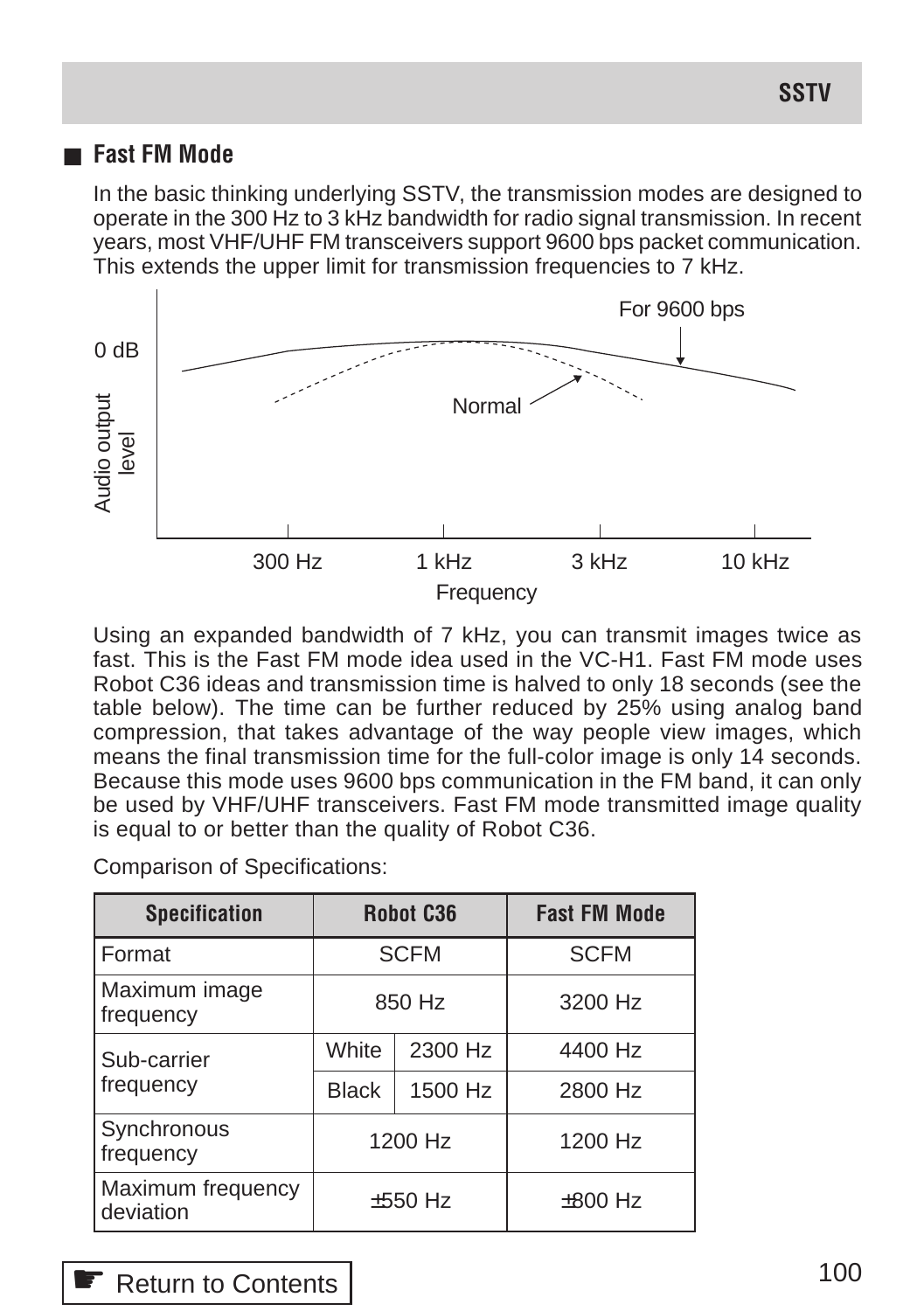## Fast FM Mode

In the basic thinking underlying SSTV, the transmission modes are designed to operate in the 300 Hz to 3 kHz bandwidth for radio signal transmission. In recent years, most VHF/UHF FM transceivers support 9600 bps packet communication. This extends the upper limit for transmission frequencies to 7 kHz.

Using an expanded bandwidth of 7 kHz, you can transmit images twice as fast. This is the Fast FM mode idea used in the VC-H1. Fast FM mode uses Robot C36 ideas and transmission time is halved to only 18 seconds (see the table below). The time can be further reduced by 25% using analog band compression, that takes advantage of the way people view images, which means the final transmission time for the full-color image is only 14 seconds. Because this mode uses 9600 bps communication in the FM band, it can only be used by VHF/UHF transceivers. Fast FM mode transmitted image quality is equal to or better than the quality of Robot C36.

Comparison of Specifications:

| Specification | Robot C36 | | Fast FM Mode |
|---|---|---|---|
| Format | SCFM | | SCFM |
| Maximum image frequency | 850 Hz | | 3200 Hz |
| Sub-carrier frequency | White | 2300 Hz | 4400 Hz |
| | Black | 1500 Hz | 2800 Hz |
| Synchronous frequency | 1200 Hz | | 1200 Hz |
| Maximum frequency deviation | ±550 Hz | | ±800 Hz |

Return to Contents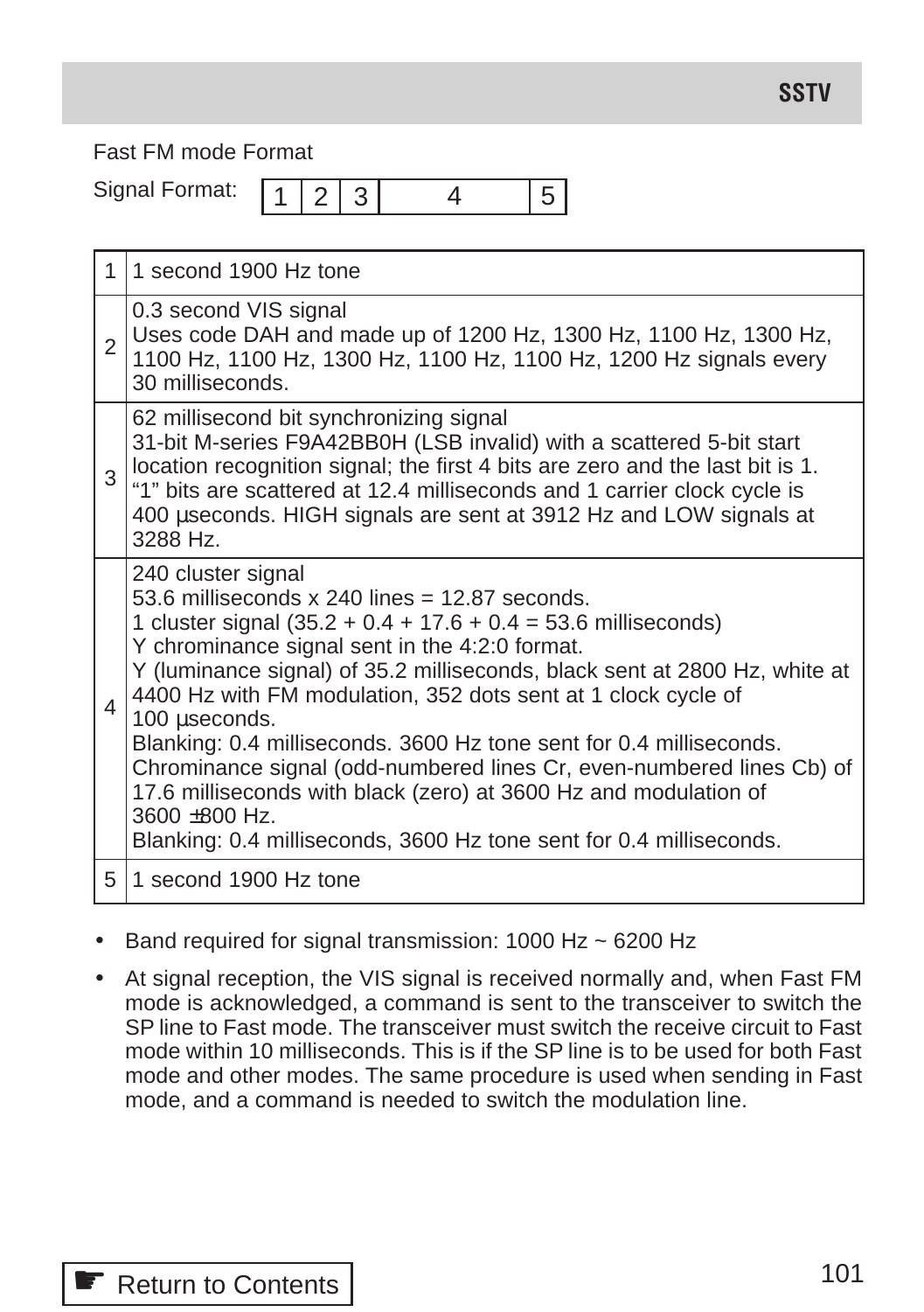Fast FM mode Format

Signal Format:

| 1 | 2 | 3 | 4 | 5 |
|---|---|---|---|---|

| | |
|---|---|
| 1 | 1 second 1900 Hz tone |
| 2 | 0.3 second VIS signal<br>Uses code DAH and made up of 1200 Hz, 1300 Hz, 1100 Hz, 1300 Hz, 1100 Hz, 1100 Hz, 1300 Hz, 1100 Hz, 1100 Hz, 1200 Hz signals every 30 milliseconds. |
| 3 | 62 millisecond bit synchronizing signal<br>31-bit M-series F9A42BB0H (LSB invalid) with a scattered 5-bit start location recognition signal; the first 4 bits are zero and the last bit is 1. “1” bits are scattered at 12.4 milliseconds and 1 carrier clock cycle is 400 µseconds. HIGH signals are sent at 3912 Hz and LOW signals at 3288 Hz. |
| 4 | 240 cluster signal<br>53.6 milliseconds x 240 lines = 12.87 seconds.<br>1 cluster signal (35.2 + 0.4 + 17.6 + 0.4 = 53.6 milliseconds)<br>Y chrominance signal sent in the 4:2:0 format.<br>Y (luminance signal) of 35.2 milliseconds, black sent at 2800 Hz, white at 4400 Hz with FM modulation, 352 dots sent at 1 clock cycle of 100 µseconds.<br>Blanking: 0.4 milliseconds. 3600 Hz tone sent for 0.4 milliseconds.<br>Chrominance signal (odd-numbered lines Cr, even-numbered lines Cb) of 17.6 milliseconds with black (zero) at 3600 Hz and modulation of 3600 ±800 Hz.<br>Blanking: 0.4 milliseconds, 3600 Hz tone sent for 0.4 milliseconds. |
| 5 | 1 second 1900 Hz tone |

- Band required for signal transmission: 1000 Hz ~ 6200 Hz
- At signal reception, the VIS signal is received normally and, when Fast FM mode is acknowledged, a command is sent to the transceiver to switch the SP line to Fast mode. The transceiver must switch the receive circuit to Fast mode within 10 milliseconds. This is if the SP line is to be used for both Fast mode and other modes. The same procedure is used when sending in Fast mode, and a command is needed to switch the modulation line.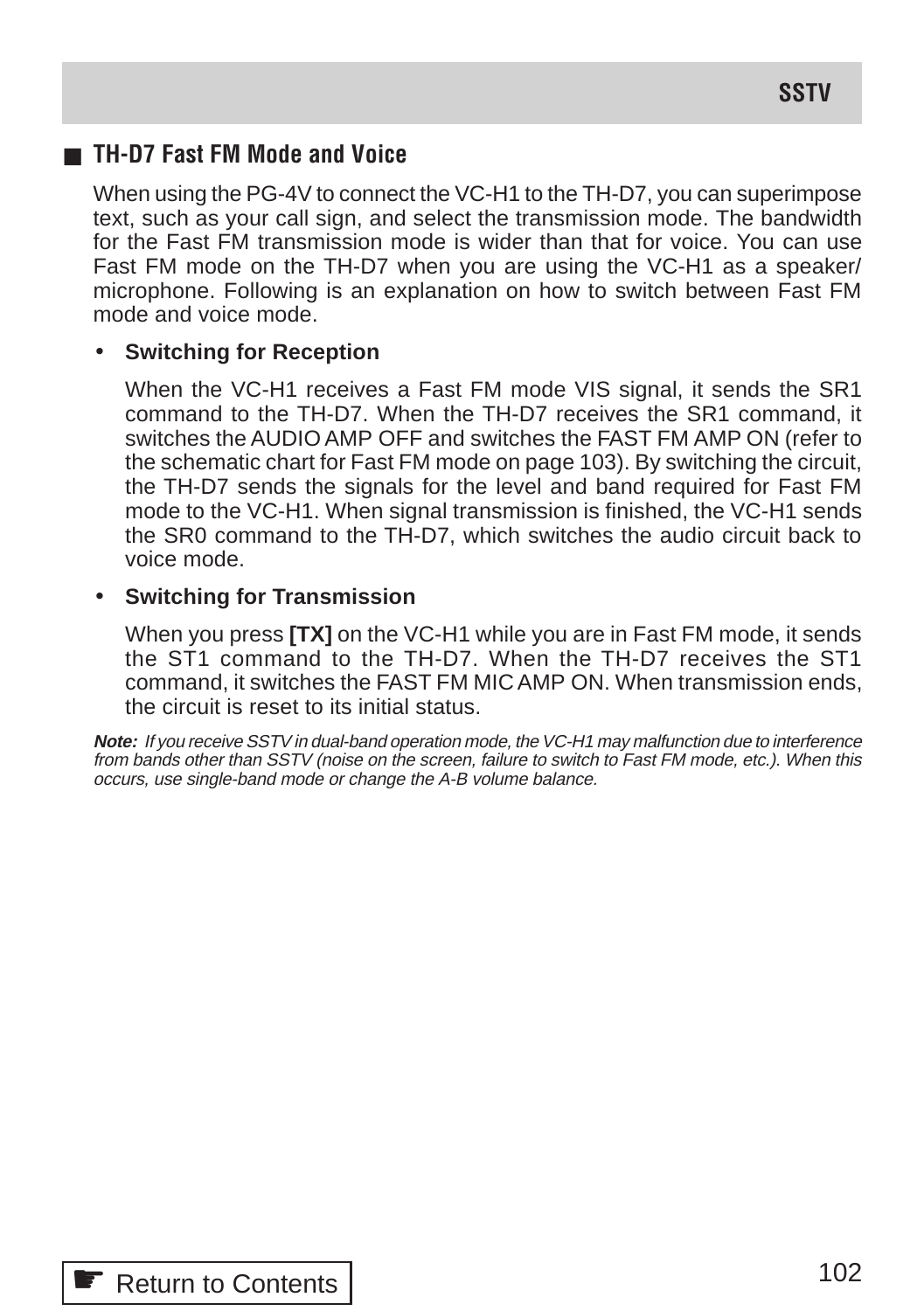## TH-D7 Fast FM Mode and Voice

When using the PG-4V to connect the VC-H1 to the TH-D7, you can superimpose text, such as your call sign, and select the transmission mode. The bandwidth for the Fast FM transmission mode is wider than that for voice. You can use Fast FM mode on the TH-D7 when you are using the VC-H1 as a speaker/ microphone. Following is an explanation on how to switch between Fast FM mode and voice mode.

- **Switching for Reception**

  When the VC-H1 receives a Fast FM mode VIS signal, it sends the SR1 command to the TH-D7. When the TH-D7 receives the SR1 command, it switches the AUDIO AMP OFF and switches the FAST FM AMP ON (refer to the schematic chart for Fast FM mode on page 103). By switching the circuit, the TH-D7 sends the signals for the level and band required for Fast FM mode to the VC-H1. When signal transmission is finished, the VC-H1 sends the SR0 command to the TH-D7, which switches the audio circuit back to voice mode.

- **Switching for Transmission**

  When you press **[TX]** on the VC-H1 while you are in Fast FM mode, it sends the ST1 command to the TH-D7. When the TH-D7 receives the ST1 command, it switches the FAST FM MIC AMP ON. When transmission ends, the circuit is reset to its initial status.

***Note:*** *If you receive SSTV in dual-band operation mode, the VC-H1 may malfunction due to interference from bands other than SSTV (noise on the screen, failure to switch to Fast FM mode, etc.). When this occurs, use single-band mode or change the A-B volume balance.*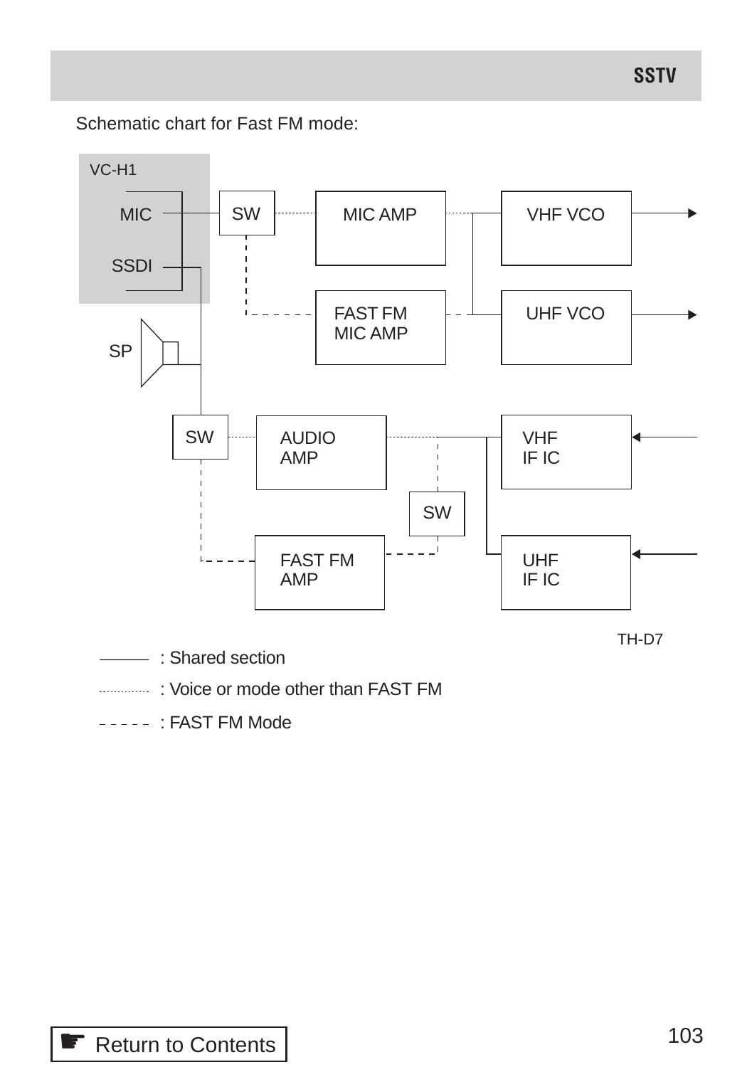Schematic chart for Fast FM mode:

VC-H1

MIC

SSDI

SP

SW

MIC AMP

VHF VCO

FAST FM MIC AMP

UHF VCO

SW

AUDIO AMP

VHF IF IC

SW

FAST FM AMP

UHF IF IC

TH-D7

——— : Shared section

············ : Voice or mode other than FAST FM

- - - - - : FAST FM Mode

Return to Contents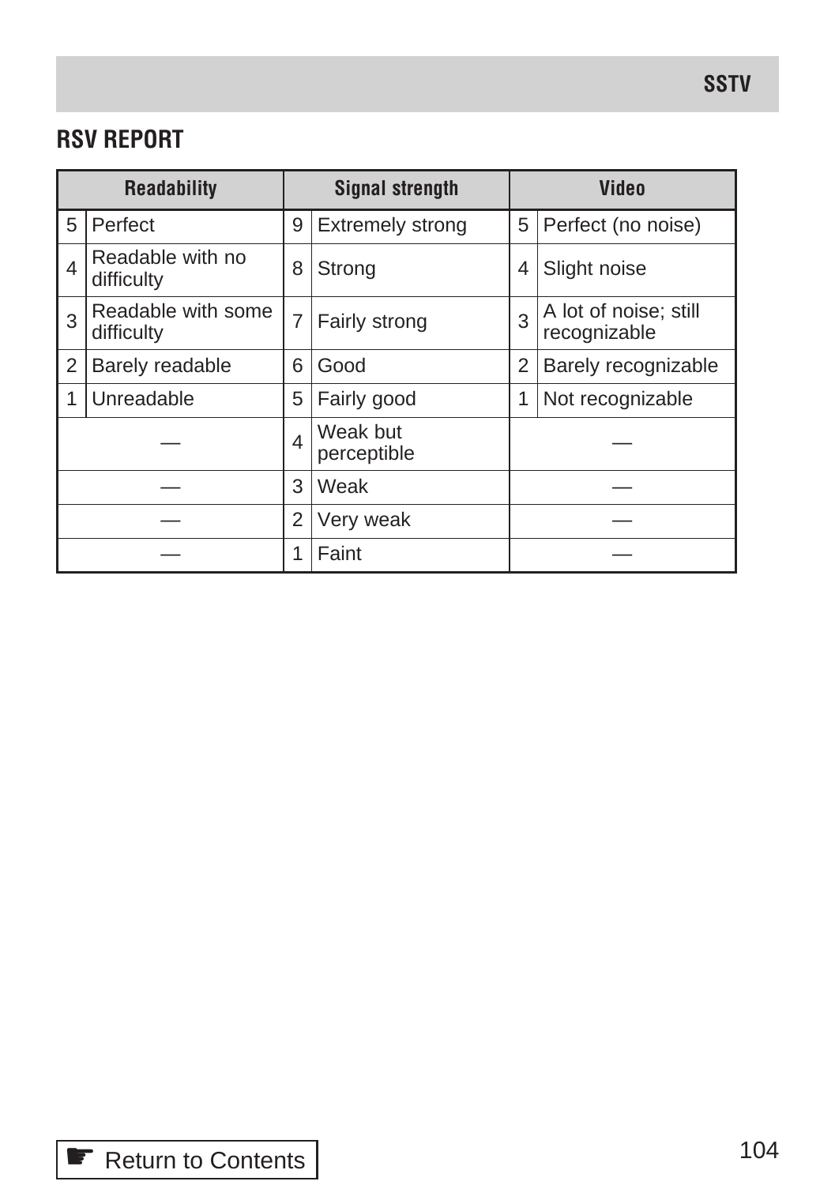## RSV REPORT

| Readability | | Signal strength | | Video | |
|---|---|---|---|---|---|
| 5 | Perfect | 9 | Extremely strong | 5 | Perfect (no noise) |
| 4 | Readable with no difficulty | 8 | Strong | 4 | Slight noise |
| 3 | Readable with some difficulty | 7 | Fairly strong | 3 | A lot of noise; still recognizable |
| 2 | Barely readable | 6 | Good | 2 | Barely recognizable |
| 1 | Unreadable | 5 | Fairly good | 1 | Not recognizable |
| — | | 4 | Weak but perceptible | — | |
| — | | 3 | Weak | — | |
| — | | 2 | Very weak | — | |
| — | | 1 | Faint | — | |

☛ Return to Contents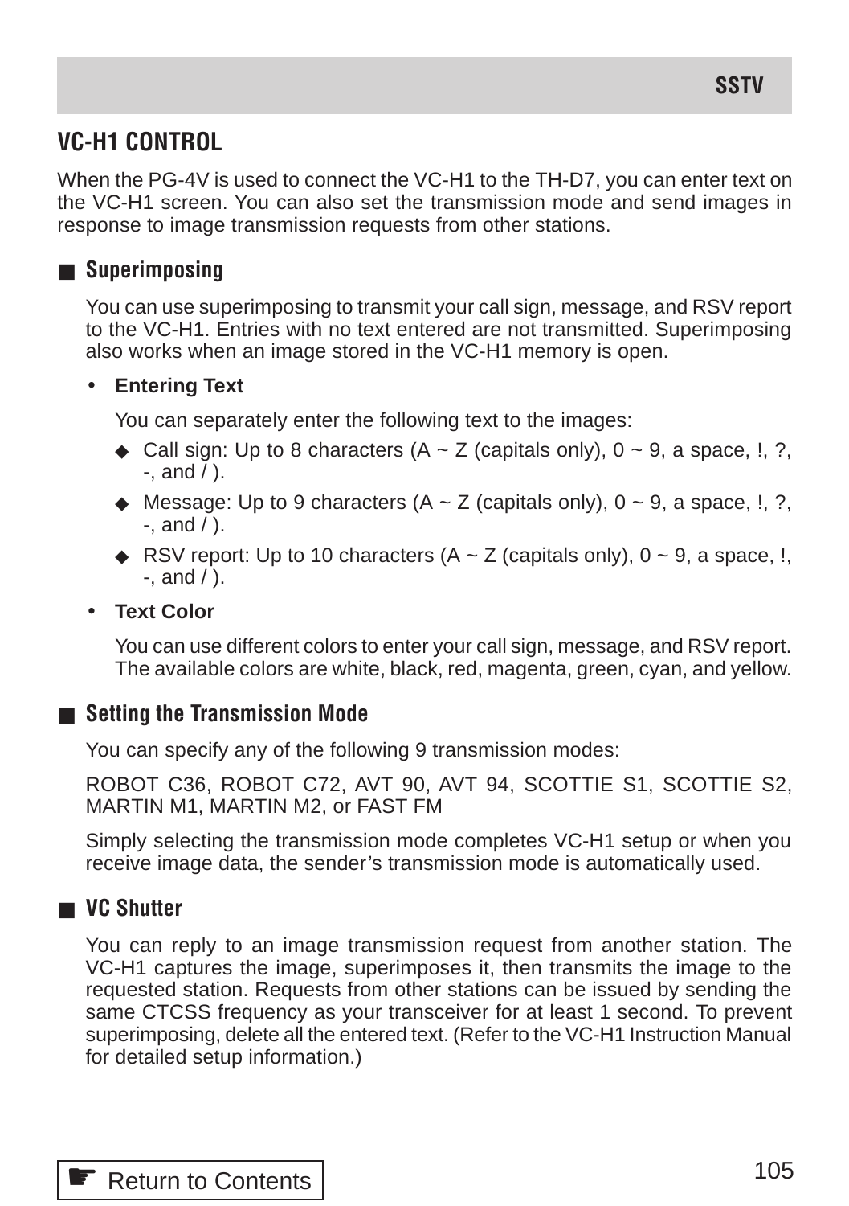## VC-H1 CONTROL

When the PG-4V is used to connect the VC-H1 to the TH-D7, you can enter text on the VC-H1 screen. You can also set the transmission mode and send images in response to image transmission requests from other stations.

### Superimposing

You can use superimposing to transmit your call sign, message, and RSV report to the VC-H1. Entries with no text entered are not transmitted. Superimposing also works when an image stored in the VC-H1 memory is open.

- **Entering Text**

  You can separately enter the following text to the images:

  - Call sign: Up to 8 characters (A ~ Z (capitals only), 0 ~ 9, a space, !, ?, -, and / ).
  - Message: Up to 9 characters (A ~ Z (capitals only), 0 ~ 9, a space, !, ?, -, and / ).
  - RSV report: Up to 10 characters (A ~ Z (capitals only), 0 ~ 9, a space, !, -, and / ).

- **Text Color**

  You can use different colors to enter your call sign, message, and RSV report. The available colors are white, black, red, magenta, green, cyan, and yellow.

### Setting the Transmission Mode

You can specify any of the following 9 transmission modes:

ROBOT C36, ROBOT C72, AVT 90, AVT 94, SCOTTIE S1, SCOTTIE S2, MARTIN M1, MARTIN M2, or FAST FM

Simply selecting the transmission mode completes VC-H1 setup or when you receive image data, the sender's transmission mode is automatically used.

### VC Shutter

You can reply to an image transmission request from another station. The VC-H1 captures the image, superimposes it, then transmits the image to the requested station. Requests from other stations can be issued by sending the same CTCSS frequency as your transceiver for at least 1 second. To prevent superimposing, delete all the entered text. (Refer to the VC-H1 Instruction Manual for detailed setup information.)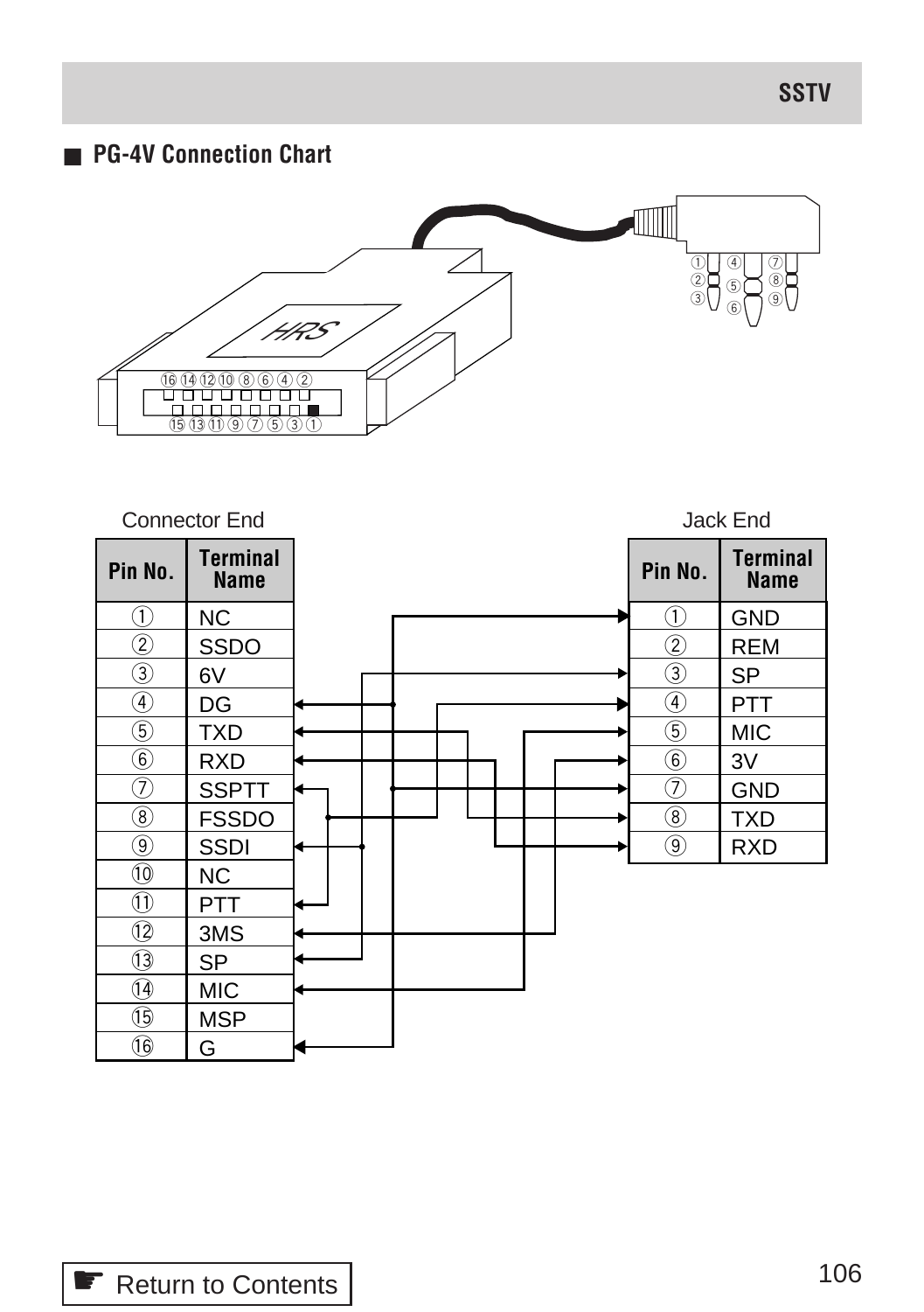## PG-4V Connection Chart

Connector End

| Pin No. | Terminal Name |
|---|---|
| ① | NC |
| ② | SSDO |
| ③ | 6V |
| ④ | DG |
| ⑤ | TXD |
| ⑥ | RXD |
| ⑦ | SSPTT |
| ⑧ | FSSDO |
| ⑨ | SSDI |
| ⑩ | NC |
| ⑪ | PTT |
| ⑫ | 3MS |
| ⑬ | SP |
| ⑭ | MIC |
| ⑮ | MSP |
| ⑯ | G |

Jack End

| Pin No. | Terminal Name |
|---|---|
| ① | GND |
| ② | REM |
| ③ | SP |
| ④ | PTT |
| ⑤ | MIC |
| ⑥ | 3V |
| ⑦ | GND |
| ⑧ | TXD |
| ⑨ | RXD |

Return to Contents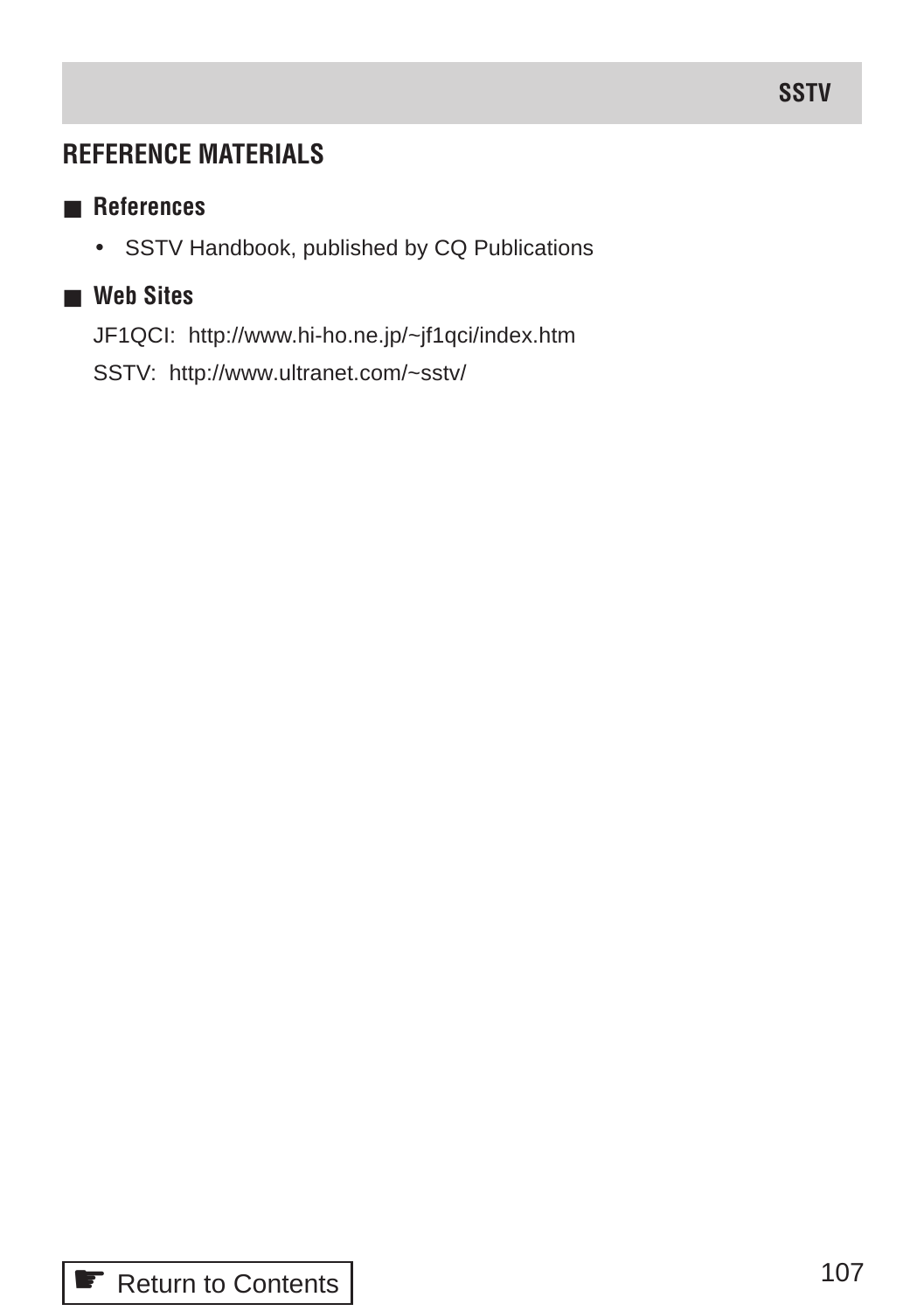## REFERENCE MATERIALS

### References

- SSTV Handbook, published by CQ Publications

### Web Sites

JF1QCI: http://www.hi-ho.ne.jp/~jf1qci/index.htm

SSTV: http://www.ultranet.com/~sstv/

☛ Return to Contents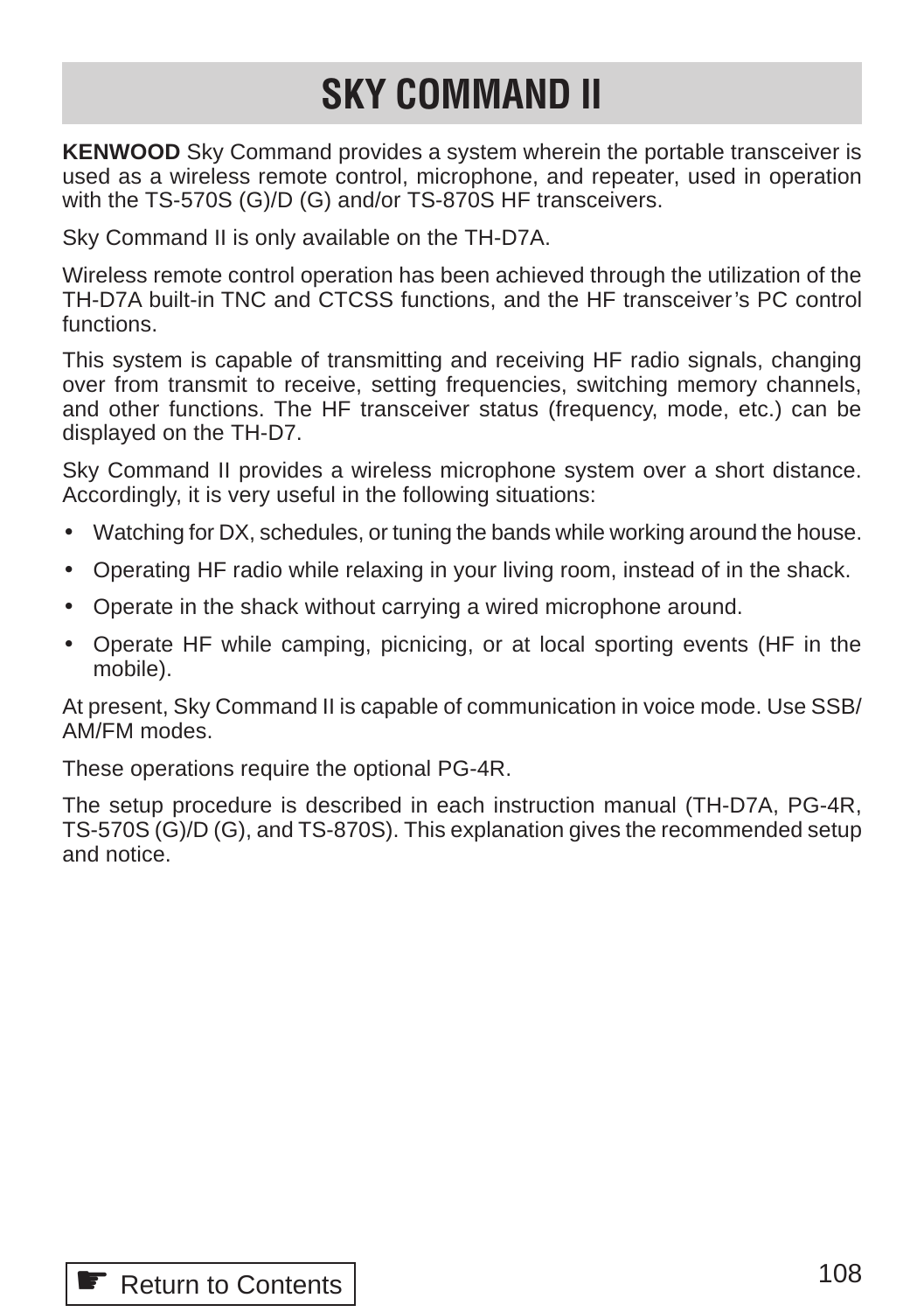# SKY COMMAND II

**KENWOOD** Sky Command provides a system wherein the portable transceiver is used as a wireless remote control, microphone, and repeater, used in operation with the TS-570S (G)/D (G) and/or TS-870S HF transceivers.

Sky Command II is only available on the TH-D7A.

Wireless remote control operation has been achieved through the utilization of the TH-D7A built-in TNC and CTCSS functions, and the HF transceiver's PC control functions.

This system is capable of transmitting and receiving HF radio signals, changing over from transmit to receive, setting frequencies, switching memory channels, and other functions. The HF transceiver status (frequency, mode, etc.) can be displayed on the TH-D7.

Sky Command II provides a wireless microphone system over a short distance. Accordingly, it is very useful in the following situations:

- Watching for DX, schedules, or tuning the bands while working around the house.
- Operating HF radio while relaxing in your living room, instead of in the shack.
- Operate in the shack without carrying a wired microphone around.
- Operate HF while camping, picnicing, or at local sporting events (HF in the mobile).

At present, Sky Command II is capable of communication in voice mode. Use SSB/AM/FM modes.

These operations require the optional PG-4R.

The setup procedure is described in each instruction manual (TH-D7A, PG-4R, TS-570S (G)/D (G), and TS-870S). This explanation gives the recommended setup and notice.

Return to Contents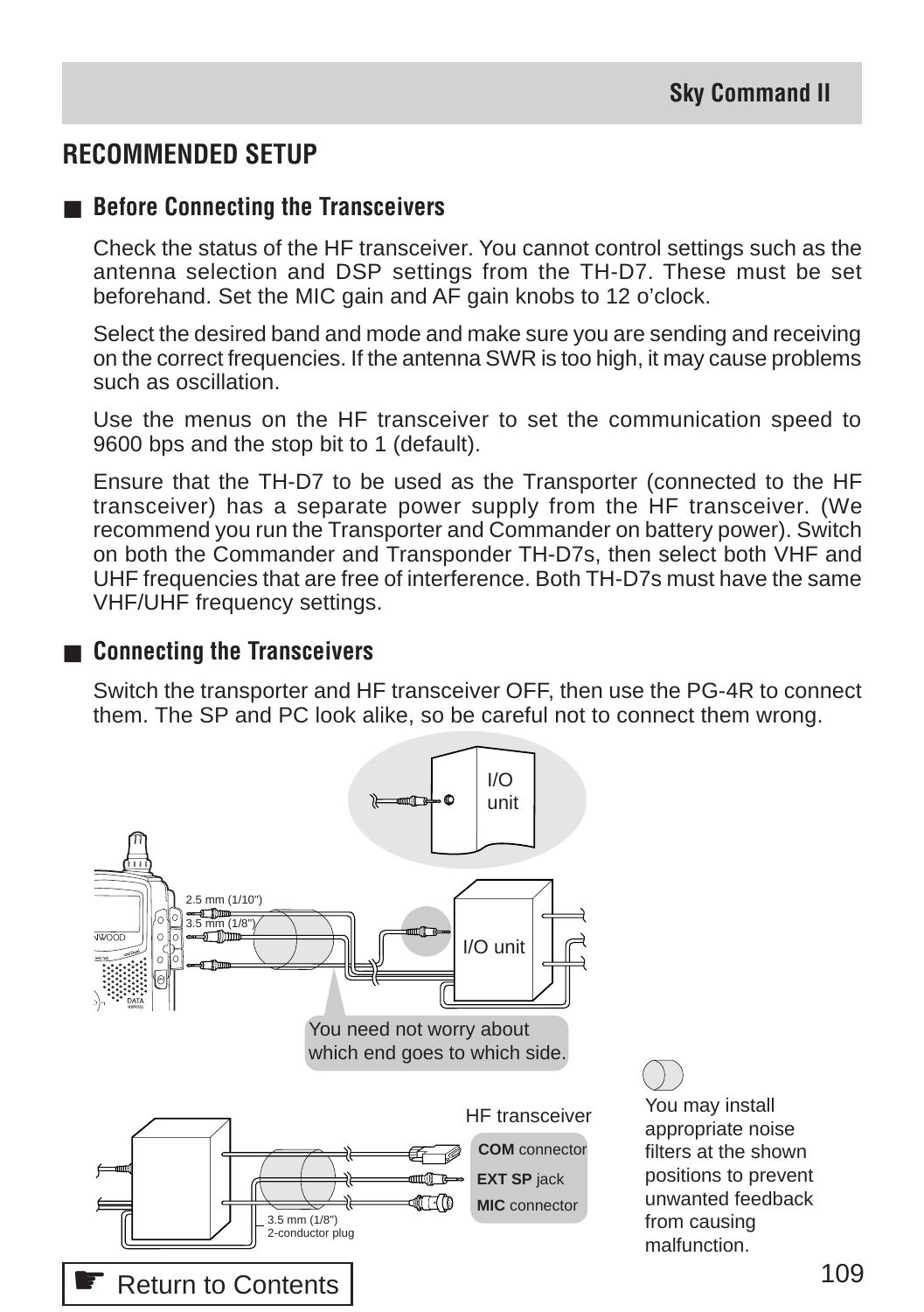## RECOMMENDED SETUP

### ■ Before Connecting the Transceivers

Check the status of the HF transceiver. You cannot control settings such as the antenna selection and DSP settings from the TH-D7. These must be set beforehand. Set the MIC gain and AF gain knobs to 12 o'clock.

Select the desired band and mode and make sure you are sending and receiving on the correct frequencies. If the antenna SWR is too high, it may cause problems such as oscillation.

Use the menus on the HF transceiver to set the communication speed to 9600 bps and the stop bit to 1 (default).

Ensure that the TH-D7 to be used as the Transporter (connected to the HF transceiver) has a separate power supply from the HF transceiver. (We recommend you run the Transporter and Commander on battery power). Switch on both the Commander and Transponder TH-D7s, then select both VHF and UHF frequencies that are free of interference. Both TH-D7s must have the same VHF/UHF frequency settings.

### ■ Connecting the Transceivers

Switch the transporter and HF transceiver OFF, then use the PG-4R to connect them. The SP and PC look alike, so be careful not to connect them wrong.

I/O unit

2.5 mm (1/10")

3.5 mm (1/8")

I/O unit

You need not worry about which end goes to which side.

HF transceiver

**COM** connector

**EXT SP** jack

**MIC** connector

3.5 mm (1/8") 2-conductor plug

You may install appropriate noise filters at the shown positions to prevent unwanted feedback from causing malfunction.

☛ Return to Contents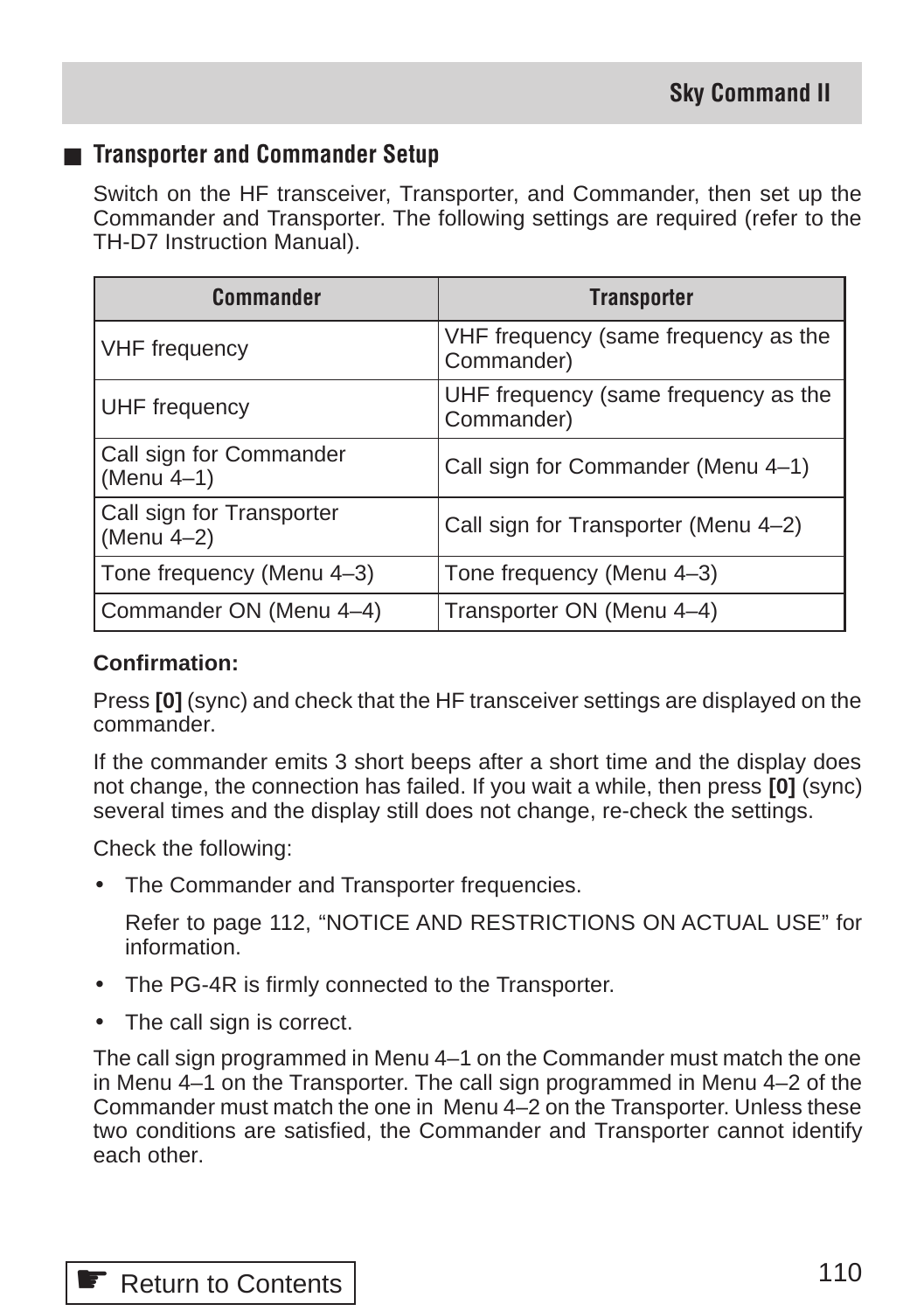## Transporter and Commander Setup

Switch on the HF transceiver, Transporter, and Commander, then set up the Commander and Transporter. The following settings are required (refer to the TH-D7 Instruction Manual).

| Commander | Transporter |
|---|---|
| VHF frequency | VHF frequency (same frequency as the Commander) |
| UHF frequency | UHF frequency (same frequency as the Commander) |
| Call sign for Commander (Menu 4–1) | Call sign for Commander (Menu 4–1) |
| Call sign for Transporter (Menu 4–2) | Call sign for Transporter (Menu 4–2) |
| Tone frequency (Menu 4–3) | Tone frequency (Menu 4–3) |
| Commander ON (Menu 4–4) | Transporter ON (Menu 4–4) |

**Confirmation:**

Press **[0]** (sync) and check that the HF transceiver settings are displayed on the commander.

If the commander emits 3 short beeps after a short time and the display does not change, the connection has failed. If you wait a while, then press **[0]** (sync) several times and the display still does not change, re-check the settings.

Check the following:

- The Commander and Transporter frequencies.

  Refer to page 112, “NOTICE AND RESTRICTIONS ON ACTUAL USE” for information.

- The PG-4R is firmly connected to the Transporter.
- The call sign is correct.

The call sign programmed in Menu 4–1 on the Commander must match the one in Menu 4–1 on the Transporter. The call sign programmed in Menu 4–2 of the Commander must match the one in Menu 4–2 on the Transporter. Unless these two conditions are satisfied, the Commander and Transporter cannot identify each other.

☛ Return to Contents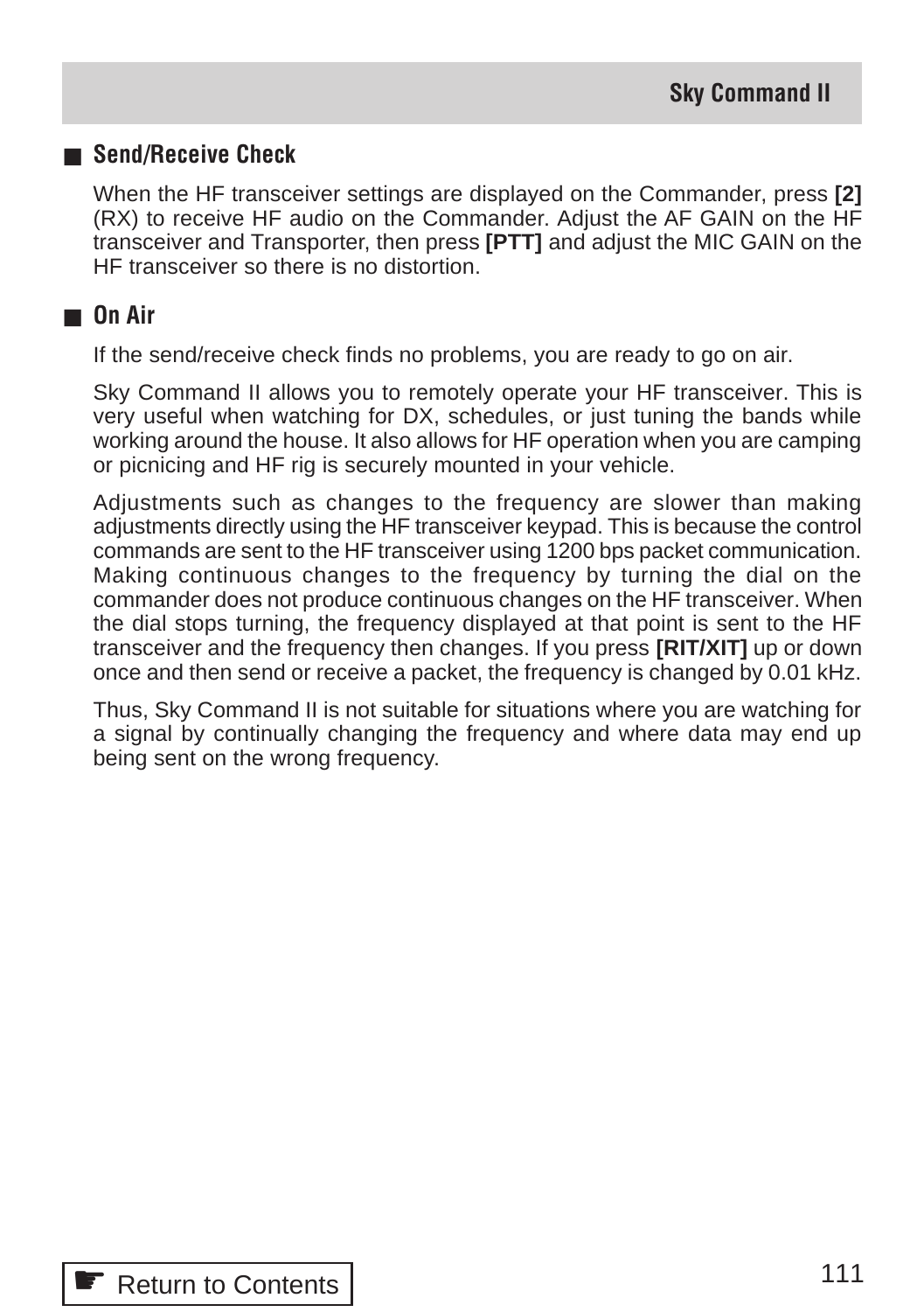## Send/Receive Check

When the HF transceiver settings are displayed on the Commander, press **[2]** (RX) to receive HF audio on the Commander. Adjust the AF GAIN on the HF transceiver and Transporter, then press **[PTT]** and adjust the MIC GAIN on the HF transceiver so there is no distortion.

## On Air

If the send/receive check finds no problems, you are ready to go on air.

Sky Command II allows you to remotely operate your HF transceiver. This is very useful when watching for DX, schedules, or just tuning the bands while working around the house. It also allows for HF operation when you are camping or picnicing and HF rig is securely mounted in your vehicle.

Adjustments such as changes to the frequency are slower than making adjustments directly using the HF transceiver keypad. This is because the control commands are sent to the HF transceiver using 1200 bps packet communication. Making continuous changes to the frequency by turning the dial on the commander does not produce continuous changes on the HF transceiver. When the dial stops turning, the frequency displayed at that point is sent to the HF transceiver and the frequency then changes. If you press **[RIT/XIT]** up or down once and then send or receive a packet, the frequency is changed by 0.01 kHz.

Thus, Sky Command II is not suitable for situations where you are watching for a signal by continually changing the frequency and where data may end up being sent on the wrong frequency.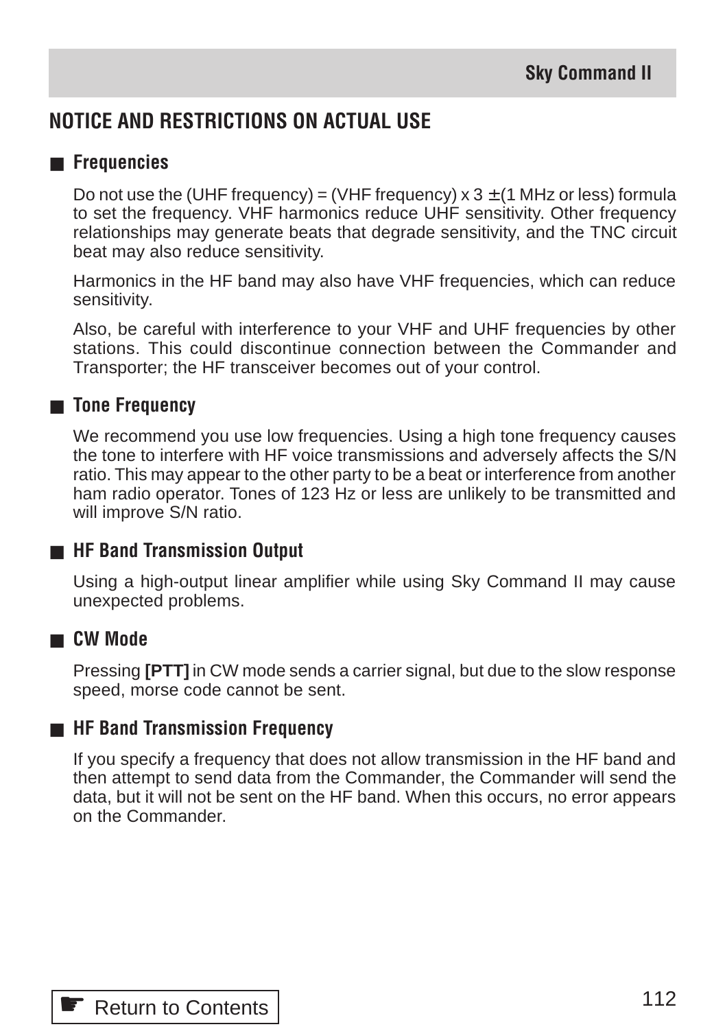## NOTICE AND RESTRICTIONS ON ACTUAL USE

### ■ Frequencies

Do not use the (UHF frequency) = (VHF frequency) x 3 ±(1 MHz or less) formula to set the frequency. VHF harmonics reduce UHF sensitivity. Other frequency relationships may generate beats that degrade sensitivity, and the TNC circuit beat may also reduce sensitivity.

Harmonics in the HF band may also have VHF frequencies, which can reduce sensitivity.

Also, be careful with interference to your VHF and UHF frequencies by other stations. This could discontinue connection between the Commander and Transporter; the HF transceiver becomes out of your control.

### ■ Tone Frequency

We recommend you use low frequencies. Using a high tone frequency causes the tone to interfere with HF voice transmissions and adversely affects the S/N ratio. This may appear to the other party to be a beat or interference from another ham radio operator. Tones of 123 Hz or less are unlikely to be transmitted and will improve S/N ratio.

### ■ HF Band Transmission Output

Using a high-output linear amplifier while using Sky Command II may cause unexpected problems.

### ■ CW Mode

Pressing **[PTT]** in CW mode sends a carrier signal, but due to the slow response speed, morse code cannot be sent.

### ■ HF Band Transmission Frequency

If you specify a frequency that does not allow transmission in the HF band and then attempt to send data from the Commander, the Commander will send the data, but it will not be sent on the HF band. When this occurs, no error appears on the Commander.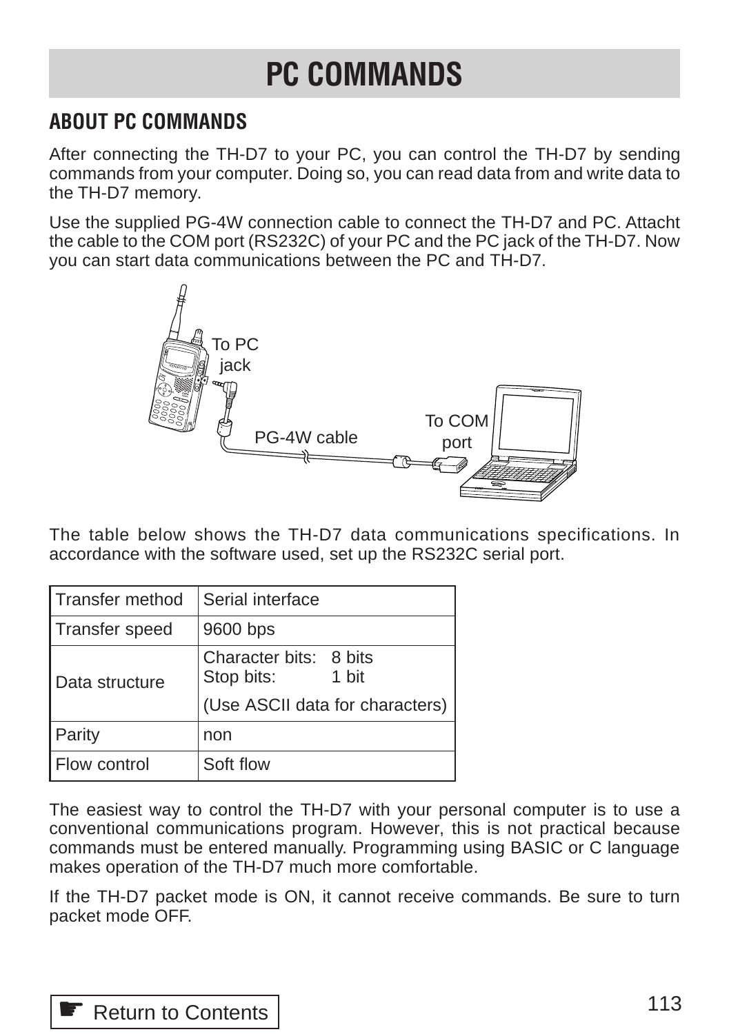# PC COMMANDS

## ABOUT PC COMMANDS

After connecting the TH-D7 to your PC, you can control the TH-D7 by sending commands from your computer. Doing so, you can read data from and write data to the TH-D7 memory.

Use the supplied PG-4W connection cable to connect the TH-D7 and PC. Attacht the cable to the COM port (RS232C) of your PC and the PC jack of the TH-D7. Now you can start data communications between the PC and TH-D7.

To PC jack

PG-4W cable

To COM port

The table below shows the TH-D7 data communications specifications. In accordance with the software used, set up the RS232C serial port.

| Transfer method | Serial interface |
|---|---|
| Transfer speed | 9600 bps |
| Data structure | Character bits: 8 bits<br>Stop bits: 1 bit<br>(Use ASCII data for characters) |
| Parity | non |
| Flow control | Soft flow |

The easiest way to control the TH-D7 with your personal computer is to use a conventional communications program. However, this is not practical because commands must be entered manually. Programming using BASIC or C language makes operation of the TH-D7 much more comfortable.

If the TH-D7 packet mode is ON, it cannot receive commands. Be sure to turn packet mode OFF.

☛ Return to Contents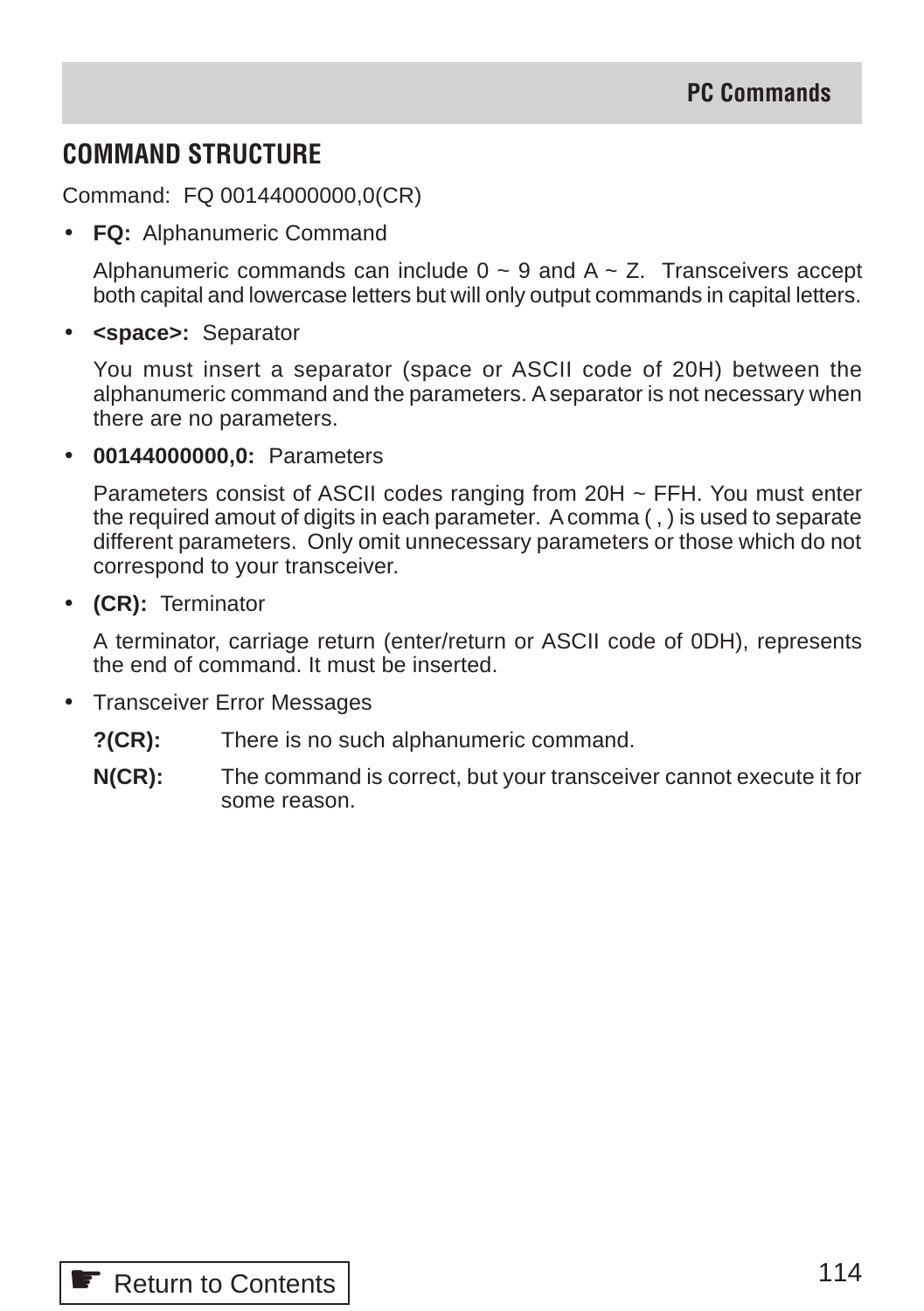## COMMAND STRUCTURE

Command: FQ 00144000000,0(CR)

- **FQ:** Alphanumeric Command

  Alphanumeric commands can include 0 ~ 9 and A ~ Z. Transceivers accept both capital and lowercase letters but will only output commands in capital letters.

- **<space>:** Separator

  You must insert a separator (space or ASCII code of 20H) between the alphanumeric command and the parameters. A separator is not necessary when there are no parameters.

- **00144000000,0:** Parameters

  Parameters consist of ASCII codes ranging from 20H ~ FFH. You must enter the required amout of digits in each parameter. A comma ( , ) is used to separate different parameters. Only omit unnecessary parameters or those which do not correspond to your transceiver.

- **(CR):** Terminator

  A terminator, carriage return (enter/return or ASCII code of 0DH), represents the end of command. It must be inserted.

- Transceiver Error Messages

  **?(CR):** There is no such alphanumeric command.

  **N(CR):** The command is correct, but your transceiver cannot execute it for some reason.

☛ Return to Contents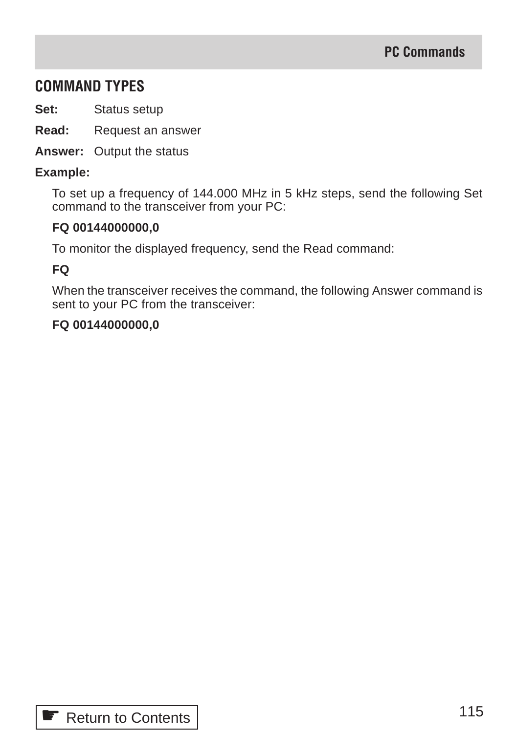## COMMAND TYPES

**Set:** Status setup

**Read:** Request an answer

**Answer:** Output the status

**Example:**

To set up a frequency of 144.000 MHz in 5 kHz steps, send the following Set command to the transceiver from your PC:

**FQ 00144000000,0**

To monitor the displayed frequency, send the Read command:

**FQ**

When the transceiver receives the command, the following Answer command is sent to your PC from the transceiver:

**FQ 00144000000,0**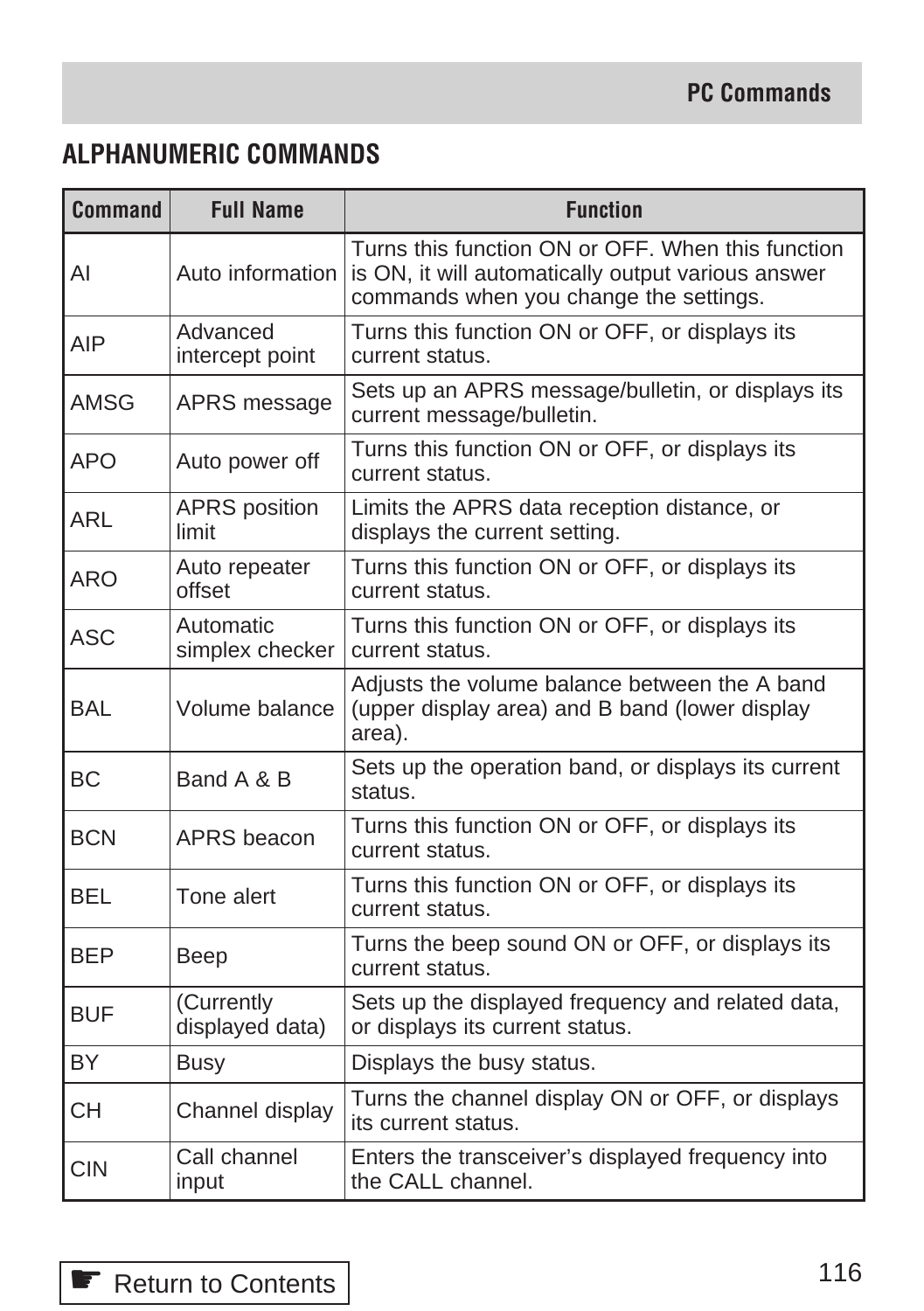## ALPHANUMERIC COMMANDS

| Command | Full Name | Function |
|---|---|---|
| AI | Auto information | Turns this function ON or OFF. When this function is ON, it will automatically output various answer commands when you change the settings. |
| AIP | Advanced intercept point | Turns this function ON or OFF, or displays its current status. |
| AMSG | APRS message | Sets up an APRS message/bulletin, or displays its current message/bulletin. |
| APO | Auto power off | Turns this function ON or OFF, or displays its current status. |
| ARL | APRS position limit | Limits the APRS data reception distance, or displays the current setting. |
| ARO | Auto repeater offset | Turns this function ON or OFF, or displays its current status. |
| ASC | Automatic simplex checker | Turns this function ON or OFF, or displays its current status. |
| BAL | Volume balance | Adjusts the volume balance between the A band (upper display area) and B band (lower display area). |
| BC | Band A & B | Sets up the operation band, or displays its current status. |
| BCN | APRS beacon | Turns this function ON or OFF, or displays its current status. |
| BEL | Tone alert | Turns this function ON or OFF, or displays its current status. |
| BEP | Beep | Turns the beep sound ON or OFF, or displays its current status. |
| BUF | (Currently displayed data) | Sets up the displayed frequency and related data, or displays its current status. |
| BY | Busy | Displays the busy status. |
| CH | Channel display | Turns the channel display ON or OFF, or displays its current status. |
| CIN | Call channel input | Enters the transceiver's displayed frequency into the CALL channel. |

☛ Return to Contents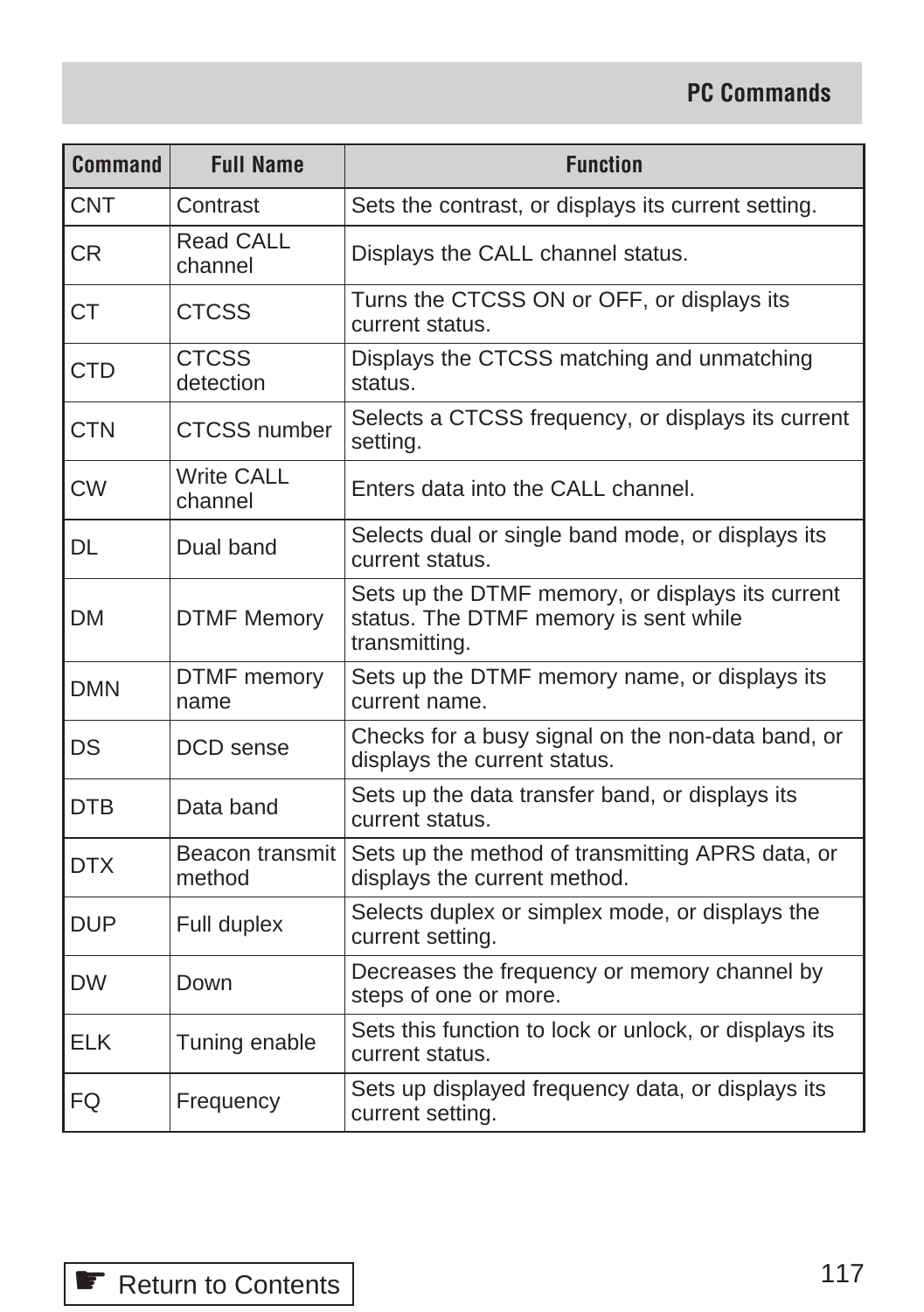| Command | Full Name | Function |
|---|---|---|
| CNT | Contrast | Sets the contrast, or displays its current setting. |
| CR | Read CALL channel | Displays the CALL channel status. |
| CT | CTCSS | Turns the CTCSS ON or OFF, or displays its current status. |
| CTD | CTCSS detection | Displays the CTCSS matching and unmatching status. |
| CTN | CTCSS number | Selects a CTCSS frequency, or displays its current setting. |
| CW | Write CALL channel | Enters data into the CALL channel. |
| DL | Dual band | Selects dual or single band mode, or displays its current status. |
| DM | DTMF Memory | Sets up the DTMF memory, or displays its current status. The DTMF memory is sent while transmitting. |
| DMN | DTMF memory name | Sets up the DTMF memory name, or displays its current name. |
| DS | DCD sense | Checks for a busy signal on the non-data band, or displays the current status. |
| DTB | Data band | Sets up the data transfer band, or displays its current status. |
| DTX | Beacon transmit method | Sets up the method of transmitting APRS data, or displays the current method. |
| DUP | Full duplex | Selects duplex or simplex mode, or displays the current setting. |
| DW | Down | Decreases the frequency or memory channel by steps of one or more. |
| ELK | Tuning enable | Sets this function to lock or unlock, or displays its current status. |
| FQ | Frequency | Sets up displayed frequency data, or displays its current setting. |

☛ Return to Contents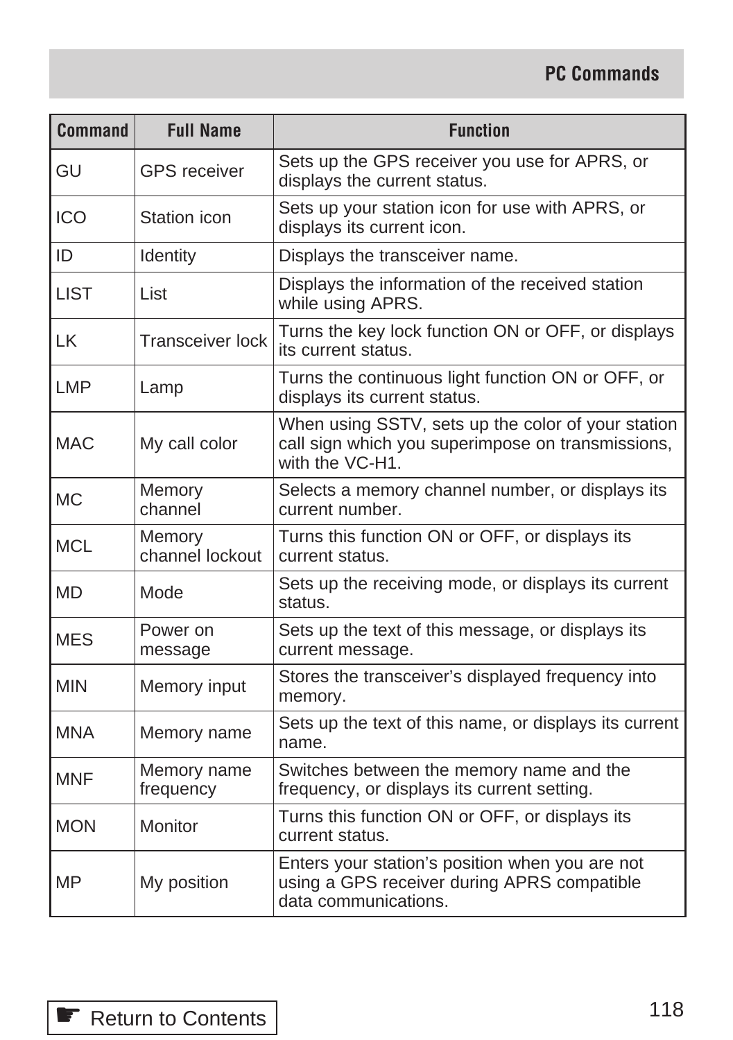| Command | Full Name | Function |
|---|---|---|
| GU | GPS receiver | Sets up the GPS receiver you use for APRS, or displays the current status. |
| ICO | Station icon | Sets up your station icon for use with APRS, or displays its current icon. |
| ID | Identity | Displays the transceiver name. |
| LIST | List | Displays the information of the received station while using APRS. |
| LK | Transceiver lock | Turns the key lock function ON or OFF, or displays its current status. |
| LMP | Lamp | Turns the continuous light function ON or OFF, or displays its current status. |
| MAC | My call color | When using SSTV, sets up the color of your station call sign which you superimpose on transmissions, with the VC-H1. |
| MC | Memory channel | Selects a memory channel number, or displays its current number. |
| MCL | Memory channel lockout | Turns this function ON or OFF, or displays its current status. |
| MD | Mode | Sets up the receiving mode, or displays its current status. |
| MES | Power on message | Sets up the text of this message, or displays its current message. |
| MIN | Memory input | Stores the transceiver's displayed frequency into memory. |
| MNA | Memory name | Sets up the text of this name, or displays its current name. |
| MNF | Memory name frequency | Switches between the memory name and the frequency, or displays its current setting. |
| MON | Monitor | Turns this function ON or OFF, or displays its current status. |
| MP | My position | Enters your station's position when you are not using a GPS receiver during APRS compatible data communications. |

☛ Return to Contents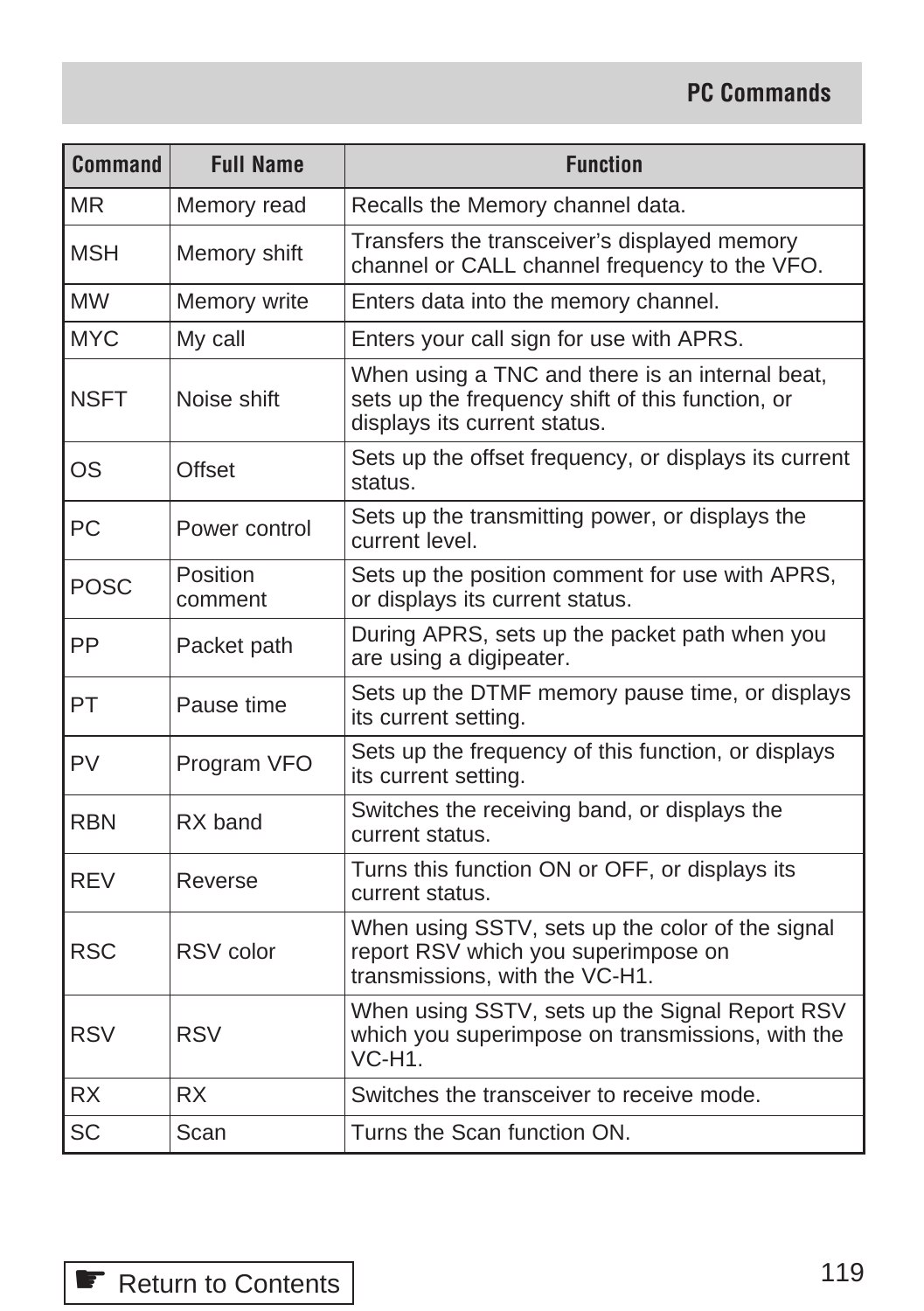| Command | Full Name | Function |
|---|---|---|
| MR | Memory read | Recalls the Memory channel data. |
| MSH | Memory shift | Transfers the transceiver's displayed memory channel or CALL channel frequency to the VFO. |
| MW | Memory write | Enters data into the memory channel. |
| MYC | My call | Enters your call sign for use with APRS. |
| NSFT | Noise shift | When using a TNC and there is an internal beat, sets up the frequency shift of this function, or displays its current status. |
| OS | Offset | Sets up the offset frequency, or displays its current status. |
| PC | Power control | Sets up the transmitting power, or displays the current level. |
| POSC | Position comment | Sets up the position comment for use with APRS, or displays its current status. |
| PP | Packet path | During APRS, sets up the packet path when you are using a digipeater. |
| PT | Pause time | Sets up the DTMF memory pause time, or displays its current setting. |
| PV | Program VFO | Sets up the frequency of this function, or displays its current setting. |
| RBN | RX band | Switches the receiving band, or displays the current status. |
| REV | Reverse | Turns this function ON or OFF, or displays its current status. |
| RSC | RSV color | When using SSTV, sets up the color of the signal report RSV which you superimpose on transmissions, with the VC-H1. |
| RSV | RSV | When using SSTV, sets up the Signal Report RSV which you superimpose on transmissions, with the VC-H1. |
| RX | RX | Switches the transceiver to receive mode. |
| SC | Scan | Turns the Scan function ON. |

☛ Return to Contents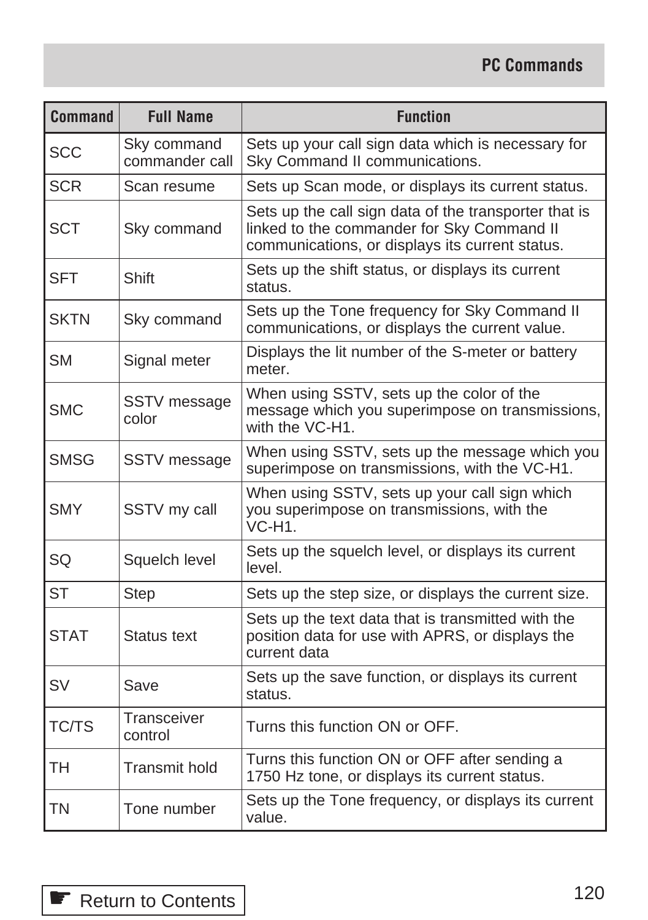| Command | Full Name | Function |
|---|---|---|
| SCC | Sky command commander call | Sets up your call sign data which is necessary for Sky Command II communications. |
| SCR | Scan resume | Sets up Scan mode, or displays its current status. |
| SCT | Sky command | Sets up the call sign data of the transporter that is linked to the commander for Sky Command II communications, or displays its current status. |
| SFT | Shift | Sets up the shift status, or displays its current status. |
| SKTN | Sky command | Sets up the Tone frequency for Sky Command II communications, or displays the current value. |
| SM | Signal meter | Displays the lit number of the S-meter or battery meter. |
| SMC | SSTV message color | When using SSTV, sets up the color of the message which you superimpose on transmissions, with the VC-H1. |
| SMSG | SSTV message | When using SSTV, sets up the message which you superimpose on transmissions, with the VC-H1. |
| SMY | SSTV my call | When using SSTV, sets up your call sign which you superimpose on transmissions, with the VC-H1. |
| SQ | Squelch level | Sets up the squelch level, or displays its current level. |
| ST | Step | Sets up the step size, or displays the current size. |
| STAT | Status text | Sets up the text data that is transmitted with the position data for use with APRS, or displays the current data |
| SV | Save | Sets up the save function, or displays its current status. |
| TC/TS | Transceiver control | Turns this function ON or OFF. |
| TH | Transmit hold | Turns this function ON or OFF after sending a 1750 Hz tone, or displays its current status. |
| TN | Tone number | Sets up the Tone frequency, or displays its current value. |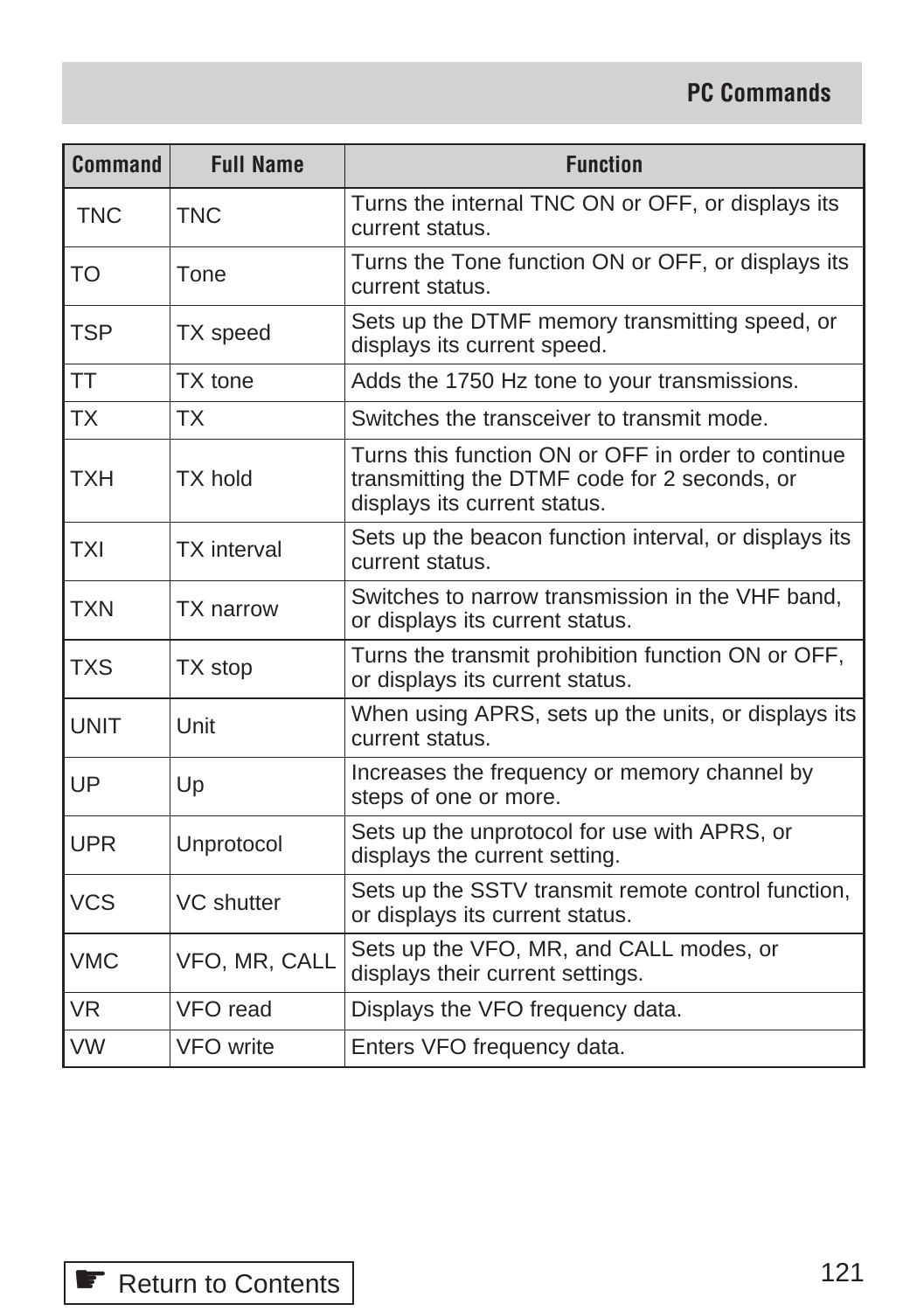| Command | Full Name | Function |
|---|---|---|
| TNC | TNC | Turns the internal TNC ON or OFF, or displays its current status. |
| TO | Tone | Turns the Tone function ON or OFF, or displays its current status. |
| TSP | TX speed | Sets up the DTMF memory transmitting speed, or displays its current speed. |
| TT | TX tone | Adds the 1750 Hz tone to your transmissions. |
| TX | TX | Switches the transceiver to transmit mode. |
| TXH | TX hold | Turns this function ON or OFF in order to continue transmitting the DTMF code for 2 seconds, or displays its current status. |
| TXI | TX interval | Sets up the beacon function interval, or displays its current status. |
| TXN | TX narrow | Switches to narrow transmission in the VHF band, or displays its current status. |
| TXS | TX stop | Turns the transmit prohibition function ON or OFF, or displays its current status. |
| UNIT | Unit | When using APRS, sets up the units, or displays its current status. |
| UP | Up | Increases the frequency or memory channel by steps of one or more. |
| UPR | Unprotocol | Sets up the unprotocol for use with APRS, or displays the current setting. |
| VCS | VC shutter | Sets up the SSTV transmit remote control function, or displays its current status. |
| VMC | VFO, MR, CALL | Sets up the VFO, MR, and CALL modes, or displays their current settings. |
| VR | VFO read | Displays the VFO frequency data. |
| VW | VFO write | Enters VFO frequency data. |

☛ Return to Contents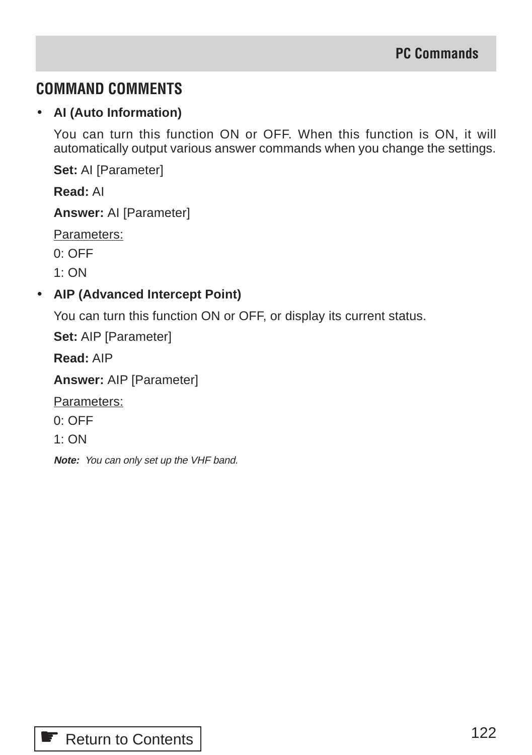## COMMAND COMMENTS

- **AI (Auto Information)**

  You can turn this function ON or OFF. When this function is ON, it will automatically output various answer commands when you change the settings.

  **Set:** AI [Parameter]

  **Read:** AI

  **Answer:** AI [Parameter]

  <u>Parameters:</u>

  0: OFF

  1: ON

- **AIP (Advanced Intercept Point)**

  You can turn this function ON or OFF, or display its current status.

  **Set:** AIP [Parameter]

  **Read:** AIP

  **Answer:** AIP [Parameter]

  <u>Parameters:</u>

  0: OFF

  1: ON

  ***Note:*** *You can only set up the VHF band.*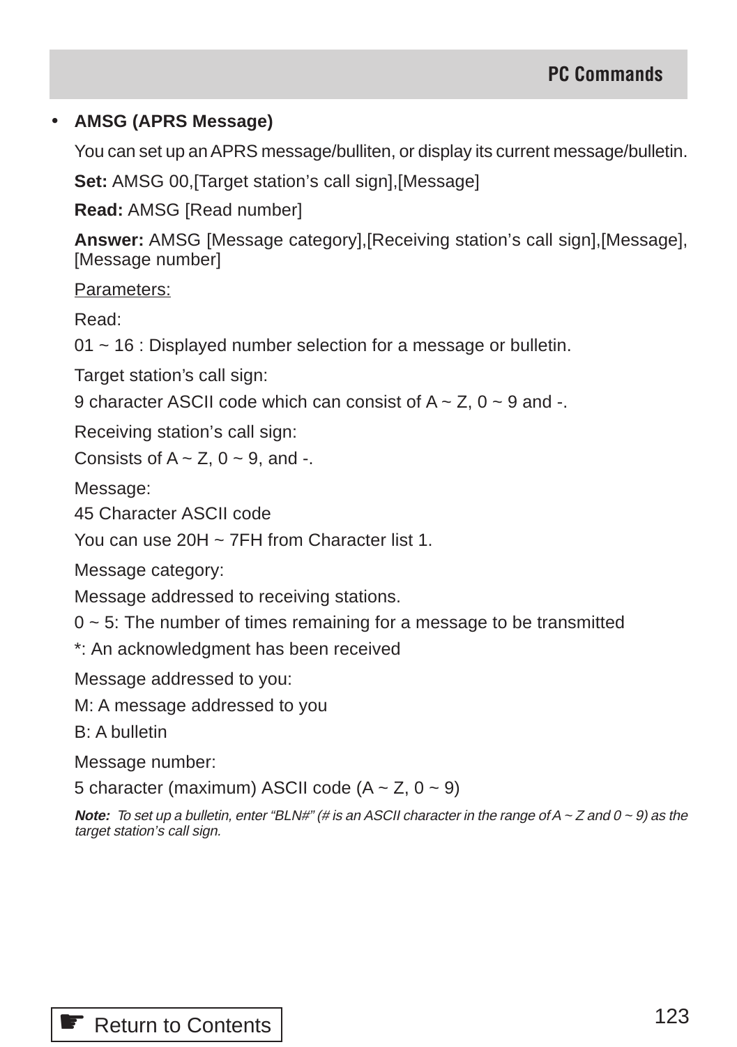- **AMSG (APRS Message)**

  You can set up an APRS message/bulliten, or display its current message/bulletin.

  **Set:** AMSG 00,[Target station's call sign],[Message]

  **Read:** AMSG [Read number]

  **Answer:** AMSG [Message category],[Receiving station's call sign],[Message],[Message number]

  Parameters:

  Read:

  01 ~ 16 : Displayed number selection for a message or bulletin.

  Target station's call sign:

  9 character ASCII code which can consist of A ~ Z, 0 ~ 9 and -.

  Receiving station's call sign:

  Consists of A ~ Z, 0 ~ 9, and -.

  Message:

  45 Character ASCII code

  You can use 20H ~ 7FH from Character list 1.

  Message category:

  Message addressed to receiving stations.

  0 ~ 5: The number of times remaining for a message to be transmitted

  *: An acknowledgment has been received

  Message addressed to you:

  M: A message addressed to you

  B: A bulletin

  Message number:

  5 character (maximum) ASCII code (A ~ Z, 0 ~ 9)

  ***Note:*** *To set up a bulletin, enter "BLN#" (# is an ASCII character in the range of A ~ Z and 0 ~ 9) as the target station's call sign.*

☛ Return to Contents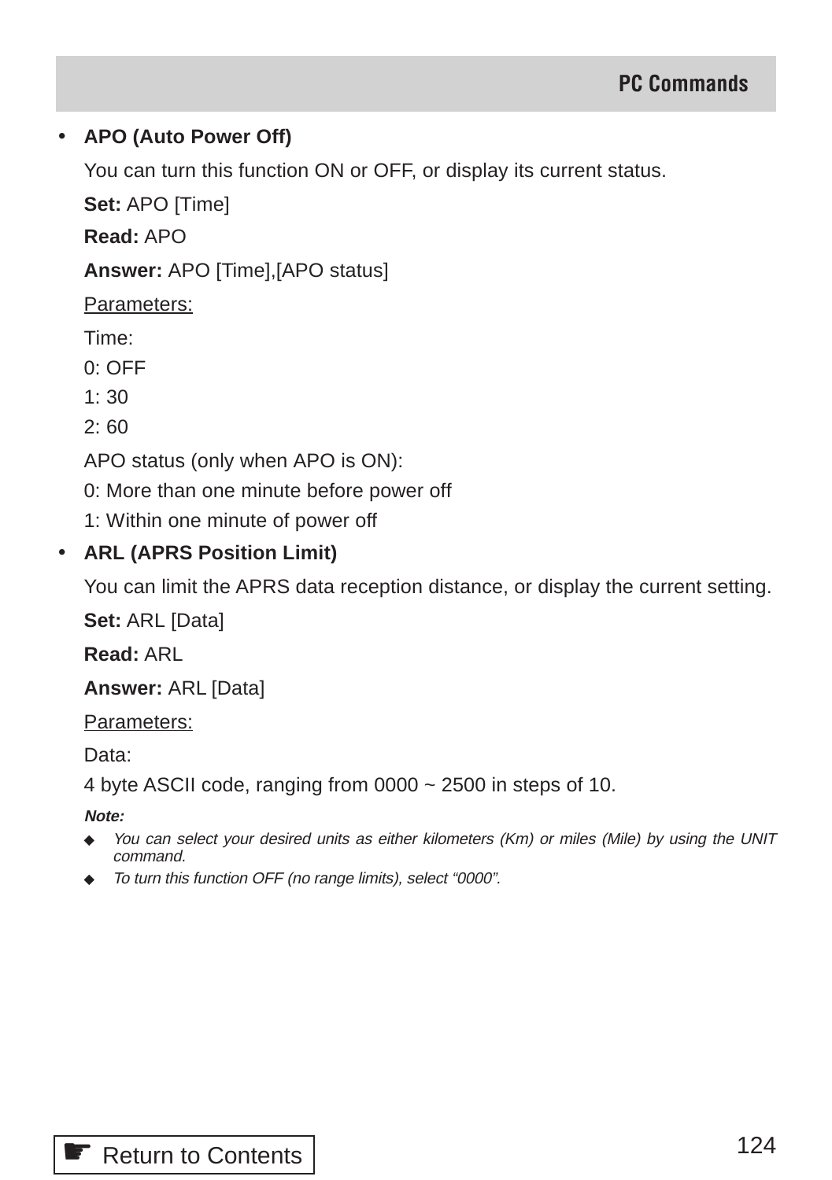- **APO (Auto Power Off)**

  You can turn this function ON or OFF, or display its current status.

  **Set:** APO [Time]

  **Read:** APO

  **Answer:** APO [Time],[APO status]

  <u>Parameters:</u>

  Time:
  0: OFF
  1: 30
  2: 60

  APO status (only when APO is ON):
  0: More than one minute before power off
  1: Within one minute of power off

- **ARL (APRS Position Limit)**

  You can limit the APRS data reception distance, or display the current setting.

  **Set:** ARL [Data]

  **Read:** ARL

  **Answer:** ARL [Data]

  <u>Parameters:</u>

  Data:
  4 byte ASCII code, ranging from 0000 ~ 2500 in steps of 10.

  ***Note:***

  - *You can select your desired units as either kilometers (Km) or miles (Mile) by using the UNIT command.*
  - *To turn this function OFF (no range limits), select “0000”.*

Return to Contents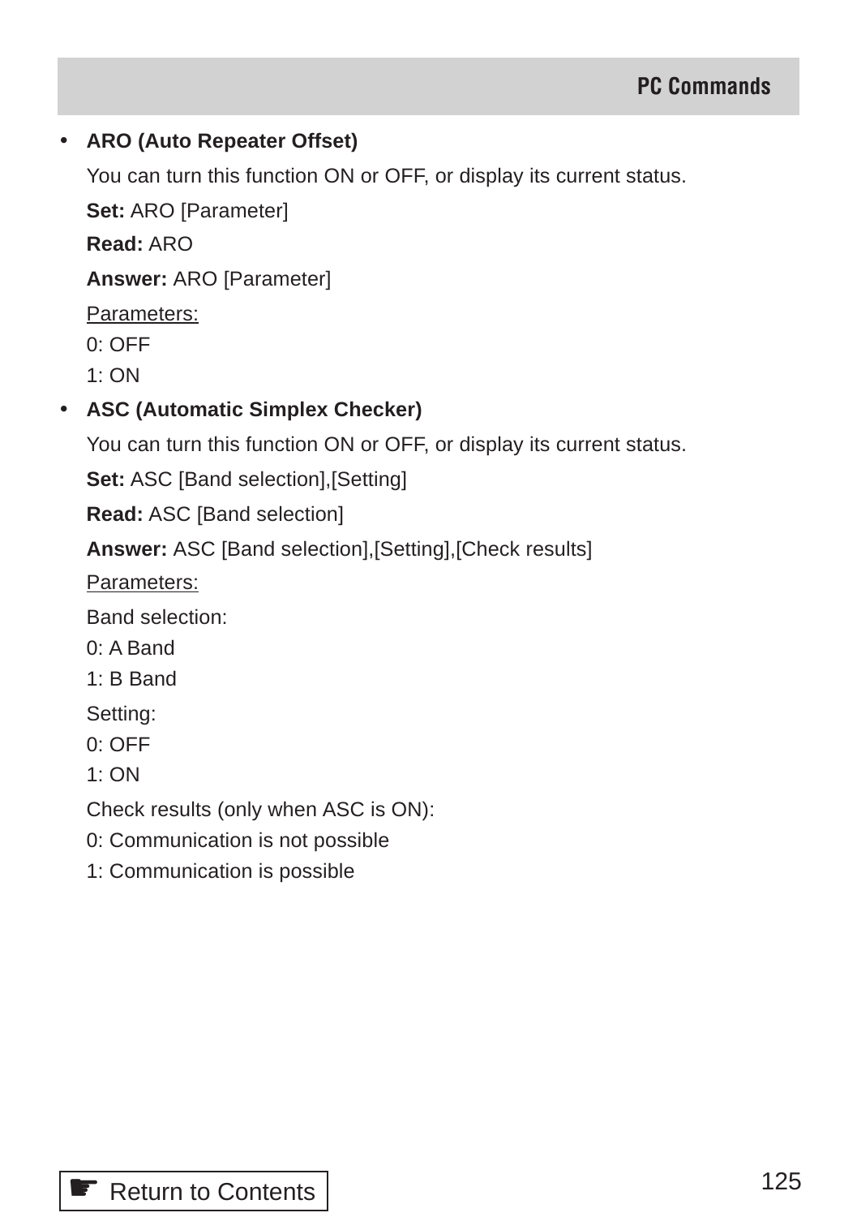- **ARO (Auto Repeater Offset)**

  You can turn this function ON or OFF, or display its current status.

  **Set:** ARO [Parameter]

  **Read:** ARO

  **Answer:** ARO [Parameter]

  Parameters:
  0: OFF
  1: ON

- **ASC (Automatic Simplex Checker)**

  You can turn this function ON or OFF, or display its current status.

  **Set:** ASC [Band selection],[Setting]

  **Read:** ASC [Band selection]

  **Answer:** ASC [Band selection],[Setting],[Check results]

  Parameters:

  Band selection:
  0: A Band
  1: B Band

  Setting:
  0: OFF
  1: ON

  Check results (only when ASC is ON):
  0: Communication is not possible
  1: Communication is possible

☛ Return to Contents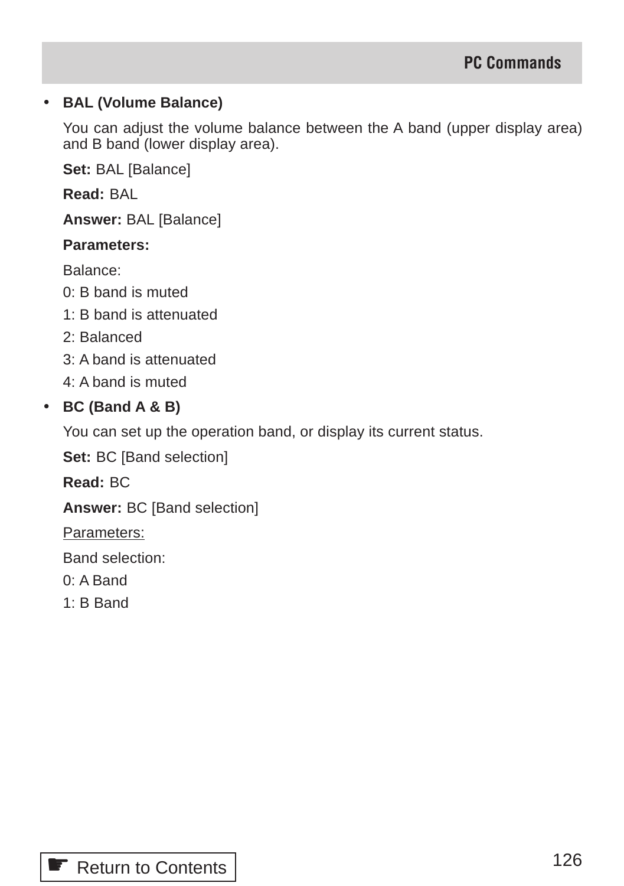- **BAL (Volume Balance)**

  You can adjust the volume balance between the A band (upper display area) and B band (lower display area).

  **Set:** BAL [Balance]

  **Read:** BAL

  **Answer:** BAL [Balance]

  **Parameters:**

  Balance:

  0: B band is muted

  1: B band is attenuated

  2: Balanced

  3: A band is attenuated

  4: A band is muted

- **BC (Band A & B)**

  You can set up the operation band, or display its current status.

  **Set:** BC [Band selection]

  **Read:** BC

  **Answer:** BC [Band selection]

  Parameters:

  Band selection:

  0: A Band

  1: B Band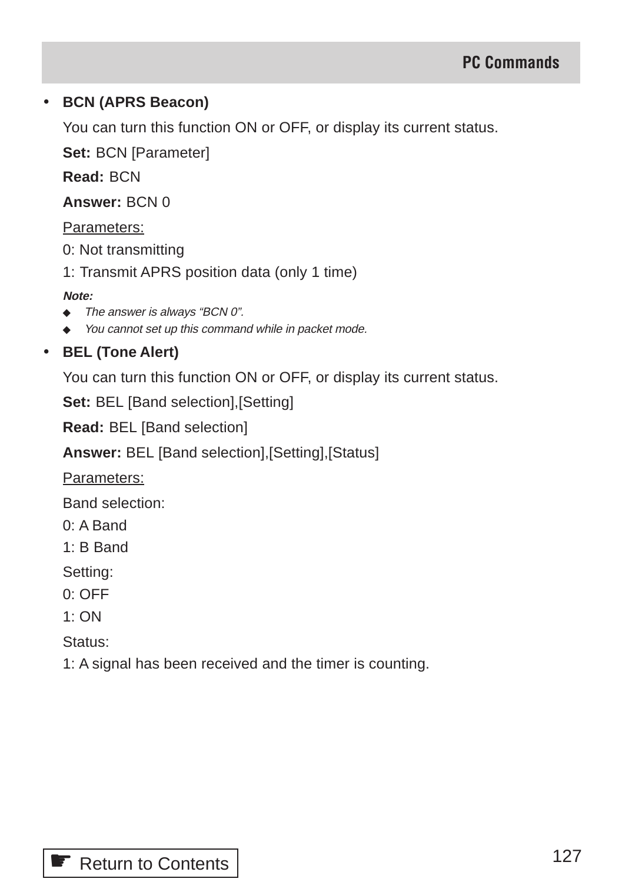- **BCN (APRS Beacon)**

  You can turn this function ON or OFF, or display its current status.

  **Set:** BCN [Parameter]

  **Read:** BCN

  **Answer:** BCN 0

  Parameters:

  0: Not transmitting

  1: Transmit APRS position data (only 1 time)

  ***Note:***

  - *The answer is always "BCN 0".*
  - *You cannot set up this command while in packet mode.*

- **BEL (Tone Alert)**

  You can turn this function ON or OFF, or display its current status.

  **Set:** BEL [Band selection],[Setting]

  **Read:** BEL [Band selection]

  **Answer:** BEL [Band selection],[Setting],[Status]

  Parameters:

  Band selection:

  0: A Band

  1: B Band

  Setting:

  0: OFF

  1: ON

  Status:

  1: A signal has been received and the timer is counting.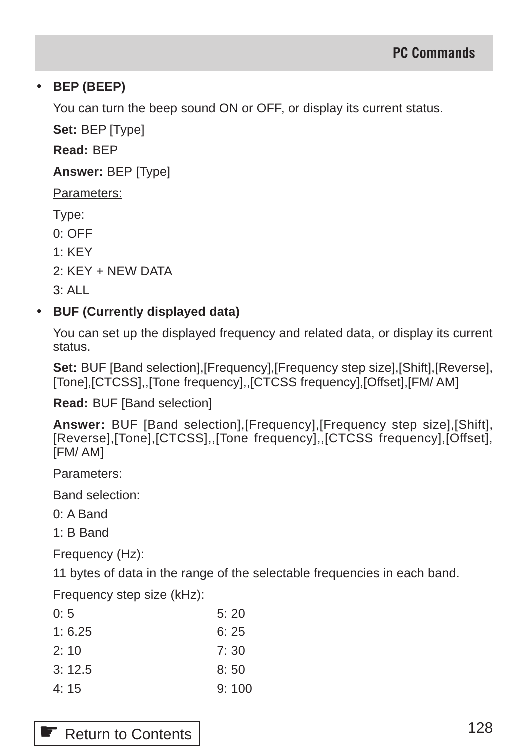- **BEP (BEEP)**

  You can turn the beep sound ON or OFF, or display its current status.

  **Set:** BEP [Type]

  **Read:** BEP

  **Answer:** BEP [Type]

  Parameters:

  Type:

  0: OFF

  1: KEY

  2: KEY + NEW DATA

  3: ALL

- **BUF (Currently displayed data)**

  You can set up the displayed frequency and related data, or display its current status.

  **Set:** BUF [Band selection],[Frequency],[Frequency step size],[Shift],[Reverse],[Tone],[CTCSS],,[Tone frequency],,[CTCSS frequency],[Offset],[FM/ AM]

  **Read:** BUF [Band selection]

  **Answer:** BUF [Band selection],[Frequency],[Frequency step size],[Shift],[Reverse],[Tone],[CTCSS],,[Tone frequency],,[CTCSS frequency],[Offset],[FM/ AM]

  Parameters:

  Band selection:

  0: A Band

  1: B Band

  Frequency (Hz):

  11 bytes of data in the range of the selectable frequencies in each band.

  Frequency step size (kHz):

  | | |
  |---|---|
  | 0: 5 | 5: 20 |
  | 1: 6.25 | 6: 25 |
  | 2: 10 | 7: 30 |
  | 3: 12.5 | 8: 50 |
  | 4: 15 | 9: 100 |

☛ Return to Contents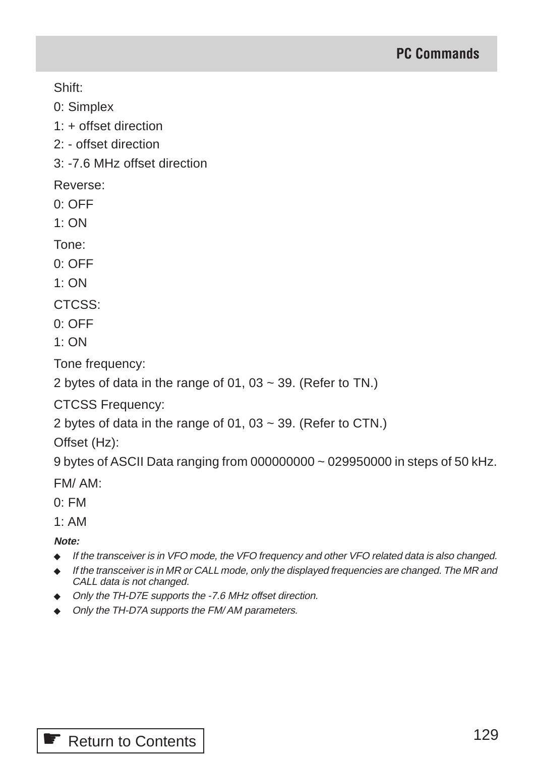Shift:

0: Simplex

1: + offset direction

2: - offset direction

3: -7.6 MHz offset direction

Reverse:

0: OFF

1: ON

Tone:

0: OFF

1: ON

CTCSS:

0: OFF

1: ON

Tone frequency:

2 bytes of data in the range of 01, 03 ~ 39. (Refer to TN.)

CTCSS Frequency:

2 bytes of data in the range of 01, 03 ~ 39. (Refer to CTN.)

Offset (Hz):

9 bytes of ASCII Data ranging from 000000000 ~ 029950000 in steps of 50 kHz.

FM/ AM:

0: FM

1: AM

***Note:***

- *If the transceiver is in VFO mode, the VFO frequency and other VFO related data is also changed.*
- *If the transceiver is in MR or CALL mode, only the displayed frequencies are changed. The MR and CALL data is not changed.*
- *Only the TH-D7E supports the -7.6 MHz offset direction.*
- *Only the TH-D7A supports the FM/ AM parameters.*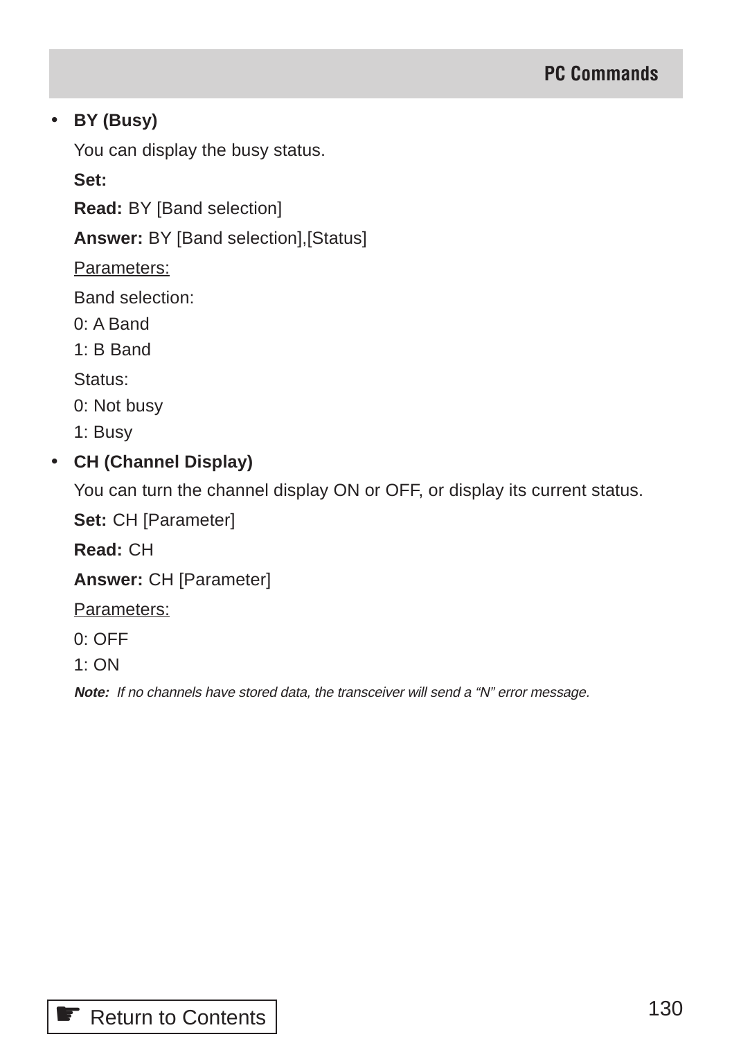- **BY (Busy)**

  You can display the busy status.

  **Set:**

  **Read:** BY [Band selection]

  **Answer:** BY [Band selection],[Status]

  <u>Parameters:</u>

  Band selection:
  0: A Band
  1: B Band

  Status:
  0: Not busy
  1: Busy

- **CH (Channel Display)**

  You can turn the channel display ON or OFF, or display its current status.

  **Set:** CH [Parameter]

  **Read:** CH

  **Answer:** CH [Parameter]

  <u>Parameters:</u>

  0: OFF
  1: ON

  ***Note:*** *If no channels have stored data, the transceiver will send a “N” error message.*

☛ Return to Contents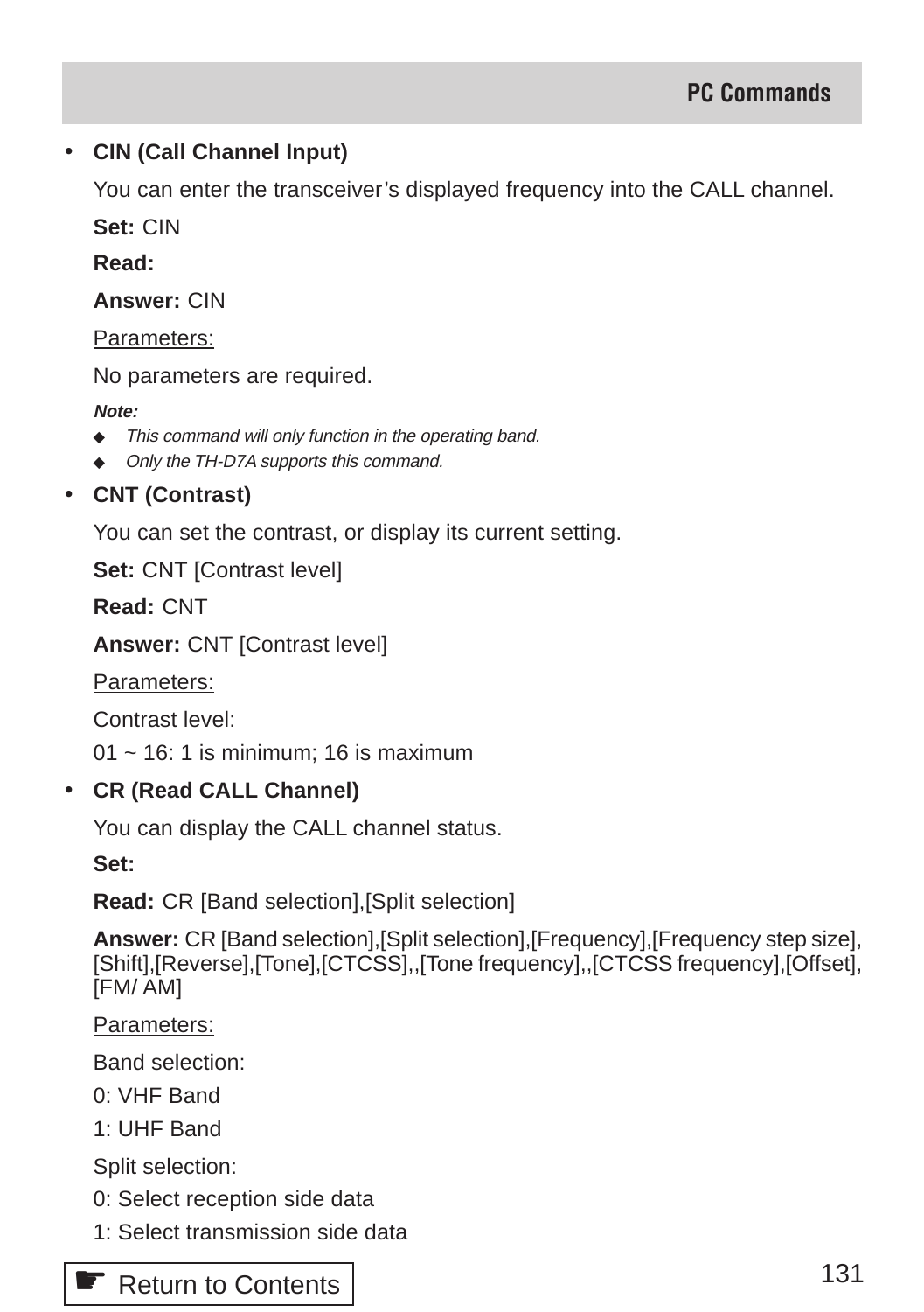- **CIN (Call Channel Input)**

  You can enter the transceiver's displayed frequency into the CALL channel.

  **Set:** CIN

  **Read:**

  **Answer:** CIN

  Parameters:

  No parameters are required.

  ***Note:***

  - *This command will only function in the operating band.*
  - *Only the TH-D7A supports this command.*

- **CNT (Contrast)**

  You can set the contrast, or display its current setting.

  **Set:** CNT [Contrast level]

  **Read:** CNT

  **Answer:** CNT [Contrast level]

  Parameters:

  Contrast level:

  01 ~ 16: 1 is minimum; 16 is maximum

- **CR (Read CALL Channel)**

  You can display the CALL channel status.

  **Set:**

  **Read:** CR [Band selection],[Split selection]

  **Answer:** CR [Band selection],[Split selection],[Frequency],[Frequency step size],[Shift],[Reverse],[Tone],[CTCSS],,[Tone frequency],,[CTCSS frequency],[Offset],[FM/ AM]

  Parameters:

  Band selection:

  0: VHF Band

  1: UHF Band

  Split selection:

  0: Select reception side data

  1: Select transmission side data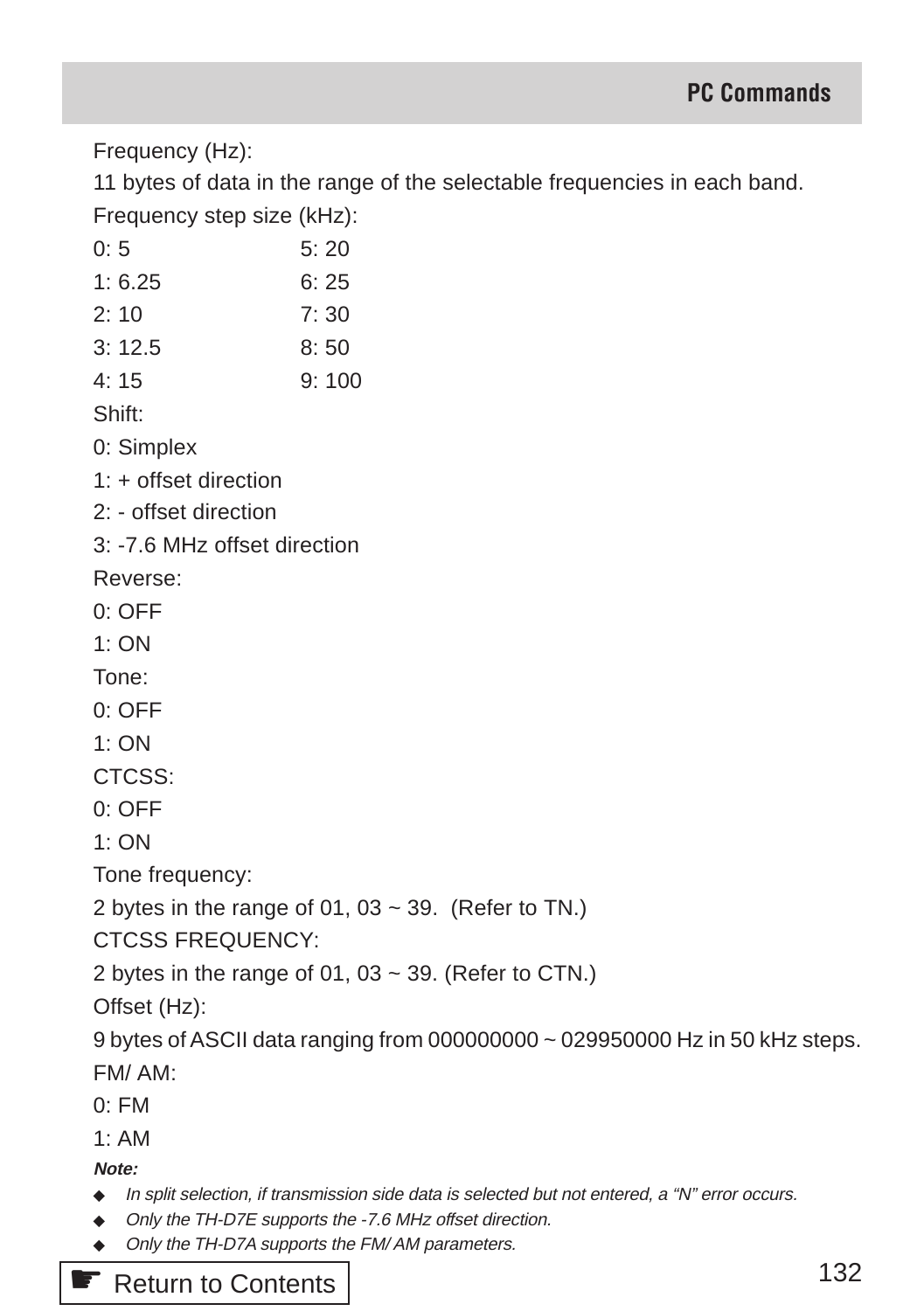Frequency (Hz):

11 bytes of data in the range of the selectable frequencies in each band.

Frequency step size (kHz):

| | |
|---|---|
| 0: 5 | 5: 20 |
| 1: 6.25 | 6: 25 |
| 2: 10 | 7: 30 |
| 3: 12.5 | 8: 50 |
| 4: 15 | 9: 100 |

Shift:

0: Simplex

1: + offset direction

2: - offset direction

3: -7.6 MHz offset direction

Reverse:

0: OFF

1: ON

Tone:

0: OFF

1: ON

CTCSS:

0: OFF

1: ON

Tone frequency:

2 bytes in the range of 01, 03 ~ 39. (Refer to TN.)

CTCSS FREQUENCY:

2 bytes in the range of 01, 03 ~ 39. (Refer to CTN.)

Offset (Hz):

9 bytes of ASCII data ranging from 000000000 ~ 029950000 Hz in 50 kHz steps.

FM/ AM:

0: FM

1: AM

***Note:***

- *In split selection, if transmission side data is selected but not entered, a "N" error occurs.*
- *Only the TH-D7E supports the -7.6 MHz offset direction.*
- *Only the TH-D7A supports the FM/ AM parameters.*

☛ Return to Contents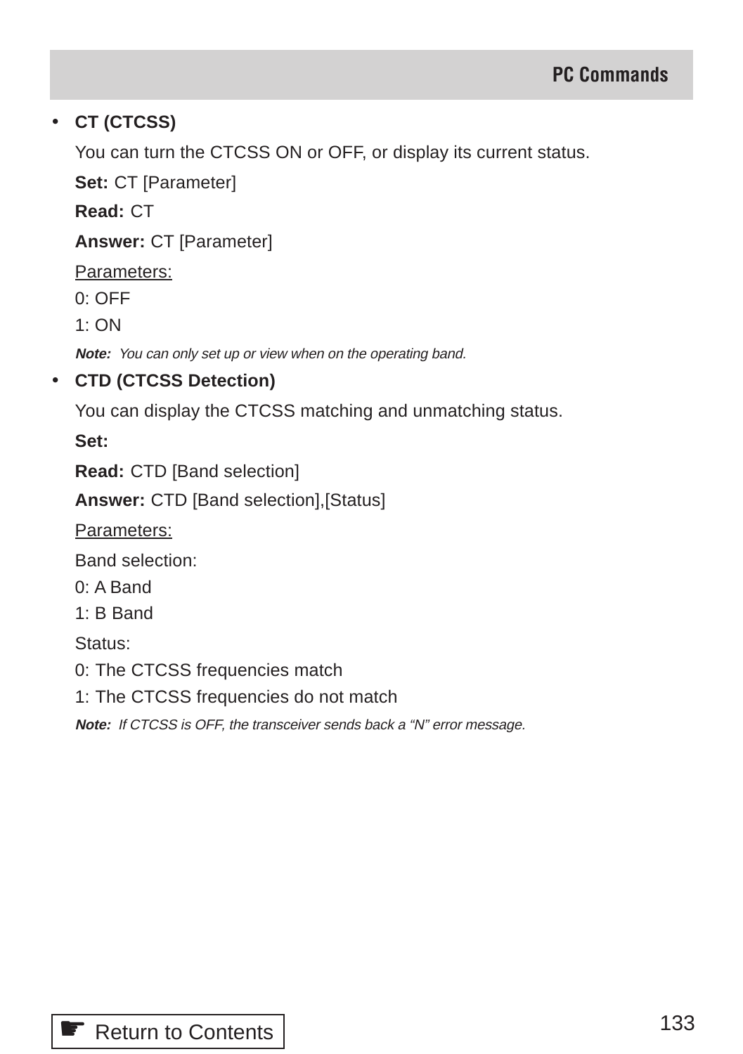- **CT (CTCSS)**

  You can turn the CTCSS ON or OFF, or display its current status.

  **Set:** CT [Parameter]

  **Read:** CT

  **Answer:** CT [Parameter]

  Parameters:

  0: OFF

  1: ON

  ***Note:*** *You can only set up or view when on the operating band.*

- **CTD (CTCSS Detection)**

  You can display the CTCSS matching and unmatching status.

  **Set:**

  **Read:** CTD [Band selection]

  **Answer:** CTD [Band selection],[Status]

  Parameters:

  Band selection:

  0: A Band

  1: B Band

  Status:

  0: The CTCSS frequencies match

  1: The CTCSS frequencies do not match

  ***Note:*** *If CTCSS is OFF, the transceiver sends back a "N" error message.*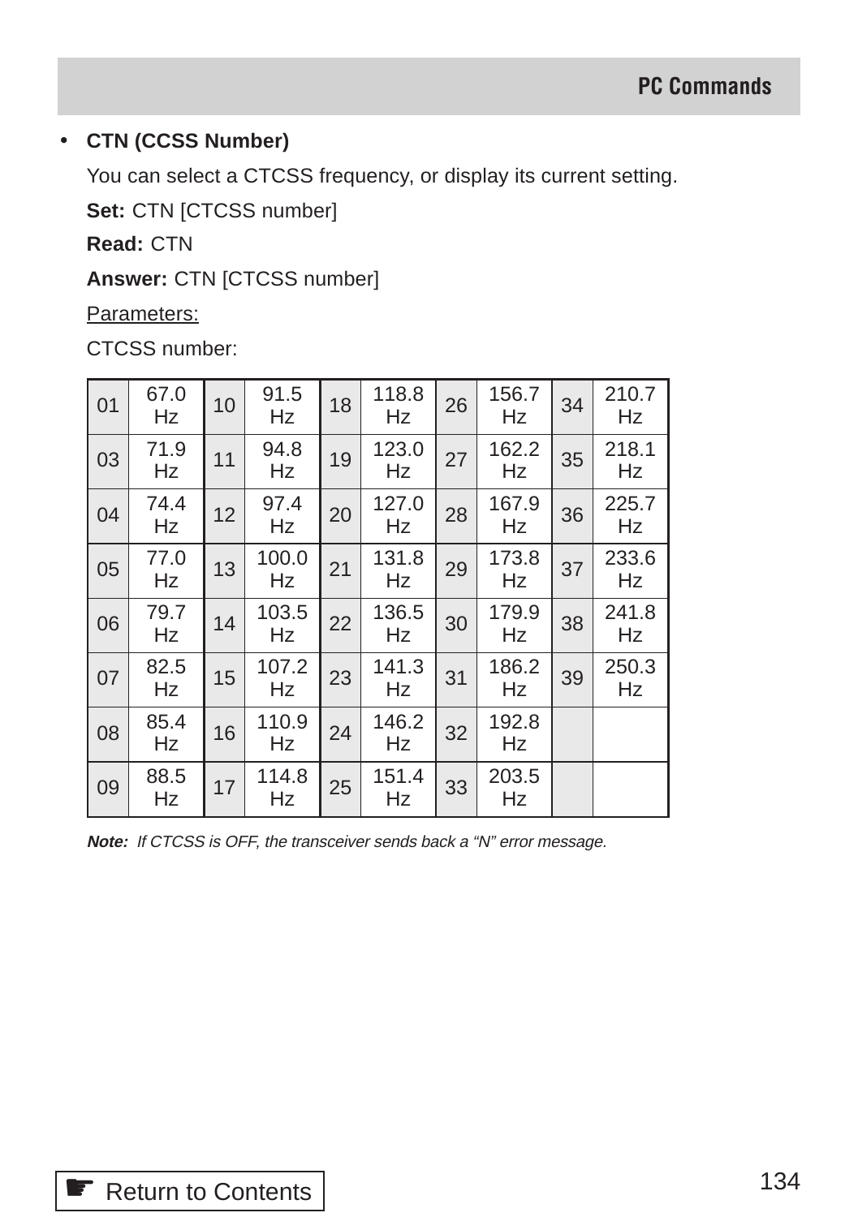- **CTN (CCSS Number)**

  You can select a CTCSS frequency, or display its current setting.

  **Set:** CTN [CTCSS number]

  **Read:** CTN

  **Answer:** CTN [CTCSS number]

  <u>Parameters:</u>

  CTCSS number:

| | | | | | | | | | |
|---|---|---|---|---|---|---|---|---|---|
| 01 | 67.0 Hz | 10 | 91.5 Hz | 18 | 118.8 Hz | 26 | 156.7 Hz | 34 | 210.7 Hz |
| 03 | 71.9 Hz | 11 | 94.8 Hz | 19 | 123.0 Hz | 27 | 162.2 Hz | 35 | 218.1 Hz |
| 04 | 74.4 Hz | 12 | 97.4 Hz | 20 | 127.0 Hz | 28 | 167.9 Hz | 36 | 225.7 Hz |
| 05 | 77.0 Hz | 13 | 100.0 Hz | 21 | 131.8 Hz | 29 | 173.8 Hz | 37 | 233.6 Hz |
| 06 | 79.7 Hz | 14 | 103.5 Hz | 22 | 136.5 Hz | 30 | 179.9 Hz | 38 | 241.8 Hz |
| 07 | 82.5 Hz | 15 | 107.2 Hz | 23 | 141.3 Hz | 31 | 186.2 Hz | 39 | 250.3 Hz |
| 08 | 85.4 Hz | 16 | 110.9 Hz | 24 | 146.2 Hz | 32 | 192.8 Hz | | |
| 09 | 88.5 Hz | 17 | 114.8 Hz | 25 | 151.4 Hz | 33 | 203.5 Hz | | |

  ***Note:*** *If CTCSS is OFF, the transceiver sends back a "N" error message.*

☛ Return to Contents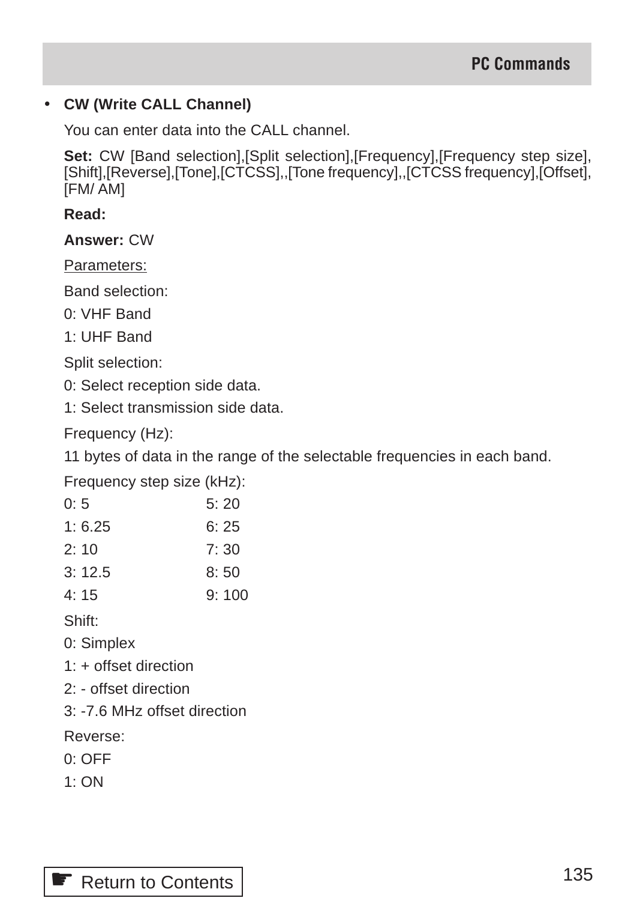- **CW (Write CALL Channel)**

You can enter data into the CALL channel.

**Set:** CW [Band selection],[Split selection],[Frequency],[Frequency step size],[Shift],[Reverse],[Tone],[CTCSS],,[Tone frequency],,[CTCSS frequency],[Offset],[FM/ AM]

**Read:**

**Answer:** CW

Parameters:

Band selection:

0: VHF Band

1: UHF Band

Split selection:

0: Select reception side data.

1: Select transmission side data.

Frequency (Hz):

11 bytes of data in the range of the selectable frequencies in each band.

Frequency step size (kHz):

| | |
|---|---|
| 0: 5 | 5: 20 |
| 1: 6.25 | 6: 25 |
| 2: 10 | 7: 30 |
| 3: 12.5 | 8: 50 |
| 4: 15 | 9: 100 |

Shift:

0: Simplex

1: + offset direction

2: - offset direction

3: -7.6 MHz offset direction

Reverse:

0: OFF

1: ON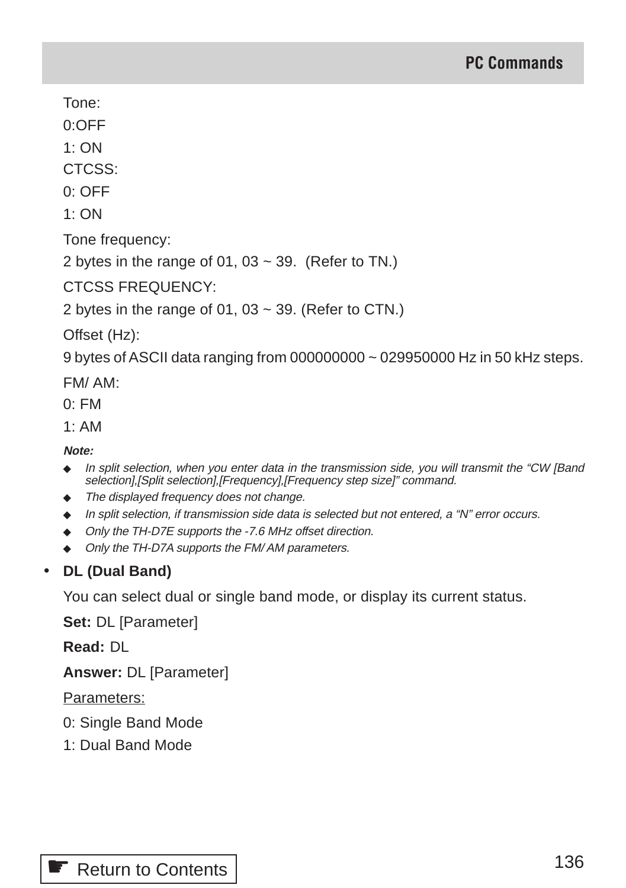Tone:

0:OFF

1: ON

CTCSS:

0: OFF

1: ON

Tone frequency:

2 bytes in the range of 01, 03 ~ 39. (Refer to TN.)

CTCSS FREQUENCY:

2 bytes in the range of 01, 03 ~ 39. (Refer to CTN.)

Offset (Hz):

9 bytes of ASCII data ranging from 000000000 ~ 029950000 Hz in 50 kHz steps.

FM/ AM:

0: FM

1: AM

***Note:***

- *In split selection, when you enter data in the transmission side, you will transmit the "CW [Band selection],[Split selection],[Frequency],[Frequency step size]" command.*
- *The displayed frequency does not change.*
- *In split selection, if transmission side data is selected but not entered, a "N" error occurs.*
- *Only the TH-D7E supports the -7.6 MHz offset direction.*
- *Only the TH-D7A supports the FM/ AM parameters.*

- **DL (Dual Band)**

You can select dual or single band mode, or display its current status.

**Set:** DL [Parameter]

**Read:** DL

**Answer:** DL [Parameter]

Parameters:

0: Single Band Mode

1: Dual Band Mode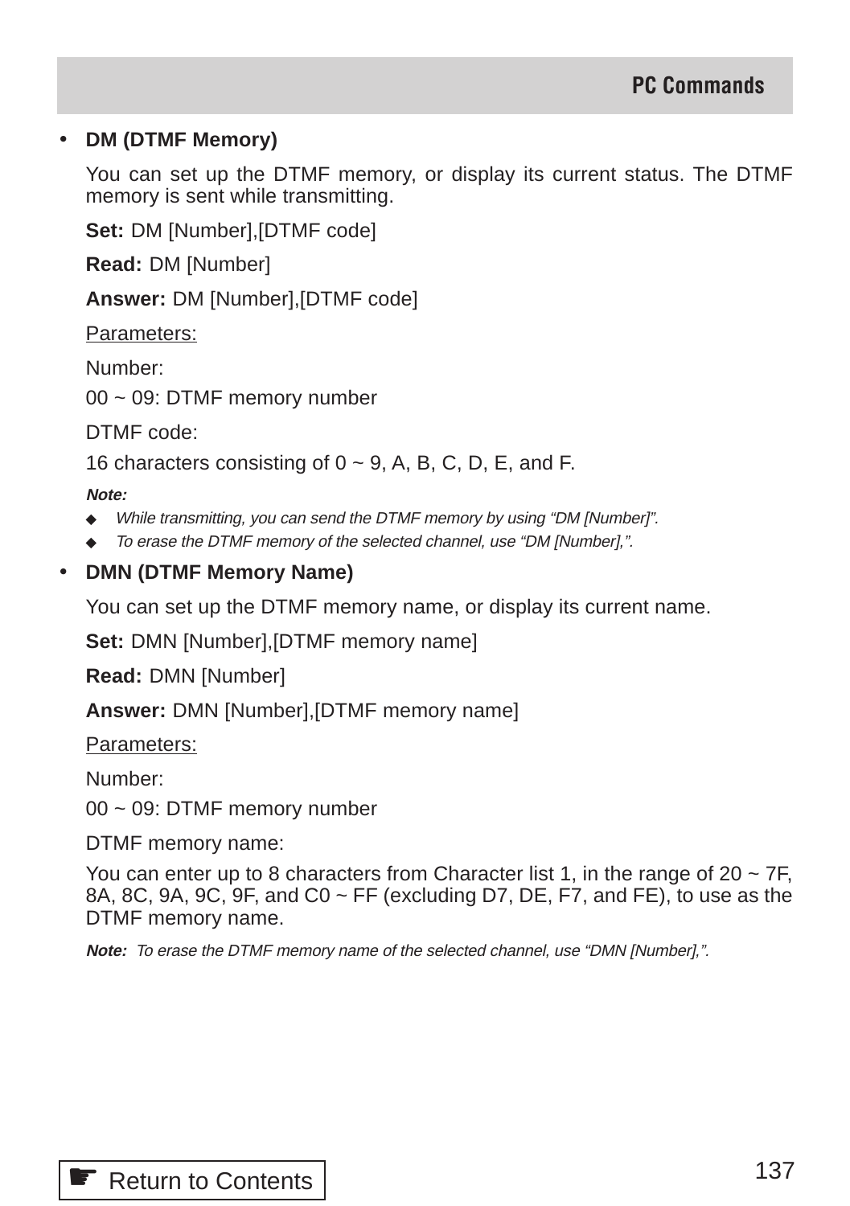- **DM (DTMF Memory)**

  You can set up the DTMF memory, or display its current status. The DTMF memory is sent while transmitting.

  **Set:** DM [Number],[DTMF code]

  **Read:** DM [Number]

  **Answer:** DM [Number],[DTMF code]

  Parameters:

  Number:

  00 ~ 09: DTMF memory number

  DTMF code:

  16 characters consisting of 0 ~ 9, A, B, C, D, E, and F.

  ***Note:***

  - *While transmitting, you can send the DTMF memory by using “DM [Number]”.*
  - *To erase the DTMF memory of the selected channel, use “DM [Number],”.*

- **DMN (DTMF Memory Name)**

  You can set up the DTMF memory name, or display its current name.

  **Set:** DMN [Number],[DTMF memory name]

  **Read:** DMN [Number]

  **Answer:** DMN [Number],[DTMF memory name]

  Parameters:

  Number:

  00 ~ 09: DTMF memory number

  DTMF memory name:

  You can enter up to 8 characters from Character list 1, in the range of 20 ~ 7F, 8A, 8C, 9A, 9C, 9F, and C0 ~ FF (excluding D7, DE, F7, and FE), to use as the DTMF memory name.

  ***Note:*** *To erase the DTMF memory name of the selected channel, use “DMN [Number],”.*

☛ Return to Contents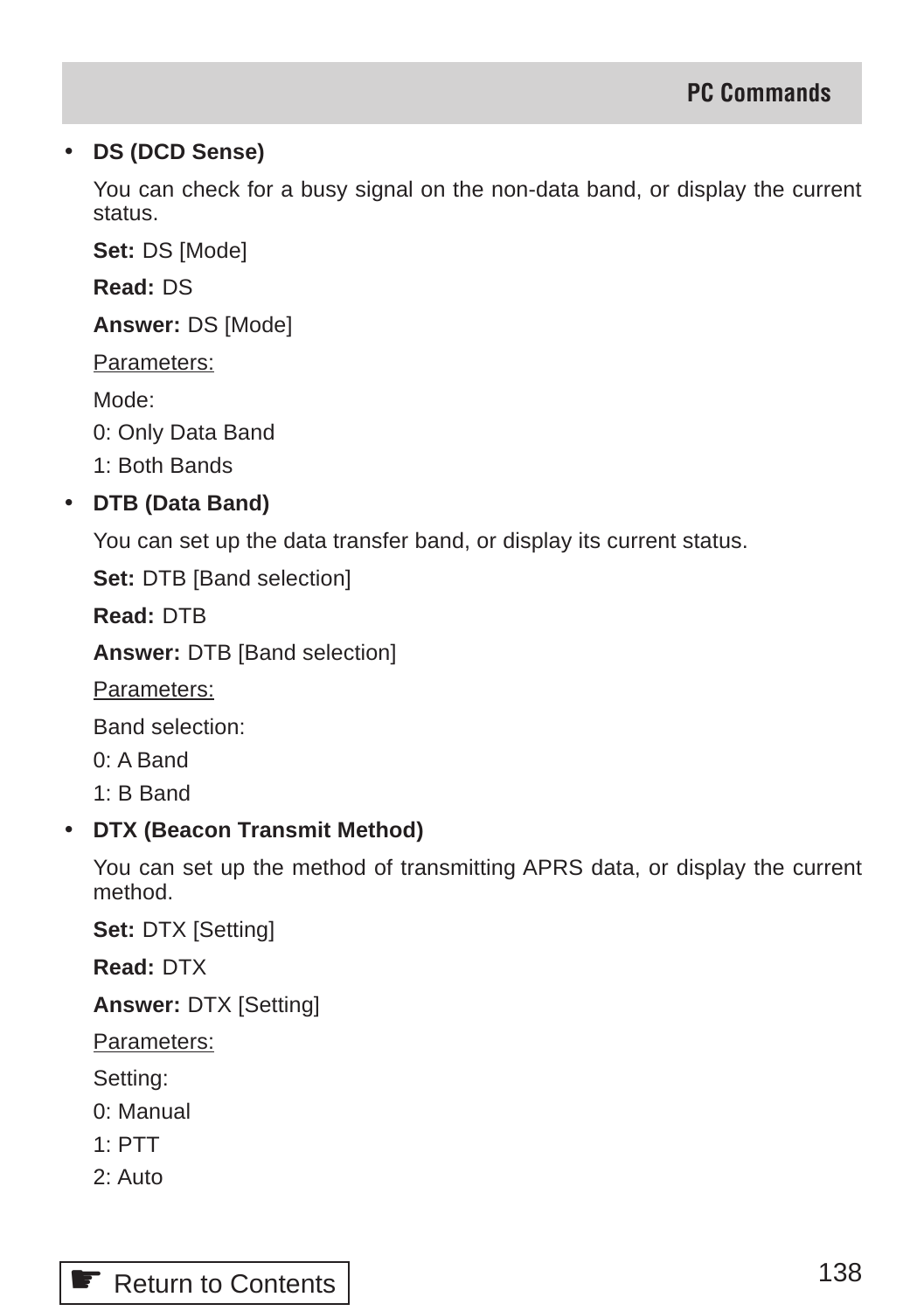- **DS (DCD Sense)**

  You can check for a busy signal on the non-data band, or display the current status.

  **Set:** DS [Mode]

  **Read:** DS

  **Answer:** DS [Mode]

  Parameters:

  Mode:

  0: Only Data Band

  1: Both Bands

- **DTB (Data Band)**

  You can set up the data transfer band, or display its current status.

  **Set:** DTB [Band selection]

  **Read:** DTB

  **Answer:** DTB [Band selection]

  Parameters:

  Band selection:

  0: A Band

  1: B Band

- **DTX (Beacon Transmit Method)**

  You can set up the method of transmitting APRS data, or display the current method.

  **Set:** DTX [Setting]

  **Read:** DTX

  **Answer:** DTX [Setting]

  Parameters:

  Setting:

  0: Manual

  1: PTT

  2: Auto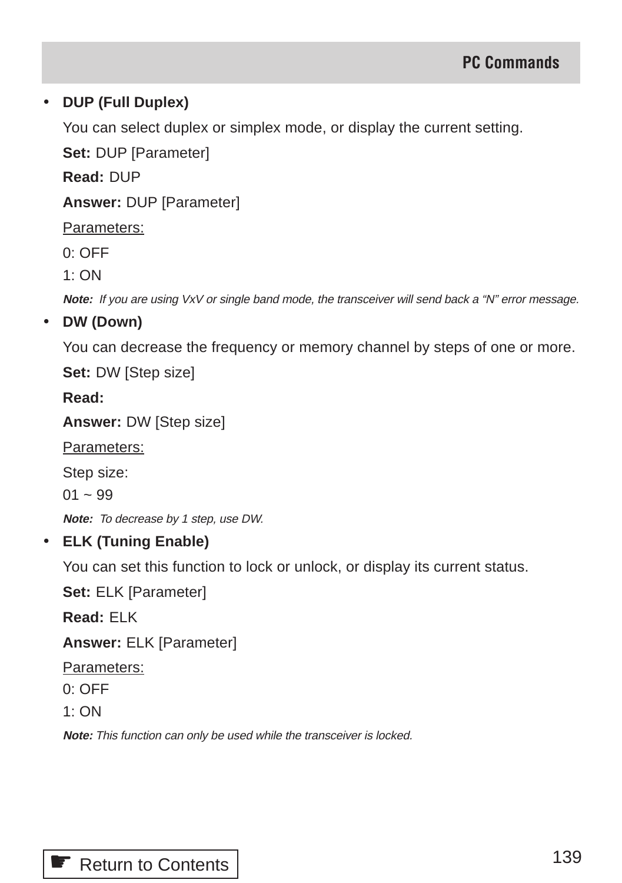- **DUP (Full Duplex)**

  You can select duplex or simplex mode, or display the current setting.

  **Set:** DUP [Parameter]

  **Read:** DUP

  **Answer:** DUP [Parameter]

  Parameters:

  0: OFF
  1: ON

  ***Note:*** *If you are using VxV or single band mode, the transceiver will send back a “N” error message.*

- **DW (Down)**

  You can decrease the frequency or memory channel by steps of one or more.

  **Set:** DW [Step size]

  **Read:**

  **Answer:** DW [Step size]

  Parameters:

  Step size:
  01 ~ 99

  ***Note:*** *To decrease by 1 step, use DW.*

- **ELK (Tuning Enable)**

  You can set this function to lock or unlock, or display its current status.

  **Set:** ELK [Parameter]

  **Read:** ELK

  **Answer:** ELK [Parameter]

  Parameters:
  0: OFF
  1: ON

  ***Note:*** *This function can only be used while the transceiver is locked.*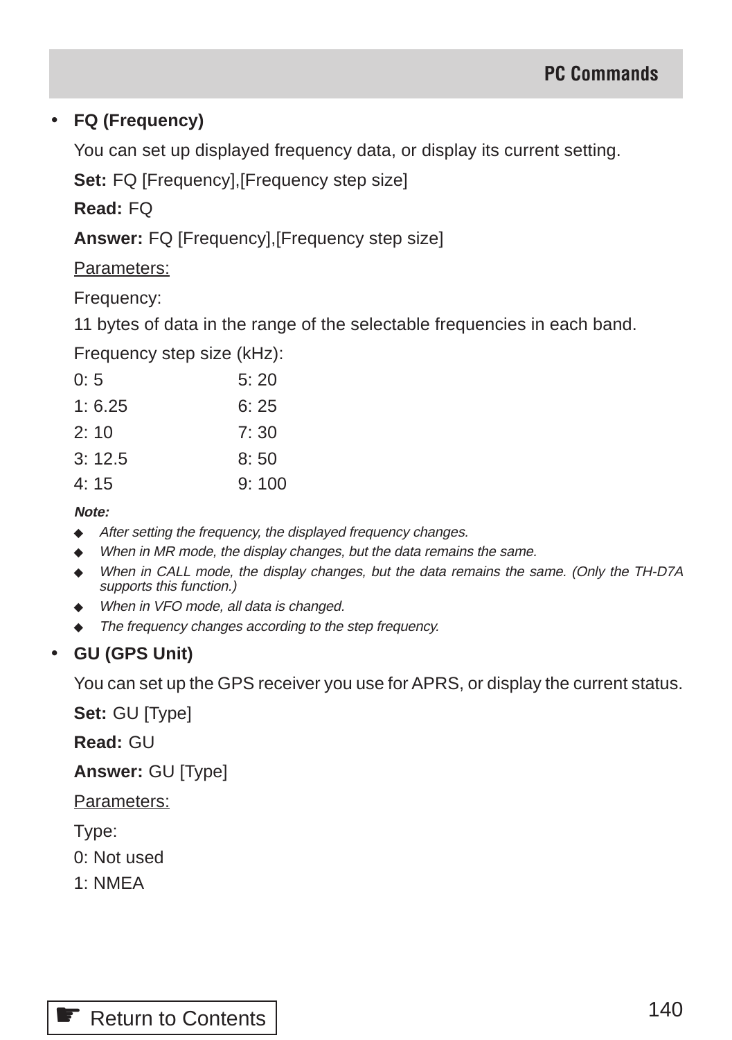- **FQ (Frequency)**

  You can set up displayed frequency data, or display its current setting.

  **Set:** FQ [Frequency],[Frequency step size]

  **Read:** FQ

  **Answer:** FQ [Frequency],[Frequency step size]

  Parameters:

  Frequency:

  11 bytes of data in the range of the selectable frequencies in each band.

  Frequency step size (kHz):

  | | |
  |---|---|
  | 0: 5 | 5: 20 |
  | 1: 6.25 | 6: 25 |
  | 2: 10 | 7: 30 |
  | 3: 12.5 | 8: 50 |
  | 4: 15 | 9: 100 |

  ***Note:***

  - *After setting the frequency, the displayed frequency changes.*
  - *When in MR mode, the display changes, but the data remains the same.*
  - *When in CALL mode, the display changes, but the data remains the same. (Only the TH-D7A supports this function.)*
  - *When in VFO mode, all data is changed.*
  - *The frequency changes according to the step frequency.*

- **GU (GPS Unit)**

  You can set up the GPS receiver you use for APRS, or display the current status.

  **Set:** GU [Type]

  **Read:** GU

  **Answer:** GU [Type]

  Parameters:

  Type:

  0: Not used

  1: NMEA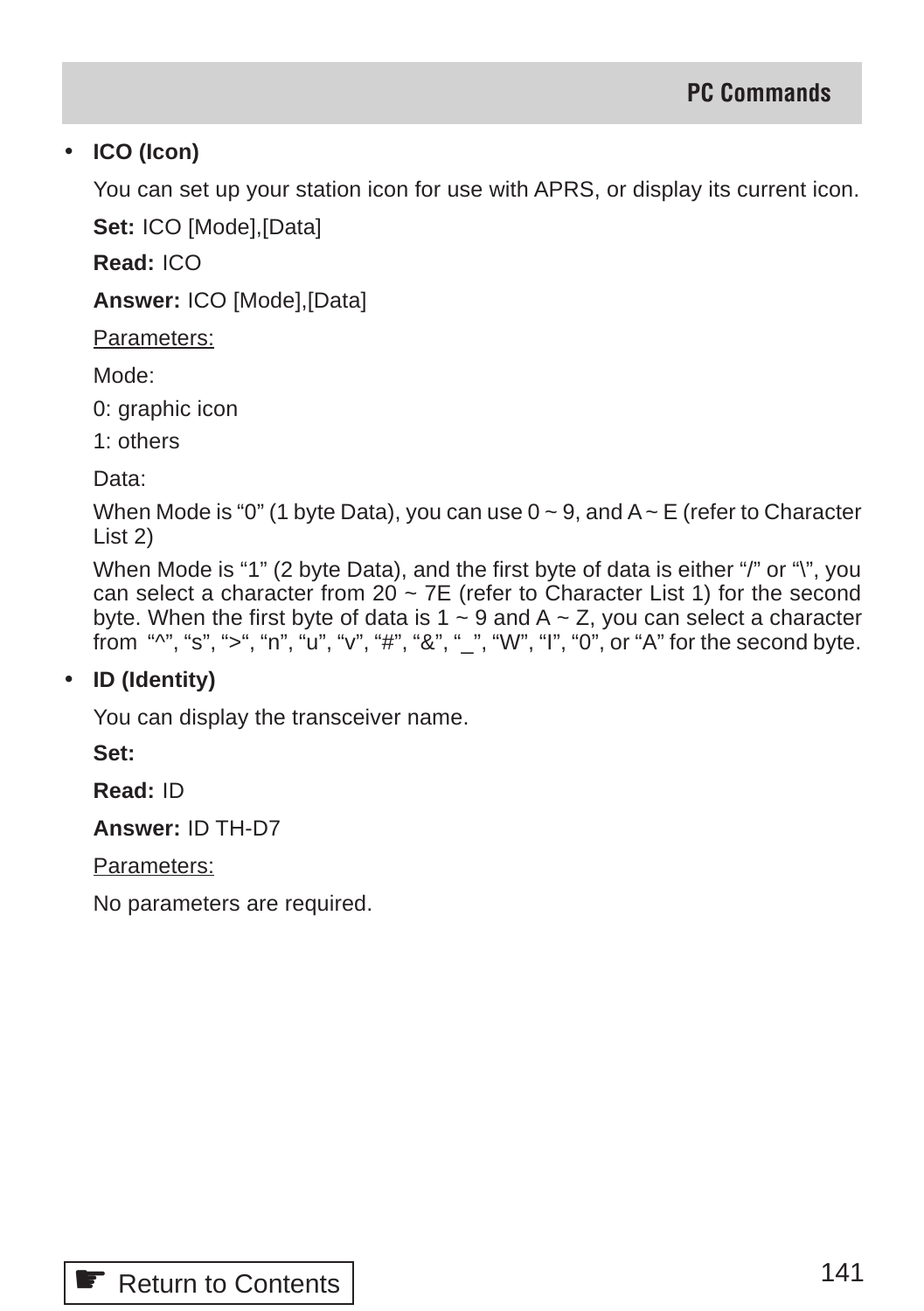- **ICO (Icon)**

  You can set up your station icon for use with APRS, or display its current icon.

  **Set:** ICO [Mode],[Data]

  **Read:** ICO

  **Answer:** ICO [Mode],[Data]

  Parameters:

  Mode:

  0: graphic icon

  1: others

  Data:

  When Mode is “0” (1 byte Data), you can use 0 ~ 9, and A ~ E (refer to Character List 2)

  When Mode is “1” (2 byte Data), and the first byte of data is either “/” or “\”, you can select a character from 20 ~ 7E (refer to Character List 1) for the second byte. When the first byte of data is 1 ~ 9 and A ~ Z, you can select a character from “^”, “s”, “>“, “n”, “u”, “v”, “#”, “&”, “_”, “W”, “I”, “0”, or “A” for the second byte.

- **ID (Identity)**

  You can display the transceiver name.

  **Set:**

  **Read:** ID

  **Answer:** ID TH-D7

  Parameters:

  No parameters are required.

Return to Contents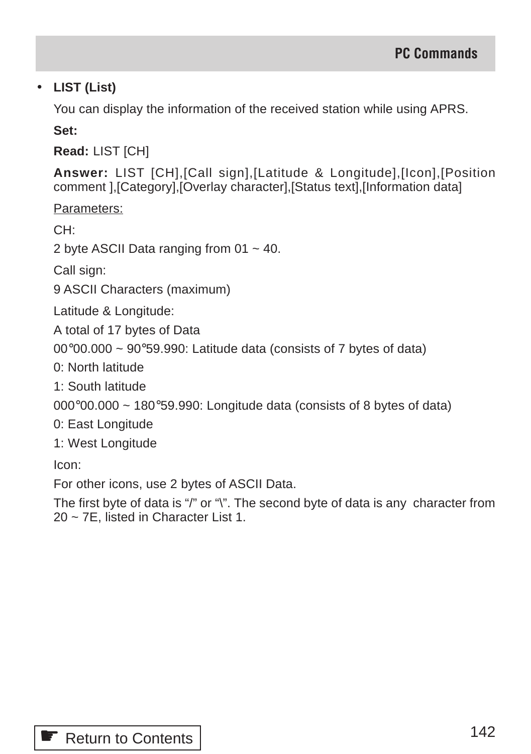- **LIST (List)**

  You can display the information of the received station while using APRS.

  **Set:**

  **Read:** LIST [CH]

  **Answer:** LIST [CH],[Call sign],[Latitude & Longitude],[Icon],[Position comment ],[Category],[Overlay character],[Status text],[Information data]

  Parameters:

  CH:

  2 byte ASCII Data ranging from 01 ~ 40.

  Call sign:

  9 ASCII Characters (maximum)

  Latitude & Longitude:

  A total of 17 bytes of Data

  00°00.000 ~ 90°59.990: Latitude data (consists of 7 bytes of data)

  0: North latitude

  1: South latitude

  000°00.000 ~ 180°59.990: Longitude data (consists of 8 bytes of data)

  0: East Longitude

  1: West Longitude

  Icon:

  For other icons, use 2 bytes of ASCII Data.

  The first byte of data is "/" or "\". The second byte of data is any character from 20 ~ 7E, listed in Character List 1.

☛ Return to Contents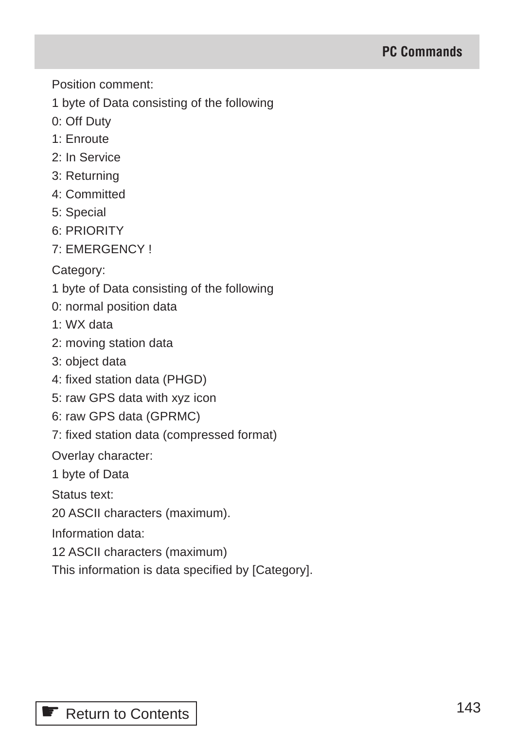Position comment:

1 byte of Data consisting of the following

0: Off Duty
1: Enroute
2: In Service
3: Returning
4: Committed
5: Special
6: PRIORITY
7: EMERGENCY !

Category:

1 byte of Data consisting of the following

0: normal position data
1: WX data
2: moving station data
3: object data
4: fixed station data (PHGD)
5: raw GPS data with xyz icon
6: raw GPS data (GPRMC)
7: fixed station data (compressed format)

Overlay character:

1 byte of Data

Status text:

20 ASCII characters (maximum).

Information data:

12 ASCII characters (maximum)
This information is data specified by [Category].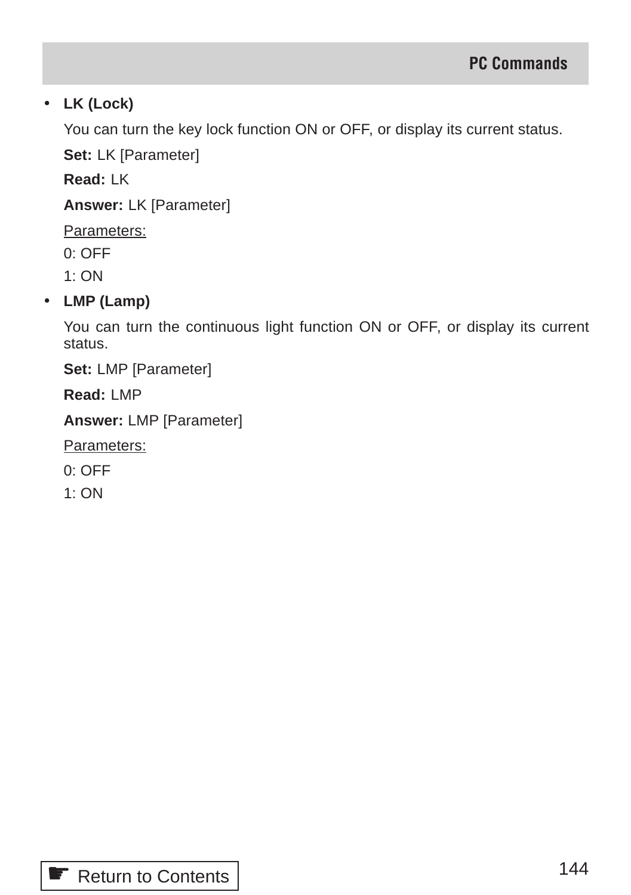- **LK (Lock)**

  You can turn the key lock function ON or OFF, or display its current status.

  **Set:** LK [Parameter]

  **Read:** LK

  **Answer:** LK [Parameter]

  <u>Parameters:</u>

  0: OFF

  1: ON

- **LMP (Lamp)**

  You can turn the continuous light function ON or OFF, or display its current status.

  **Set:** LMP [Parameter]

  **Read:** LMP

  **Answer:** LMP [Parameter]

  <u>Parameters:</u>

  0: OFF

  1: ON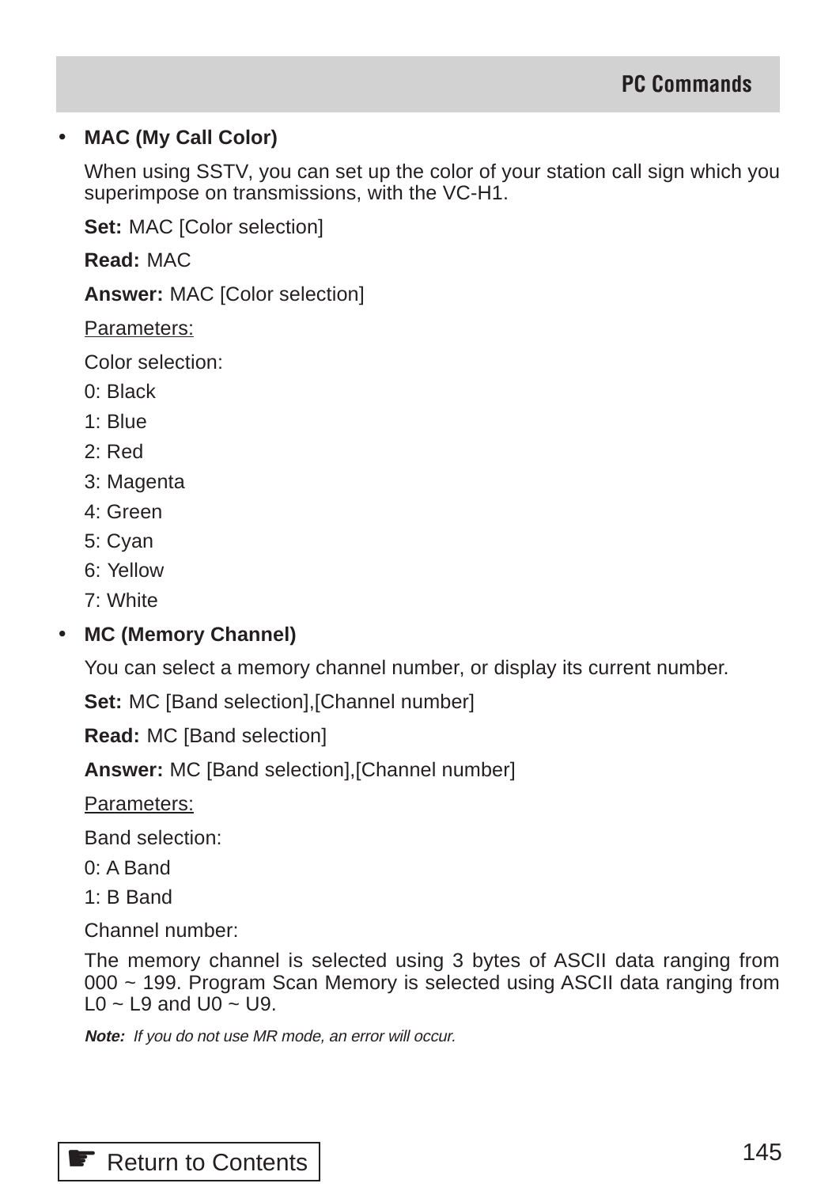- **MAC (My Call Color)**

  When using SSTV, you can set up the color of your station call sign which you superimpose on transmissions, with the VC-H1.

  **Set:** MAC [Color selection]

  **Read:** MAC

  **Answer:** MAC [Color selection]

  Parameters:

  Color selection:

  0: Black

  1: Blue

  2: Red

  3: Magenta

  4: Green

  5: Cyan

  6: Yellow

  7: White

- **MC (Memory Channel)**

  You can select a memory channel number, or display its current number.

  **Set:** MC [Band selection],[Channel number]

  **Read:** MC [Band selection]

  **Answer:** MC [Band selection],[Channel number]

  Parameters:

  Band selection:

  0: A Band

  1: B Band

  Channel number:

  The memory channel is selected using 3 bytes of ASCII data ranging from 000 ~ 199. Program Scan Memory is selected using ASCII data ranging from L0 ~ L9 and U0 ~ U9.

  ***Note:*** *If you do not use MR mode, an error will occur.*

☛ Return to Contents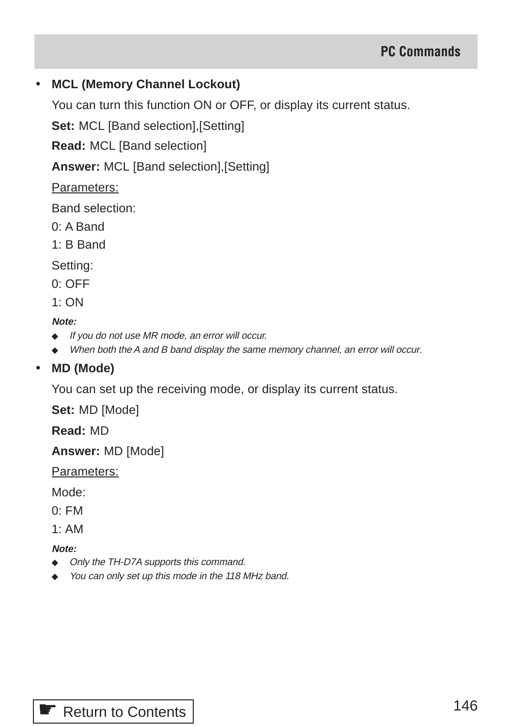- **MCL (Memory Channel Lockout)**

  You can turn this function ON or OFF, or display its current status.

  **Set:** MCL [Band selection],[Setting]

  **Read:** MCL [Band selection]

  **Answer:** MCL [Band selection],[Setting]

  <u>Parameters:</u>

  Band selection:
  0: A Band
  1: B Band

  Setting:
  0: OFF
  1: ON

  ***Note:***
  - *If you do not use MR mode, an error will occur.*
  - *When both the A and B band display the same memory channel, an error will occur.*

- **MD (Mode)**

  You can set up the receiving mode, or display its current status.

  **Set:** MD [Mode]

  **Read:** MD

  **Answer:** MD [Mode]

  <u>Parameters:</u>

  Mode:
  0: FM
  1: AM

  ***Note:***
  - *Only the TH-D7A supports this command.*
  - *You can only set up this mode in the 118 MHz band.*

☛ Return to Contents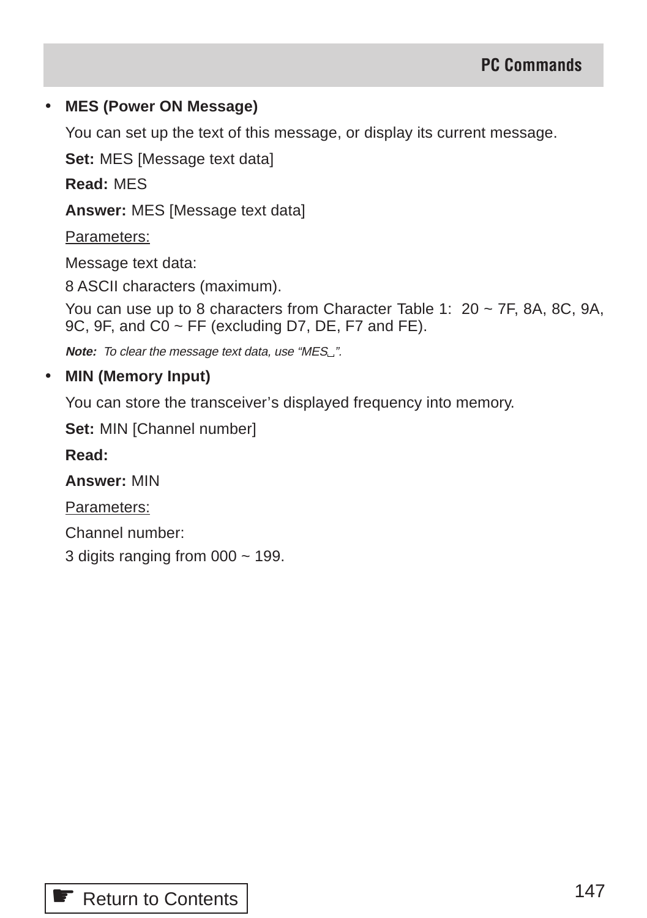- **MES (Power ON Message)**

  You can set up the text of this message, or display its current message.

  **Set:** MES [Message text data]

  **Read:** MES

  **Answer:** MES [Message text data]

  Parameters:

  Message text data:

  8 ASCII characters (maximum).

  You can use up to 8 characters from Character Table 1: 20 ~ 7F, 8A, 8C, 9A, 9C, 9F, and C0 ~ FF (excluding D7, DE, F7 and FE).

  ***Note:*** *To clear the message text data, use “MES␣”.*

- **MIN (Memory Input)**

  You can store the transceiver’s displayed frequency into memory.

  **Set:** MIN [Channel number]

  **Read:**

  **Answer:** MIN

  Parameters:

  Channel number:

  3 digits ranging from 000 ~ 199.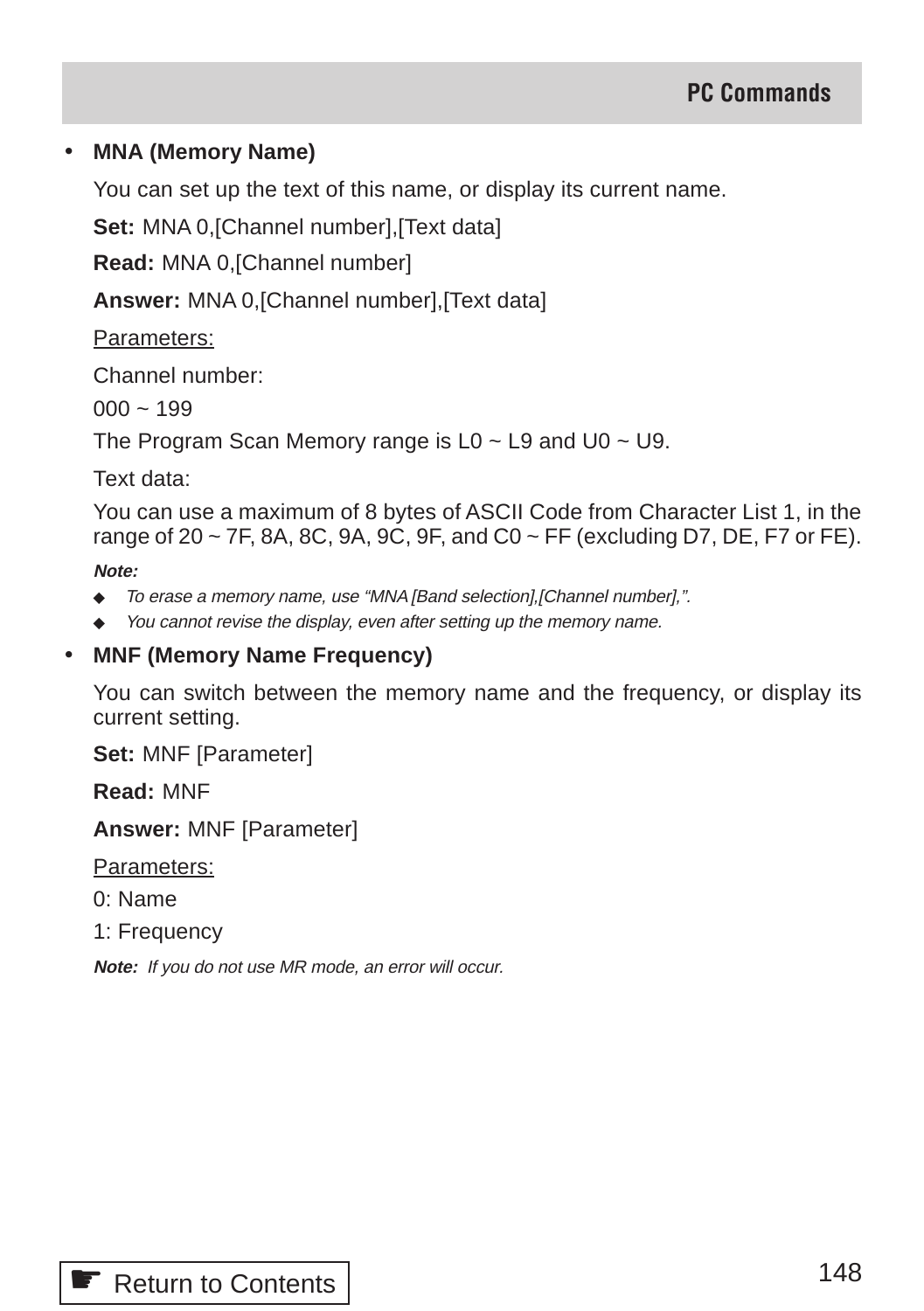- **MNA (Memory Name)**

  You can set up the text of this name, or display its current name.

  **Set:** MNA 0,[Channel number],[Text data]

  **Read:** MNA 0,[Channel number]

  **Answer:** MNA 0,[Channel number],[Text data]

  Parameters:

  Channel number:

  000 ~ 199

  The Program Scan Memory range is L0 ~ L9 and U0 ~ U9.

  Text data:

  You can use a maximum of 8 bytes of ASCII Code from Character List 1, in the range of 20 ~ 7F, 8A, 8C, 9A, 9C, 9F, and C0 ~ FF (excluding D7, DE, F7 or FE).

  ***Note:***

  - *To erase a memory name, use "MNA [Band selection],[Channel number],".*
  - *You cannot revise the display, even after setting up the memory name.*

- **MNF (Memory Name Frequency)**

  You can switch between the memory name and the frequency, or display its current setting.

  **Set:** MNF [Parameter]

  **Read:** MNF

  **Answer:** MNF [Parameter]

  Parameters:

  0: Name

  1: Frequency

  ***Note:*** *If you do not use MR mode, an error will occur.*

☛ Return to Contents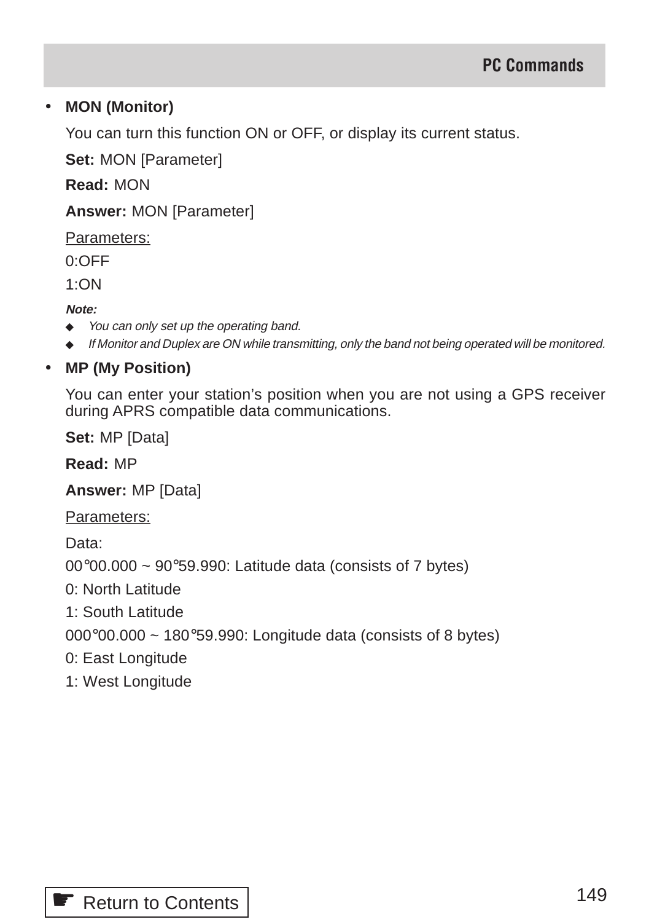- **MON (Monitor)**

  You can turn this function ON or OFF, or display its current status.

  **Set:** MON [Parameter]

  **Read:** MON

  **Answer:** MON [Parameter]

  Parameters:

  0:OFF

  1:ON

  ***Note:***

  - *You can only set up the operating band.*
  - *If Monitor and Duplex are ON while transmitting, only the band not being operated will be monitored.*

- **MP (My Position)**

  You can enter your station's position when you are not using a GPS receiver during APRS compatible data communications.

  **Set:** MP [Data]

  **Read:** MP

  **Answer:** MP [Data]

  Parameters:

  Data:

  00°00.000 ~ 90°59.990: Latitude data (consists of 7 bytes)

  0: North Latitude

  1: South Latitude

  000°00.000 ~ 180°59.990: Longitude data (consists of 8 bytes)

  0: East Longitude

  1: West Longitude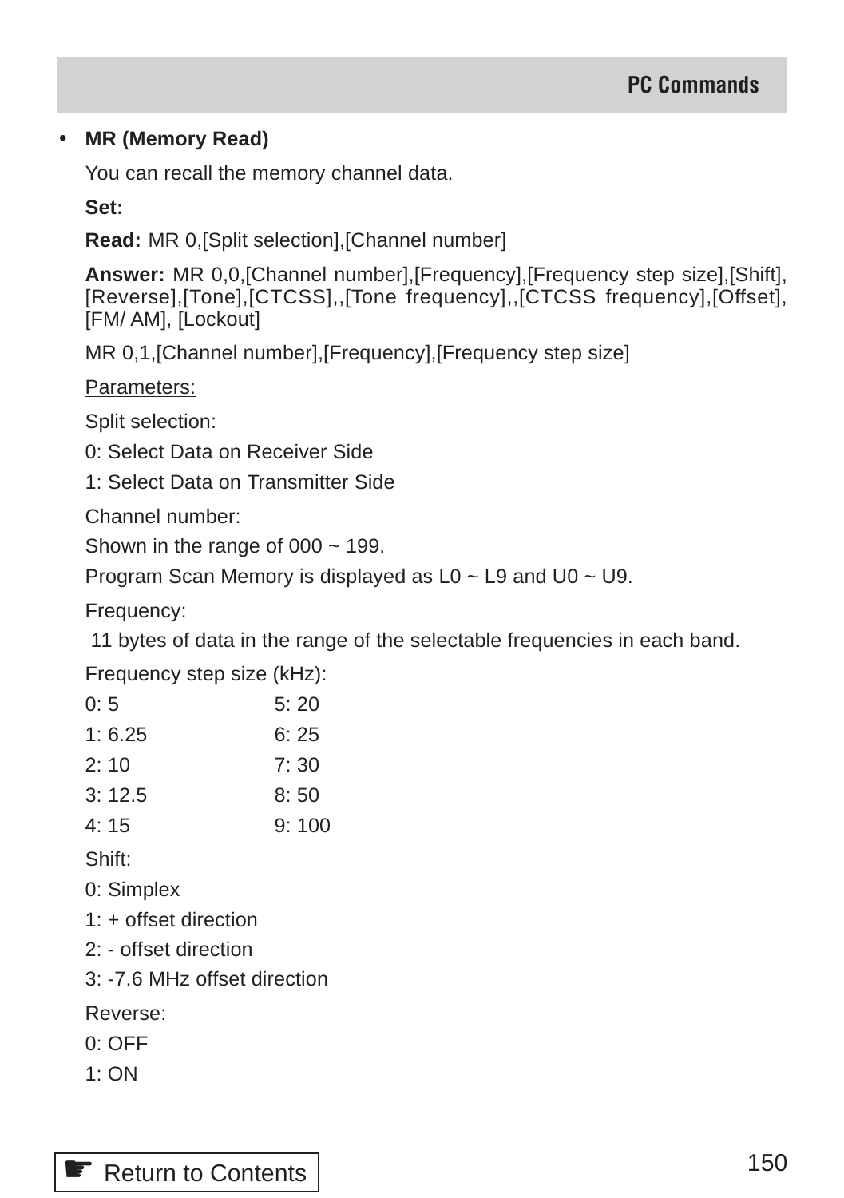- **MR (Memory Read)**

You can recall the memory channel data.

**Set:**

**Read:** MR 0,[Split selection],[Channel number]

**Answer:** MR 0,0,[Channel number],[Frequency],[Frequency step size],[Shift],[Reverse],[Tone],[CTCSS],,[Tone frequency],,[CTCSS frequency],[Offset],[FM/ AM], [Lockout]

MR 0,1,[Channel number],[Frequency],[Frequency step size]

Parameters:

Split selection:

0: Select Data on Receiver Side

1: Select Data on Transmitter Side

Channel number:

Shown in the range of 000 ~ 199.

Program Scan Memory is displayed as L0 ~ L9 and U0 ~ U9.

Frequency:

11 bytes of data in the range of the selectable frequencies in each band.

Frequency step size (kHz):

| | |
|---|---|
| 0: 5 | 5: 20 |
| 1: 6.25 | 6: 25 |
| 2: 10 | 7: 30 |
| 3: 12.5 | 8: 50 |
| 4: 15 | 9: 100 |

Shift:

0: Simplex

1: + offset direction

2: - offset direction

3: -7.6 MHz offset direction

Reverse:

0: OFF

1: ON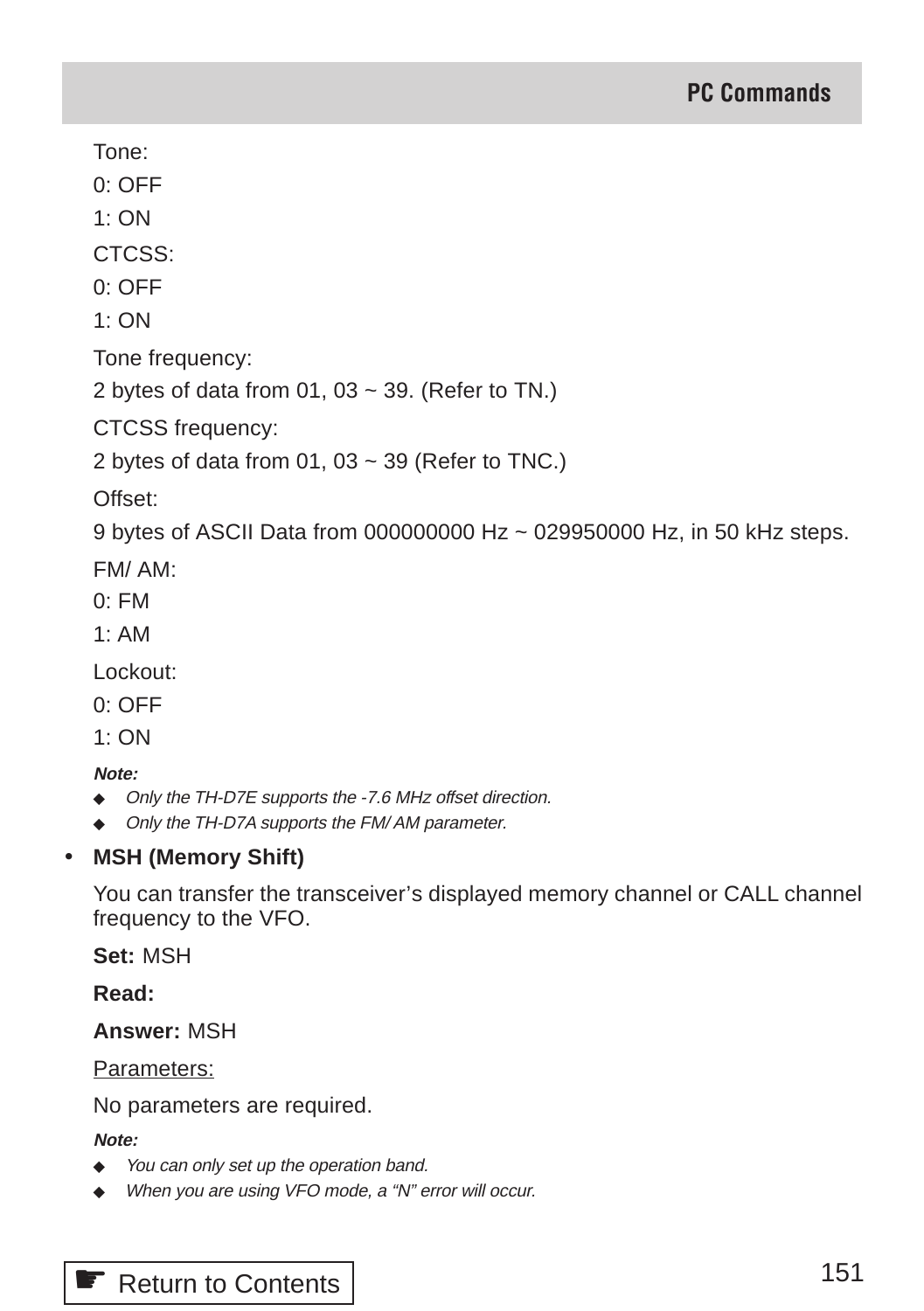Tone:

0: OFF

1: ON

CTCSS:

0: OFF

1: ON

Tone frequency:

2 bytes of data from 01, 03 ~ 39. (Refer to TN.)

CTCSS frequency:

2 bytes of data from 01, 03 ~ 39 (Refer to TNC.)

Offset:

9 bytes of ASCII Data from 000000000 Hz ~ 029950000 Hz, in 50 kHz steps.

FM/ AM:

0: FM

1: AM

Lockout:

0: OFF

1: ON

***Note:***

- *Only the TH-D7E supports the -7.6 MHz offset direction.*
- *Only the TH-D7A supports the FM/ AM parameter.*

- **MSH (Memory Shift)**

You can transfer the transceiver's displayed memory channel or CALL channel frequency to the VFO.

**Set:** MSH

**Read:**

**Answer:** MSH

Parameters:

No parameters are required.

***Note:***

- *You can only set up the operation band.*
- *When you are using VFO mode, a "N" error will occur.*

☛ Return to Contents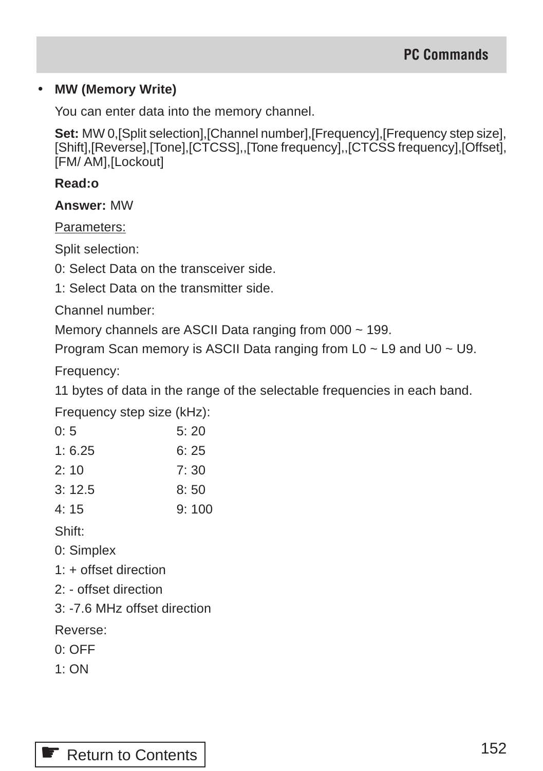- **MW (Memory Write)**

You can enter data into the memory channel.

**Set:** MW 0,[Split selection],[Channel number],[Frequency],[Frequency step size],[Shift],[Reverse],[Tone],[CTCSS],,[Tone frequency],,[CTCSS frequency],[Offset],[FM/ AM],[Lockout]

**Read:o**

**Answer:** MW

Parameters:

Split selection:

0: Select Data on the transceiver side.

1: Select Data on the transmitter side.

Channel number:

Memory channels are ASCII Data ranging from 000 ~ 199.

Program Scan memory is ASCII Data ranging from L0 ~ L9 and U0 ~ U9.

Frequency:

11 bytes of data in the range of the selectable frequencies in each band.

Frequency step size (kHz):

| | |
|---|---|
| 0: 5 | 5: 20 |
| 1: 6.25 | 6: 25 |
| 2: 10 | 7: 30 |
| 3: 12.5 | 8: 50 |
| 4: 15 | 9: 100 |

Shift:

0: Simplex

1: + offset direction

2: - offset direction

3: -7.6 MHz offset direction

Reverse:

0: OFF

1: ON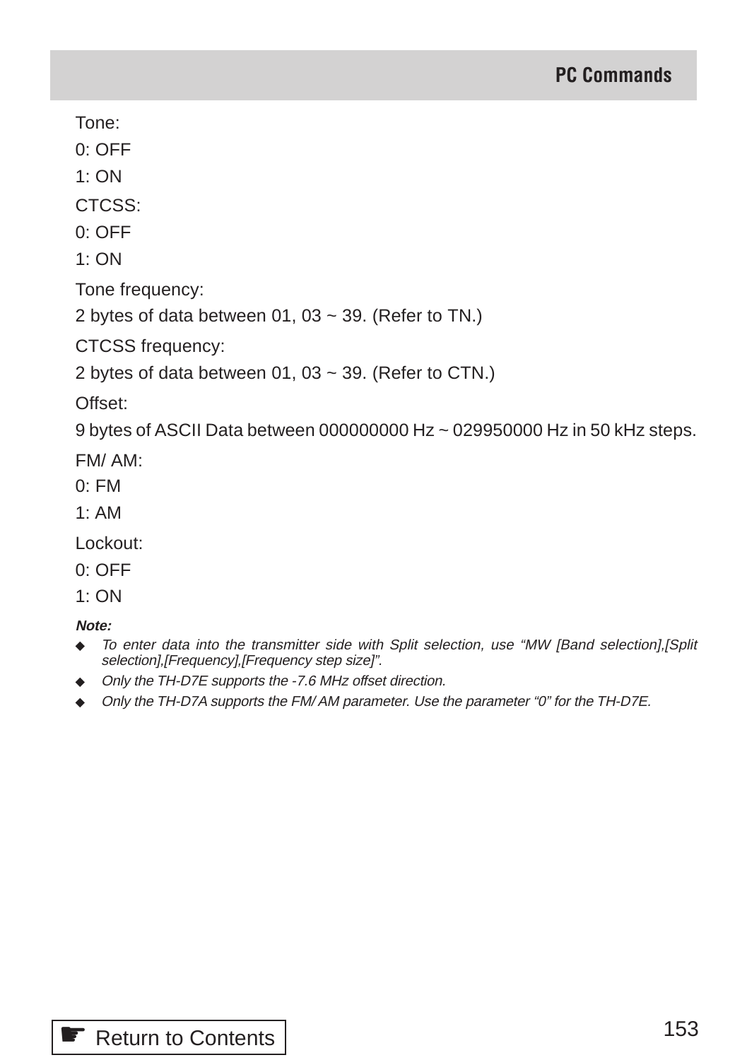Tone:

0: OFF

1: ON

CTCSS:

0: OFF

1: ON

Tone frequency:

2 bytes of data between 01, 03 ~ 39. (Refer to TN.)

CTCSS frequency:

2 bytes of data between 01, 03 ~ 39. (Refer to CTN.)

Offset:

9 bytes of ASCII Data between 000000000 Hz ~ 029950000 Hz in 50 kHz steps.

FM/ AM:

0: FM

1: AM

Lockout:

0: OFF

1: ON

***Note:***

- *To enter data into the transmitter side with Split selection, use "MW [Band selection],[Split selection],[Frequency],[Frequency step size]".*
- *Only the TH-D7E supports the -7.6 MHz offset direction.*
- *Only the TH-D7A supports the FM/ AM parameter. Use the parameter "0" for the TH-D7E.*

☛ Return to Contents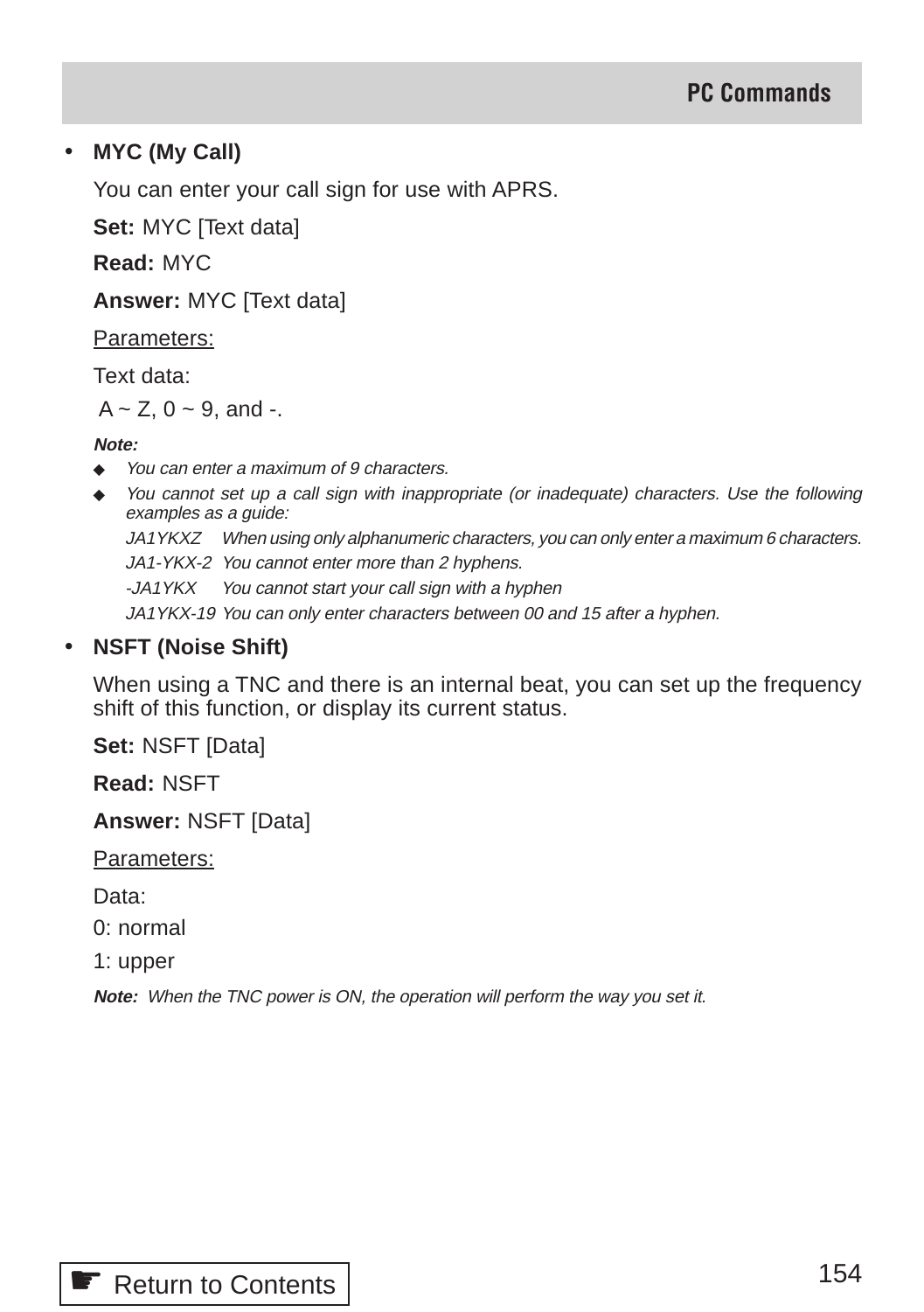- **MYC (My Call)**

  You can enter your call sign for use with APRS.

  **Set:** MYC [Text data]

  **Read:** MYC

  **Answer:** MYC [Text data]

  Parameters:

  Text data:

  A ~ Z, 0 ~ 9, and -.

  ***Note:***

  - *You can enter a maximum of 9 characters.*
  - *You cannot set up a call sign with inappropriate (or inadequate) characters. Use the following examples as a guide:*

    *JA1YKXZ When using only alphanumeric characters, you can only enter a maximum 6 characters.*

    *JA1-YKX-2 You cannot enter more than 2 hyphens.*

    *-JA1YKX You cannot start your call sign with a hyphen*

    *JA1YKX-19 You can only enter characters between 00 and 15 after a hyphen.*

- **NSFT (Noise Shift)**

  When using a TNC and there is an internal beat, you can set up the frequency shift of this function, or display its current status.

  **Set:** NSFT [Data]

  **Read:** NSFT

  **Answer:** NSFT [Data]

  Parameters:

  Data:

  0: normal

  1: upper

  ***Note:*** *When the TNC power is ON, the operation will perform the way you set it.*

☛ Return to Contents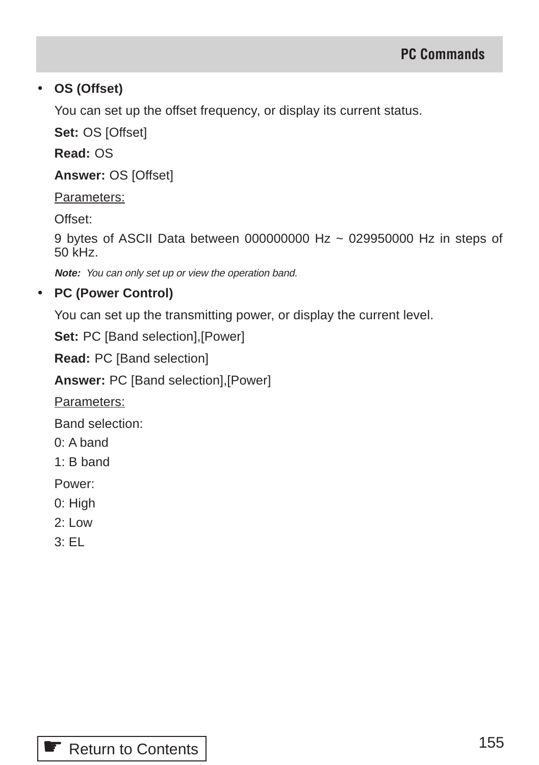- **OS (Offset)**

  You can set up the offset frequency, or display its current status.

  **Set:** OS [Offset]

  **Read:** OS

  **Answer:** OS [Offset]

  Parameters:

  Offset:

  9 bytes of ASCII Data between 000000000 Hz ~ 029950000 Hz in steps of 50 kHz.

  ***Note:*** *You can only set up or view the operation band.*

- **PC (Power Control)**

  You can set up the transmitting power, or display the current level.

  **Set:** PC [Band selection],[Power]

  **Read:** PC [Band selection]

  **Answer:** PC [Band selection],[Power]

  Parameters:

  Band selection:
  0: A band
  1: B band

  Power:
  0: High
  2: Low
  3: EL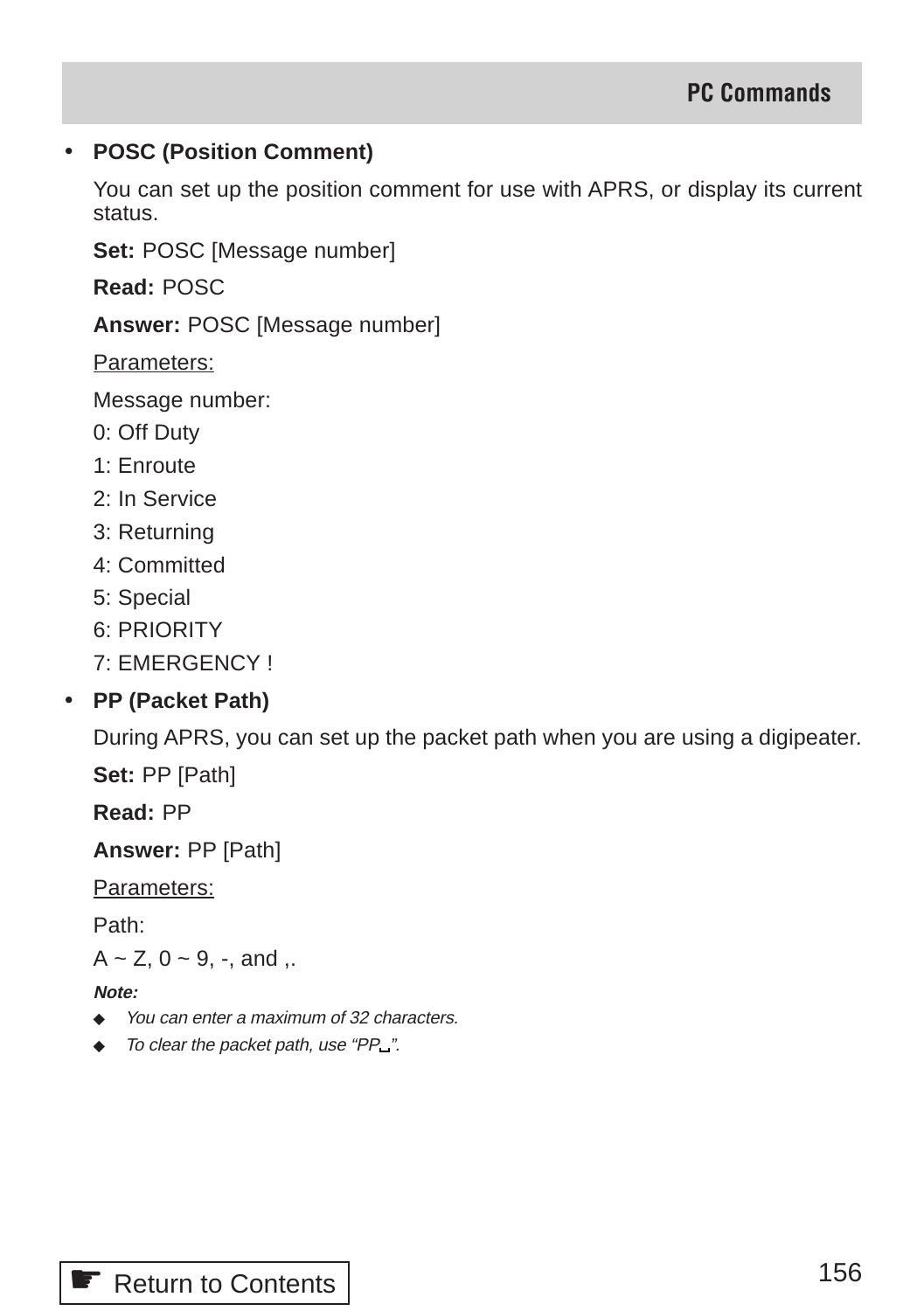- **POSC (Position Comment)**

  You can set up the position comment for use with APRS, or display its current status.

  **Set:** POSC [Message number]

  **Read:** POSC

  **Answer:** POSC [Message number]

  Parameters:

  Message number:

  0: Off Duty

  1: Enroute

  2: In Service

  3: Returning

  4: Committed

  5: Special

  6: PRIORITY

  7: EMERGENCY !

- **PP (Packet Path)**

  During APRS, you can set up the packet path when you are using a digipeater.

  **Set:** PP [Path]

  **Read:** PP

  **Answer:** PP [Path]

  Parameters:

  Path:

  A ~ Z, 0 ~ 9, -, and ,.

  ***Note:***

  - *You can enter a maximum of 32 characters.*
  - *To clear the packet path, use "PP␣".*

☛ Return to Contents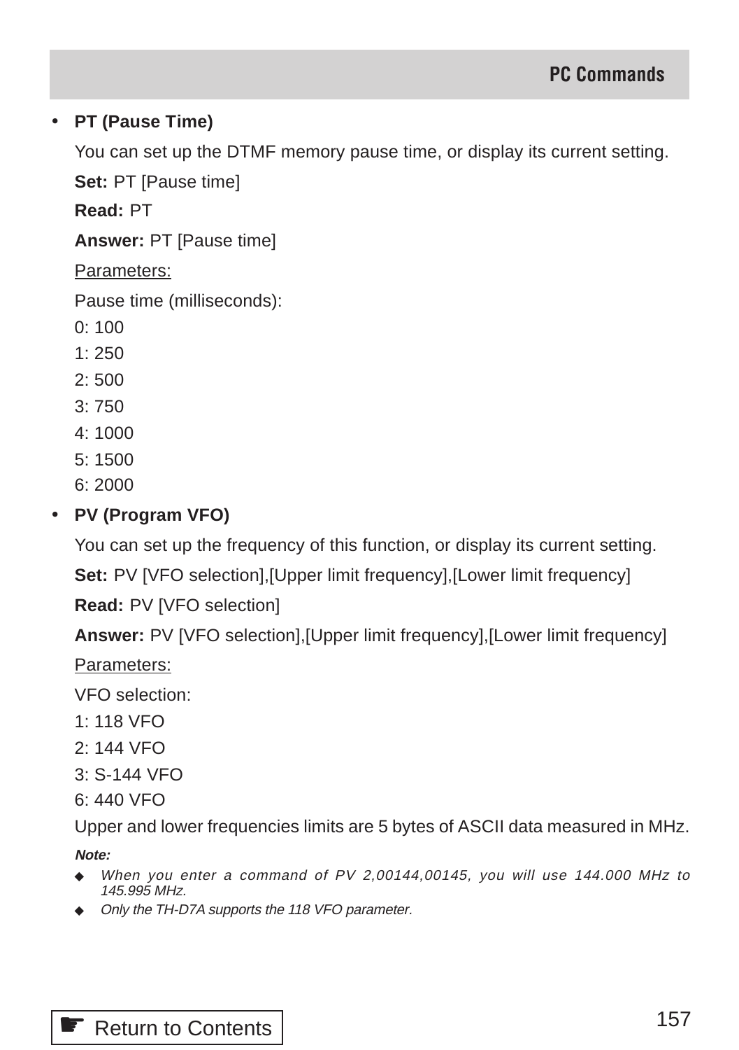- **PT (Pause Time)**

  You can set up the DTMF memory pause time, or display its current setting.

  **Set:** PT [Pause time]

  **Read:** PT

  **Answer:** PT [Pause time]

  Parameters:

  Pause time (milliseconds):
  0: 100
  1: 250
  2: 500
  3: 750
  4: 1000
  5: 1500
  6: 2000

- **PV (Program VFO)**

  You can set up the frequency of this function, or display its current setting.

  **Set:** PV [VFO selection],[Upper limit frequency],[Lower limit frequency]

  **Read:** PV [VFO selection]

  **Answer:** PV [VFO selection],[Upper limit frequency],[Lower limit frequency]

  Parameters:

  VFO selection:
  1: 118 VFO
  2: 144 VFO
  3: S-144 VFO
  6: 440 VFO

  Upper and lower frequencies limits are 5 bytes of ASCII data measured in MHz.

  ***Note:***

  ◆ *When you enter a command of PV 2,00144,00145, you will use 144.000 MHz to 145.995 MHz.*

  ◆ *Only the TH-D7A supports the 118 VFO parameter.*

☛ Return to Contents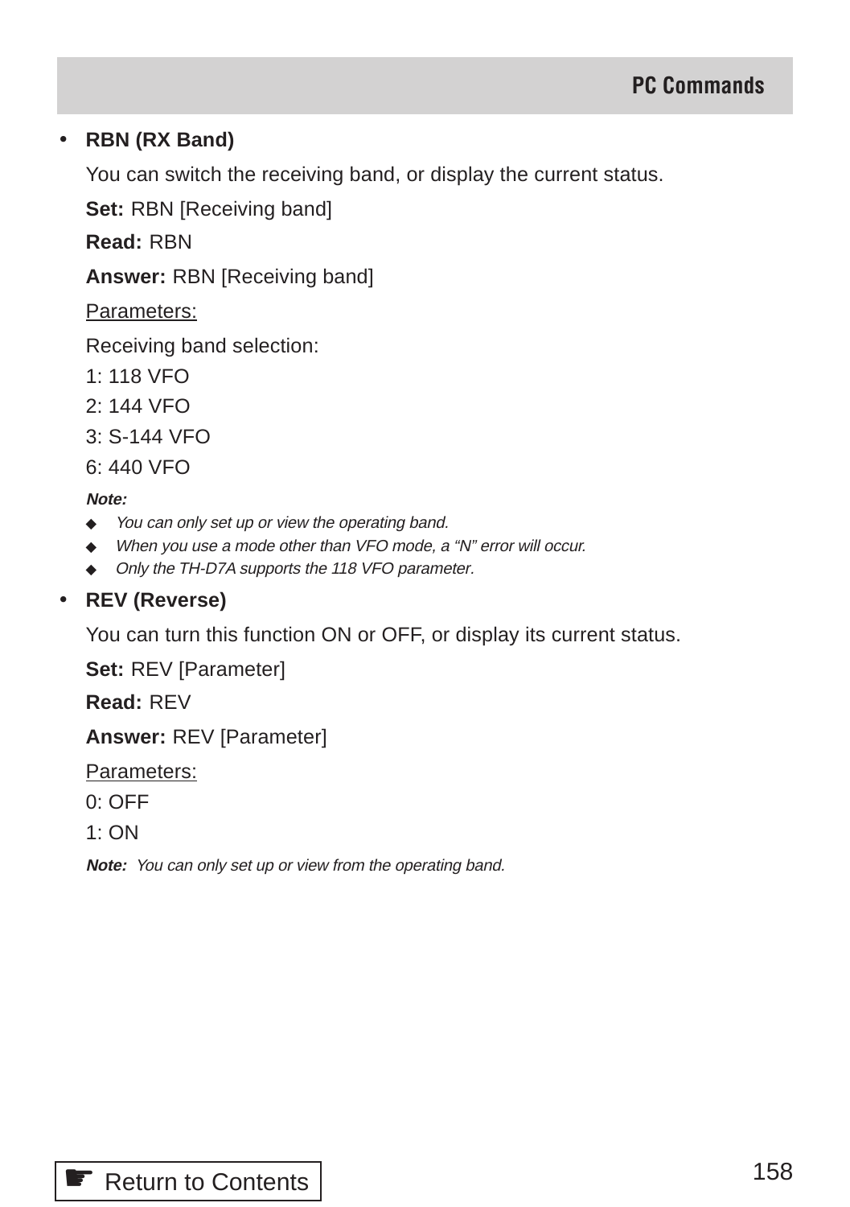- **RBN (RX Band)**

  You can switch the receiving band, or display the current status.

  **Set:** RBN [Receiving band]

  **Read:** RBN

  **Answer:** RBN [Receiving band]

  Parameters:

  Receiving band selection:

  1: 118 VFO

  2: 144 VFO

  3: S-144 VFO

  6: 440 VFO

  ***Note:***
  - *You can only set up or view the operating band.*
  - *When you use a mode other than VFO mode, a "N" error will occur.*
  - *Only the TH-D7A supports the 118 VFO parameter.*

- **REV (Reverse)**

  You can turn this function ON or OFF, or display its current status.

  **Set:** REV [Parameter]

  **Read:** REV

  **Answer:** REV [Parameter]

  Parameters:

  0: OFF

  1: ON

  ***Note:*** *You can only set up or view from the operating band.*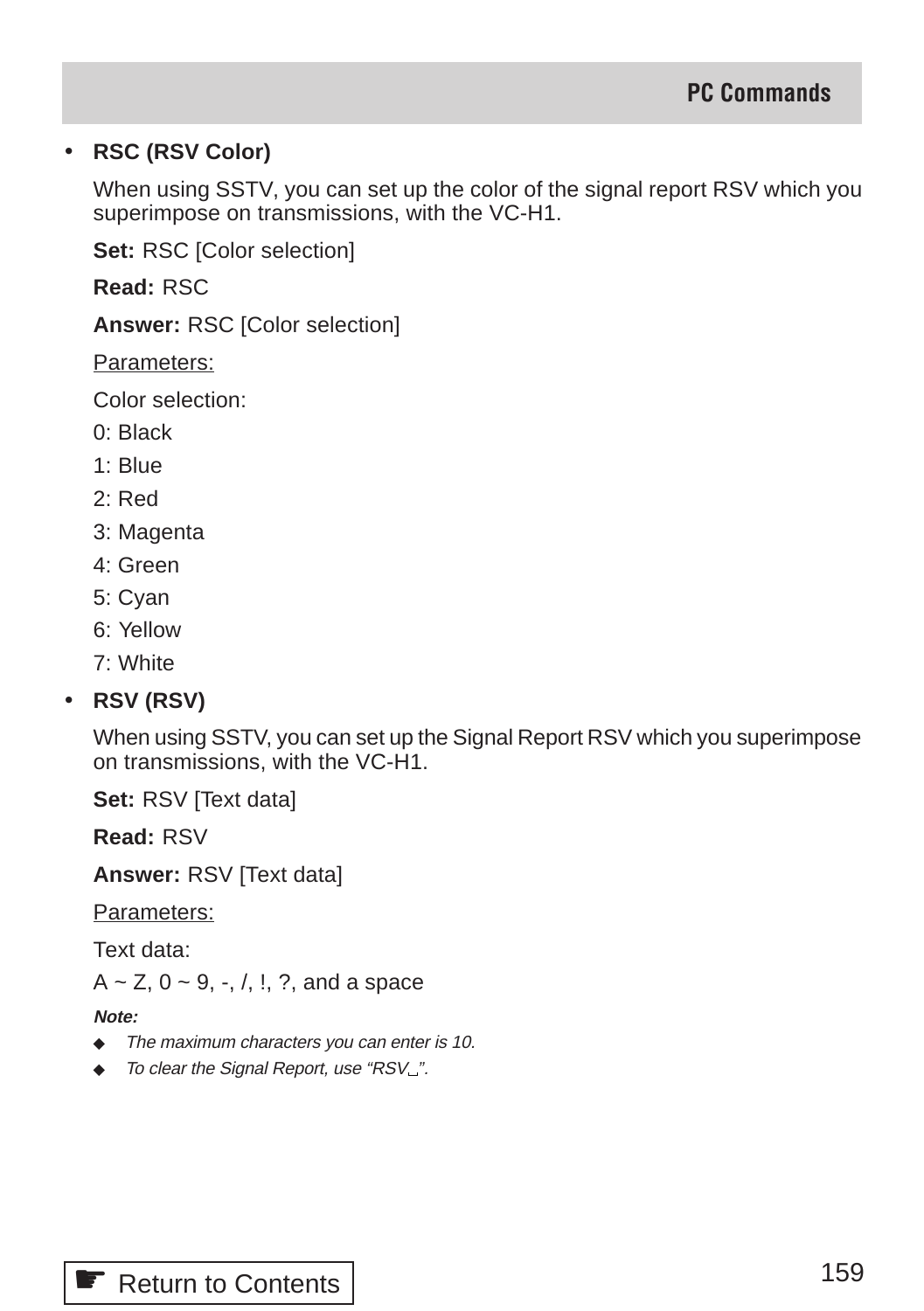- **RSC (RSV Color)**

  When using SSTV, you can set up the color of the signal report RSV which you superimpose on transmissions, with the VC-H1.

  **Set:** RSC [Color selection]

  **Read:** RSC

  **Answer:** RSC [Color selection]

  Parameters:

  Color selection:

  0: Black

  1: Blue

  2: Red

  3: Magenta

  4: Green

  5: Cyan

  6: Yellow

  7: White

- **RSV (RSV)**

  When using SSTV, you can set up the Signal Report RSV which you superimpose on transmissions, with the VC-H1.

  **Set:** RSV [Text data]

  **Read:** RSV

  **Answer:** RSV [Text data]

  Parameters:

  Text data:

  A ~ Z, 0 ~ 9, -, /, !, ?, and a space

  ***Note:***

  - *The maximum characters you can enter is 10.*
  - *To clear the Signal Report, use “RSV␣”.*

☛ Return to Contents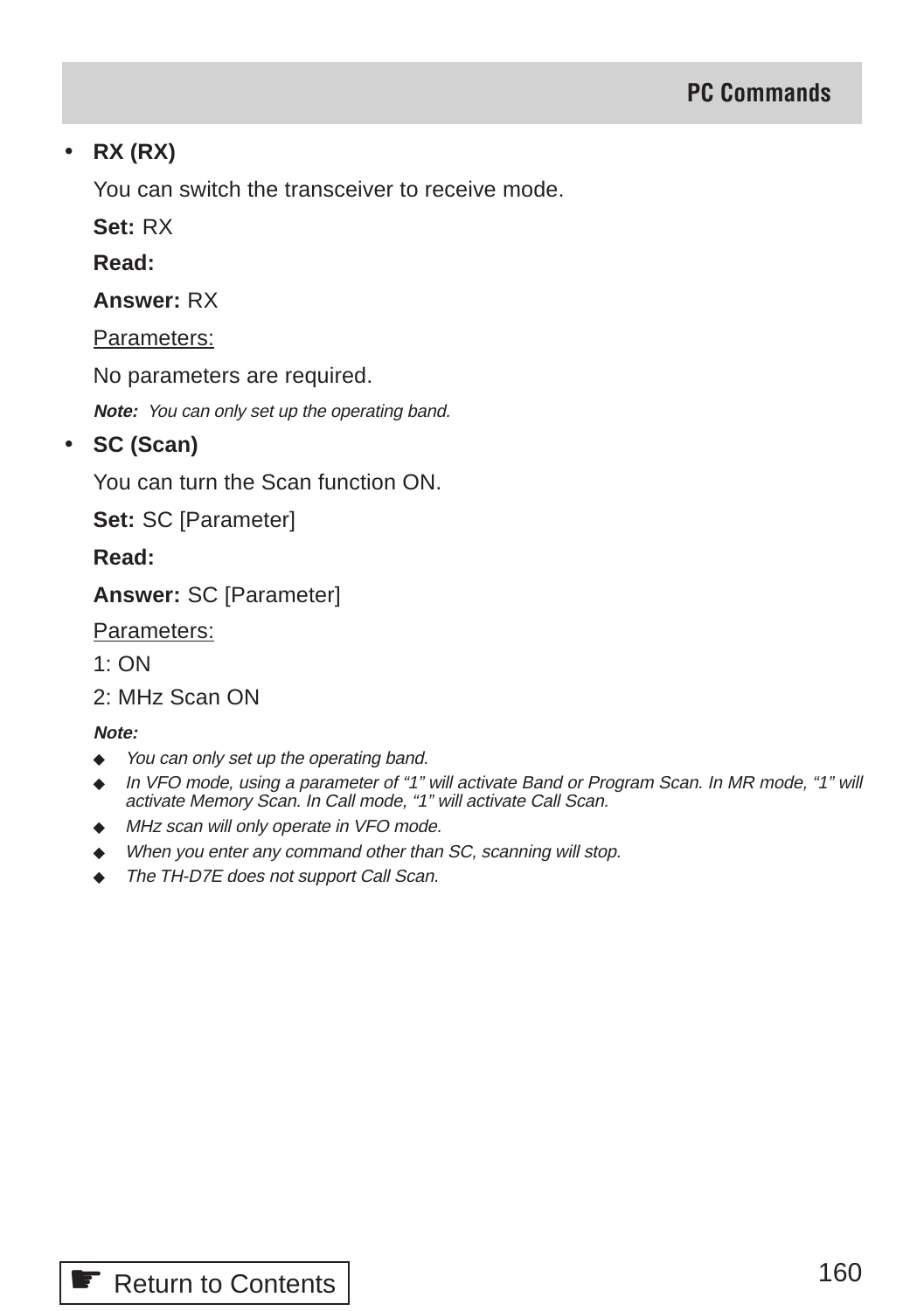- **RX (RX)**

  You can switch the transceiver to receive mode.

  **Set:** RX

  **Read:**

  **Answer:** RX

  Parameters:

  No parameters are required.

  ***Note:*** *You can only set up the operating band.*

- **SC (Scan)**

  You can turn the Scan function ON.

  **Set:** SC [Parameter]

  **Read:**

  **Answer:** SC [Parameter]

  Parameters:

  1: ON

  2: MHz Scan ON

  ***Note:***

  - *You can only set up the operating band.*
  - *In VFO mode, using a parameter of “1” will activate Band or Program Scan. In MR mode, “1” will activate Memory Scan. In Call mode, “1” will activate Call Scan.*
  - *MHz scan will only operate in VFO mode.*
  - *When you enter any command other than SC, scanning will stop.*
  - *The TH-D7E does not support Call Scan.*

☛ Return to Contents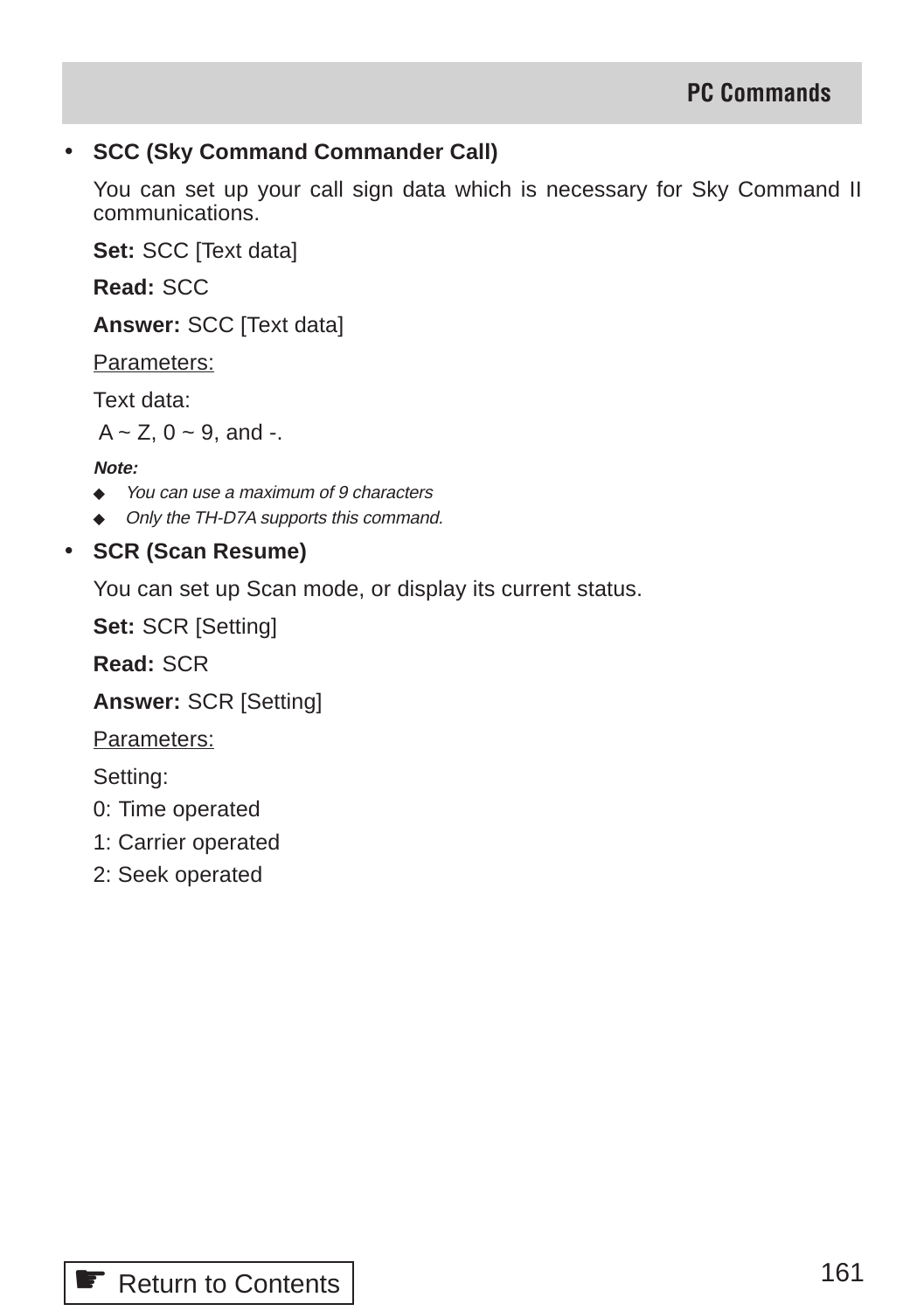- **SCC (Sky Command Commander Call)**

  You can set up your call sign data which is necessary for Sky Command II communications.

  **Set:** SCC [Text data]

  **Read:** SCC

  **Answer:** SCC [Text data]

  Parameters:

  Text data:

  A ~ Z, 0 ~ 9, and -.

  ***Note:***

  - *You can use a maximum of 9 characters*
  - *Only the TH-D7A supports this command.*

- **SCR (Scan Resume)**

  You can set up Scan mode, or display its current status.

  **Set:** SCR [Setting]

  **Read:** SCR

  **Answer:** SCR [Setting]

  Parameters:

  Setting:

  0: Time operated

  1: Carrier operated

  2: Seek operated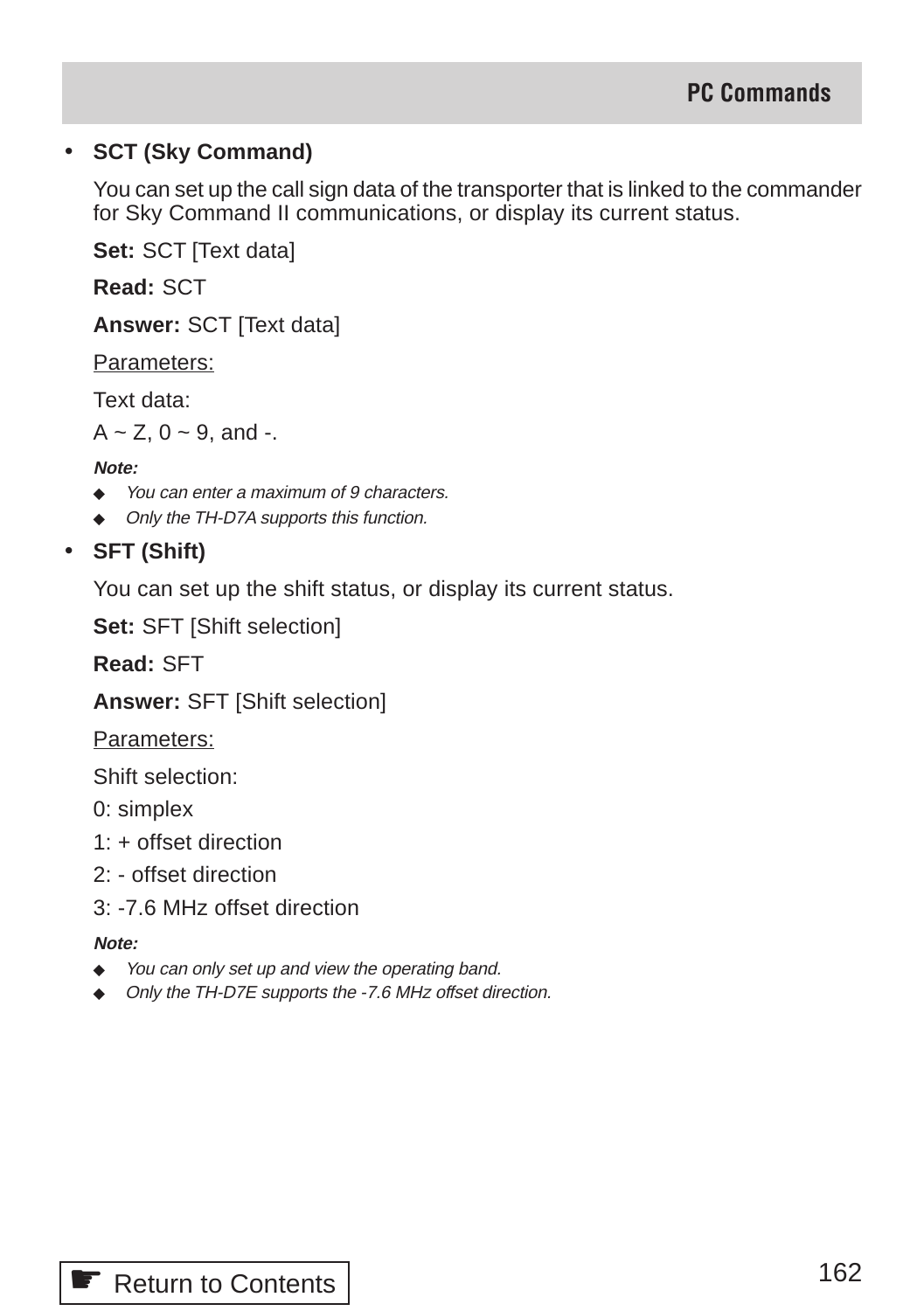- **SCT (Sky Command)**

  You can set up the call sign data of the transporter that is linked to the commander for Sky Command II communications, or display its current status.

  **Set:** SCT [Text data]

  **Read:** SCT

  **Answer:** SCT [Text data]

  Parameters:

  Text data:

  A ~ Z, 0 ~ 9, and -.

  ***Note:***

  - *You can enter a maximum of 9 characters.*
  - *Only the TH-D7A supports this function.*

- **SFT (Shift)**

  You can set up the shift status, or display its current status.

  **Set:** SFT [Shift selection]

  **Read:** SFT

  **Answer:** SFT [Shift selection]

  Parameters:

  Shift selection:

  0: simplex

  1: + offset direction

  2: - offset direction

  3: -7.6 MHz offset direction

  ***Note:***

  - *You can only set up and view the operating band.*
  - *Only the TH-D7E supports the -7.6 MHz offset direction.*

Return to Contents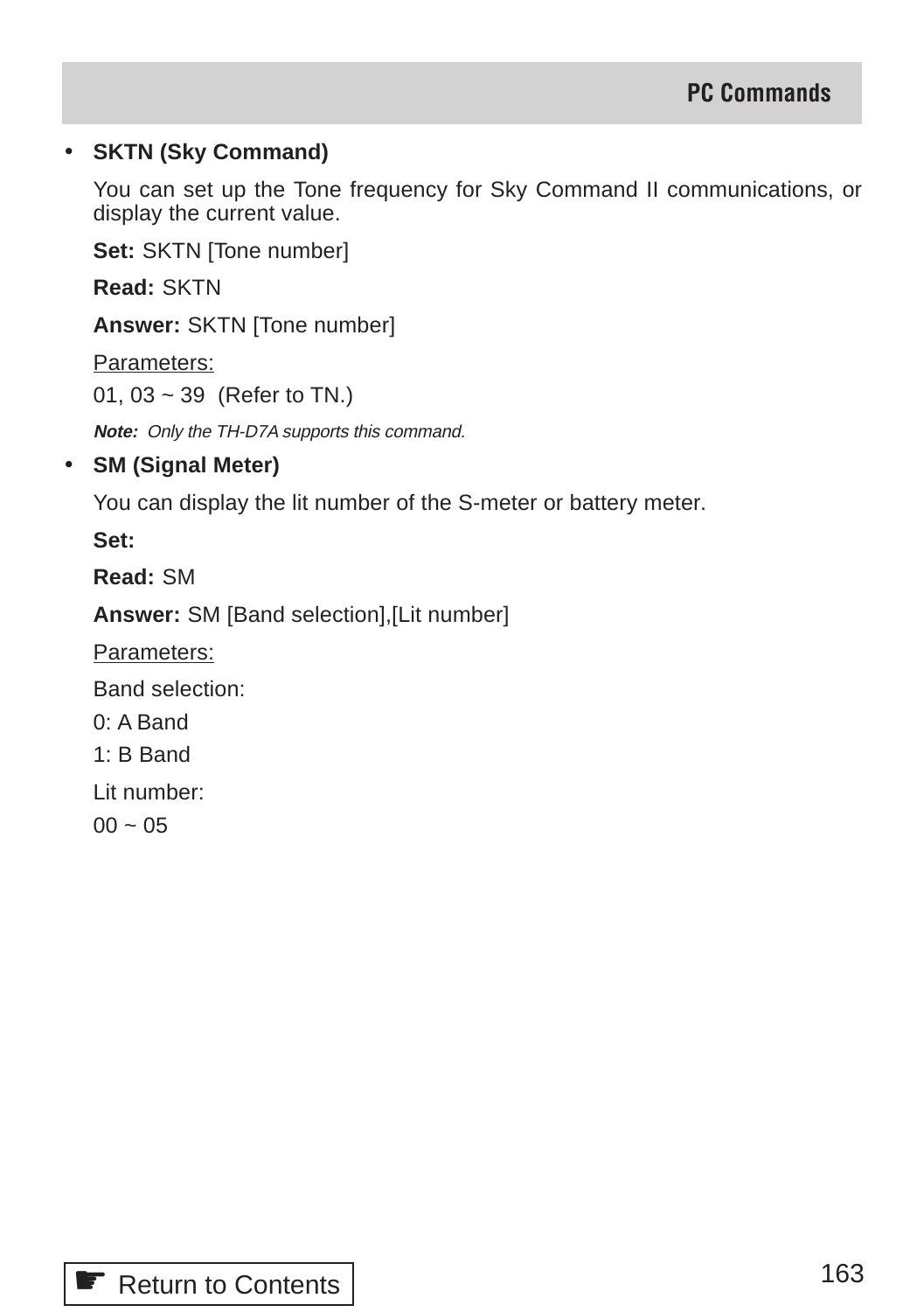- **SKTN (Sky Command)**

  You can set up the Tone frequency for Sky Command II communications, or display the current value.

  **Set:** SKTN [Tone number]

  **Read:** SKTN

  **Answer:** SKTN [Tone number]

  Parameters:

  01, 03 ~ 39 (Refer to TN.)

  ***Note:*** *Only the TH-D7A supports this command.*

- **SM (Signal Meter)**

  You can display the lit number of the S-meter or battery meter.

  **Set:**

  **Read:** SM

  **Answer:** SM [Band selection],[Lit number]

  Parameters:

  Band selection:

  0: A Band

  1: B Band

  Lit number:

  00 ~ 05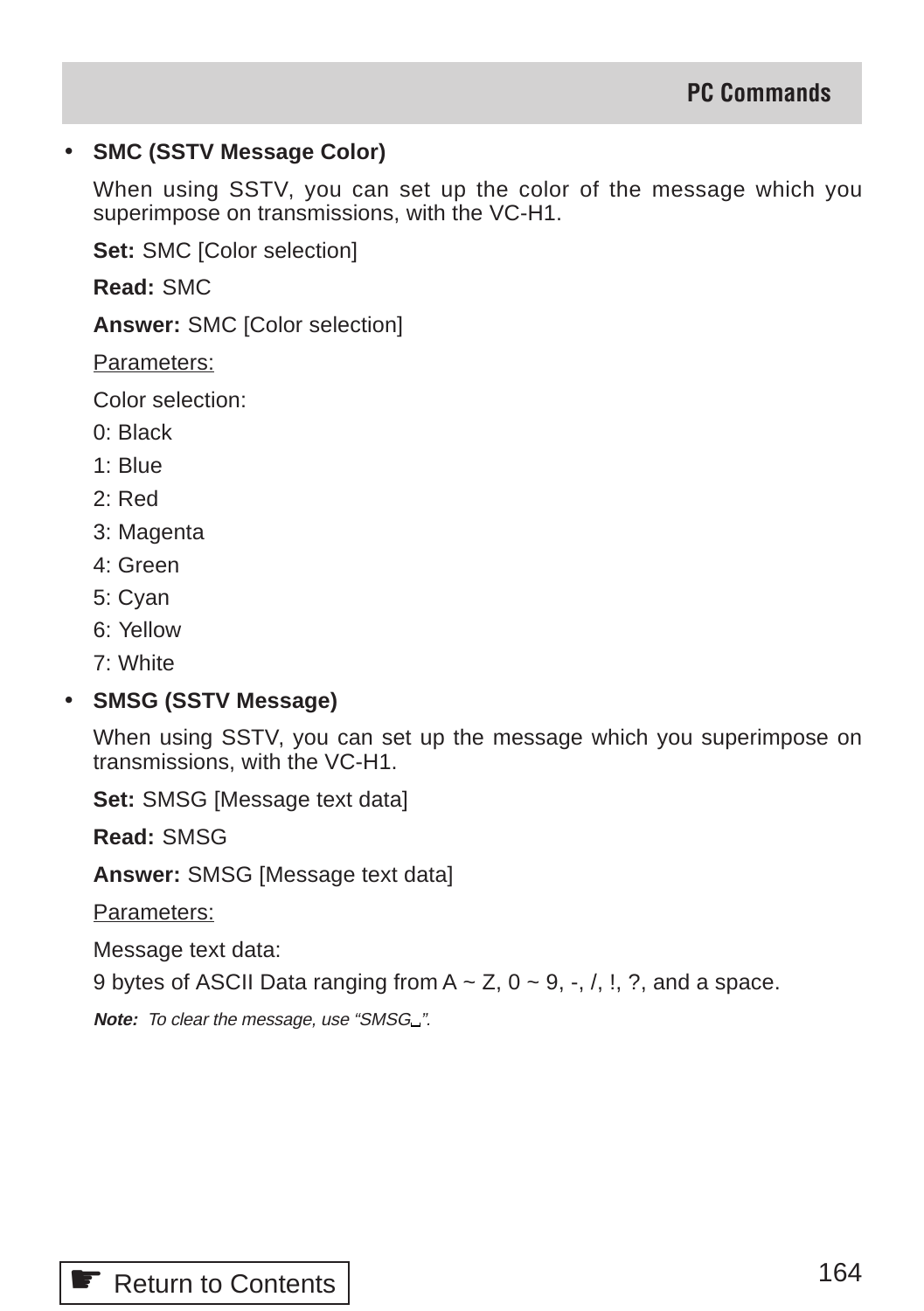- **SMC (SSTV Message Color)**

  When using SSTV, you can set up the color of the message which you superimpose on transmissions, with the VC-H1.

  **Set:** SMC [Color selection]

  **Read:** SMC

  **Answer:** SMC [Color selection]

  Parameters:

  Color selection:
  0: Black
  1: Blue
  2: Red
  3: Magenta
  4: Green
  5: Cyan
  6: Yellow
  7: White

- **SMSG (SSTV Message)**

  When using SSTV, you can set up the message which you superimpose on transmissions, with the VC-H1.

  **Set:** SMSG [Message text data]

  **Read:** SMSG

  **Answer:** SMSG [Message text data]

  Parameters:

  Message text data:
  9 bytes of ASCII Data ranging from A ~ Z, 0 ~ 9, -, /, !, ?, and a space.

  ***Note:*** *To clear the message, use "SMSG␣".*

Return to Contents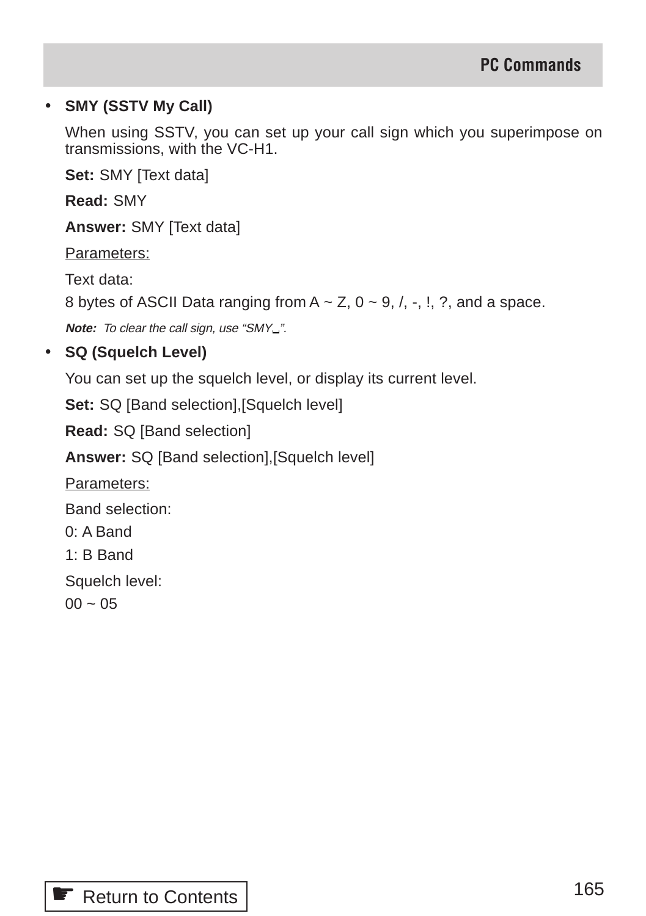- **SMY (SSTV My Call)**

  When using SSTV, you can set up your call sign which you superimpose on transmissions, with the VC-H1.

  **Set:** SMY [Text data]

  **Read:** SMY

  **Answer:** SMY [Text data]

  Parameters:

  Text data:
  8 bytes of ASCII Data ranging from A ~ Z, 0 ~ 9, /, -, !, ?, and a space.

  ***Note:*** *To clear the call sign, use "SMY␣".*

- **SQ (Squelch Level)**

  You can set up the squelch level, or display its current level.

  **Set:** SQ [Band selection],[Squelch level]

  **Read:** SQ [Band selection]

  **Answer:** SQ [Band selection],[Squelch level]

  Parameters:

  Band selection:
  0: A Band
  1: B Band

  Squelch level:
  00 ~ 05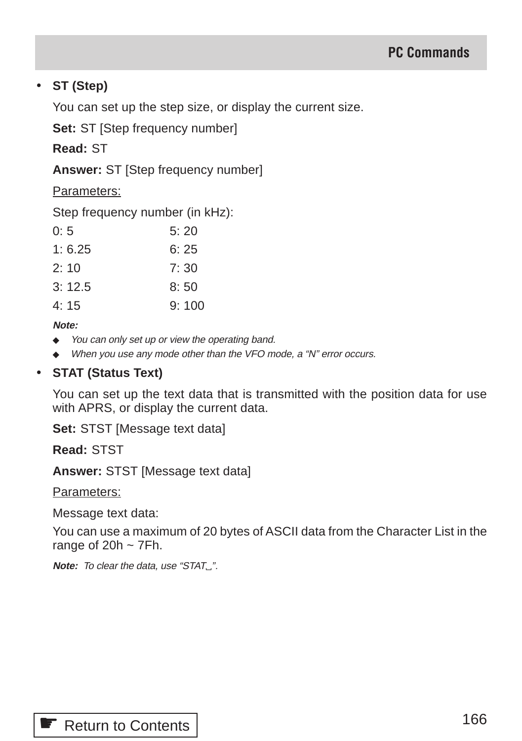- **ST (Step)**

  You can set up the step size, or display the current size.

  **Set:** ST [Step frequency number]

  **Read:** ST

  **Answer:** ST [Step frequency number]

  Parameters:

  Step frequency number (in kHz):

| | |
|---|---|
| 0: 5 | 5: 20 |
| 1: 6.25 | 6: 25 |
| 2: 10 | 7: 30 |
| 3: 12.5 | 8: 50 |
| 4: 15 | 9: 100 |

  ***Note:***

  - *You can only set up or view the operating band.*
  - *When you use any mode other than the VFO mode, a “N” error occurs.*

- **STAT (Status Text)**

  You can set up the text data that is transmitted with the position data for use with APRS, or display the current data.

  **Set:** STST [Message text data]

  **Read:** STST

  **Answer:** STST [Message text data]

  Parameters:

  Message text data:

  You can use a maximum of 20 bytes of ASCII data from the Character List in the range of 20h ~ 7Fh.

  ***Note:*** *To clear the data, use “STAT␣”.*

Return to Contents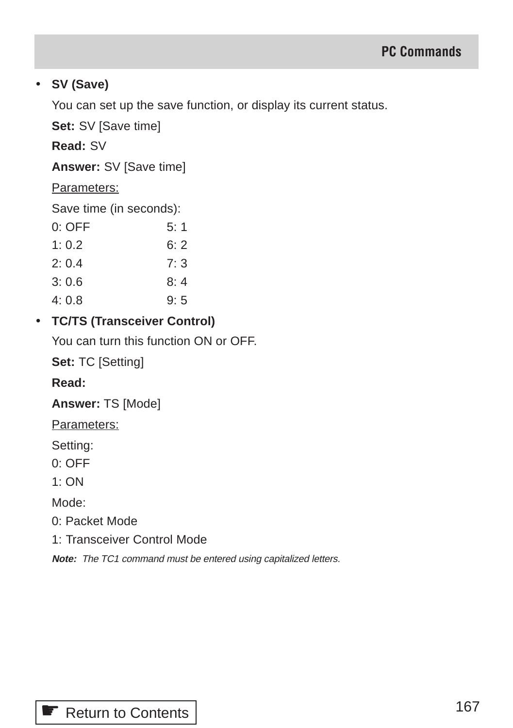- **SV (Save)**

  You can set up the save function, or display its current status.

  **Set:** SV [Save time]

  **Read:** SV

  **Answer:** SV [Save time]

  Parameters:

  Save time (in seconds):

  | | |
  |---|---|
  | 0: OFF | 5: 1 |
  | 1: 0.2 | 6: 2 |
  | 2: 0.4 | 7: 3 |
  | 3: 0.6 | 8: 4 |
  | 4: 0.8 | 9: 5 |

- **TC/TS (Transceiver Control)**

  You can turn this function ON or OFF.

  **Set:** TC [Setting]

  **Read:**

  **Answer:** TS [Mode]

  Parameters:

  Setting:
  0: OFF
  1: ON

  Mode:
  0: Packet Mode
  1: Transceiver Control Mode

  ***Note:*** *The TC1 command must be entered using capitalized letters.*

Return to Contents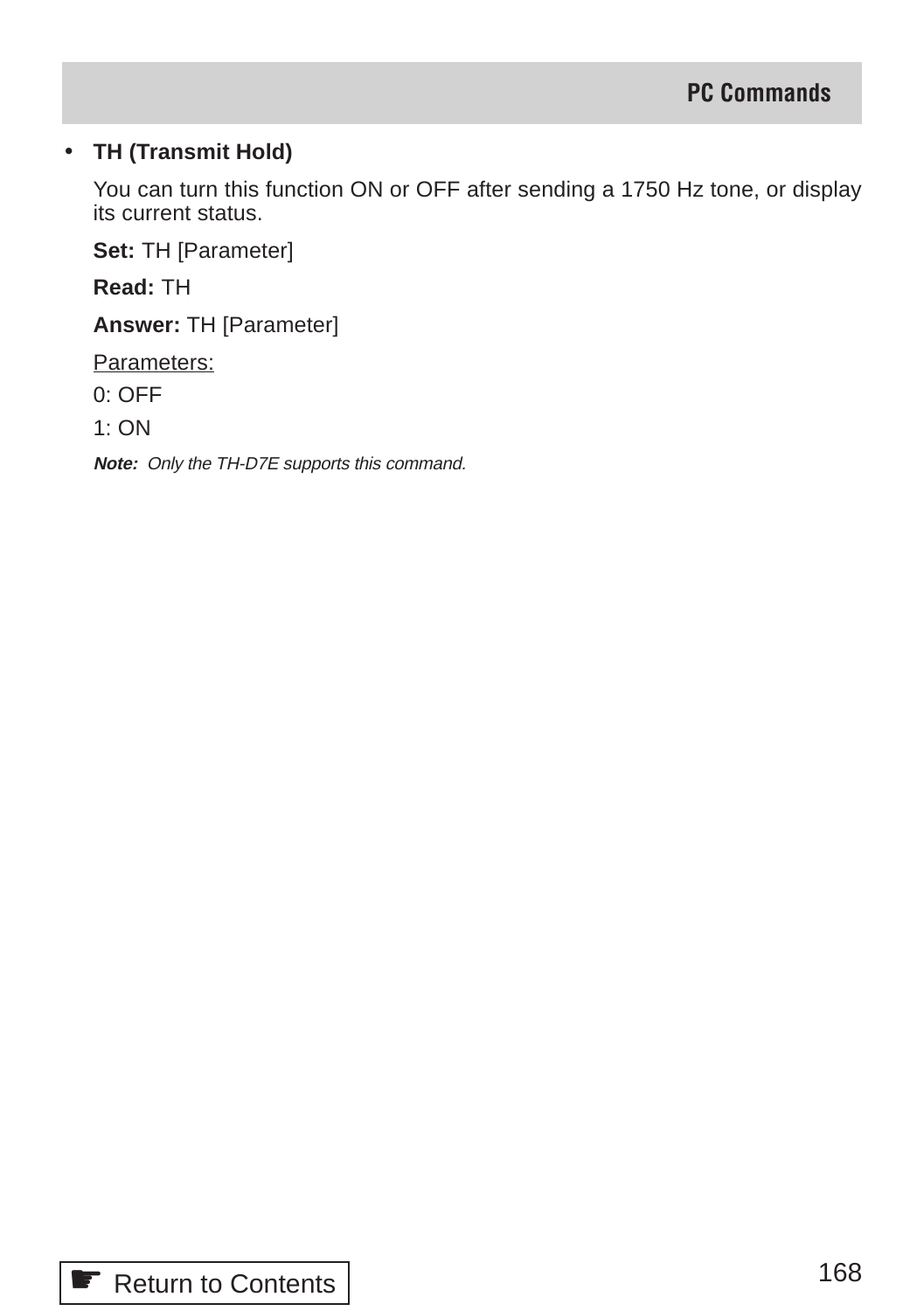- **TH (Transmit Hold)**

  You can turn this function ON or OFF after sending a 1750 Hz tone, or display its current status.

  **Set:** TH [Parameter]

  **Read:** TH

  **Answer:** TH [Parameter]

  <u>Parameters:</u>

  0: OFF

  1: ON

  ***Note:*** *Only the TH-D7E supports this command.*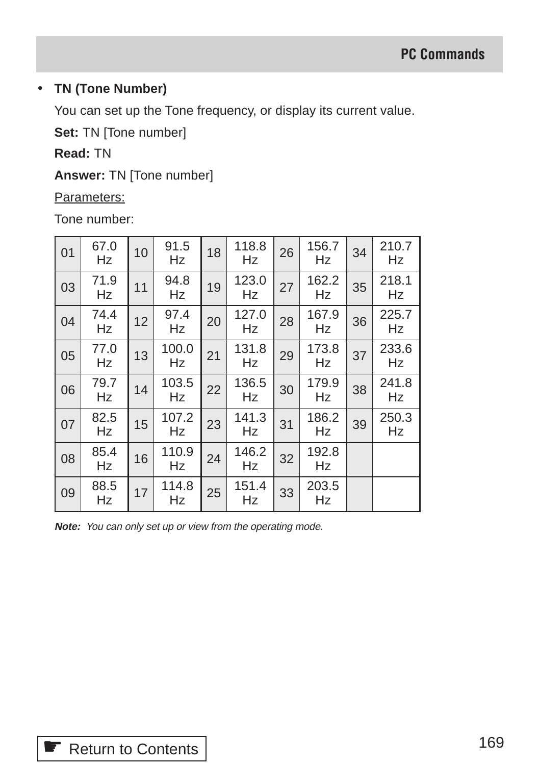- **TN (Tone Number)**

  You can set up the Tone frequency, or display its current value.

  **Set:** TN [Tone number]

  **Read:** TN

  **Answer:** TN [Tone number]

  Parameters:

  Tone number:

| | | | | | | | | | |
|---|---|---|---|---|---|---|---|---|---|
| 01 | 67.0 Hz | 10 | 91.5 Hz | 18 | 118.8 Hz | 26 | 156.7 Hz | 34 | 210.7 Hz |
| 03 | 71.9 Hz | 11 | 94.8 Hz | 19 | 123.0 Hz | 27 | 162.2 Hz | 35 | 218.1 Hz |
| 04 | 74.4 Hz | 12 | 97.4 Hz | 20 | 127.0 Hz | 28 | 167.9 Hz | 36 | 225.7 Hz |
| 05 | 77.0 Hz | 13 | 100.0 Hz | 21 | 131.8 Hz | 29 | 173.8 Hz | 37 | 233.6 Hz |
| 06 | 79.7 Hz | 14 | 103.5 Hz | 22 | 136.5 Hz | 30 | 179.9 Hz | 38 | 241.8 Hz |
| 07 | 82.5 Hz | 15 | 107.2 Hz | 23 | 141.3 Hz | 31 | 186.2 Hz | 39 | 250.3 Hz |
| 08 | 85.4 Hz | 16 | 110.9 Hz | 24 | 146.2 Hz | 32 | 192.8 Hz | | |
| 09 | 88.5 Hz | 17 | 114.8 Hz | 25 | 151.4 Hz | 33 | 203.5 Hz | | |

  ***Note:*** *You can only set up or view from the operating mode.*

Return to Contents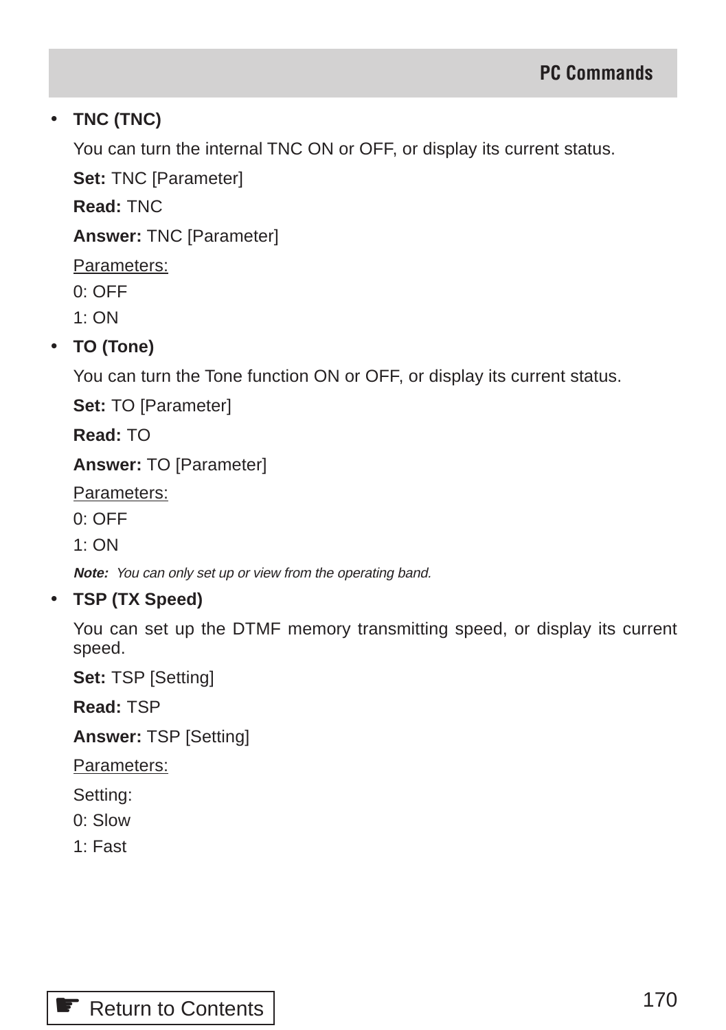- **TNC (TNC)**

  You can turn the internal TNC ON or OFF, or display its current status.

  **Set:** TNC [Parameter]

  **Read:** TNC

  **Answer:** TNC [Parameter]

  Parameters:

  0: OFF

  1: ON

- **TO (Tone)**

  You can turn the Tone function ON or OFF, or display its current status.

  **Set:** TO [Parameter]

  **Read:** TO

  **Answer:** TO [Parameter]

  Parameters:

  0: OFF

  1: ON

  ***Note:*** *You can only set up or view from the operating band.*

- **TSP (TX Speed)**

  You can set up the DTMF memory transmitting speed, or display its current speed.

  **Set:** TSP [Setting]

  **Read:** TSP

  **Answer:** TSP [Setting]

  Parameters:

  Setting:

  0: Slow

  1: Fast

☛ Return to Contents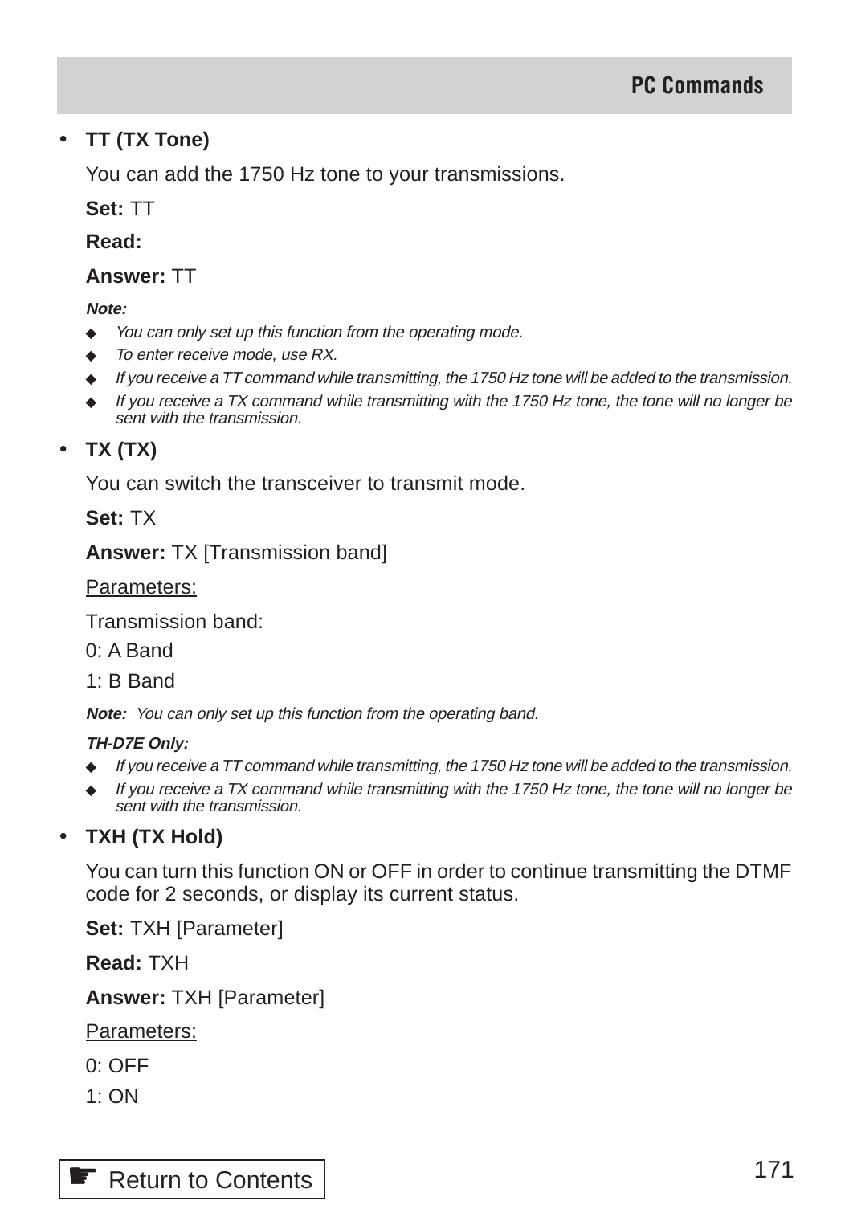- **TT (TX Tone)**

  You can add the 1750 Hz tone to your transmissions.

  **Set:** TT

  **Read:**

  **Answer:** TT

  ***Note:***

  - *You can only set up this function from the operating mode.*
  - *To enter receive mode, use RX.*
  - *If you receive a TT command while transmitting, the 1750 Hz tone will be added to the transmission.*
  - *If you receive a TX command while transmitting with the 1750 Hz tone, the tone will no longer be sent with the transmission.*

- **TX (TX)**

  You can switch the transceiver to transmit mode.

  **Set:** TX

  **Answer:** TX [Transmission band]

  Parameters:

  Transmission band:

  0: A Band

  1: B Band

  ***Note:*** *You can only set up this function from the operating band.*

  ***TH-D7E Only:***

  - *If you receive a TT command while transmitting, the 1750 Hz tone will be added to the transmission.*
  - *If you receive a TX command while transmitting with the 1750 Hz tone, the tone will no longer be sent with the transmission.*

- **TXH (TX Hold)**

  You can turn this function ON or OFF in order to continue transmitting the DTMF code for 2 seconds, or display its current status.

  **Set:** TXH [Parameter]

  **Read:** TXH

  **Answer:** TXH [Parameter]

  Parameters:

  0: OFF

  1: ON

☛ Return to Contents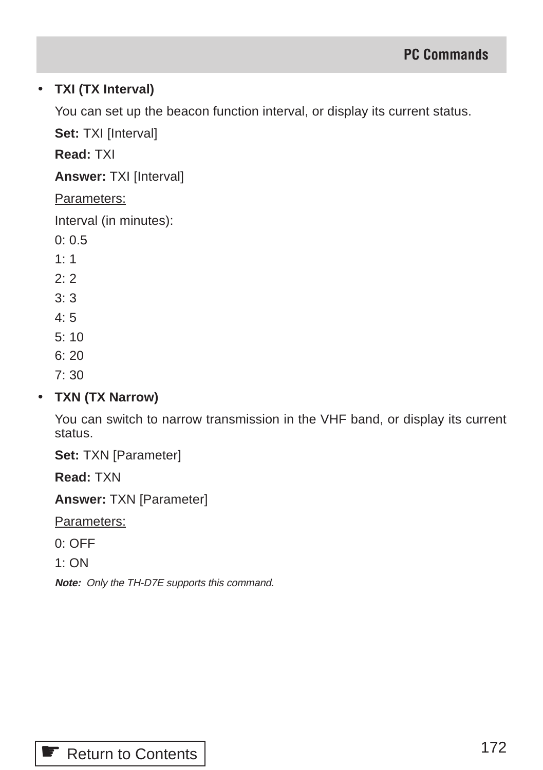- **TXI (TX Interval)**

  You can set up the beacon function interval, or display its current status.

  **Set:** TXI [Interval]

  **Read:** TXI

  **Answer:** TXI [Interval]

  Parameters:

  Interval (in minutes):

  0: 0.5
  1: 1
  2: 2
  3: 3
  4: 5
  5: 10
  6: 20
  7: 30

- **TXN (TX Narrow)**

  You can switch to narrow transmission in the VHF band, or display its current status.

  **Set:** TXN [Parameter]

  **Read:** TXN

  **Answer:** TXN [Parameter]

  Parameters:

  0: OFF
  1: ON

  ***Note:*** *Only the TH-D7E supports this command.*

☛ Return to Contents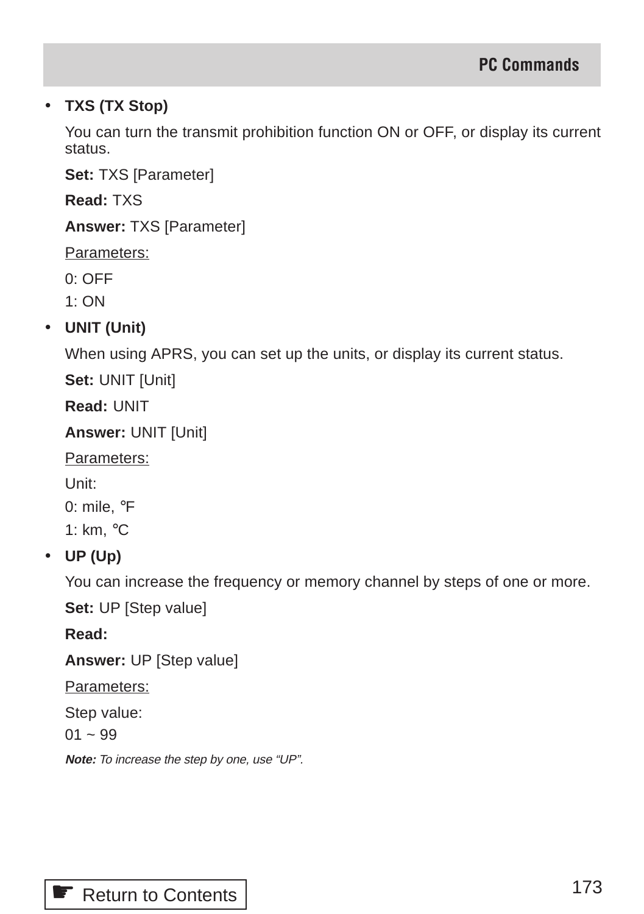- **TXS (TX Stop)**

  You can turn the transmit prohibition function ON or OFF, or display its current status.

  **Set:** TXS [Parameter]

  **Read:** TXS

  **Answer:** TXS [Parameter]

  Parameters:

  0: OFF

  1: ON

- **UNIT (Unit)**

  When using APRS, you can set up the units, or display its current status.

  **Set:** UNIT [Unit]

  **Read:** UNIT

  **Answer:** UNIT [Unit]

  Parameters:

  Unit:

  0: mile, ℉

  1: km, ℃

- **UP (Up)**

  You can increase the frequency or memory channel by steps of one or more.

  **Set:** UP [Step value]

  **Read:**

  **Answer:** UP [Step value]

  Parameters:

  Step value:

  01 ~ 99

  ***Note:*** *To increase the step by one, use “UP”.*

☛ Return to Contents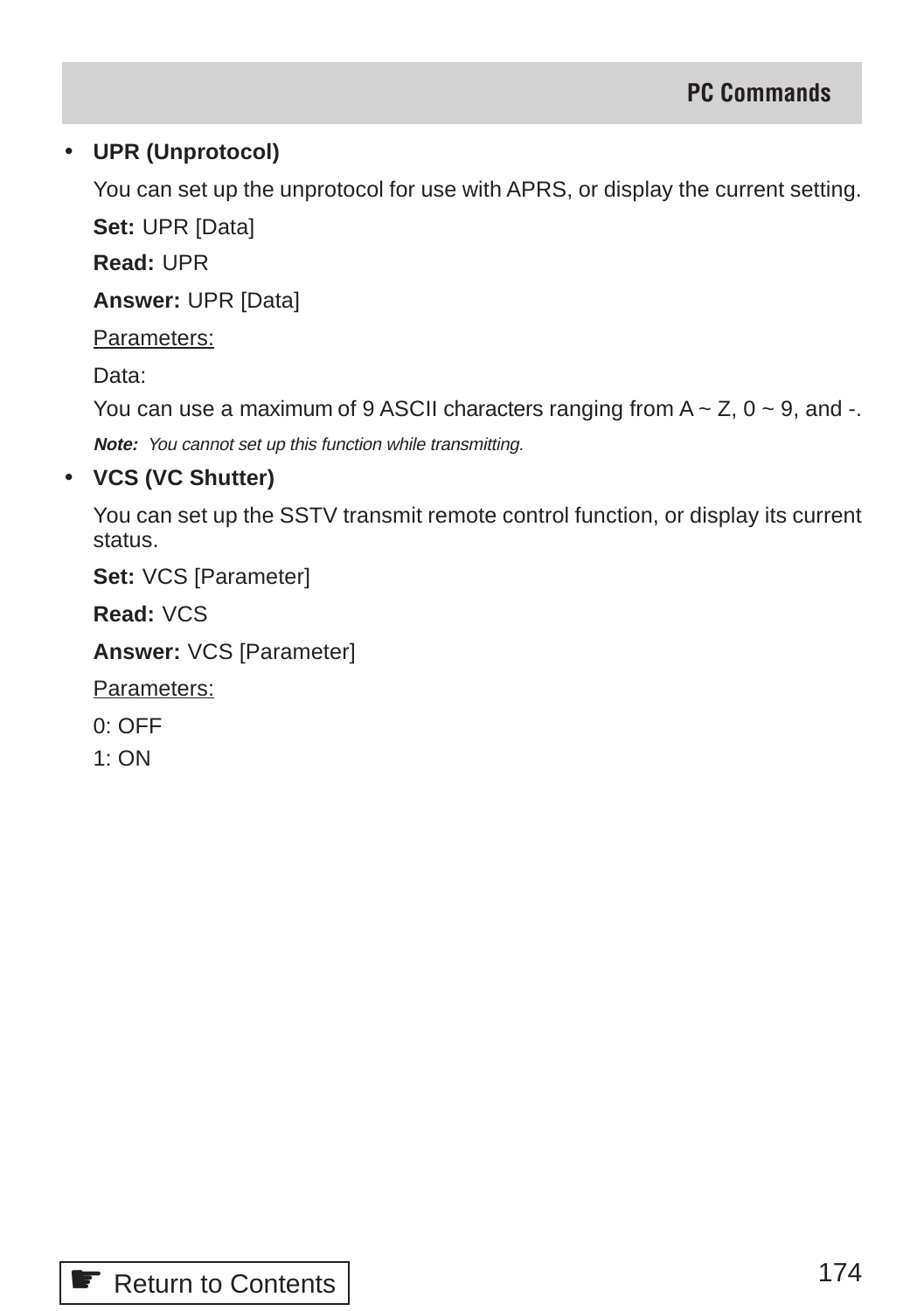- **UPR (Unprotocol)**

  You can set up the unprotocol for use with APRS, or display the current setting.

  **Set:** UPR [Data]

  **Read:** UPR

  **Answer:** UPR [Data]

  Parameters:

  Data:

  You can use a maximum of 9 ASCII characters ranging from A ~ Z, 0 ~ 9, and -.

  ***Note:*** *You cannot set up this function while transmitting.*

- **VCS (VC Shutter)**

  You can set up the SSTV transmit remote control function, or display its current status.

  **Set:** VCS [Parameter]

  **Read:** VCS

  **Answer:** VCS [Parameter]

  Parameters:

  0: OFF

  1: ON

☛ Return to Contents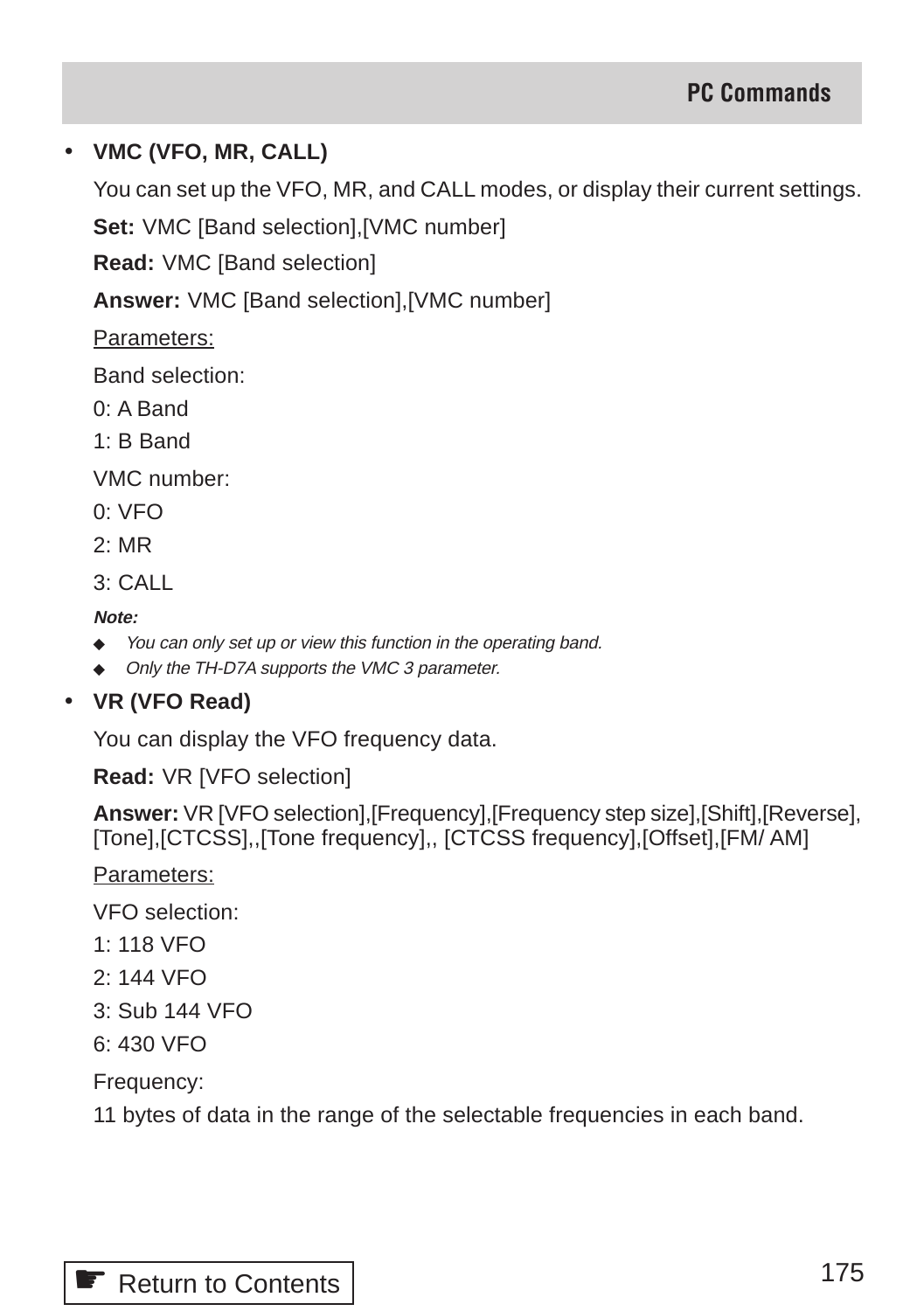- **VMC (VFO, MR, CALL)**

  You can set up the VFO, MR, and CALL modes, or display their current settings.

  **Set:** VMC [Band selection],[VMC number]

  **Read:** VMC [Band selection]

  **Answer:** VMC [Band selection],[VMC number]

  Parameters:

  Band selection:

  0: A Band

  1: B Band

  VMC number:

  0: VFO

  2: MR

  3: CALL

  ***Note:***

  - *You can only set up or view this function in the operating band.*
  - *Only the TH-D7A supports the VMC 3 parameter.*

- **VR (VFO Read)**

  You can display the VFO frequency data.

  **Read:** VR [VFO selection]

  **Answer:** VR [VFO selection],[Frequency],[Frequency step size],[Shift],[Reverse],[Tone],[CTCSS],,[Tone frequency],, [CTCSS frequency],[Offset],[FM/ AM]

  Parameters:

  VFO selection:

  1: 118 VFO

  2: 144 VFO

  3: Sub 144 VFO

  6: 430 VFO

  Frequency:

  11 bytes of data in the range of the selectable frequencies in each band.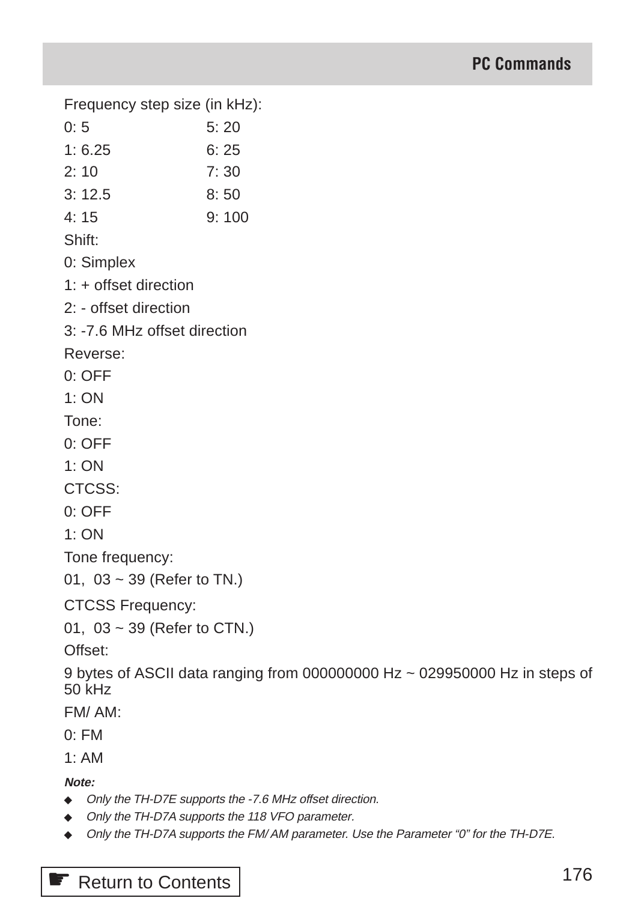Frequency step size (in kHz):

| | |
|---|---|
| 0: 5 | 5: 20 |
| 1: 6.25 | 6: 25 |
| 2: 10 | 7: 30 |
| 3: 12.5 | 8: 50 |
| 4: 15 | 9: 100 |

Shift:

0: Simplex

1: + offset direction

2: - offset direction

3: -7.6 MHz offset direction

Reverse:

0: OFF

1: ON

Tone:

0: OFF

1: ON

CTCSS:

0: OFF

1: ON

Tone frequency:

01, 03 ~ 39 (Refer to TN.)

CTCSS Frequency:

01, 03 ~ 39 (Refer to CTN.)

Offset:

9 bytes of ASCII data ranging from 000000000 Hz ~ 029950000 Hz in steps of 50 kHz

FM/ AM:

0: FM

1: AM

***Note:***

- *Only the TH-D7E supports the -7.6 MHz offset direction.*
- *Only the TH-D7A supports the 118 VFO parameter.*
- *Only the TH-D7A supports the FM/ AM parameter. Use the Parameter “0” for the TH-D7E.*

☛ Return to Contents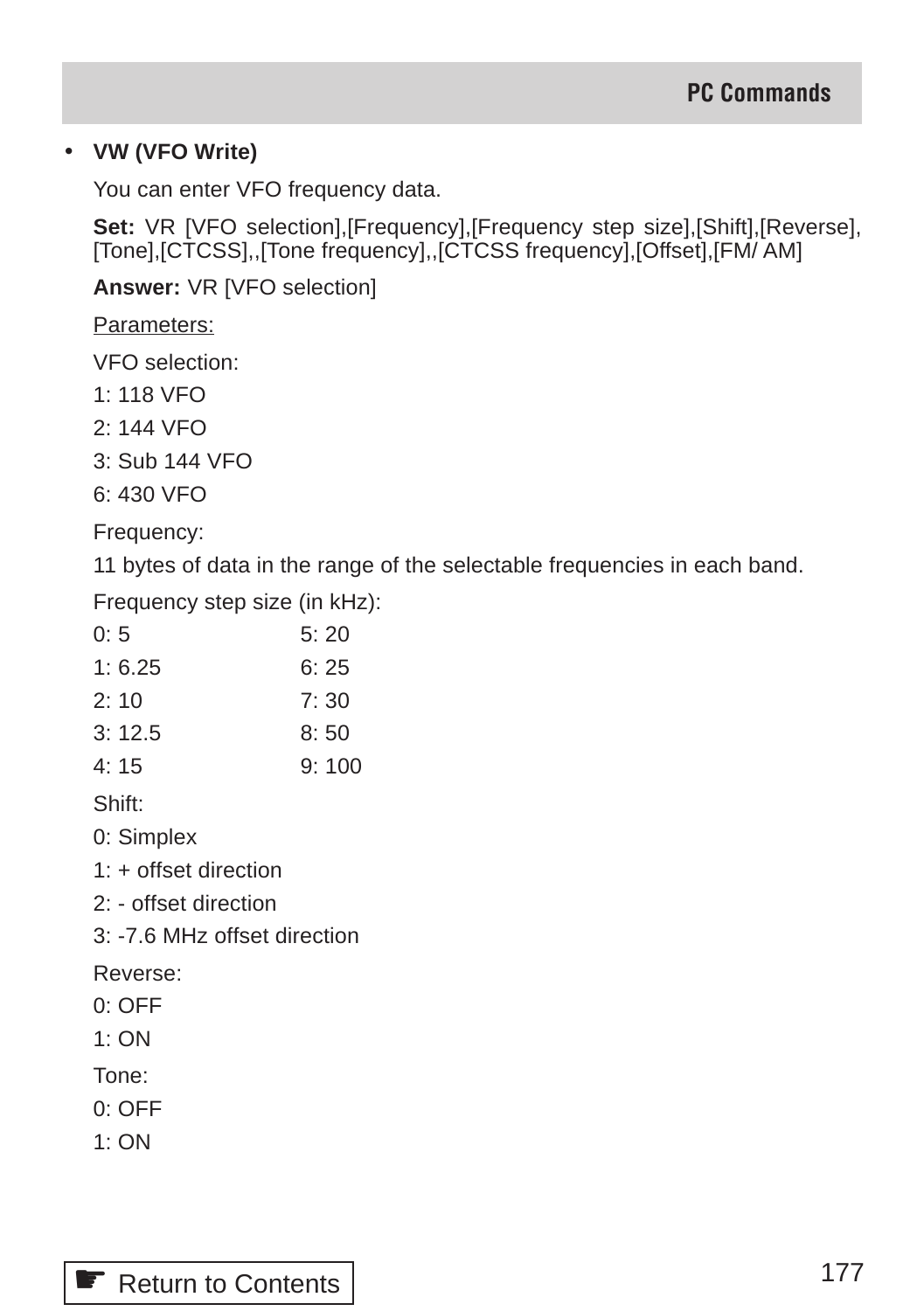- **VW (VFO Write)**

  You can enter VFO frequency data.

  **Set:** VR [VFO selection],[Frequency],[Frequency step size],[Shift],[Reverse],[Tone],[CTCSS],,[Tone frequency],,[CTCSS frequency],[Offset],[FM/ AM]

  **Answer:** VR [VFO selection]

  Parameters:

  VFO selection:

  1: 118 VFO

  2: 144 VFO

  3: Sub 144 VFO

  6: 430 VFO

  Frequency:

  11 bytes of data in the range of the selectable frequencies in each band.

  Frequency step size (in kHz):

  | | |
  |---|---|
  | 0: 5 | 5: 20 |
  | 1: 6.25 | 6: 25 |
  | 2: 10 | 7: 30 |
  | 3: 12.5 | 8: 50 |
  | 4: 15 | 9: 100 |

  Shift:

  0: Simplex

  1: + offset direction

  2: - offset direction

  3: -7.6 MHz offset direction

  Reverse:

  0: OFF

  1: ON

  Tone:

  0: OFF

  1: ON

☛ Return to Contents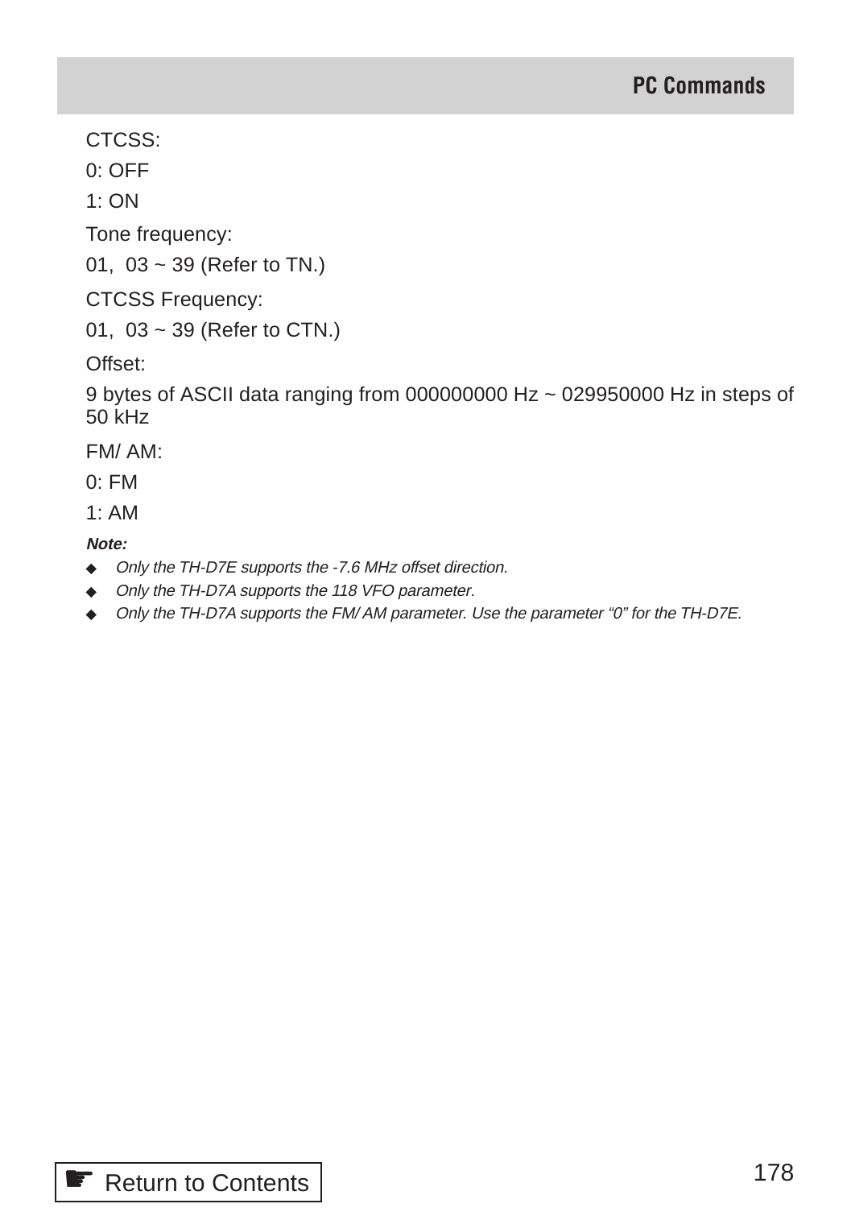CTCSS:

0: OFF

1: ON

Tone frequency:

01,  03 ~ 39 (Refer to TN.)

CTCSS Frequency:

01,  03 ~ 39 (Refer to CTN.)

Offset:

9 bytes of ASCII data ranging from 000000000 Hz ~ 029950000 Hz in steps of 50 kHz

FM/ AM:

0: FM

1: AM

***Note:***

- *Only the TH-D7E supports the -7.6 MHz offset direction.*
- *Only the TH-D7A supports the 118 VFO parameter.*
- *Only the TH-D7A supports the FM/ AM parameter. Use the parameter "0" for the TH-D7E.*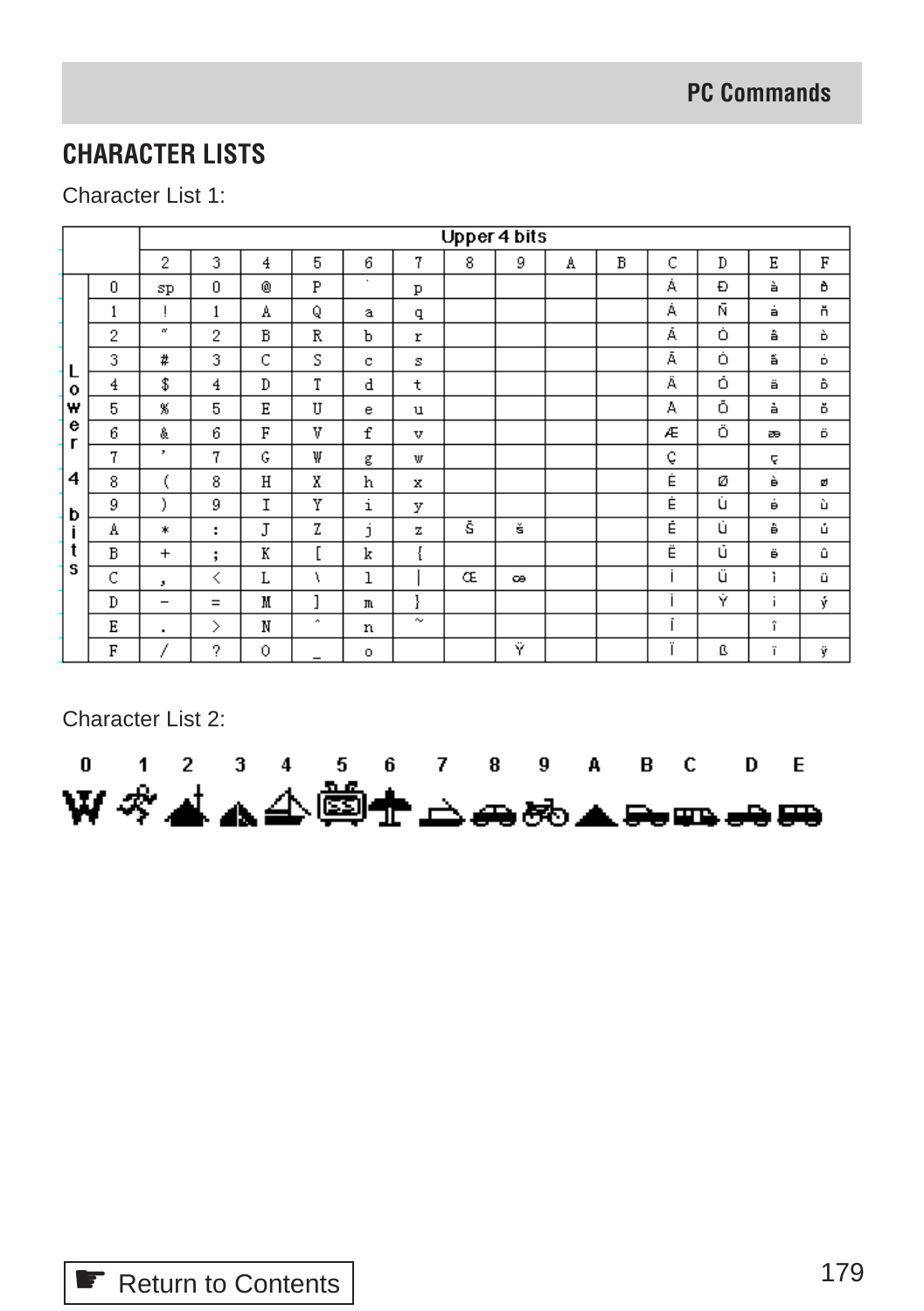## CHARACTER LISTS

Character List 1:

| Lower 4 bits | Upper 4 bits: 2 | 3 | 4 | 5 | 6 | 7 | 8 | 9 | A | B | C | D | E | F |
|---|---|---|---|---|---|---|---|---|---|---|---|---|---|---|
| 0 | sp | 0 | @ | P | ` | p | | | | | À | Đ | à | ð |
| 1 | ! | 1 | A | Q | a | q | | | | | Á | Ñ | á | ñ |
| 2 | " | 2 | B | R | b | r | | | | | Â | Ò | â | ò |
| 3 | # | 3 | C | S | c | s | | | | | Ã | Ó | ã | ó |
| 4 | $ | 4 | D | T | d | t | | | | | Ä | Ô | ä | ô |
| 5 | % | 5 | E | U | e | u | | | | | Å | Õ | å | õ |
| 6 | & | 6 | F | V | f | v | | | | | Æ | Ö | æ | ö |
| 7 | ' | 7 | G | W | g | w | | | | | Ç | | ç | |
| 8 | ( | 8 | H | X | h | x | | | | | È | Ø | è | ø |
| 9 | ) | 9 | I | Y | i | y | | | | | É | Ù | é | ù |
| A | * | : | J | Z | j | z | Š | š | | | Ê | Ú | ê | ú |
| B | + | ; | K | [ | k | { | | | | | Ë | Û | ë | û |
| C | , | < | L | \ | l | \| | Œ | œ | | | Ì | Ü | ì | ü |
| D | - | = | M | ] | m | } | | | | | Í | Ý | í | ý |
| E | . | > | N | ^ | n | ~ | | | | | Î | | î | |
| F | / | ? | O | _ | o | | | Ÿ | | | Ï | ß | ï | ÿ |

Character List 2:

0 1 2 3 4 5 6 7 8 9 A B C D E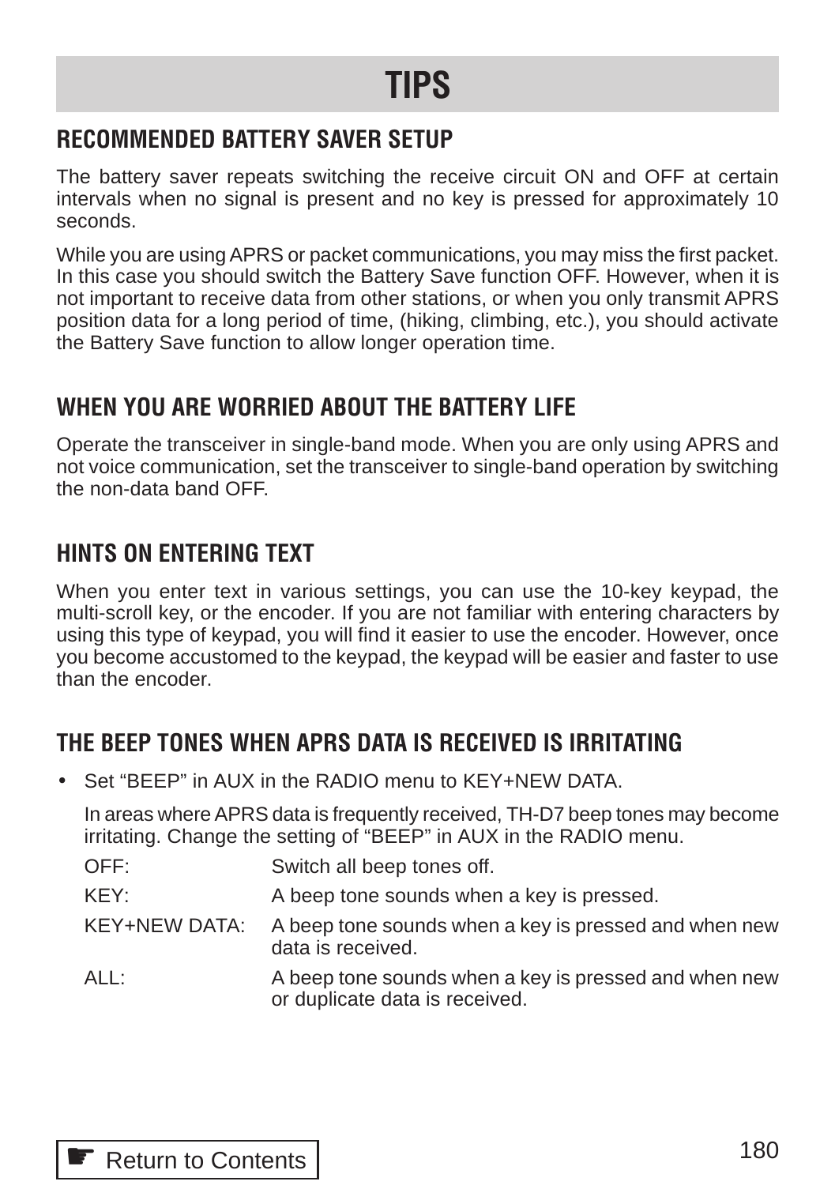# TIPS

## RECOMMENDED BATTERY SAVER SETUP

The battery saver repeats switching the receive circuit ON and OFF at certain intervals when no signal is present and no key is pressed for approximately 10 seconds.

While you are using APRS or packet communications, you may miss the first packet. In this case you should switch the Battery Save function OFF. However, when it is not important to receive data from other stations, or when you only transmit APRS position data for a long period of time, (hiking, climbing, etc.), you should activate the Battery Save function to allow longer operation time.

## WHEN YOU ARE WORRIED ABOUT THE BATTERY LIFE

Operate the transceiver in single-band mode. When you are only using APRS and not voice communication, set the transceiver to single-band operation by switching the non-data band OFF.

## HINTS ON ENTERING TEXT

When you enter text in various settings, you can use the 10-key keypad, the multi-scroll key, or the encoder. If you are not familiar with entering characters by using this type of keypad, you will find it easier to use the encoder. However, once you become accustomed to the keypad, the keypad will be easier and faster to use than the encoder.

## THE BEEP TONES WHEN APRS DATA IS RECEIVED IS IRRITATING

- Set "BEEP" in AUX in the RADIO menu to KEY+NEW DATA.

  In areas where APRS data is frequently received, TH-D7 beep tones may become irritating. Change the setting of "BEEP" in AUX in the RADIO menu.

  | | |
  |---|---|
  | OFF: | Switch all beep tones off. |
  | KEY: | A beep tone sounds when a key is pressed. |
  | KEY+NEW DATA: | A beep tone sounds when a key is pressed and when new data is received. |
  | ALL: | A beep tone sounds when a key is pressed and when new or duplicate data is received. |

☛ Return to Contents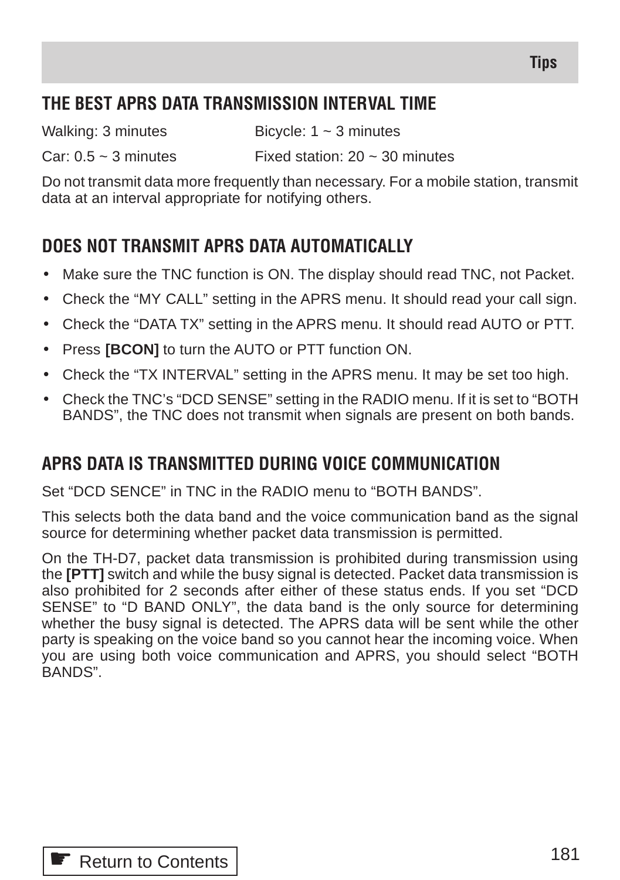## THE BEST APRS DATA TRANSMISSION INTERVAL TIME

Walking: 3 minutes

Bicycle: 1 ~ 3 minutes

Car: 0.5 ~ 3 minutes

Fixed station: 20 ~ 30 minutes

Do not transmit data more frequently than necessary. For a mobile station, transmit data at an interval appropriate for notifying others.

## DOES NOT TRANSMIT APRS DATA AUTOMATICALLY

- Make sure the TNC function is ON. The display should read TNC, not Packet.
- Check the “MY CALL” setting in the APRS menu. It should read your call sign.
- Check the “DATA TX” setting in the APRS menu. It should read AUTO or PTT.
- Press **[BCON]** to turn the AUTO or PTT function ON.
- Check the “TX INTERVAL” setting in the APRS menu. It may be set too high.
- Check the TNC’s “DCD SENSE” setting in the RADIO menu. If it is set to “BOTH BANDS”, the TNC does not transmit when signals are present on both bands.

## APRS DATA IS TRANSMITTED DURING VOICE COMMUNICATION

Set “DCD SENCE” in TNC in the RADIO menu to “BOTH BANDS”.

This selects both the data band and the voice communication band as the signal source for determining whether packet data transmission is permitted.

On the TH-D7, packet data transmission is prohibited during transmission using the **[PTT]** switch and while the busy signal is detected. Packet data transmission is also prohibited for 2 seconds after either of these status ends. If you set “DCD SENSE” to “D BAND ONLY”, the data band is the only source for determining whether the busy signal is detected. The APRS data will be sent while the other party is speaking on the voice band so you cannot hear the incoming voice. When you are using both voice communication and APRS, you should select “BOTH BANDS”.

☛ Return to Contents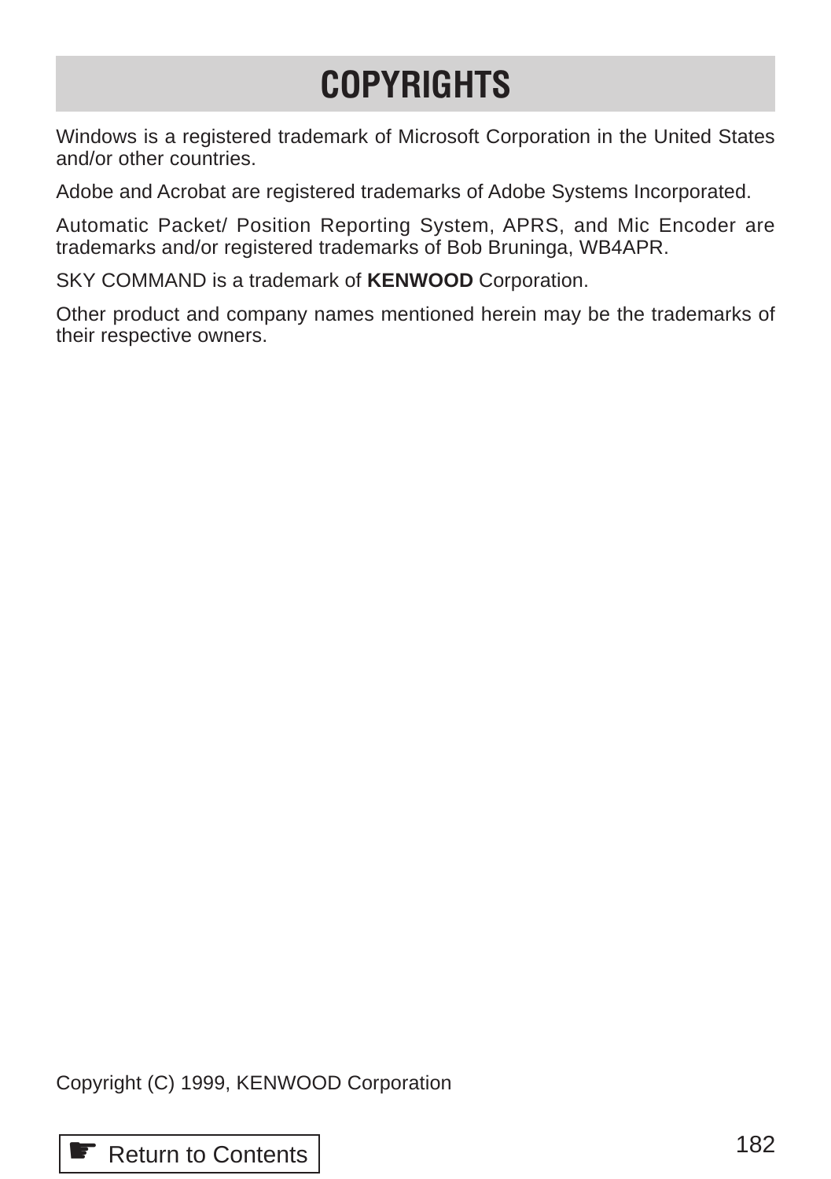# COPYRIGHTS

Windows is a registered trademark of Microsoft Corporation in the United States and/or other countries.

Adobe and Acrobat are registered trademarks of Adobe Systems Incorporated.

Automatic Packet/ Position Reporting System, APRS, and Mic Encoder are trademarks and/or registered trademarks of Bob Bruninga, WB4APR.

SKY COMMAND is a trademark of **KENWOOD** Corporation.

Other product and company names mentioned herein may be the trademarks of their respective owners.

Copyright (C) 1999, KENWOOD Corporation

☛ Return to Contents